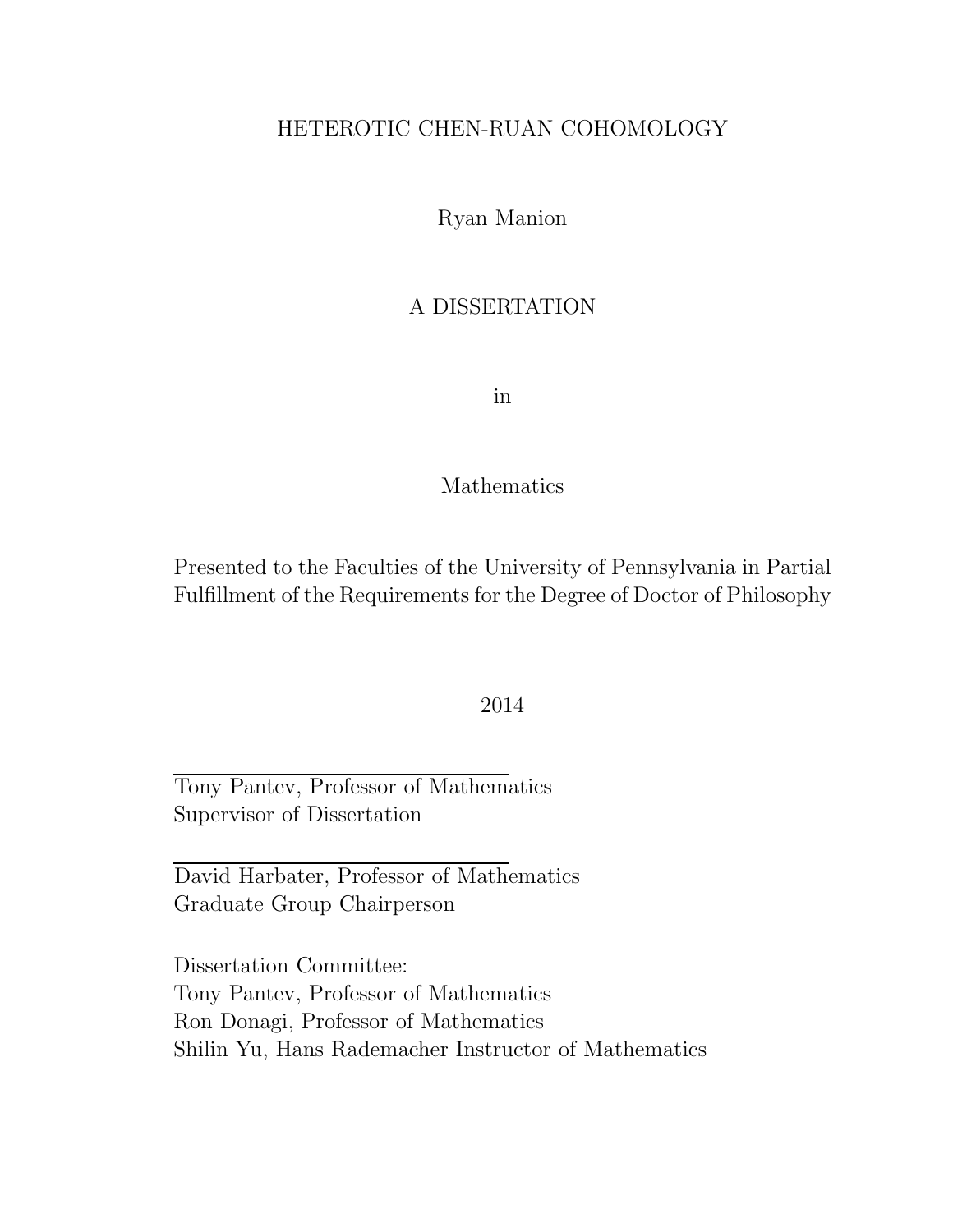# HETEROTIC CHEN-RUAN COHOMOLOGY

Ryan Manion

A DISSERTATION

in

Mathematics

Presented to the Faculties of the University of Pennsylvania in Partial Fulfillment of the Requirements for the Degree of Doctor of Philosophy

2014

---

Tony Pantev, Professor of Mathematics
Supervisor of Dissertation

---

David Harbater, Professor of Mathematics
Graduate Group Chairperson

Dissertation Committee:
Tony Pantev, Professor of Mathematics
Ron Donagi, Professor of Mathematics
Shilin Yu, Hans Rademacher Instructor of Mathematics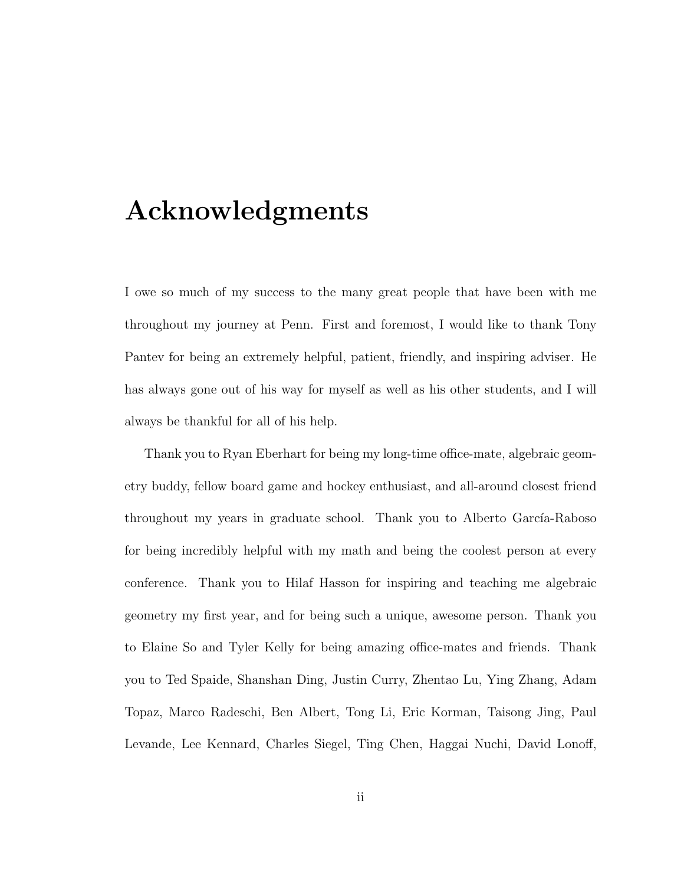# Acknowledgments

I owe so much of my success to the many great people that have been with me throughout my journey at Penn. First and foremost, I would like to thank Tony Pantev for being an extremely helpful, patient, friendly, and inspiring adviser. He has always gone out of his way for myself as well as his other students, and I will always be thankful for all of his help.

Thank you to Ryan Eberhart for being my long-time office-mate, algebraic geometry buddy, fellow board game and hockey enthusiast, and all-around closest friend throughout my years in graduate school. Thank you to Alberto García-Raboso for being incredibly helpful with my math and being the coolest person at every conference. Thank you to Hilaf Hasson for inspiring and teaching me algebraic geometry my first year, and for being such a unique, awesome person. Thank you to Elaine So and Tyler Kelly for being amazing office-mates and friends. Thank you to Ted Spaide, Shanshan Ding, Justin Curry, Zhentao Lu, Ying Zhang, Adam Topaz, Marco Radeschi, Ben Albert, Tong Li, Eric Korman, Taisong Jing, Paul Levande, Lee Kennard, Charles Siegel, Ting Chen, Haggai Nuchi, David Lonoff,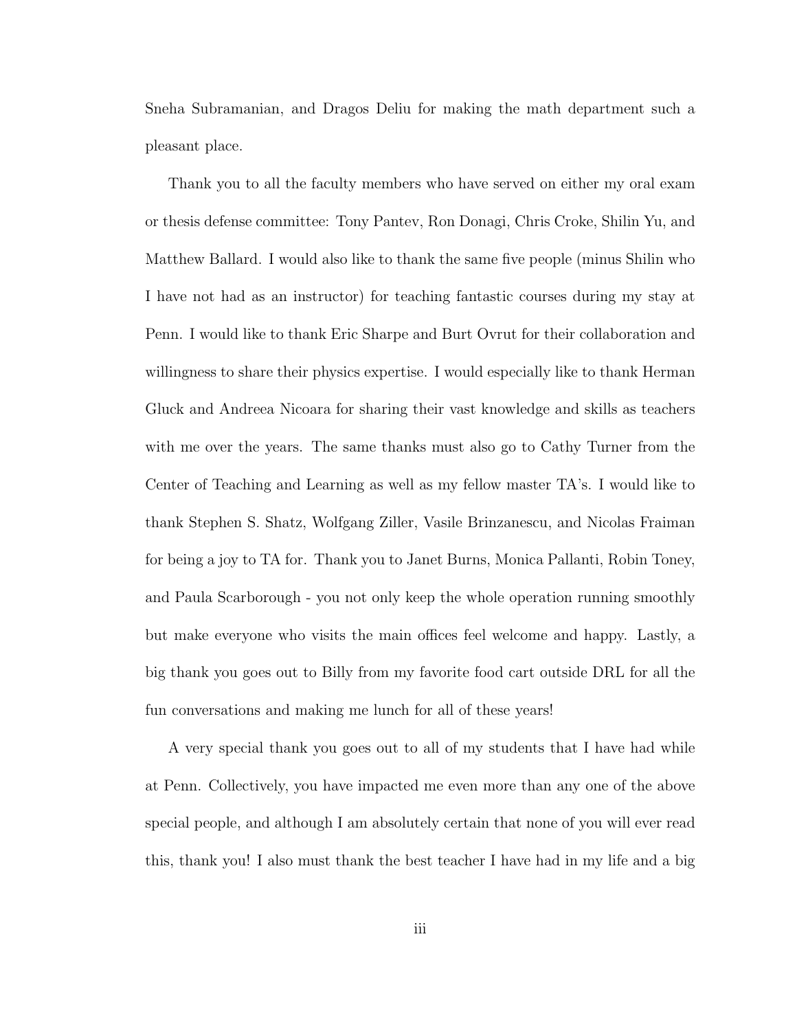Sneha Subramanian, and Dragos Deliu for making the math department such a pleasant place.

Thank you to all the faculty members who have served on either my oral exam or thesis defense committee: Tony Pantev, Ron Donagi, Chris Croke, Shilin Yu, and Matthew Ballard. I would also like to thank the same five people (minus Shilin who I have not had as an instructor) for teaching fantastic courses during my stay at Penn. I would like to thank Eric Sharpe and Burt Ovrut for their collaboration and willingness to share their physics expertise. I would especially like to thank Herman Gluck and Andreea Nicoara for sharing their vast knowledge and skills as teachers with me over the years. The same thanks must also go to Cathy Turner from the Center of Teaching and Learning as well as my fellow master TA's. I would like to thank Stephen S. Shatz, Wolfgang Ziller, Vasile Brinzanescu, and Nicolas Fraiman for being a joy to TA for. Thank you to Janet Burns, Monica Pallanti, Robin Toney, and Paula Scarborough - you not only keep the whole operation running smoothly but make everyone who visits the main offices feel welcome and happy. Lastly, a big thank you goes out to Billy from my favorite food cart outside DRL for all the fun conversations and making me lunch for all of these years!

A very special thank you goes out to all of my students that I have had while at Penn. Collectively, you have impacted me even more than any one of the above special people, and although I am absolutely certain that none of you will ever read this, thank you! I also must thank the best teacher I have had in my life and a big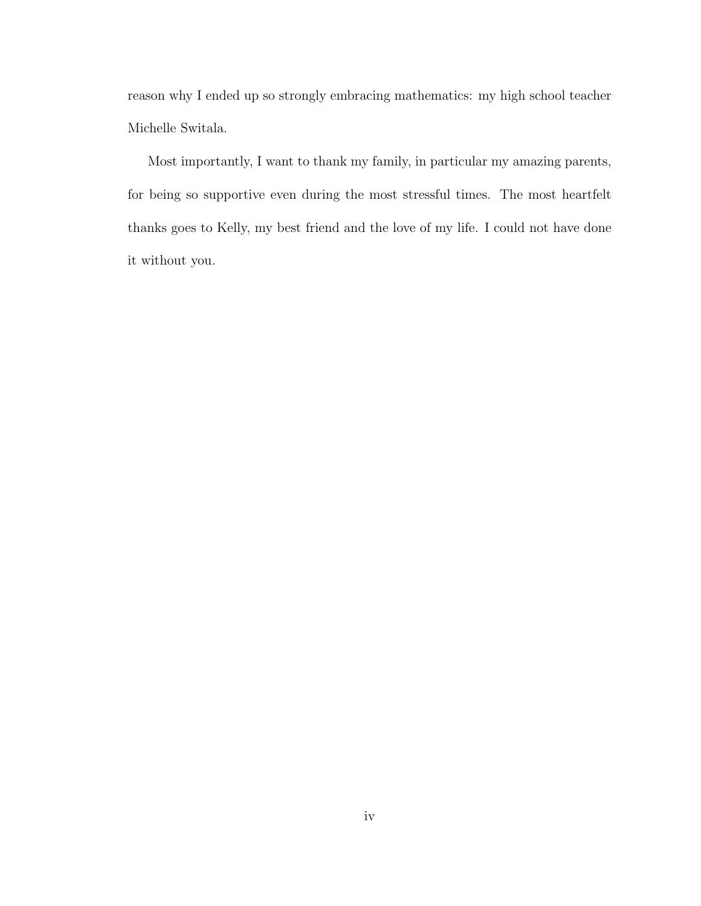reason why I ended up so strongly embracing mathematics: my high school teacher Michelle Switala.

Most importantly, I want to thank my family, in particular my amazing parents, for being so supportive even during the most stressful times. The most heartfelt thanks goes to Kelly, my best friend and the love of my life. I could not have done it without you.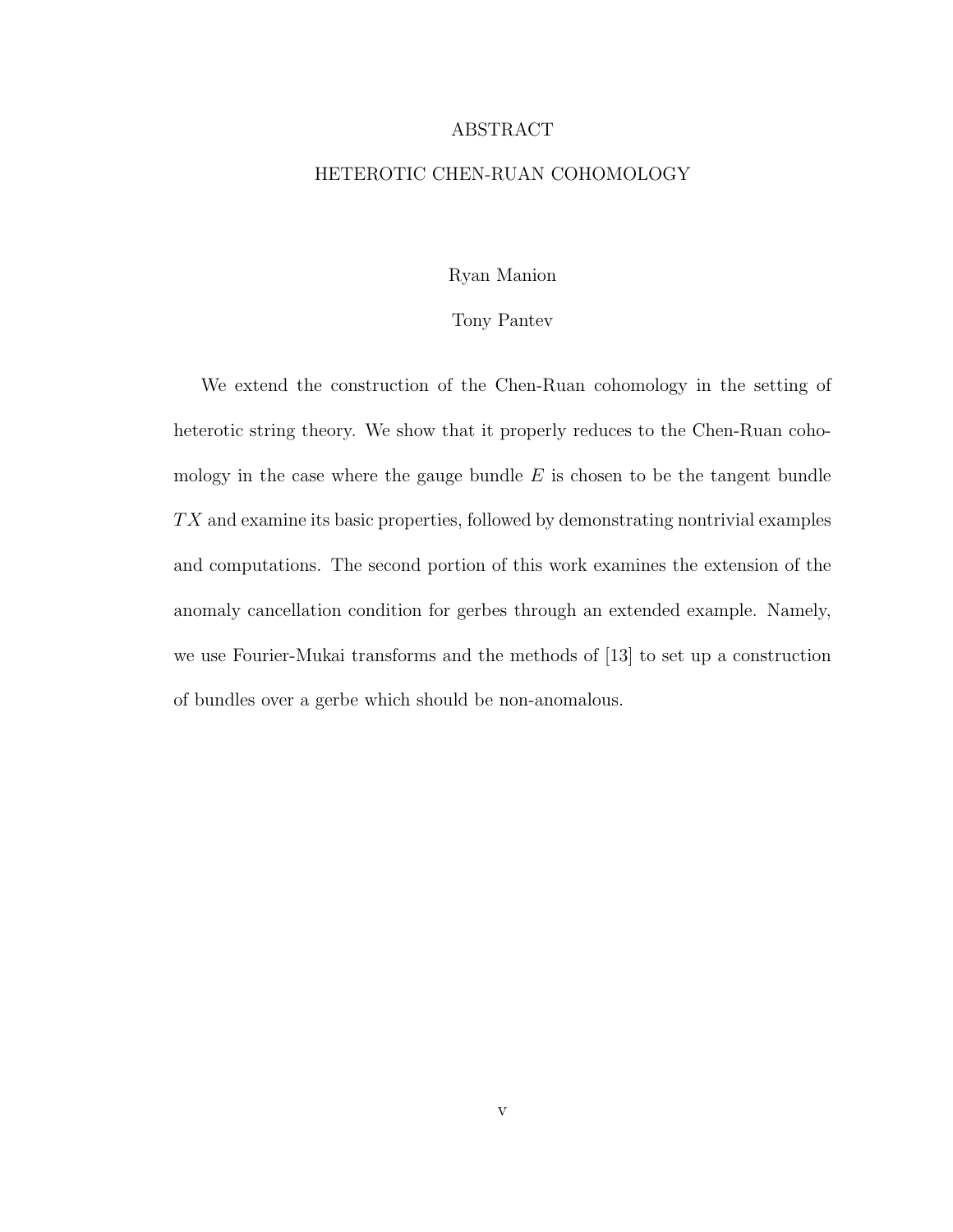# ABSTRACT

## HETEROTIC CHEN-RUAN COHOMOLOGY

Ryan Manion

Tony Pantev

We extend the construction of the Chen-Ruan cohomology in the setting of heterotic string theory. We show that it properly reduces to the Chen-Ruan cohomology in the case where the gauge bundle $E$ is chosen to be the tangent bundle $TX$ and examine its basic properties, followed by demonstrating nontrivial examples and computations. The second portion of this work examines the extension of the anomaly cancellation condition for gerbes through an extended example. Namely, we use Fourier-Mukai transforms and the methods of [13] to set up a construction of bundles over a gerbe which should be non-anomalous.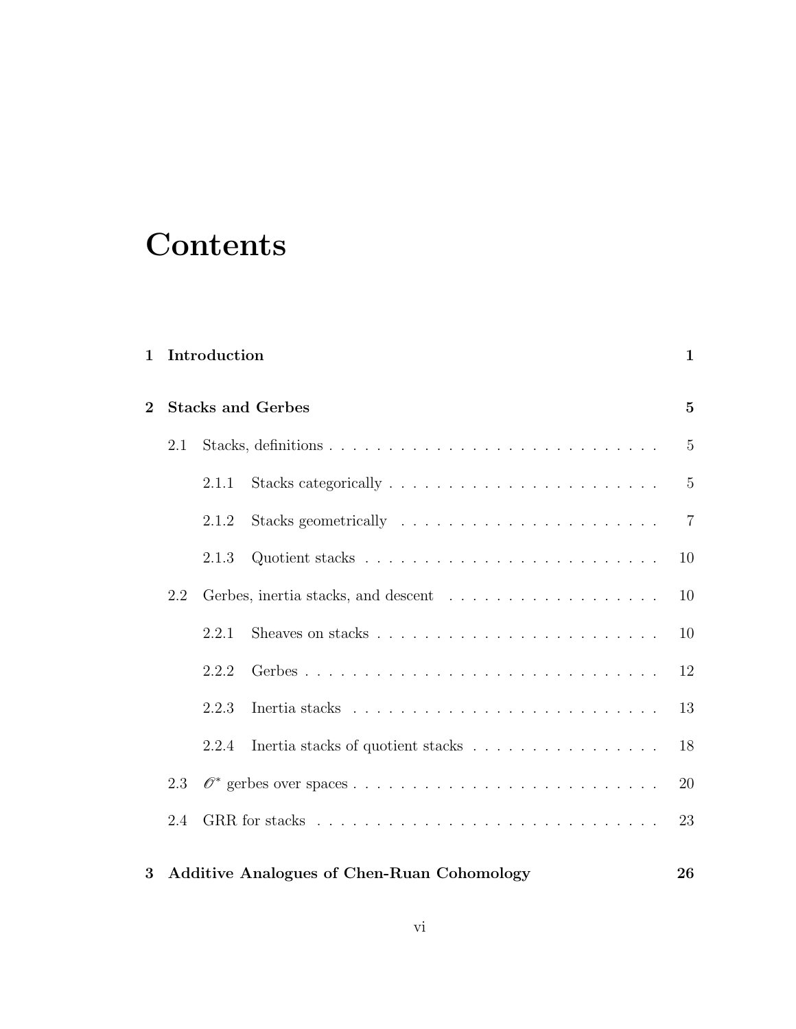# Contents

**1 Introduction** **1**

**2 Stacks and Gerbes** **5**

2.1 Stacks, definitions . . . . . . . . . . . . . . . . . . . . . . . . . . . . 5

2.1.1 Stacks categorically . . . . . . . . . . . . . . . . . . . . . . . 5

2.1.2 Stacks geometrically . . . . . . . . . . . . . . . . . . . . . . . 7

2.1.3 Quotient stacks . . . . . . . . . . . . . . . . . . . . . . . . . . 10

2.2 Gerbes, inertia stacks, and descent . . . . . . . . . . . . . . . . . . . 10

2.2.1 Sheaves on stacks . . . . . . . . . . . . . . . . . . . . . . . . . 10

2.2.2 Gerbes . . . . . . . . . . . . . . . . . . . . . . . . . . . . . . . 12

2.2.3 Inertia stacks . . . . . . . . . . . . . . . . . . . . . . . . . . . 13

2.2.4 Inertia stacks of quotient stacks . . . . . . . . . . . . . . . . . 18

2.3 $\mathscr{O}^*$ gerbes over spaces . . . . . . . . . . . . . . . . . . . . . . . . . . . 20

2.4 GRR for stacks . . . . . . . . . . . . . . . . . . . . . . . . . . . . . 23

**3 Additive Analogues of Chen-Ruan Cohomology** **26**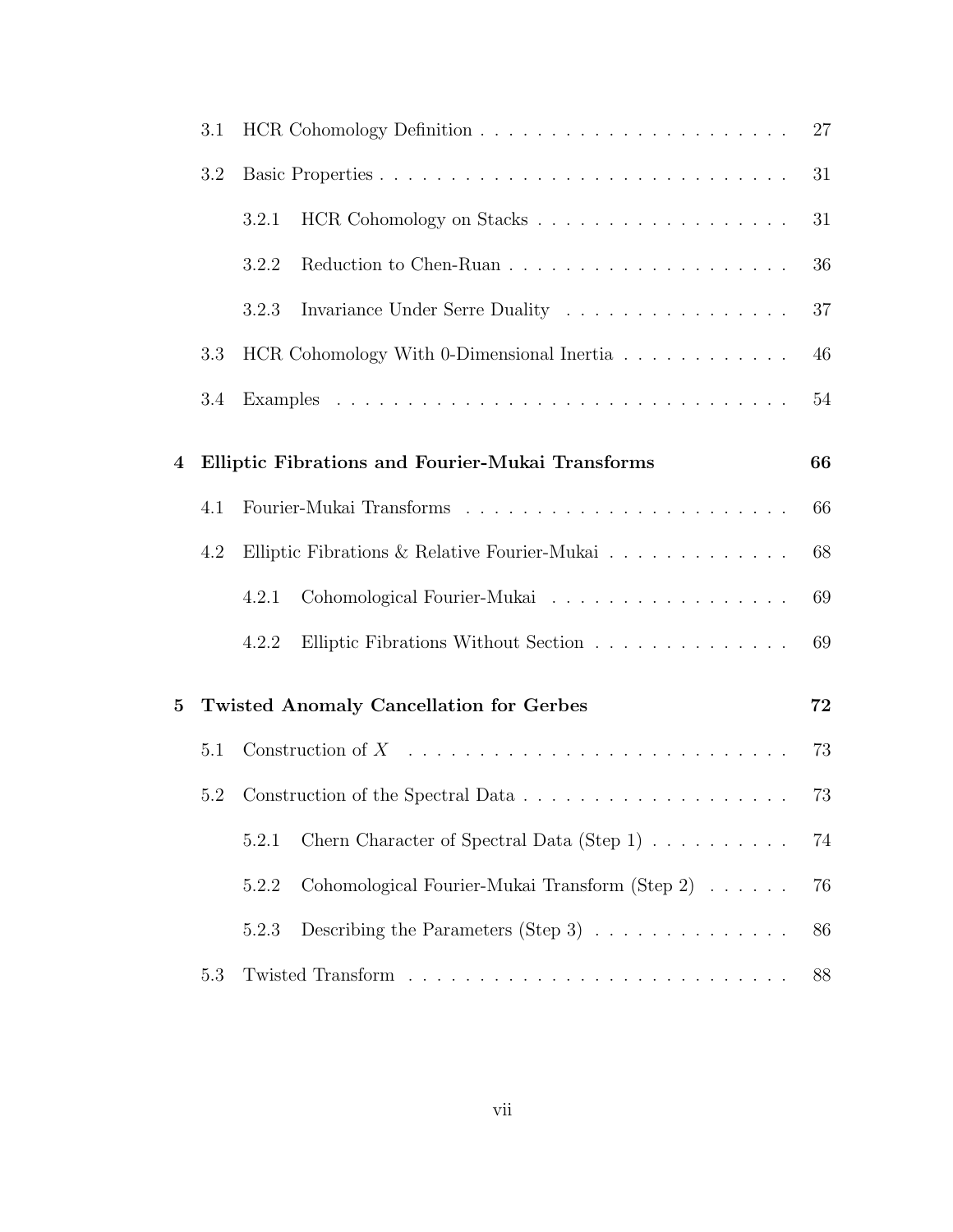3.1 HCR Cohomology Definition . . . . . . . . . . . . . . . . . . . . . . . 27

3.2 Basic Properties . . . . . . . . . . . . . . . . . . . . . . . . . . . . . 31

3.2.1 HCR Cohomology on Stacks . . . . . . . . . . . . . . . . . . 31

3.2.2 Reduction to Chen-Ruan . . . . . . . . . . . . . . . . . . . . 36

3.2.3 Invariance Under Serre Duality . . . . . . . . . . . . . . . . 37

3.3 HCR Cohomology With 0-Dimensional Inertia . . . . . . . . . . . . 46

3.4 Examples . . . . . . . . . . . . . . . . . . . . . . . . . . . . . . . . 54

**4 Elliptic Fibrations and Fourier-Mukai Transforms 66**

4.1 Fourier-Mukai Transforms . . . . . . . . . . . . . . . . . . . . . . . 66

4.2 Elliptic Fibrations & Relative Fourier-Mukai . . . . . . . . . . . . . 68

4.2.1 Cohomological Fourier-Mukai . . . . . . . . . . . . . . . . . 69

4.2.2 Elliptic Fibrations Without Section . . . . . . . . . . . . . . 69

**5 Twisted Anomaly Cancellation for Gerbes 72**

5.1 Construction of $X$ . . . . . . . . . . . . . . . . . . . . . . . . . . 73

5.2 Construction of the Spectral Data . . . . . . . . . . . . . . . . . . . 73

5.2.1 Chern Character of Spectral Data (Step 1) . . . . . . . . . . 74

5.2.2 Cohomological Fourier-Mukai Transform (Step 2) . . . . . . 76

5.2.3 Describing the Parameters (Step 3) . . . . . . . . . . . . . . 86

5.3 Twisted Transform . . . . . . . . . . . . . . . . . . . . . . . . . . . 88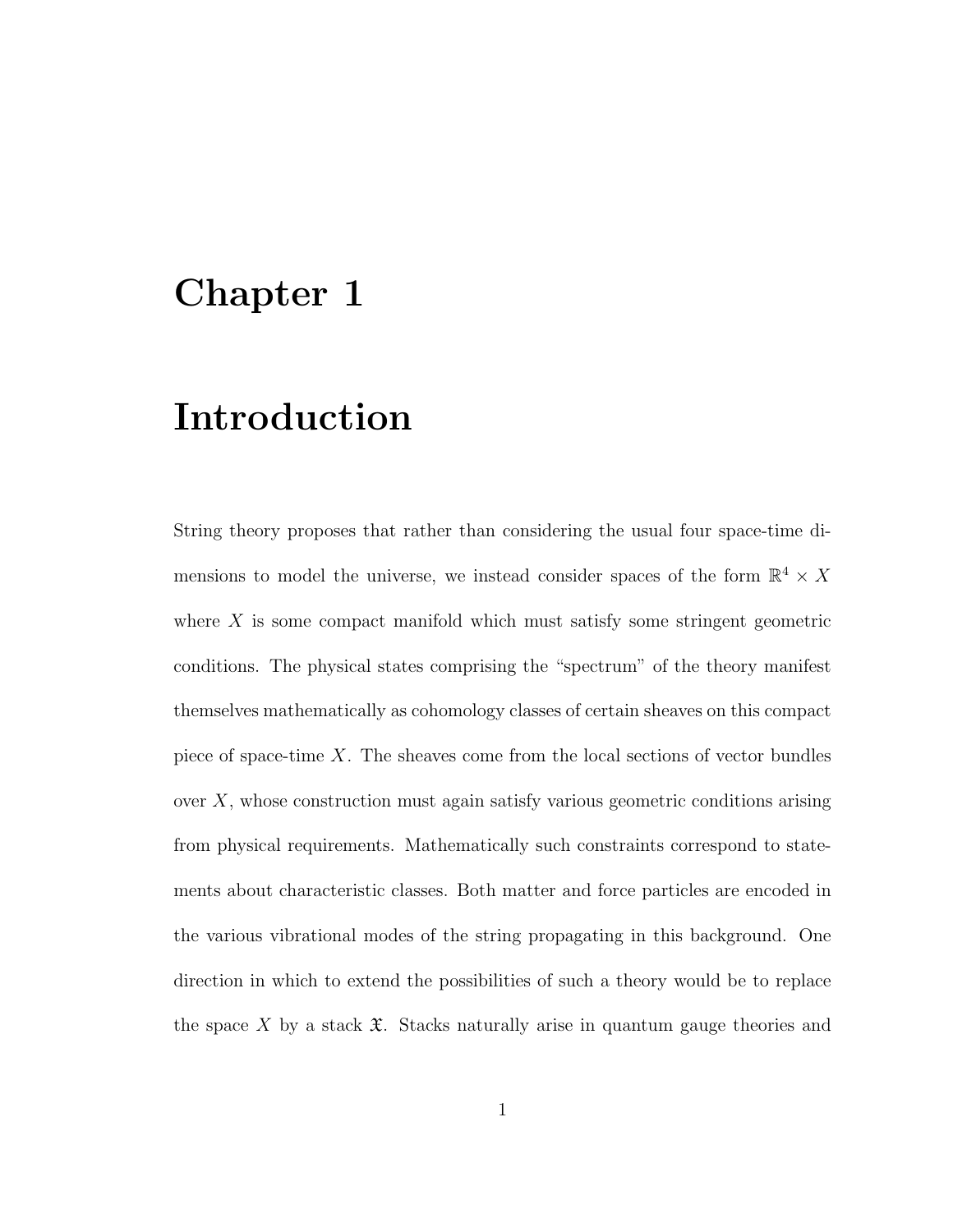# Chapter 1

# Introduction

String theory proposes that rather than considering the usual four space-time dimensions to model the universe, we instead consider spaces of the form $\mathbb{R}^4 \times X$ where $X$ is some compact manifold which must satisfy some stringent geometric conditions. The physical states comprising the "spectrum" of the theory manifest themselves mathematically as cohomology classes of certain sheaves on this compact piece of space-time $X$. The sheaves come from the local sections of vector bundles over $X$, whose construction must again satisfy various geometric conditions arising from physical requirements. Mathematically such constraints correspond to statements about characteristic classes. Both matter and force particles are encoded in the various vibrational modes of the string propagating in this background. One direction in which to extend the possibilities of such a theory would be to replace the space $X$ by a stack $\mathfrak{X}$. Stacks naturally arise in quantum gauge theories and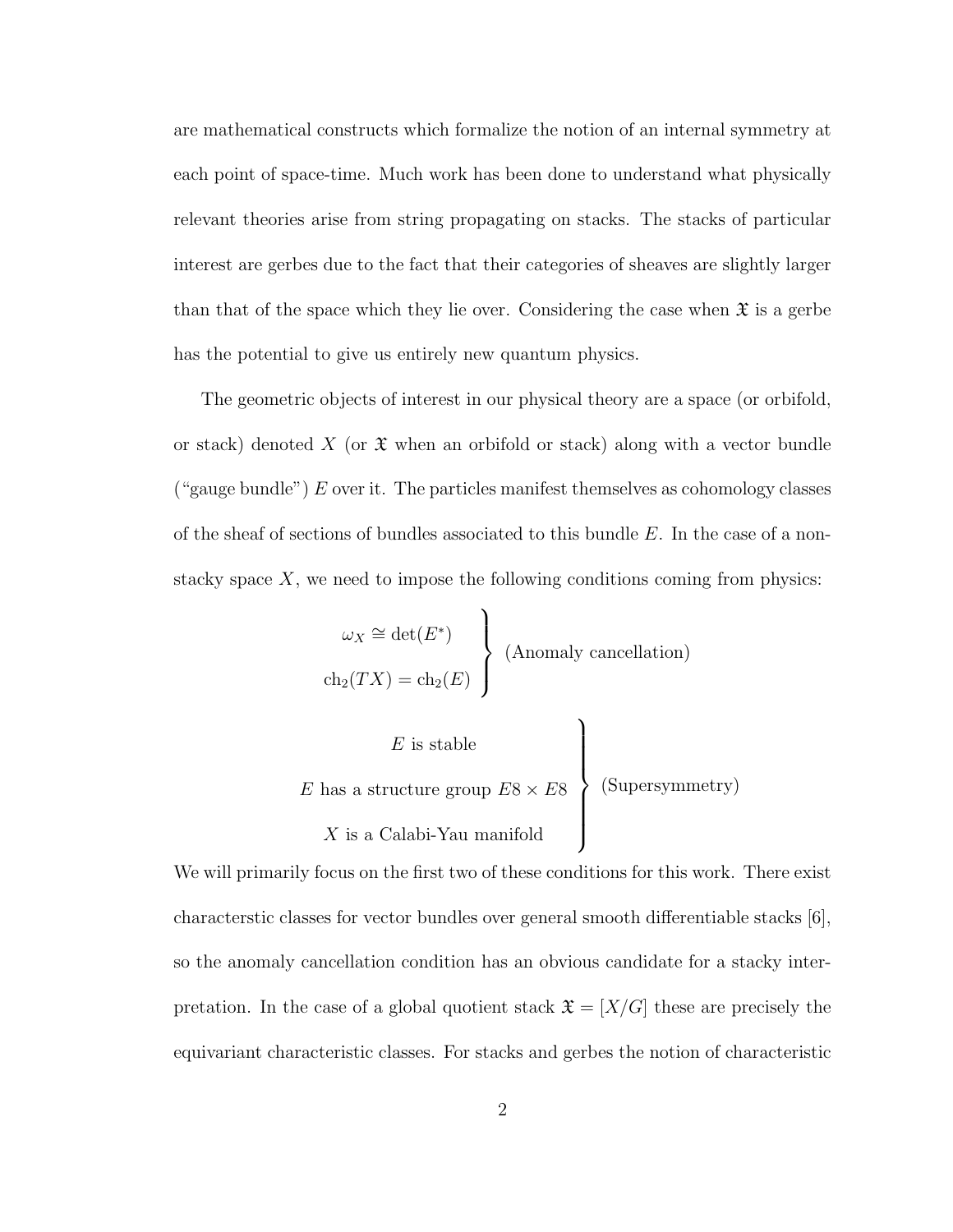are mathematical constructs which formalize the notion of an internal symmetry at each point of space-time. Much work has been done to understand what physically relevant theories arise from string propagating on stacks. The stacks of particular interest are gerbes due to the fact that their categories of sheaves are slightly larger than that of the space which they lie over. Considering the case when $\mathfrak{X}$ is a gerbe has the potential to give us entirely new quantum physics.

The geometric objects of interest in our physical theory are a space (or orbifold, or stack) denoted $X$ (or $\mathfrak{X}$ when an orbifold or stack) along with a vector bundle ("gauge bundle") $E$ over it. The particles manifest themselves as cohomology classes of the sheaf of sections of bundles associated to this bundle $E$. In the case of a non-stacky space $X$, we need to impose the following conditions coming from physics:

$$\left.\begin{aligned} \omega_X &\cong \det(E^*) \\ \mathrm{ch}_2(TX) &= \mathrm{ch}_2(E) \end{aligned}\right\} \text{(Anomaly cancellation)}$$

$$\left.\begin{array}{c} E \text{ is stable} \\ E \text{ has a structure group } E8 \times E8 \\ X \text{ is a Calabi-Yau manifold} \end{array}\right\} \text{(Supersymmetry)}$$

We will primarily focus on the first two of these conditions for this work. There exist characterstic classes for vector bundles over general smooth differentiable stacks [6], so the anomaly cancellation condition has an obvious candidate for a stacky interpretation. In the case of a global quotient stack $\mathfrak{X} = [X/G]$ these are precisely the equivariant characteristic classes. For stacks and gerbes the notion of characteristic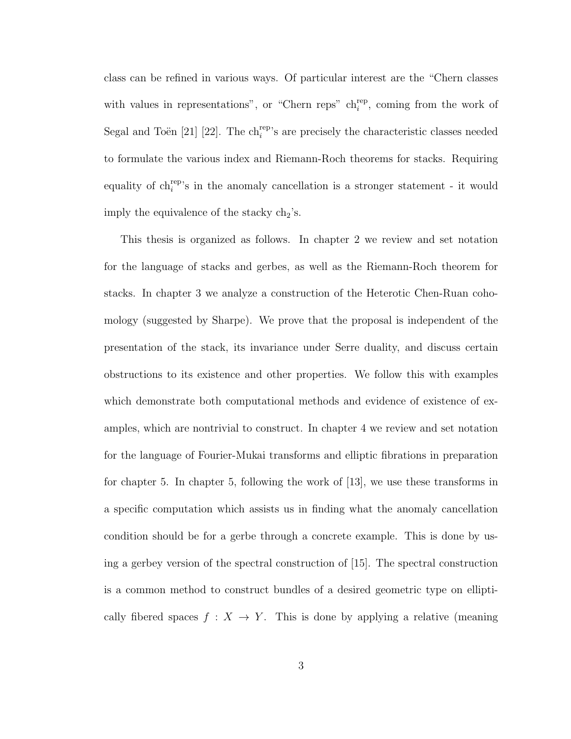class can be refined in various ways. Of particular interest are the "Chern classes with values in representations", or "Chern reps" $\mathrm{ch}_i^{\mathrm{rep}}$, coming from the work of Segal and Toën [21] [22]. The $\mathrm{ch}_i^{\mathrm{rep}}$'s are precisely the characteristic classes needed to formulate the various index and Riemann-Roch theorems for stacks. Requiring equality of $\mathrm{ch}_i^{\mathrm{rep}}$'s in the anomaly cancellation is a stronger statement - it would imply the equivalence of the stacky $\mathrm{ch}_2$'s.

This thesis is organized as follows. In chapter 2 we review and set notation for the language of stacks and gerbes, as well as the Riemann-Roch theorem for stacks. In chapter 3 we analyze a construction of the Heterotic Chen-Ruan cohomology (suggested by Sharpe). We prove that the proposal is independent of the presentation of the stack, its invariance under Serre duality, and discuss certain obstructions to its existence and other properties. We follow this with examples which demonstrate both computational methods and evidence of existence of examples, which are nontrivial to construct. In chapter 4 we review and set notation for the language of Fourier-Mukai transforms and elliptic fibrations in preparation for chapter 5. In chapter 5, following the work of [13], we use these transforms in a specific computation which assists us in finding what the anomaly cancellation condition should be for a gerbe through a concrete example. This is done by using a gerbey version of the spectral construction of [15]. The spectral construction is a common method to construct bundles of a desired geometric type on elliptically fibered spaces $f : X \to Y$. This is done by applying a relative (meaning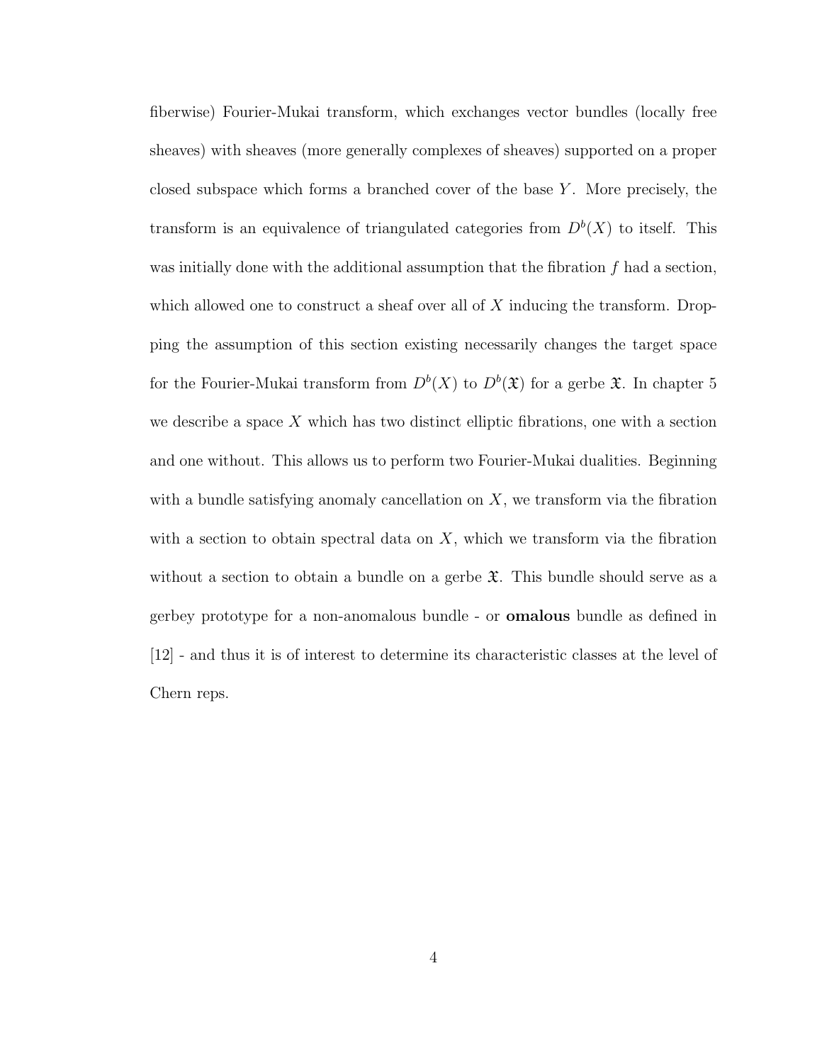fiberwise) Fourier-Mukai transform, which exchanges vector bundles (locally free sheaves) with sheaves (more generally complexes of sheaves) supported on a proper closed subspace which forms a branched cover of the base $Y$. More precisely, the transform is an equivalence of triangulated categories from $D^b(X)$ to itself. This was initially done with the additional assumption that the fibration $f$ had a section, which allowed one to construct a sheaf over all of $X$ inducing the transform. Dropping the assumption of this section existing necessarily changes the target space for the Fourier-Mukai transform from $D^b(X)$ to $D^b(\mathfrak{X})$ for a gerbe $\mathfrak{X}$. In chapter 5 we describe a space $X$ which has two distinct elliptic fibrations, one with a section and one without. This allows us to perform two Fourier-Mukai dualities. Beginning with a bundle satisfying anomaly cancellation on $X$, we transform via the fibration with a section to obtain spectral data on $X$, which we transform via the fibration without a section to obtain a bundle on a gerbe $\mathfrak{X}$. This bundle should serve as a gerbey prototype for a non-anomalous bundle - or **omalous** bundle as defined in [12] - and thus it is of interest to determine its characteristic classes at the level of Chern reps.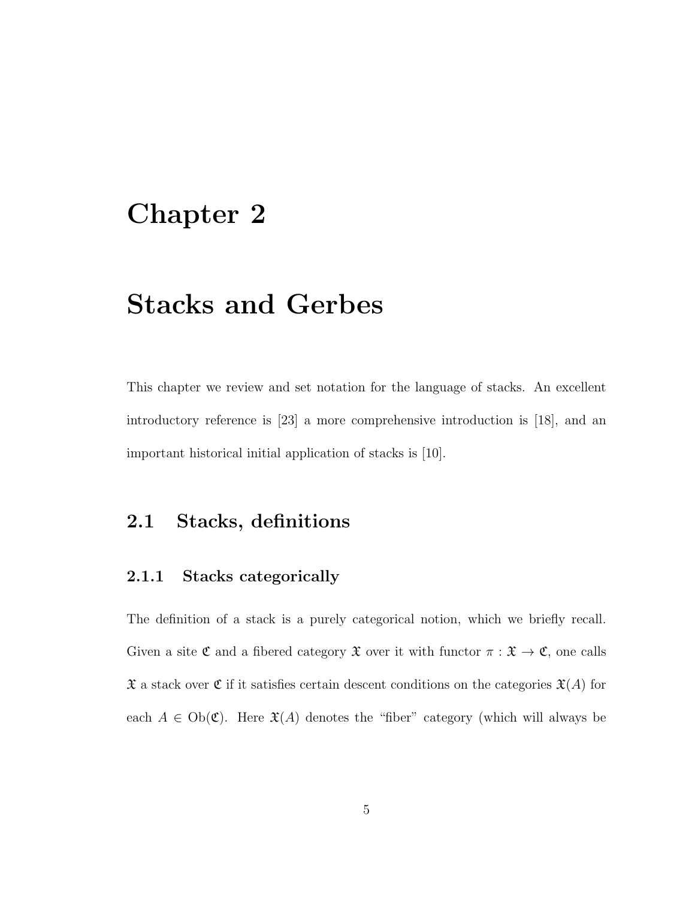# Chapter 2

# Stacks and Gerbes

This chapter we review and set notation for the language of stacks. An excellent introductory reference is [23] a more comprehensive introduction is [18], and an important historical initial application of stacks is [10].

## 2.1 Stacks, definitions

### 2.1.1 Stacks categorically

The definition of a stack is a purely categorical notion, which we briefly recall. Given a site $\mathfrak{C}$ and a fibered category $\mathfrak{X}$ over it with functor $\pi : \mathfrak{X} \to \mathfrak{C}$, one calls $\mathfrak{X}$ a stack over $\mathfrak{C}$ if it satisfies certain descent conditions on the categories $\mathfrak{X}(A)$ for each $A \in \mathrm{Ob}(\mathfrak{C})$. Here $\mathfrak{X}(A)$ denotes the "fiber" category (which will always be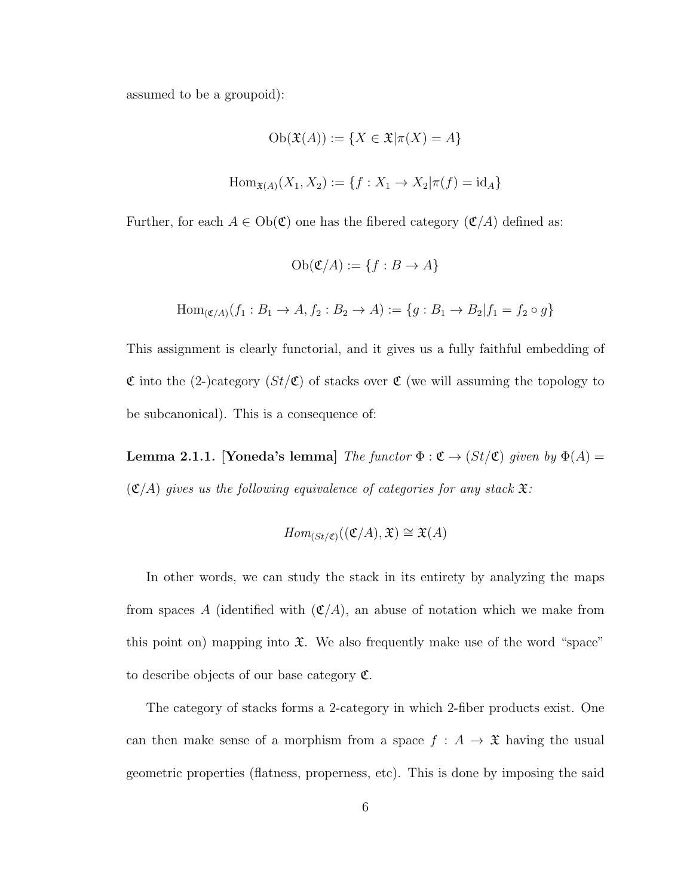assumed to be a groupoid):

$$\mathrm{Ob}(\mathfrak{X}(A)) := \{X \in \mathfrak{X} | \pi(X) = A\}$$

$$\mathrm{Hom}_{\mathfrak{X}(A)}(X_1, X_2) := \{f : X_1 \to X_2 | \pi(f) = \mathrm{id}_A\}$$

Further, for each $A \in \mathrm{Ob}(\mathfrak{C})$ one has the fibered category $(\mathfrak{C}/A)$ defined as:

$$\mathrm{Ob}(\mathfrak{C}/A) := \{f : B \to A\}$$

$$\mathrm{Hom}_{(\mathfrak{C}/A)}(f_1 : B_1 \to A, f_2 : B_2 \to A) := \{g : B_1 \to B_2 | f_1 = f_2 \circ g\}$$

This assignment is clearly functorial, and it gives us a fully faithful embedding of $\mathfrak{C}$ into the (2-)category $(St/\mathfrak{C})$ of stacks over $\mathfrak{C}$ (we will assuming the topology to be subcanonical). This is a consequence of:

**Lemma 2.1.1. [Yoneda's lemma]** *The functor $\Phi : \mathfrak{C} \to (St/\mathfrak{C})$ given by $\Phi(A) = (\mathfrak{C}/A)$ gives us the following equivalence of categories for any stack $\mathfrak{X}$:*

$$Hom_{(St/\mathfrak{C})}((\mathfrak{C}/A), \mathfrak{X}) \cong \mathfrak{X}(A)$$

In other words, we can study the stack in its entirety by analyzing the maps from spaces $A$ (identified with $(\mathfrak{C}/A)$, an abuse of notation which we make from this point on) mapping into $\mathfrak{X}$. We also frequently make use of the word "space" to describe objects of our base category $\mathfrak{C}$.

The category of stacks forms a 2-category in which 2-fiber products exist. One can then make sense of a morphism from a space $f : A \to \mathfrak{X}$ having the usual geometric properties (flatness, properness, etc). This is done by imposing the said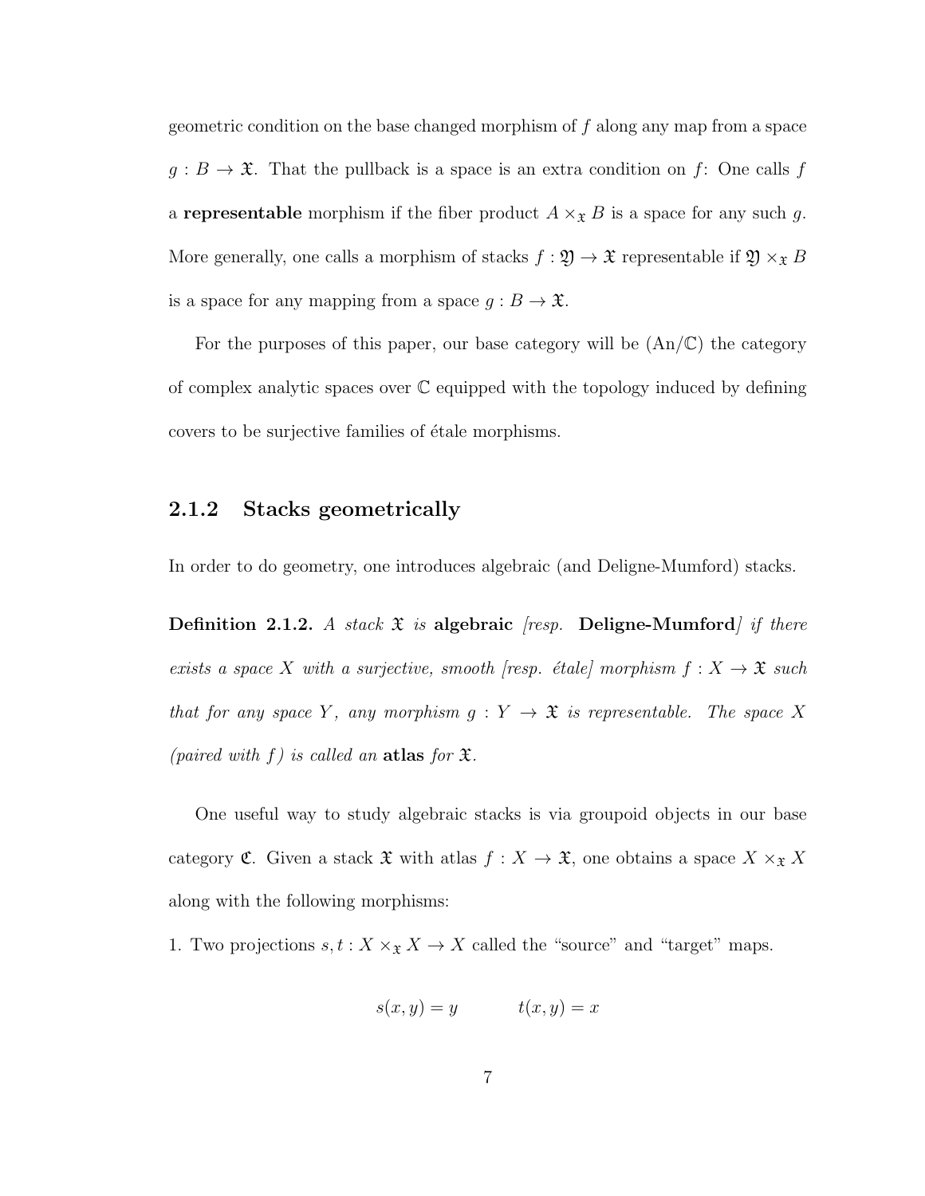geometric condition on the base changed morphism of $f$ along any map from a space $g : B \to \mathfrak{X}$. That the pullback is a space is an extra condition on $f$: One calls $f$ a **representable** morphism if the fiber product $A \times_{\mathfrak{X}} B$ is a space for any such $g$. More generally, one calls a morphism of stacks $f : \mathfrak{Y} \to \mathfrak{X}$ representable if $\mathfrak{Y} \times_{\mathfrak{X}} B$ is a space for any mapping from a space $g : B \to \mathfrak{X}$.

For the purposes of this paper, our base category will be (An/$\mathbb{C}$) the category of complex analytic spaces over $\mathbb{C}$ equipped with the topology induced by defining covers to be surjective families of étale morphisms.

### 2.1.2 Stacks geometrically

In order to do geometry, one introduces algebraic (and Deligne-Mumford) stacks.

**Definition 2.1.2.** *A stack $\mathfrak{X}$ is* **algebraic** *[resp.* **Deligne-Mumford***] if there exists a space $X$ with a surjective, smooth [resp. étale] morphism $f : X \to \mathfrak{X}$ such that for any space $Y$, any morphism $g : Y \to \mathfrak{X}$ is representable. The space $X$ (paired with $f$) is called an* **atlas** *for $\mathfrak{X}$.*

One useful way to study algebraic stacks is via groupoid objects in our base category $\mathfrak{C}$. Given a stack $\mathfrak{X}$ with atlas $f : X \to \mathfrak{X}$, one obtains a space $X \times_{\mathfrak{X}} X$ along with the following morphisms:

1. Two projections $s, t : X \times_{\mathfrak{X}} X \to X$ called the "source" and "target" maps.

$$s(x, y) = y \qquad t(x, y) = x$$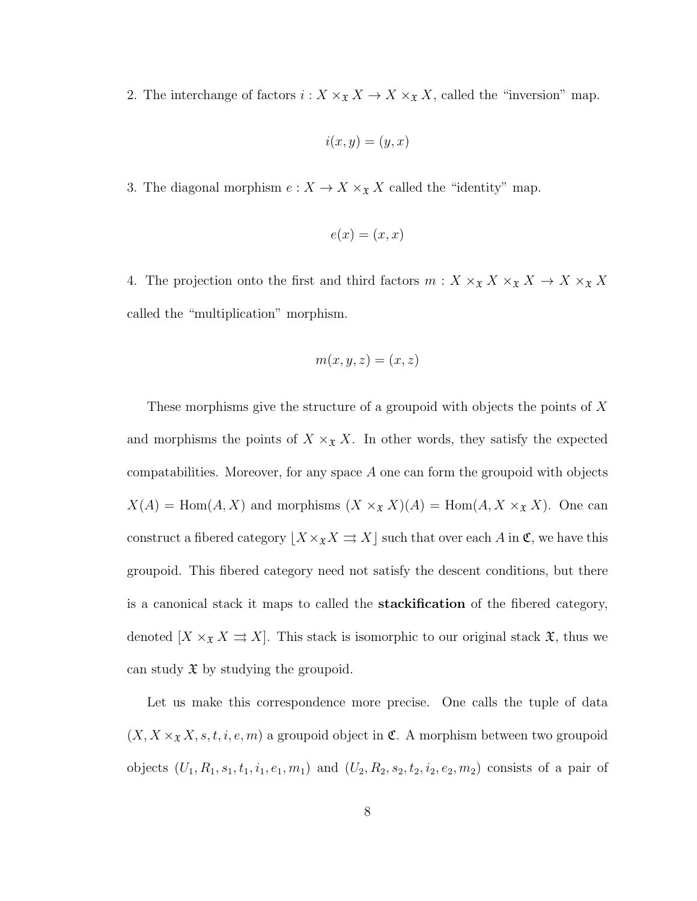2. The interchange of factors $i : X \times_{\mathfrak{X}} X \to X \times_{\mathfrak{X}} X$, called the "inversion" map.

$$i(x, y) = (y, x)$$

3. The diagonal morphism $e : X \to X \times_{\mathfrak{X}} X$ called the "identity" map.

$$e(x) = (x, x)$$

4. The projection onto the first and third factors $m : X \times_{\mathfrak{X}} X \times_{\mathfrak{X}} X \to X \times_{\mathfrak{X}} X$ called the "multiplication" morphism.

$$m(x, y, z) = (x, z)$$

These morphisms give the structure of a groupoid with objects the points of $X$ and morphisms the points of $X \times_{\mathfrak{X}} X$. In other words, they satisfy the expected compatabilities. Moreover, for any space $A$ one can form the groupoid with objects $X(A) = \mathrm{Hom}(A, X)$ and morphisms $(X \times_{\mathfrak{X}} X)(A) = \mathrm{Hom}(A, X \times_{\mathfrak{X}} X)$. One can construct a fibered category $\lfloor X \times_{\mathfrak{X}} X \rightrightarrows X \rfloor$ such that over each $A$ in $\mathfrak{C}$, we have this groupoid. This fibered category need not satisfy the descent conditions, but there is a canonical stack it maps to called the **stackification** of the fibered category, denoted $[X \times_{\mathfrak{X}} X \rightrightarrows X]$. This stack is isomorphic to our original stack $\mathfrak{X}$, thus we can study $\mathfrak{X}$ by studying the groupoid.

Let us make this correspondence more precise. One calls the tuple of data $(X, X \times_{\mathfrak{X}} X, s, t, i, e, m)$ a groupoid object in $\mathfrak{C}$. A morphism between two groupoid objects $(U_1, R_1, s_1, t_1, i_1, e_1, m_1)$ and $(U_2, R_2, s_2, t_2, i_2, e_2, m_2)$ consists of a pair of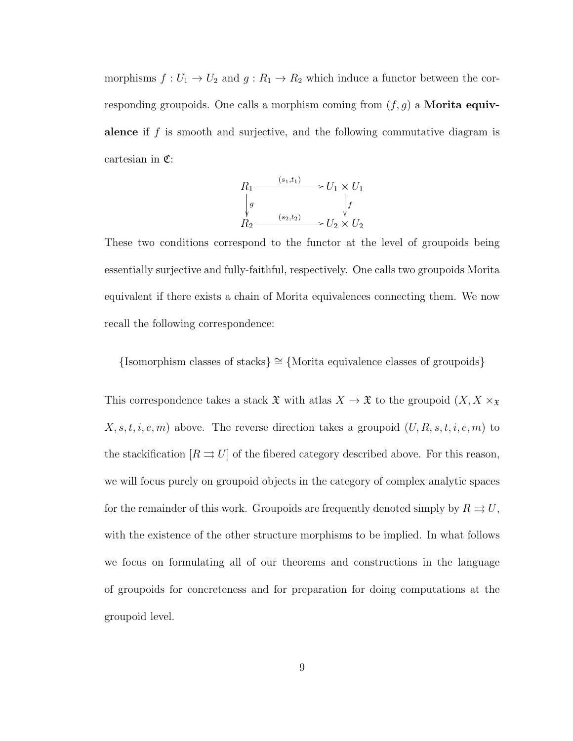morphisms $f : U_1 \to U_2$ and $g : R_1 \to R_2$ which induce a functor between the corresponding groupoids. One calls a morphism coming from $(f, g)$ a **Morita equivalence** if $f$ is smooth and surjective, and the following commutative diagram is cartesian in $\mathfrak{C}$:

$$\begin{array}{ccc} R_1 & \xrightarrow{(s_1,t_1)} & U_1 \times U_1 \\ \downarrow g & & \downarrow f \\ R_2 & \xrightarrow{(s_2,t_2)} & U_2 \times U_2 \end{array}$$

These two conditions correspond to the functor at the level of groupoids being essentially surjective and fully-faithful, respectively. One calls two groupoids Morita equivalent if there exists a chain of Morita equivalences connecting them. We now recall the following correspondence:

$$\{\text{Isomorphism classes of stacks}\} \cong \{\text{Morita equivalence classes of groupoids}\}$$

This correspondence takes a stack $\mathfrak{X}$ with atlas $X \to \mathfrak{X}$ to the groupoid $(X, X \times_{\mathfrak{X}} X, s, t, i, e, m)$ above. The reverse direction takes a groupoid $(U, R, s, t, i, e, m)$ to the stackification $[R \rightrightarrows U]$ of the fibered category described above. For this reason, we will focus purely on groupoid objects in the category of complex analytic spaces for the remainder of this work. Groupoids are frequently denoted simply by $R \rightrightarrows U$, with the existence of the other structure morphisms to be implied. In what follows we focus on formulating all of our theorems and constructions in the language of groupoids for concreteness and for preparation for doing computations at the groupoid level.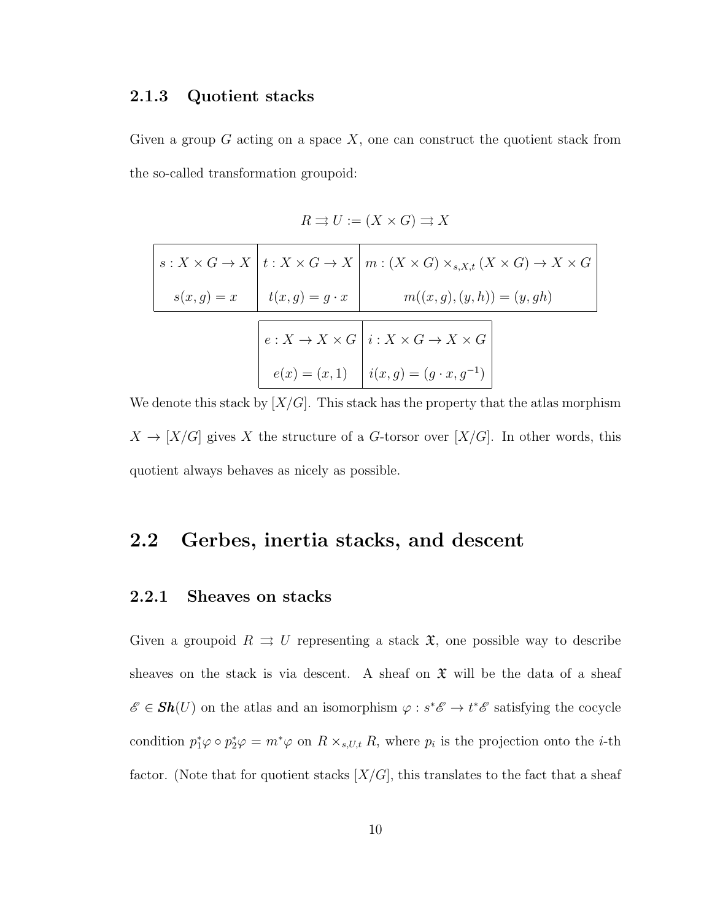### 2.1.3 Quotient stacks

Given a group $G$ acting on a space $X$, one can construct the quotient stack from the so-called transformation groupoid:

$$R \rightrightarrows U := (X \times G) \rightrightarrows X$$

| | | |
|---|---|---|
| $s : X \times G \to X$ | $t : X \times G \to X$ | $m : (X \times G) \times_{s,X,t} (X \times G) \to X \times G$ |
| $s(x, g) = x$ | $t(x, g) = g \cdot x$ | $m((x, g), (y, h)) = (y, gh)$ |

| | |
|---|---|
| $e : X \to X \times G$ | $i : X \times G \to X \times G$ |
| $e(x) = (x, 1)$ | $i(x, g) = (g \cdot x, g^{-1})$ |

We denote this stack by $[X/G]$. This stack has the property that the atlas morphism $X \to [X/G]$ gives $X$ the structure of a $G$-torsor over $[X/G]$. In other words, this quotient always behaves as nicely as possible.

## 2.2 Gerbes, inertia stacks, and descent

### 2.2.1 Sheaves on stacks

Given a groupoid $R \rightrightarrows U$ representing a stack $\mathfrak{X}$, one possible way to describe sheaves on the stack is via descent. A sheaf on $\mathfrak{X}$ will be the data of a sheaf $\mathscr{E} \in \boldsymbol{Sh}(U)$ on the atlas and an isomorphism $\varphi : s^*\mathscr{E} \to t^*\mathscr{E}$ satisfying the cocycle condition $p_1^*\varphi \circ p_2^*\varphi = m^*\varphi$ on $R \times_{s,U,t} R$, where $p_i$ is the projection onto the $i$-th factor. (Note that for quotient stacks $[X/G]$, this translates to the fact that a sheaf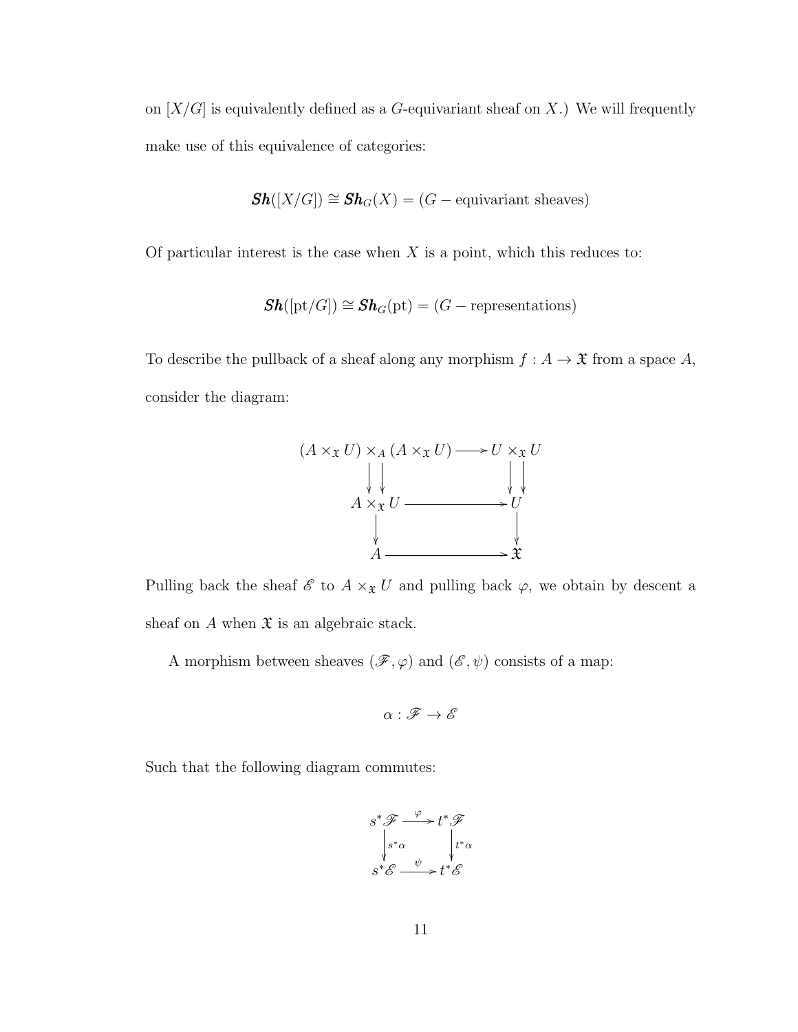on $[X/G]$ is equivalently defined as a $G$-equivariant sheaf on $X$.) We will frequently make use of this equivalence of categories:

$$\boldsymbol{Sh}([X/G]) \cong \boldsymbol{Sh}_G(X) = (G - \text{equivariant sheaves})$$

Of particular interest is the case when $X$ is a point, which this reduces to:

$$\boldsymbol{Sh}([\text{pt}/G]) \cong \boldsymbol{Sh}_G(\text{pt}) = (G - \text{representations})$$

To describe the pullback of a sheaf along any morphism $f : A \to \mathfrak{X}$ from a space $A$, consider the diagram:

$$\begin{array}{ccc}
(A \times_{\mathfrak{X}} U) \times_A (A \times_{\mathfrak{X}} U) & \longrightarrow & U \times_{\mathfrak{X}} U \\
\downarrow\downarrow & & \downarrow\downarrow \\
A \times_{\mathfrak{X}} U & \longrightarrow & U \\
\downarrow & & \downarrow \\
A & \longrightarrow & \mathfrak{X}
\end{array}$$

Pulling back the sheaf $\mathscr{E}$ to $A \times_{\mathfrak{X}} U$ and pulling back $\varphi$, we obtain by descent a sheaf on $A$ when $\mathfrak{X}$ is an algebraic stack.

A morphism between sheaves $(\mathscr{F}, \varphi)$ and $(\mathscr{E}, \psi)$ consists of a map:

$$\alpha : \mathscr{F} \to \mathscr{E}$$

Such that the following diagram commutes:

$$\begin{array}{ccc}
s^*\mathscr{F} & \xrightarrow{\varphi} & t^*\mathscr{F} \\
\downarrow{\scriptstyle s^*\alpha} & & \downarrow{\scriptstyle t^*\alpha} \\
s^*\mathscr{E} & \xrightarrow{\psi} & t^*\mathscr{E}
\end{array}$$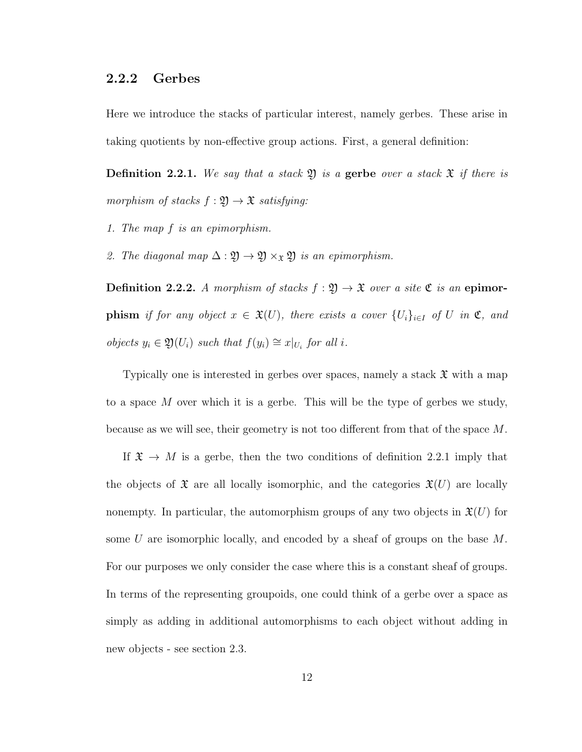### 2.2.2 Gerbes

Here we introduce the stacks of particular interest, namely gerbes. These arise in taking quotients by non-effective group actions. First, a general definition:

**Definition 2.2.1.** *We say that a stack $\mathfrak{Y}$ is a* **gerbe** *over a stack $\mathfrak{X}$ if there is morphism of stacks $f : \mathfrak{Y} \to \mathfrak{X}$ satisfying:*

1. *The map $f$ is an epimorphism.*
2. *The diagonal map $\Delta : \mathfrak{Y} \to \mathfrak{Y} \times_{\mathfrak{X}} \mathfrak{Y}$ is an epimorphism.*

**Definition 2.2.2.** *A morphism of stacks $f : \mathfrak{Y} \to \mathfrak{X}$ over a site $\mathfrak{C}$ is an* **epimorphism** *if for any object $x \in \mathfrak{X}(U)$, there exists a cover $\{U_i\}_{i \in I}$ of $U$ in $\mathfrak{C}$, and objects $y_i \in \mathfrak{Y}(U_i)$ such that $f(y_i) \cong x|_{U_i}$ for all $i$.*

Typically one is interested in gerbes over spaces, namely a stack $\mathfrak{X}$ with a map to a space $M$ over which it is a gerbe. This will be the type of gerbes we study, because as we will see, their geometry is not too different from that of the space $M$.

If $\mathfrak{X} \to M$ is a gerbe, then the two conditions of definition 2.2.1 imply that the objects of $\mathfrak{X}$ are all locally isomorphic, and the categories $\mathfrak{X}(U)$ are locally nonempty. In particular, the automorphism groups of any two objects in $\mathfrak{X}(U)$ for some $U$ are isomorphic locally, and encoded by a sheaf of groups on the base $M$. For our purposes we only consider the case where this is a constant sheaf of groups. In terms of the representing groupoids, one could think of a gerbe over a space as simply as adding in additional automorphisms to each object without adding in new objects - see section 2.3.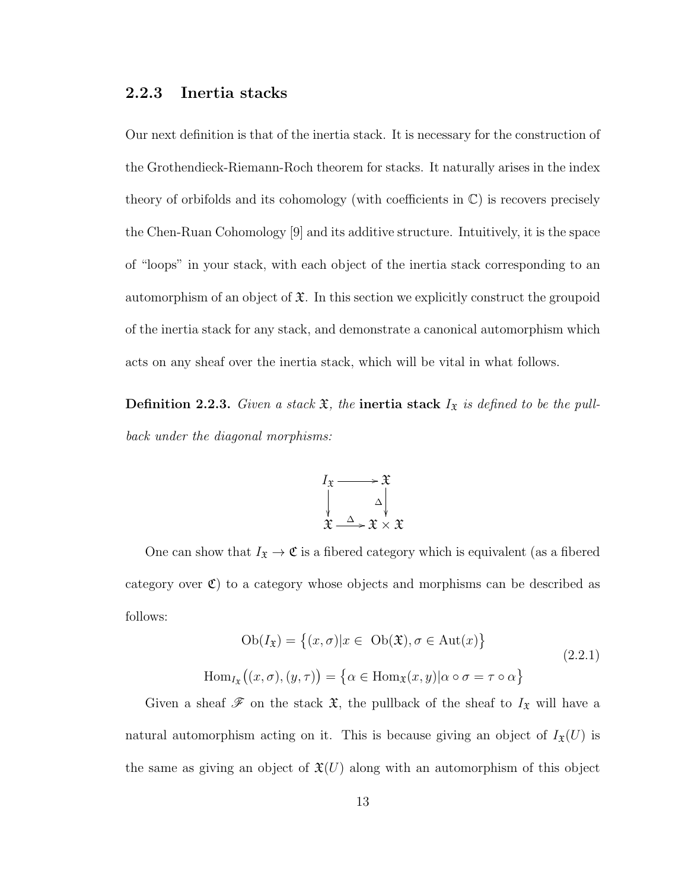### 2.2.3 Inertia stacks

Our next definition is that of the inertia stack. It is necessary for the construction of the Grothendieck-Riemann-Roch theorem for stacks. It naturally arises in the index theory of orbifolds and its cohomology (with coefficients in $\mathbb{C}$) is recovers precisely the Chen-Ruan Cohomology [9] and its additive structure. Intuitively, it is the space of "loops" in your stack, with each object of the inertia stack corresponding to an automorphism of an object of $\mathfrak{X}$. In this section we explicitly construct the groupoid of the inertia stack for any stack, and demonstrate a canonical automorphism which acts on any sheaf over the inertia stack, which will be vital in what follows.

**Definition 2.2.3.** *Given a stack $\mathfrak{X}$, the* **inertia stack** *$I_{\mathfrak{X}}$ is defined to be the pullback under the diagonal morphisms:*

$$\begin{array}{ccc} I_{\mathfrak{X}} & \longrightarrow & \mathfrak{X} \\ \downarrow & & \downarrow \Delta \\ \mathfrak{X} & \xrightarrow{\Delta} & \mathfrak{X} \times \mathfrak{X} \end{array}$$

One can show that $I_{\mathfrak{X}} \to \mathfrak{C}$ is a fibered category which is equivalent (as a fibered category over $\mathfrak{C}$) to a category whose objects and morphisms can be described as follows:

$$\begin{aligned} \mathrm{Ob}(I_{\mathfrak{X}}) &= \big\{(x, \sigma) | x \in \ \mathrm{Ob}(\mathfrak{X}), \sigma \in \mathrm{Aut}(x)\big\} \\ \mathrm{Hom}_{I_{\mathfrak{X}}}\big((x, \sigma), (y, \tau)\big) &= \big\{\alpha \in \mathrm{Hom}_{\mathfrak{X}}(x, y) | \alpha \circ \sigma = \tau \circ \alpha\big\} \end{aligned} \tag{2.2.1}$$

Given a sheaf $\mathscr{F}$ on the stack $\mathfrak{X}$, the pullback of the sheaf to $I_{\mathfrak{X}}$ will have a natural automorphism acting on it. This is because giving an object of $I_{\mathfrak{X}}(U)$ is the same as giving an object of $\mathfrak{X}(U)$ along with an automorphism of this object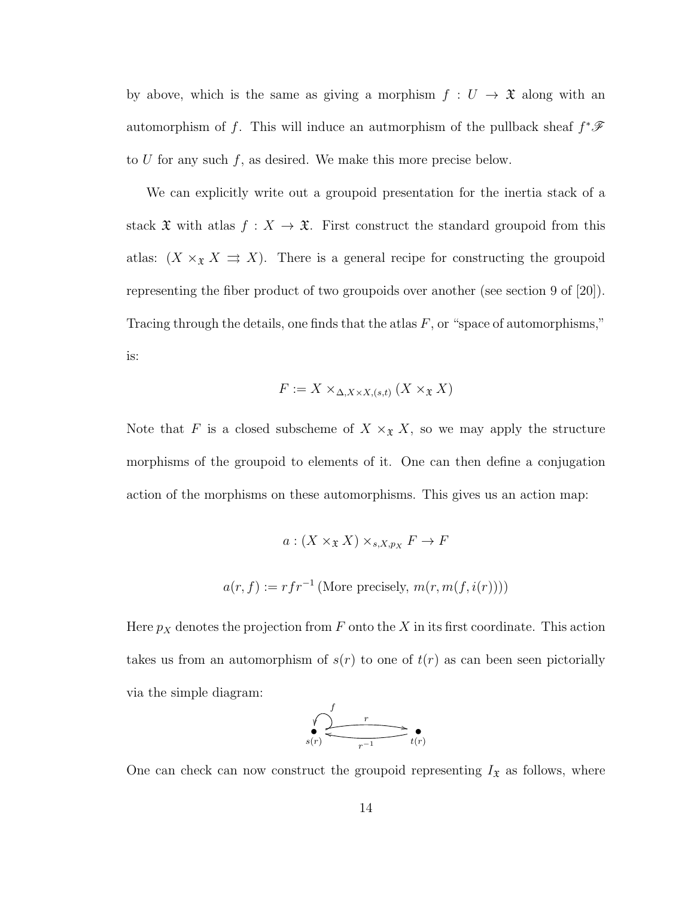by above, which is the same as giving a morphism $f : U \to \mathfrak{X}$ along with an automorphism of $f$. This will induce an autmorphism of the pullback sheaf $f^*\mathscr{F}$ to $U$ for any such $f$, as desired. We make this more precise below.

We can explicitly write out a groupoid presentation for the inertia stack of a stack $\mathfrak{X}$ with atlas $f : X \to \mathfrak{X}$. First construct the standard groupoid from this atlas: $(X \times_{\mathfrak{X}} X \rightrightarrows X)$. There is a general recipe for constructing the groupoid representing the fiber product of two groupoids over another (see section 9 of [20]). Tracing through the details, one finds that the atlas $F$, or "space of automorphisms," is:

$$F := X \times_{\Delta, X \times X, (s,t)} (X \times_{\mathfrak{X}} X)$$

Note that $F$ is a closed subscheme of $X \times_{\mathfrak{X}} X$, so we may apply the structure morphisms of the groupoid to elements of it. One can then define a conjugation action of the morphisms on these automorphisms. This gives us an action map:

$$a : (X \times_{\mathfrak{X}} X) \times_{s, X, p_X} F \to F$$

$$a(r, f) := rfr^{-1} \text{ (More precisely, } m(r, m(f, i(r))))$$

Here $p_X$ denotes the projection from $F$ onto the $X$ in its first coordinate. This action takes us from an automorphism of $s(r)$ to one of $t(r)$ as can been seen pictorially via the simple diagram:

$f$

$r$

$s(r)$ $\quad r^{-1} \quad$ $t(r)$

One can check can now construct the groupoid representing $I_{\mathfrak{X}}$ as follows, where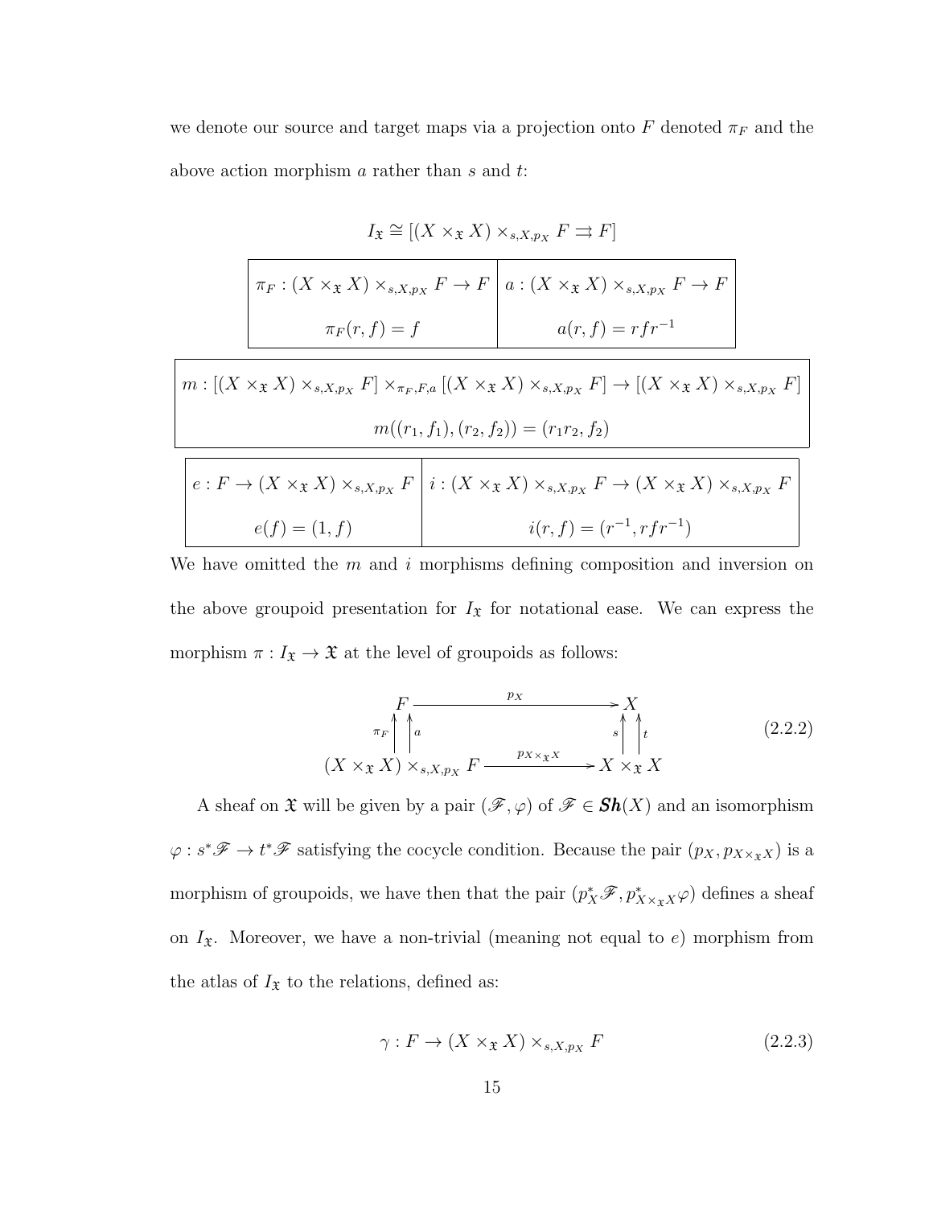we denote our source and target maps via a projection onto $F$ denoted $\pi_F$ and the above action morphism $a$ rather than $s$ and $t$:

$$I_{\mathfrak{X}} \cong [(X \times_{\mathfrak{X}} X) \times_{s,X,p_X} F \rightrightarrows F]$$

| | |
|---|---|
| $\pi_F : (X \times_{\mathfrak{X}} X) \times_{s,X,p_X} F \to F$ | $a : (X \times_{\mathfrak{X}} X) \times_{s,X,p_X} F \to F$ |
| $\pi_F(r, f) = f$ | $a(r, f) = rfr^{-1}$ |

| |
|---|
| $m : [(X \times_{\mathfrak{X}} X) \times_{s,X,p_X} F] \times_{\pi_F,F,a} [(X \times_{\mathfrak{X}} X) \times_{s,X,p_X} F] \to [(X \times_{\mathfrak{X}} X) \times_{s,X,p_X} F]$ |
| $m((r_1, f_1), (r_2, f_2)) = (r_1 r_2, f_2)$ |

| | |
|---|---|
| $e : F \to (X \times_{\mathfrak{X}} X) \times_{s,X,p_X} F$ | $i : (X \times_{\mathfrak{X}} X) \times_{s,X,p_X} F \to (X \times_{\mathfrak{X}} X) \times_{s,X,p_X} F$ |
| $e(f) = (1, f)$ | $i(r, f) = (r^{-1}, rfr^{-1})$ |

We have omitted the $m$ and $i$ morphisms defining composition and inversion on the above groupoid presentation for $I_{\mathfrak{X}}$ for notational ease. We can express the morphism $\pi : I_{\mathfrak{X}} \to \mathfrak{X}$ at the level of groupoids as follows:

$$\begin{array}{ccc} F & \xrightarrow{\quad p_X \quad} & X \\ {\scriptstyle \pi_F}\uparrow\uparrow{\scriptstyle a} & & {\scriptstyle s}\uparrow\uparrow{\scriptstyle t} \\ (X \times_{\mathfrak{X}} X) \times_{s,X,p_X} F & \xrightarrow{\quad p_{X \times_{\mathfrak{X}} X} \quad} & X \times_{\mathfrak{X}} X \end{array} \tag{2.2.2}$$

A sheaf on $\mathfrak{X}$ will be given by a pair $(\mathscr{F}, \varphi)$ of $\mathscr{F} \in \boldsymbol{Sh}(X)$ and an isomorphism $\varphi : s^*\mathscr{F} \to t^*\mathscr{F}$ satisfying the cocycle condition. Because the pair $(p_X, p_{X \times_{\mathfrak{X}} X})$ is a morphism of groupoids, we have then that the pair $(p_X^*\mathscr{F}, p_{X \times_{\mathfrak{X}} X}^*\varphi)$ defines a sheaf on $I_{\mathfrak{X}}$. Moreover, we have a non-trivial (meaning not equal to $e$) morphism from the atlas of $I_{\mathfrak{X}}$ to the relations, defined as:

$$\gamma : F \to (X \times_{\mathfrak{X}} X) \times_{s,X,p_X} F \tag{2.2.3}$$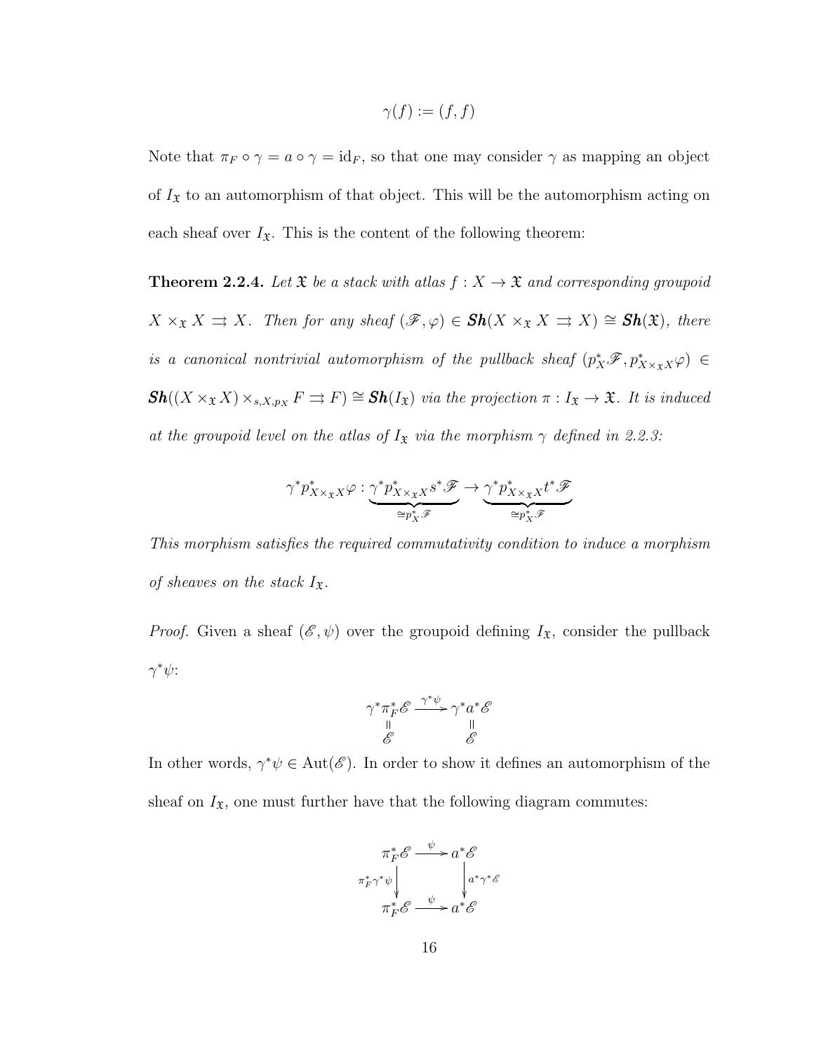$$\gamma(f) := (f, f)$$

Note that $\pi_F \circ \gamma = a \circ \gamma = \mathrm{id}_F$, so that one may consider $\gamma$ as mapping an object of $I_{\mathfrak{X}}$ to an automorphism of that object. This will be the automorphism acting on each sheaf over $I_{\mathfrak{X}}$. This is the content of the following theorem:

**Theorem 2.2.4.** *Let $\mathfrak{X}$ be a stack with atlas $f : X \to \mathfrak{X}$ and corresponding groupoid $X \times_{\mathfrak{X}} X \rightrightarrows X$. Then for any sheaf $(\mathscr{F}, \varphi) \in \boldsymbol{Sh}(X \times_{\mathfrak{X}} X \rightrightarrows X) \cong \boldsymbol{Sh}(\mathfrak{X})$, there is a canonical nontrivial automorphism of the pullback sheaf $(p_X^* \mathscr{F}, p_{X \times_{\mathfrak{X}} X}^* \varphi) \in \boldsymbol{Sh}((X \times_{\mathfrak{X}} X) \times_{s,X,p_X} F \rightrightarrows F) \cong \boldsymbol{Sh}(I_{\mathfrak{X}})$ via the projection $\pi : I_{\mathfrak{X}} \to \mathfrak{X}$. It is induced at the groupoid level on the atlas of $I_{\mathfrak{X}}$ via the morphism $\gamma$ defined in 2.2.3:*

$$\gamma^* p_{X \times_{\mathfrak{X}} X}^* \varphi : \underbrace{\gamma^* p_{X \times_{\mathfrak{X}} X}^* s^* \mathscr{F}}_{\cong p_X^* \mathscr{F}} \to \underbrace{\gamma^* p_{X \times_{\mathfrak{X}} X}^* t^* \mathscr{F}}_{\cong p_X^* \mathscr{F}}$$

*This morphism satisfies the required commutativity condition to induce a morphism of sheaves on the stack $I_{\mathfrak{X}}$.*

*Proof.* Given a sheaf $(\mathscr{E}, \psi)$ over the groupoid defining $I_{\mathfrak{X}}$, consider the pullback $\gamma^* \psi$:

$$\begin{array}{ccc} \gamma^* \pi_F^* \mathscr{E} & \xrightarrow{\gamma^* \psi} & \gamma^* a^* \mathscr{E} \\ \| & & \| \\ \mathscr{E} & & \mathscr{E} \end{array}$$

In other words, $\gamma^* \psi \in \mathrm{Aut}(\mathscr{E})$. In order to show it defines an automorphism of the sheaf on $I_{\mathfrak{X}}$, one must further have that the following diagram commutes:

$$\begin{array}{ccc} \pi_F^* \mathscr{E} & \xrightarrow{\psi} & a^* \mathscr{E} \\ {\scriptstyle \pi_F^* \gamma^* \psi} \downarrow & & \downarrow {\scriptstyle a^* \gamma^* \mathscr{E}} \\ \pi_F^* \mathscr{E} & \xrightarrow{\psi} & a^* \mathscr{E} \end{array}$$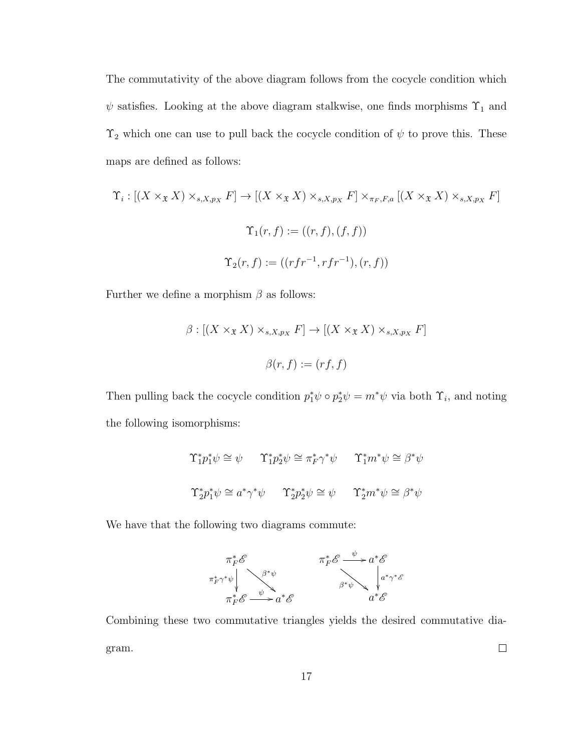The commutativity of the above diagram follows from the cocycle condition which $\psi$ satisfies. Looking at the above diagram stalkwise, one finds morphisms $\Upsilon_1$ and $\Upsilon_2$ which one can use to pull back the cocycle condition of $\psi$ to prove this. These maps are defined as follows:

$$\Upsilon_i : [(X \times_{\mathfrak{X}} X) \times_{s,X,p_X} F] \to [(X \times_{\mathfrak{X}} X) \times_{s,X,p_X} F] \times_{\pi_F,F,a} [(X \times_{\mathfrak{X}} X) \times_{s,X,p_X} F]$$

$$\Upsilon_1(r, f) := ((r, f), (f, f))$$

$$\Upsilon_2(r, f) := ((rfr^{-1}, rfr^{-1}), (r, f))$$

Further we define a morphism $\beta$ as follows:

$$\beta : [(X \times_{\mathfrak{X}} X) \times_{s,X,p_X} F] \to [(X \times_{\mathfrak{X}} X) \times_{s,X,p_X} F]$$

$$\beta(r, f) := (rf, f)$$

Then pulling back the cocycle condition $p_1^*\psi \circ p_2^*\psi = m^*\psi$ via both $\Upsilon_i$, and noting the following isomorphisms:

$$\Upsilon_1^* p_1^* \psi \cong \psi \qquad \Upsilon_1^* p_2^* \psi \cong \pi_F^* \gamma^* \psi \qquad \Upsilon_1^* m^* \psi \cong \beta^* \psi$$

$$\Upsilon_2^* p_1^* \psi \cong a^* \gamma^* \psi \qquad \Upsilon_2^* p_2^* \psi \cong \psi \qquad \Upsilon_2^* m^* \psi \cong \beta^* \psi$$

We have that the following two diagrams commute:

$$\begin{array}{ccc} \pi_F^*\mathscr{E} & & \\ \downarrow{\scriptstyle \pi_F^*\gamma^*\psi} & \searrow{\scriptstyle \beta^*\psi} & \\ \pi_F^*\mathscr{E} & \xrightarrow{\psi} & a^*\mathscr{E} \end{array} \qquad \begin{array}{ccc} \pi_F^*\mathscr{E} & \xrightarrow{\psi} & a^*\mathscr{E} \\ & \searrow{\scriptstyle \beta^*\psi} & \downarrow{\scriptstyle a^*\gamma^*\mathscr{E}} \\ & & a^*\mathscr{E} \end{array}$$

Combining these two commutative triangles yields the desired commutative diagram. □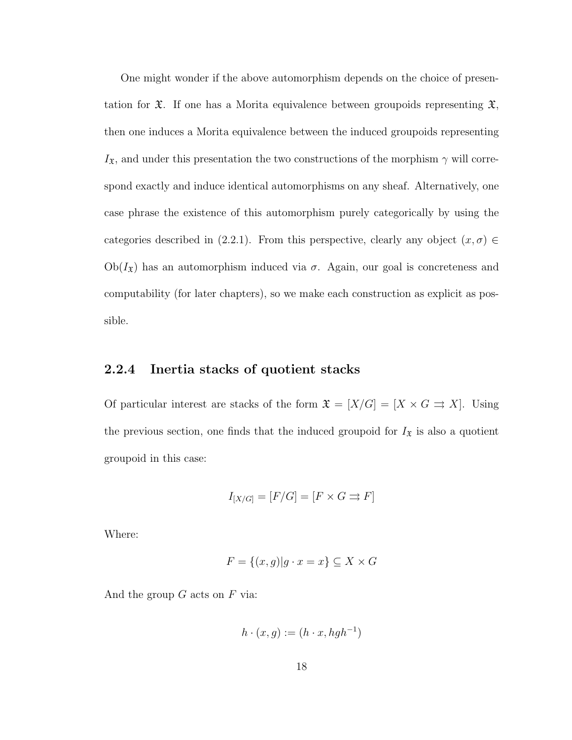One might wonder if the above automorphism depends on the choice of presentation for $\mathfrak{X}$. If one has a Morita equivalence between groupoids representing $\mathfrak{X}$, then one induces a Morita equivalence between the induced groupoids representing $I_{\mathfrak{X}}$, and under this presentation the two constructions of the morphism $\gamma$ will correspond exactly and induce identical automorphisms on any sheaf. Alternatively, one case phrase the existence of this automorphism purely categorically by using the categories described in (2.2.1). From this perspective, clearly any object $(x, \sigma) \in \mathrm{Ob}(I_{\mathfrak{X}})$ has an automorphism induced via $\sigma$. Again, our goal is concreteness and computability (for later chapters), so we make each construction as explicit as possible.

### 2.2.4 Inertia stacks of quotient stacks

Of particular interest are stacks of the form $\mathfrak{X} = [X/G] = [X \times G \rightrightarrows X]$. Using the previous section, one finds that the induced groupoid for $I_{\mathfrak{X}}$ is also a quotient groupoid in this case:

$$I_{[X/G]} = [F/G] = [F \times G \rightrightarrows F]$$

Where:

$$F = \{(x, g) | g \cdot x = x\} \subseteq X \times G$$

And the group $G$ acts on $F$ via:

$$h \cdot (x, g) := (h \cdot x, hgh^{-1})$$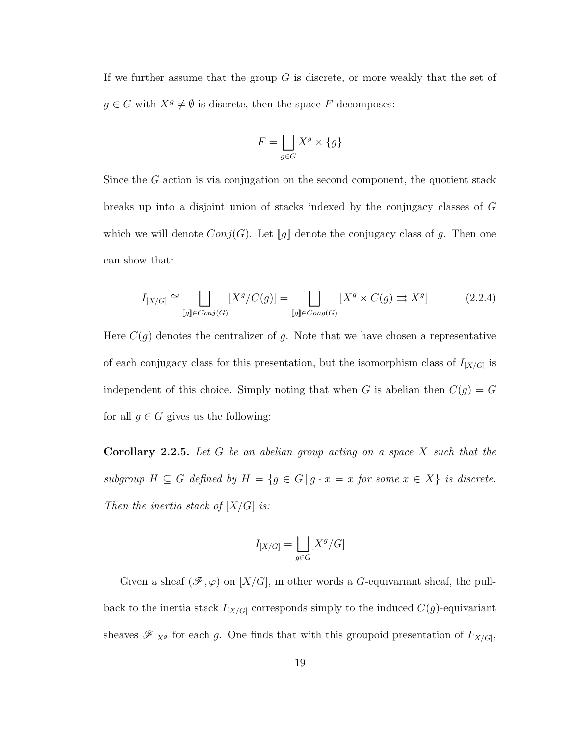If we further assume that the group $G$ is discrete, or more weakly that the set of $g \in G$ with $X^g \neq \emptyset$ is discrete, then the space $F$ decomposes:

$$F = \bigsqcup_{g \in G} X^g \times \{g\}$$

Since the $G$ action is via conjugation on the second component, the quotient stack breaks up into a disjoint union of stacks indexed by the conjugacy classes of $G$ which we will denote $Conj(G)$. Let $[\![g]\!]$ denote the conjugacy class of $g$. Then one can show that:

$$I_{[X/G]} \cong \bigsqcup_{[\![g]\!] \in Conj(G)} [X^g/C(g)] = \bigsqcup_{[\![g]\!] \in Cong(G)} [X^g \times C(g) \rightrightarrows X^g] \tag{2.2.4}$$

Here $C(g)$ denotes the centralizer of $g$. Note that we have chosen a representative of each conjugacy class for this presentation, but the isomorphism class of $I_{[X/G]}$ is independent of this choice. Simply noting that when $G$ is abelian then $C(g) = G$ for all $g \in G$ gives us the following:

**Corollary 2.2.5.** *Let $G$ be an abelian group acting on a space $X$ such that the subgroup $H \subseteq G$ defined by $H = \{g \in G \,|\, g \cdot x = x \text{ for some } x \in X\}$ is discrete. Then the inertia stack of $[X/G]$ is:*

$$I_{[X/G]} = \bigsqcup_{g \in G} [X^g/G]$$

Given a sheaf $(\mathscr{F}, \varphi)$ on $[X/G]$, in other words a $G$-equivariant sheaf, the pullback to the inertia stack $I_{[X/G]}$ corresponds simply to the induced $C(g)$-equivariant sheaves $\mathscr{F}|_{X^g}$ for each $g$. One finds that with this groupoid presentation of $I_{[X/G]}$,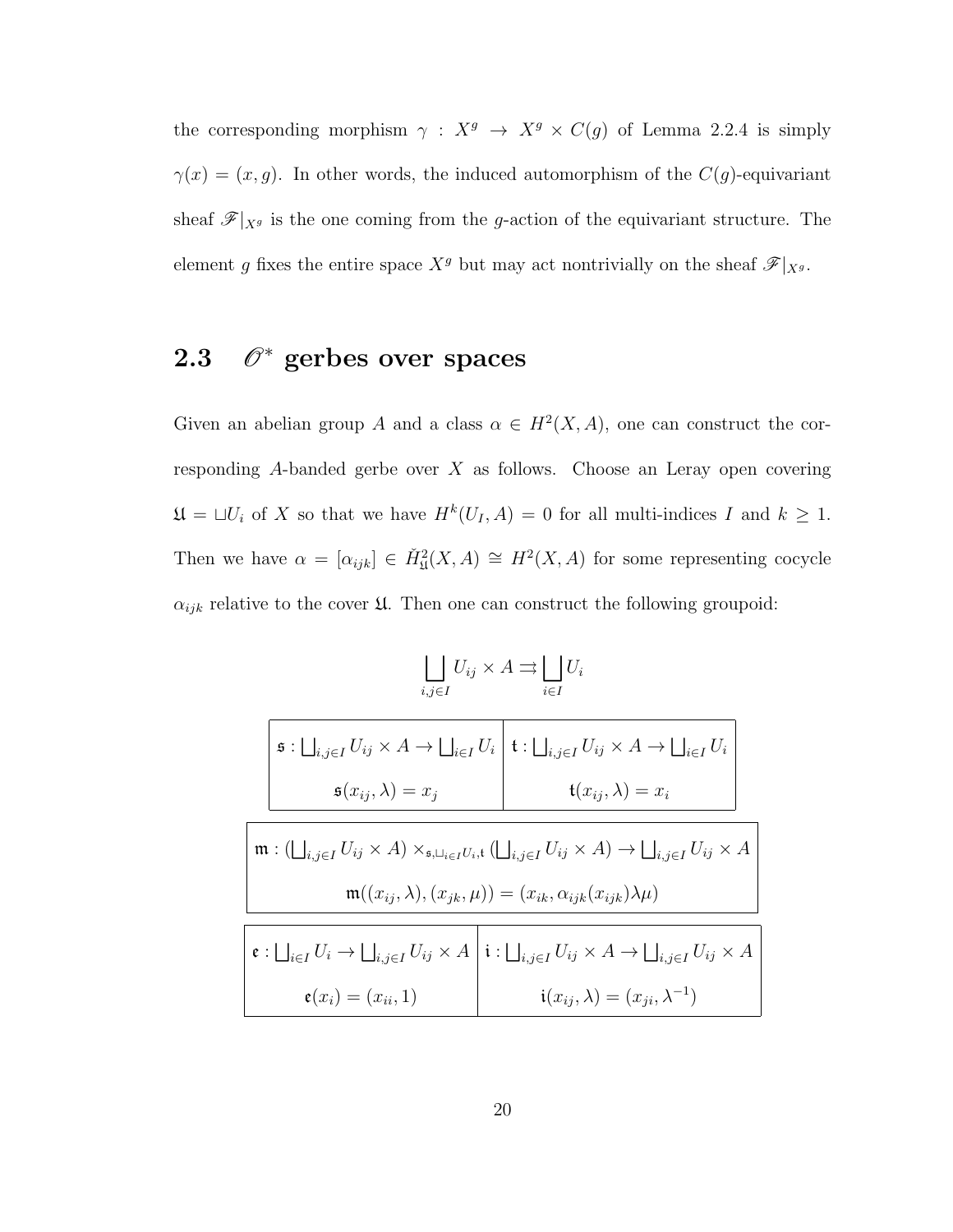the corresponding morphism $\gamma : X^g \to X^g \times C(g)$ of Lemma 2.2.4 is simply $\gamma(x) = (x, g)$. In other words, the induced automorphism of the $C(g)$-equivariant sheaf $\mathscr{F}|_{X^g}$ is the one coming from the $g$-action of the equivariant structure. The element $g$ fixes the entire space $X^g$ but may act nontrivially on the sheaf $\mathscr{F}|_{X^g}$.

## 2.3 $\mathscr{O}^*$ gerbes over spaces

Given an abelian group $A$ and a class $\alpha \in H^2(X, A)$, one can construct the corresponding $A$-banded gerbe over $X$ as follows. Choose an Leray open covering $\mathfrak{U} = \sqcup U_i$ of $X$ so that we have $H^k(U_I, A) = 0$ for all multi-indices $I$ and $k \geq 1$. Then we have $\alpha = [\alpha_{ijk}] \in \check{H}^2_{\mathfrak{U}}(X, A) \cong H^2(X, A)$ for some representing cocycle $\alpha_{ijk}$ relative to the cover $\mathfrak{U}$. Then one can construct the following groupoid:

$$\bigsqcup_{i,j \in I} U_{ij} \times A \rightrightarrows \bigsqcup_{i \in I} U_i$$

| | |
|---|---|
| $\mathfrak{s} : \bigsqcup_{i,j\in I} U_{ij} \times A \to \bigsqcup_{i\in I} U_i$ <br> $\mathfrak{s}(x_{ij}, \lambda) = x_j$ | $\mathfrak{t} : \bigsqcup_{i,j\in I} U_{ij} \times A \to \bigsqcup_{i\in I} U_i$ <br> $\mathfrak{t}(x_{ij}, \lambda) = x_i$ |

| |
|---|
| $\mathfrak{m} : (\bigsqcup_{i,j\in I} U_{ij} \times A) \times_{\mathfrak{s}, \sqcup_{i\in I} U_i, \mathfrak{t}} (\bigsqcup_{i,j\in I} U_{ij} \times A) \to \bigsqcup_{i,j\in I} U_{ij} \times A$ <br> $\mathfrak{m}((x_{ij}, \lambda), (x_{jk}, \mu)) = (x_{ik}, \alpha_{ijk}(x_{ijk})\lambda\mu)$ |

| | |
|---|---|
| $\mathfrak{e} : \bigsqcup_{i\in I} U_i \to \bigsqcup_{i,j\in I} U_{ij} \times A$ <br> $\mathfrak{e}(x_i) = (x_{ii}, 1)$ | $\mathfrak{i} : \bigsqcup_{i,j\in I} U_{ij} \times A \to \bigsqcup_{i,j\in I} U_{ij} \times A$ <br> $\mathfrak{i}(x_{ij}, \lambda) = (x_{ji}, \lambda^{-1})$ |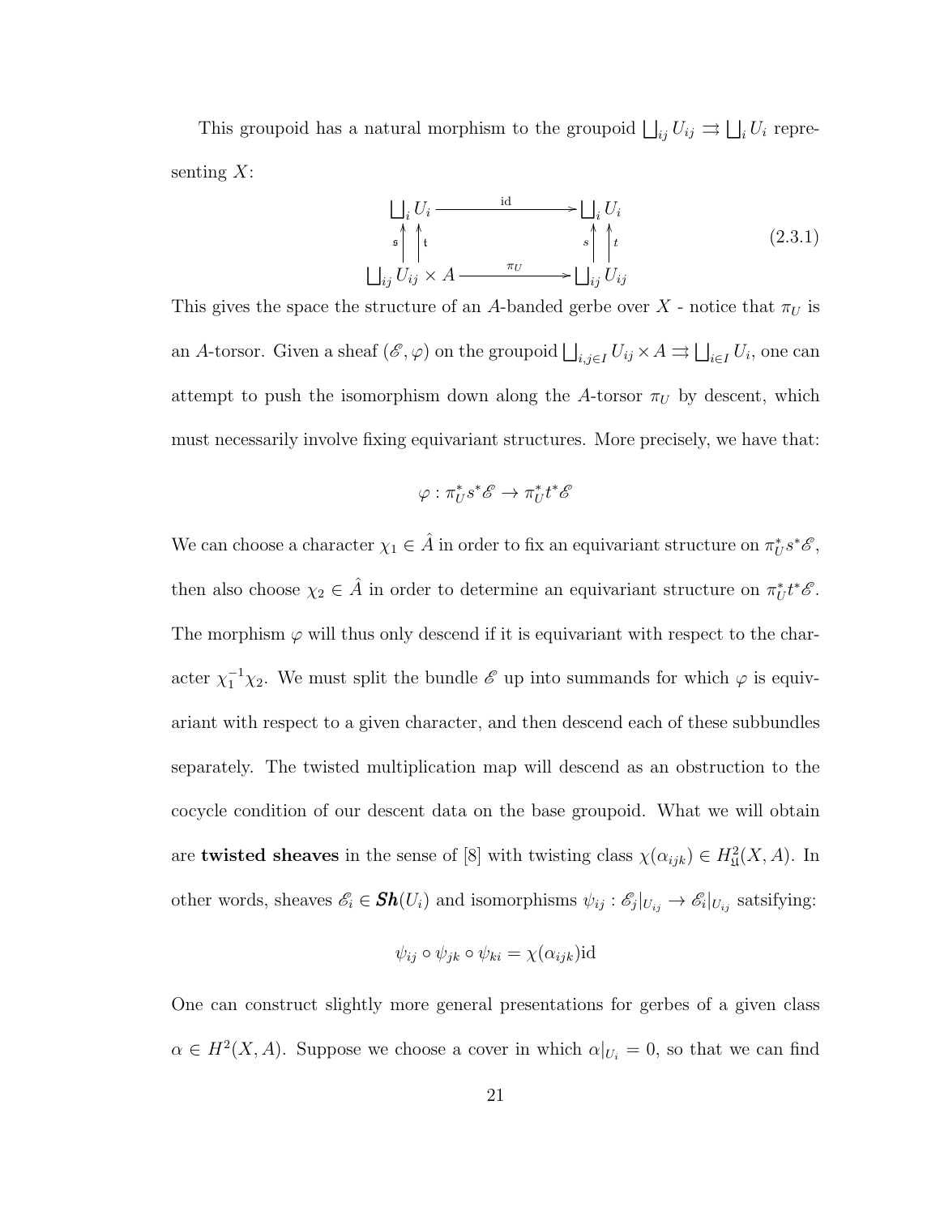This groupoid has a natural morphism to the groupoid $\bigsqcup_{ij} U_{ij} \rightrightarrows \bigsqcup_i U_i$ representing $X$:

$$
\begin{array}{ccc}
\bigsqcup_i U_i & \xrightarrow{\quad \text{id} \quad} & \bigsqcup_i U_i \\
\mathfrak{s} \Big\uparrow \Big\uparrow \mathfrak{t} & & s \Big\uparrow \Big\uparrow t \\
\bigsqcup_{ij} U_{ij} \times A & \xrightarrow{\quad \pi_U \quad} & \bigsqcup_{ij} U_{ij}
\end{array}
\tag{2.3.1}
$$

This gives the space the structure of an $A$-banded gerbe over $X$ - notice that $\pi_U$ is an $A$-torsor. Given a sheaf $(\mathscr{E}, \varphi)$ on the groupoid $\bigsqcup_{i,j \in I} U_{ij} \times A \rightrightarrows \bigsqcup_{i \in I} U_i$, one can attempt to push the isomorphism down along the $A$-torsor $\pi_U$ by descent, which must necessarily involve fixing equivariant structures. More precisely, we have that:

$$\varphi : \pi_U^* s^* \mathscr{E} \to \pi_U^* t^* \mathscr{E}$$

We can choose a character $\chi_1 \in \hat{A}$ in order to fix an equivariant structure on $\pi_U^* s^* \mathscr{E}$, then also choose $\chi_2 \in \hat{A}$ in order to determine an equivariant structure on $\pi_U^* t^* \mathscr{E}$. The morphism $\varphi$ will thus only descend if it is equivariant with respect to the character $\chi_1^{-1}\chi_2$. We must split the bundle $\mathscr{E}$ up into summands for which $\varphi$ is equivariant with respect to a given character, and then descend each of these subbundles separately. The twisted multiplication map will descend as an obstruction to the cocycle condition of our descent data on the base groupoid. What we will obtain are **twisted sheaves** in the sense of [8] with twisting class $\chi(\alpha_{ijk}) \in H^2_{\mathfrak{U}}(X, A)$. In other words, sheaves $\mathscr{E}_i \in \boldsymbol{Sh}(U_i)$ and isomorphisms $\psi_{ij} : \mathscr{E}_j|_{U_{ij}} \to \mathscr{E}_i|_{U_{ij}}$ satsifying:

$$\psi_{ij} \circ \psi_{jk} \circ \psi_{ki} = \chi(\alpha_{ijk})\text{id}$$

One can construct slightly more general presentations for gerbes of a given class $\alpha \in H^2(X, A)$. Suppose we choose a cover in which $\alpha|_{U_i} = 0$, so that we can find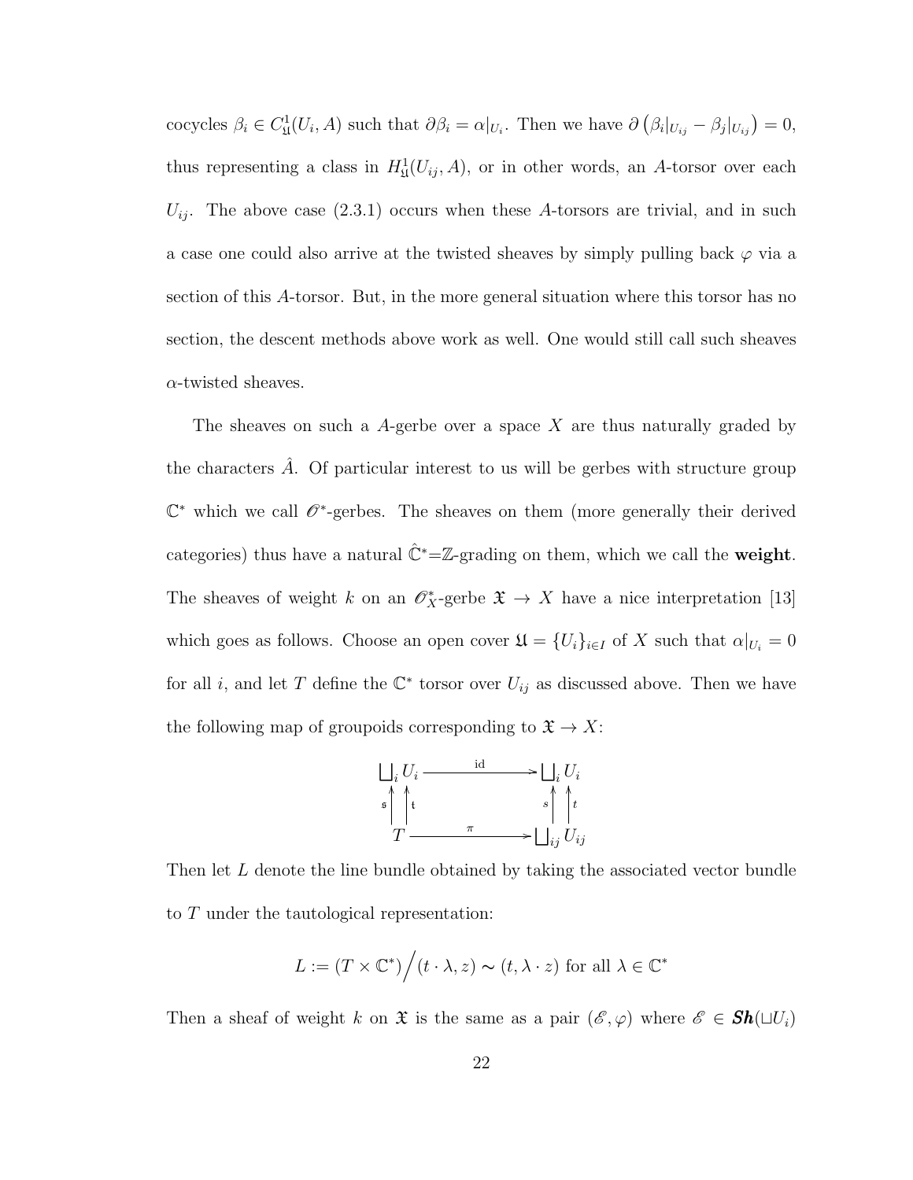cocycles $\beta_i \in C^1_{\mathfrak{U}}(U_i, A)$ such that $\partial\beta_i = \alpha|_{U_i}$. Then we have $\partial\left(\beta_i|_{U_{ij}} - \beta_j|_{U_{ij}}\right) = 0$, thus representing a class in $H^1_{\mathfrak{U}}(U_{ij}, A)$, or in other words, an $A$-torsor over each $U_{ij}$. The above case (2.3.1) occurs when these $A$-torsors are trivial, and in such a case one could also arrive at the twisted sheaves by simply pulling back $\varphi$ via a section of this $A$-torsor. But, in the more general situation where this torsor has no section, the descent methods above work as well. One would still call such sheaves $\alpha$-twisted sheaves.

The sheaves on such a $A$-gerbe over a space $X$ are thus naturally graded by the characters $\hat{A}$. Of particular interest to us will be gerbes with structure group $\mathbb{C}^*$ which we call $\mathscr{O}^*$-gerbes. The sheaves on them (more generally their derived categories) thus have a natural $\hat{\mathbb{C}}^*$=$\mathbb{Z}$-grading on them, which we call the **weight**. The sheaves of weight $k$ on an $\mathscr{O}^*_X$-gerbe $\mathfrak{X} \to X$ have a nice interpretation [13] which goes as follows. Choose an open cover $\mathfrak{U} = \{U_i\}_{i\in I}$ of $X$ such that $\alpha|_{U_i} = 0$ for all $i$, and let $T$ define the $\mathbb{C}^*$ torsor over $U_{ij}$ as discussed above. Then we have the following map of groupoids corresponding to $\mathfrak{X} \to X$:

$$\begin{array}{ccc}
\bigsqcup_i U_i & \xrightarrow{\text{id}} & \bigsqcup_i U_i \\
{\scriptstyle \mathfrak{s}}\uparrow\ \uparrow{\scriptstyle \mathfrak{t}} & & {\scriptstyle s}\uparrow\ \uparrow{\scriptstyle t} \\
T & \xrightarrow{\pi} & \bigsqcup_{ij} U_{ij}
\end{array}$$

Then let $L$ denote the line bundle obtained by taking the associated vector bundle to $T$ under the tautological representation:

$$L := (T \times \mathbb{C}^*) \Big/ (t\cdot\lambda, z) \sim (t, \lambda\cdot z) \text{ for all } \lambda \in \mathbb{C}^*$$

Then a sheaf of weight $k$ on $\mathfrak{X}$ is the same as a pair $(\mathscr{E}, \varphi)$ where $\mathscr{E} \in \boldsymbol{Sh}(\sqcup U_i)$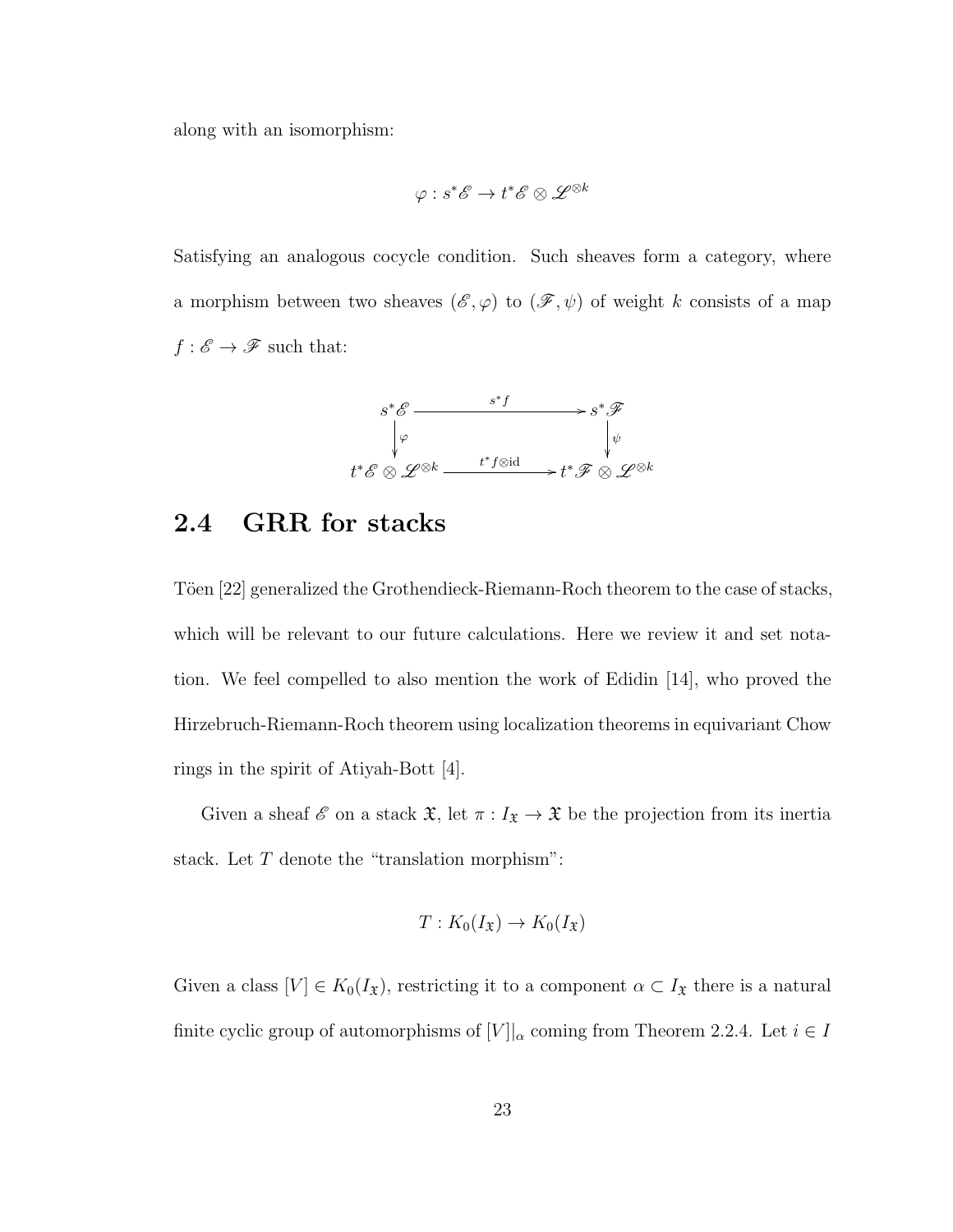along with an isomorphism:

$$\varphi : s^*\mathscr{E} \to t^*\mathscr{E} \otimes \mathscr{L}^{\otimes k}$$

Satisfying an analogous cocycle condition. Such sheaves form a category, where a morphism between two sheaves $(\mathscr{E}, \varphi)$ to $(\mathscr{F}, \psi)$ of weight $k$ consists of a map $f : \mathscr{E} \to \mathscr{F}$ such that:

$$\begin{array}{ccc} s^*\mathscr{E} & \xrightarrow{s^*f} & s^*\mathscr{F} \\ \downarrow{\scriptstyle\varphi} & & \downarrow{\scriptstyle\psi} \\ t^*\mathscr{E} \otimes \mathscr{L}^{\otimes k} & \xrightarrow{t^*f \otimes \mathrm{id}} & t^*\mathscr{F} \otimes \mathscr{L}^{\otimes k} \end{array}$$

## 2.4 GRR for stacks

Töen [22] generalized the Grothendieck-Riemann-Roch theorem to the case of stacks, which will be relevant to our future calculations. Here we review it and set notation. We feel compelled to also mention the work of Edidin [14], who proved the Hirzebruch-Riemann-Roch theorem using localization theorems in equivariant Chow rings in the spirit of Atiyah-Bott [4].

Given a sheaf $\mathscr{E}$ on a stack $\mathfrak{X}$, let $\pi : I_{\mathfrak{X}} \to \mathfrak{X}$ be the projection from its inertia stack. Let $T$ denote the "translation morphism":

$$T : K_0(I_{\mathfrak{X}}) \to K_0(I_{\mathfrak{X}})$$

Given a class $[V] \in K_0(I_{\mathfrak{X}})$, restricting it to a component $\alpha \subset I_{\mathfrak{X}}$ there is a natural finite cyclic group of automorphisms of $[V]|_\alpha$ coming from Theorem 2.2.4. Let $i \in I$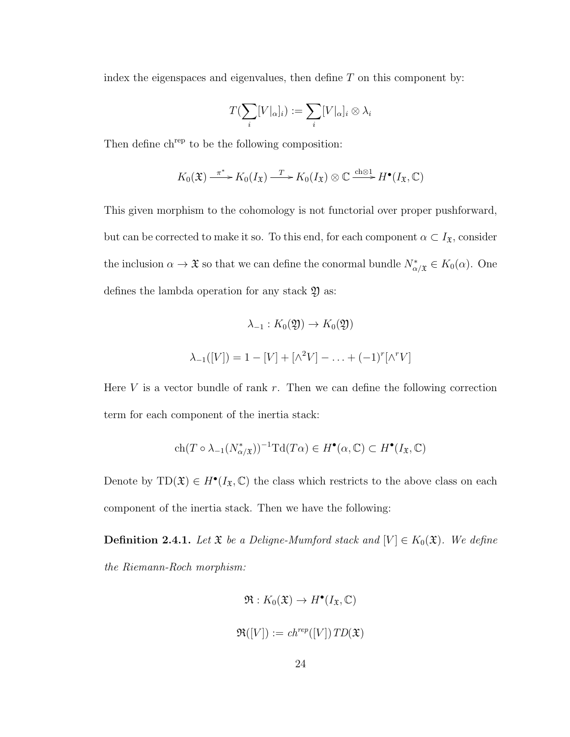index the eigenspaces and eigenvalues, then define $T$ on this component by:

$$T(\sum_i [V|_\alpha]_i) := \sum_i [V|_\alpha]_i \otimes \lambda_i$$

Then define $\mathrm{ch}^{\mathrm{rep}}$ to be the following composition:

$$K_0(\mathfrak{X}) \xrightarrow{\pi^*} K_0(I_\mathfrak{X}) \xrightarrow{T} K_0(I_\mathfrak{X}) \otimes \mathbb{C} \xrightarrow{\mathrm{ch}\otimes 1} H^\bullet(I_\mathfrak{X}, \mathbb{C})$$

This given morphism to the cohomology is not functorial over proper pushforward, but can be corrected to make it so. To this end, for each component $\alpha \subset I_\mathfrak{X}$, consider the inclusion $\alpha \to \mathfrak{X}$ so that we can define the conormal bundle $N^*_{\alpha/\mathfrak{X}} \in K_0(\alpha)$. One defines the lambda operation for any stack $\mathfrak{Y}$ as:

$$\lambda_{-1} : K_0(\mathfrak{Y}) \to K_0(\mathfrak{Y})$$

$$\lambda_{-1}([V]) = 1 - [V] + [\wedge^2 V] - \ldots + (-1)^r [\wedge^r V]$$

Here $V$ is a vector bundle of rank $r$. Then we can define the following correction term for each component of the inertia stack:

$$\mathrm{ch}(T \circ \lambda_{-1}(N^*_{\alpha/\mathfrak{X}}))^{-1} \mathrm{Td}(T\alpha) \in H^\bullet(\alpha, \mathbb{C}) \subset H^\bullet(I_\mathfrak{X}, \mathbb{C})$$

Denote by $\mathrm{TD}(\mathfrak{X}) \in H^\bullet(I_\mathfrak{X}, \mathbb{C})$ the class which restricts to the above class on each component of the inertia stack. Then we have the following:

**Definition 2.4.1.** *Let $\mathfrak{X}$ be a Deligne-Mumford stack and $[V] \in K_0(\mathfrak{X})$. We define the Riemann-Roch morphism:*

$$\mathfrak{R} : K_0(\mathfrak{X}) \to H^\bullet(I_\mathfrak{X}, \mathbb{C})$$

$$\mathfrak{R}([V]) := ch^{rep}([V])\, TD(\mathfrak{X})$$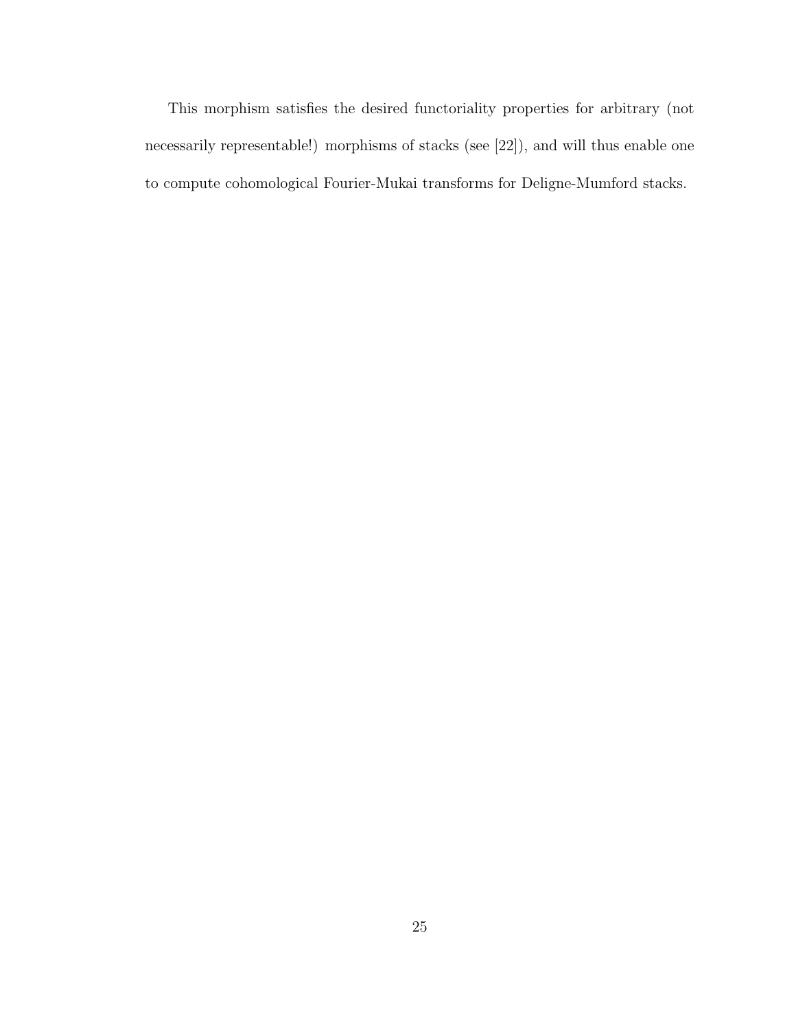This morphism satisfies the desired functoriality properties for arbitrary (not necessarily representable!) morphisms of stacks (see [22]), and will thus enable one to compute cohomological Fourier-Mukai transforms for Deligne-Mumford stacks.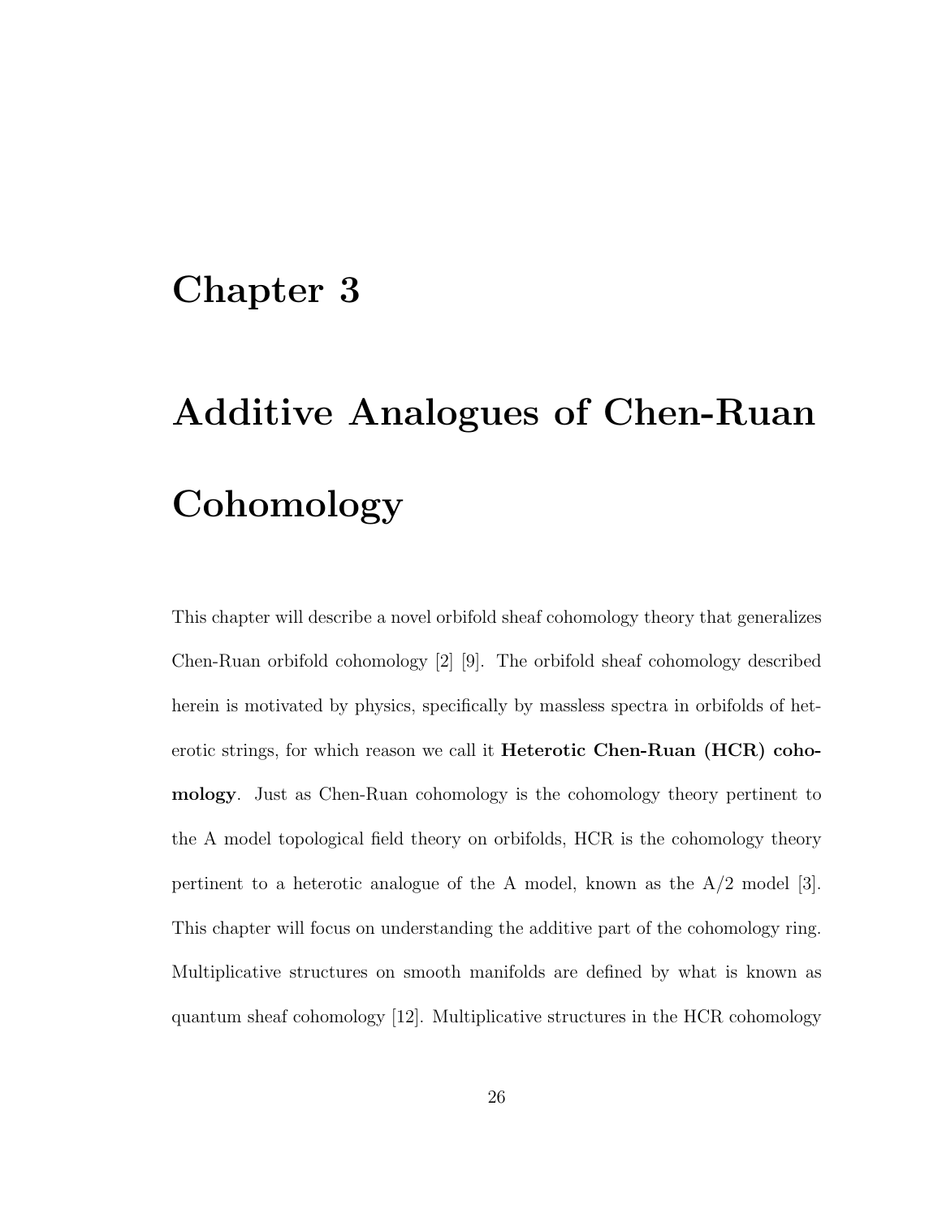# Chapter 3

# Additive Analogues of Chen-Ruan Cohomology

This chapter will describe a novel orbifold sheaf cohomology theory that generalizes Chen-Ruan orbifold cohomology [2] [9]. The orbifold sheaf cohomology described herein is motivated by physics, specifically by massless spectra in orbifolds of heterotic strings, for which reason we call it **Heterotic Chen-Ruan (HCR) cohomology**. Just as Chen-Ruan cohomology is the cohomology theory pertinent to the A model topological field theory on orbifolds, HCR is the cohomology theory pertinent to a heterotic analogue of the A model, known as the A/2 model [3]. This chapter will focus on understanding the additive part of the cohomology ring. Multiplicative structures on smooth manifolds are defined by what is known as quantum sheaf cohomology [12]. Multiplicative structures in the HCR cohomology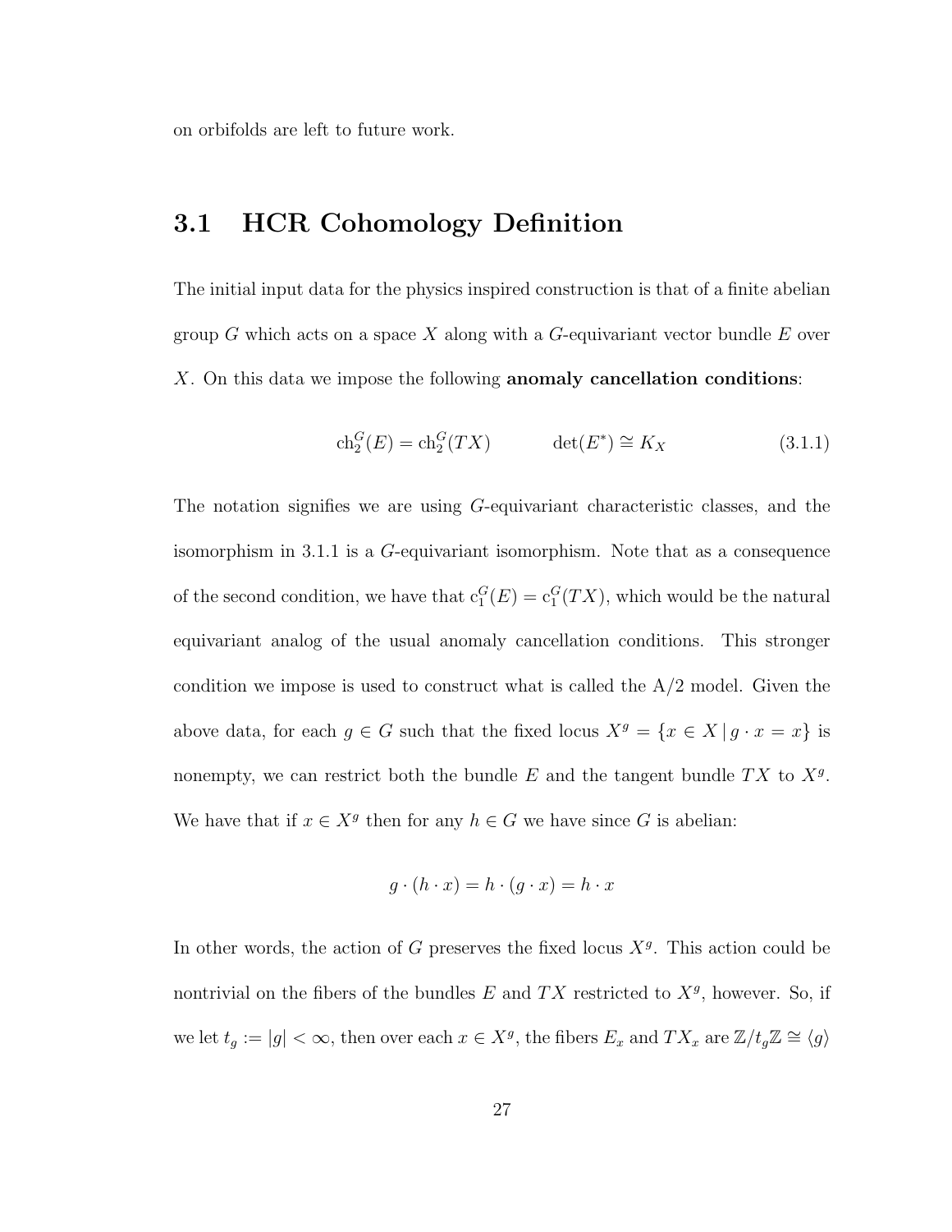on orbifolds are left to future work.

## 3.1 HCR Cohomology Definition

The initial input data for the physics inspired construction is that of a finite abelian group $G$ which acts on a space $X$ along with a $G$-equivariant vector bundle $E$ over $X$. On this data we impose the following **anomaly cancellation conditions**:

$$\mathrm{ch}_2^G(E) = \mathrm{ch}_2^G(TX) \qquad\qquad \det(E^*) \cong K_X \tag{3.1.1}$$

The notation signifies we are using $G$-equivariant characteristic classes, and the isomorphism in 3.1.1 is a $G$-equivariant isomorphism. Note that as a consequence of the second condition, we have that $\mathrm{c}_1^G(E) = \mathrm{c}_1^G(TX)$, which would be the natural equivariant analog of the usual anomaly cancellation conditions. This stronger condition we impose is used to construct what is called the A/2 model. Given the above data, for each $g \in G$ such that the fixed locus $X^g = \{x \in X \,|\, g \cdot x = x\}$ is nonempty, we can restrict both the bundle $E$ and the tangent bundle $TX$ to $X^g$. We have that if $x \in X^g$ then for any $h \in G$ we have since $G$ is abelian:

$$g \cdot (h \cdot x) = h \cdot (g \cdot x) = h \cdot x$$

In other words, the action of $G$ preserves the fixed locus $X^g$. This action could be nontrivial on the fibers of the bundles $E$ and $TX$ restricted to $X^g$, however. So, if we let $t_g := |g| < \infty$, then over each $x \in X^g$, the fibers $E_x$ and $TX_x$ are $\mathbb{Z}/t_g\mathbb{Z} \cong \langle g \rangle$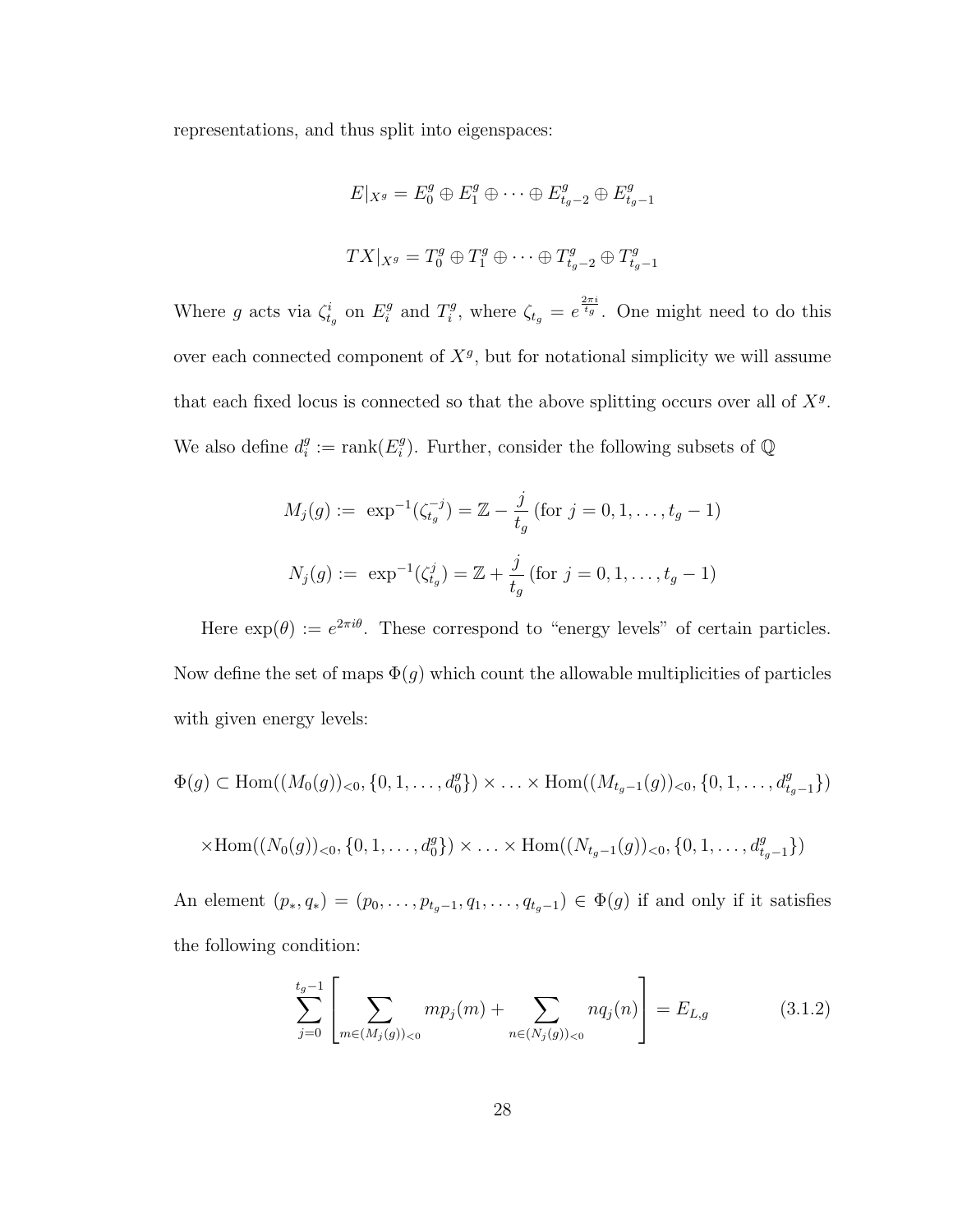representations, and thus split into eigenspaces:

$$E|_{X^g} = E_0^g \oplus E_1^g \oplus \cdots \oplus E_{t_g-2}^g \oplus E_{t_g-1}^g$$

$$TX|_{X^g} = T_0^g \oplus T_1^g \oplus \cdots \oplus T_{t_g-2}^g \oplus T_{t_g-1}^g$$

Where $g$ acts via $\zeta_{t_g}^i$ on $E_i^g$ and $T_i^g$, where $\zeta_{t_g} = e^{\frac{2\pi i}{t_g}}$. One might need to do this over each connected component of $X^g$, but for notational simplicity we will assume that each fixed locus is connected so that the above splitting occurs over all of $X^g$. We also define $d_i^g := \text{rank}(E_i^g)$. Further, consider the following subsets of $\mathbb{Q}$

$$M_j(g) := \ \exp^{-1}(\zeta_{t_g}^{-j}) = \mathbb{Z} - \frac{j}{t_g} \text{ (for } j = 0, 1, \ldots, t_g - 1)$$

$$N_j(g) := \ \exp^{-1}(\zeta_{t_g}^{j}) = \mathbb{Z} + \frac{j}{t_g} \text{ (for } j = 0, 1, \ldots, t_g - 1)$$

Here $\exp(\theta) := e^{2\pi i\theta}$. These correspond to "energy levels" of certain particles. Now define the set of maps $\Phi(g)$ which count the allowable multiplicities of particles with given energy levels:

$$\Phi(g) \subset \text{Hom}((M_0(g))_{<0}, \{0, 1, \ldots, d_0^g\}) \times \ldots \times \text{Hom}((M_{t_g-1}(g))_{<0}, \{0, 1, \ldots, d_{t_g-1}^g\})$$

$$\times \text{Hom}((N_0(g))_{<0}, \{0, 1, \ldots, d_0^g\}) \times \ldots \times \text{Hom}((N_{t_g-1}(g))_{<0}, \{0, 1, \ldots, d_{t_g-1}^g\})$$

An element $(p_*, q_*) = (p_0, \ldots, p_{t_g-1}, q_1, \ldots, q_{t_g-1}) \in \Phi(g)$ if and only if it satisfies the following condition:

$$\sum_{j=0}^{t_g-1} \left[ \sum_{m \in (M_j(g))_{<0}} m p_j(m) + \sum_{n \in (N_j(g))_{<0}} n q_j(n) \right] = E_{L,g} \tag{3.1.2}$$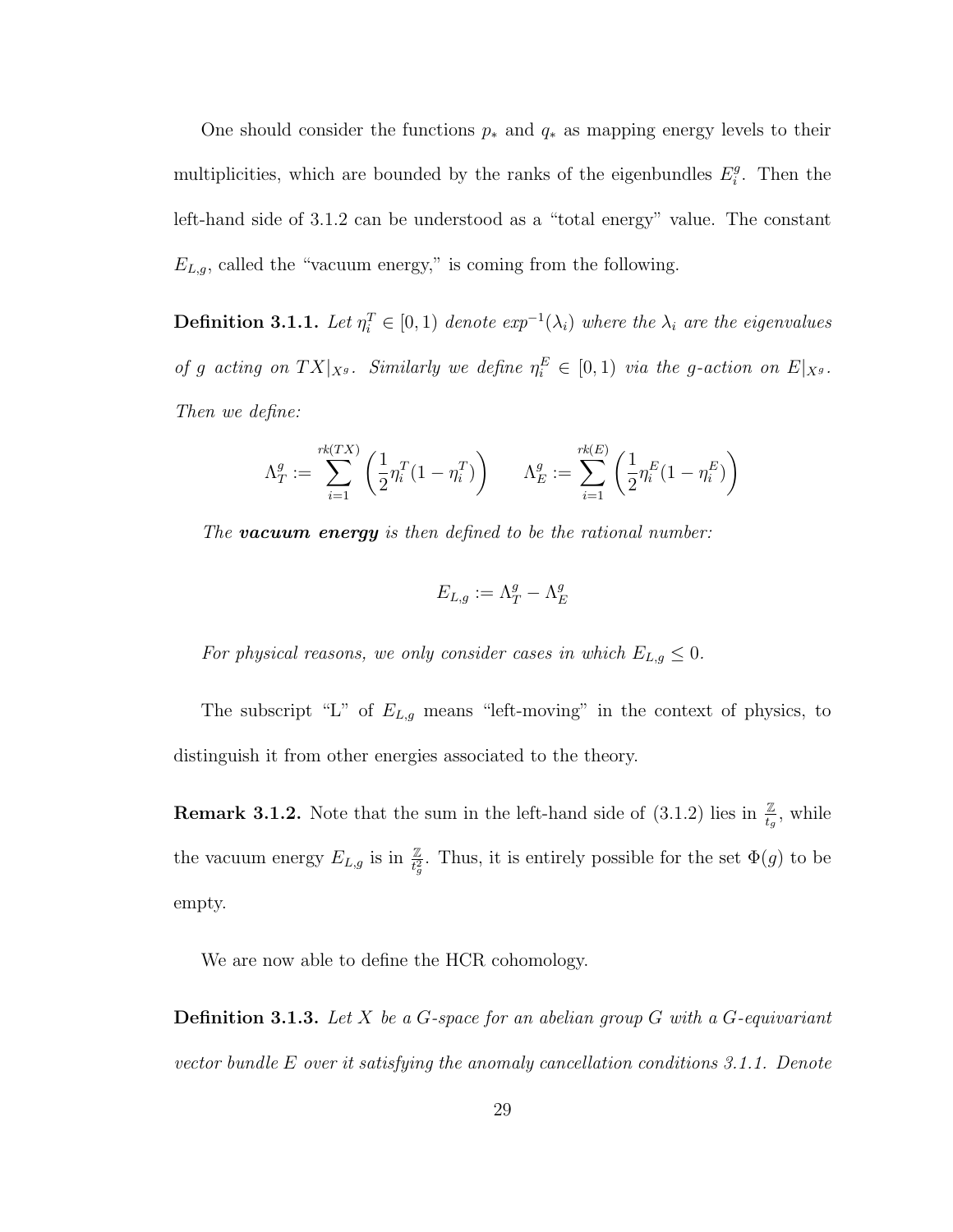One should consider the functions $p_*$ and $q_*$ as mapping energy levels to their multiplicities, which are bounded by the ranks of the eigenbundles $E_i^g$. Then the left-hand side of 3.1.2 can be understood as a "total energy" value. The constant $E_{L,g}$, called the "vacuum energy," is coming from the following.

**Definition 3.1.1.** *Let $\eta_i^T \in [0,1)$ denote $exp^{-1}(\lambda_i)$ where the $\lambda_i$ are the eigenvalues of $g$ acting on $TX|_{X^g}$. Similarly we define $\eta_i^E \in [0,1)$ via the $g$-action on $E|_{X^g}$. Then we define:*

$$\Lambda_T^g := \sum_{i=1}^{rk(TX)} \left( \frac{1}{2} \eta_i^T (1 - \eta_i^T) \right) \qquad \Lambda_E^g := \sum_{i=1}^{rk(E)} \left( \frac{1}{2} \eta_i^E (1 - \eta_i^E) \right)$$

*The **vacuum energy** is then defined to be the rational number:*

$$E_{L,g} := \Lambda_T^g - \Lambda_E^g$$

*For physical reasons, we only consider cases in which $E_{L,g} \leq 0$.*

The subscript "L" of $E_{L,g}$ means "left-moving" in the context of physics, to distinguish it from other energies associated to the theory.

**Remark 3.1.2.** Note that the sum in the left-hand side of (3.1.2) lies in $\frac{\mathbb{Z}}{t_g}$, while the vacuum energy $E_{L,g}$ is in $\frac{\mathbb{Z}}{t_g^2}$. Thus, it is entirely possible for the set $\Phi(g)$ to be empty.

We are now able to define the HCR cohomology.

**Definition 3.1.3.** *Let $X$ be a $G$-space for an abelian group $G$ with a $G$-equivariant vector bundle $E$ over it satisfying the anomaly cancellation conditions 3.1.1. Denote*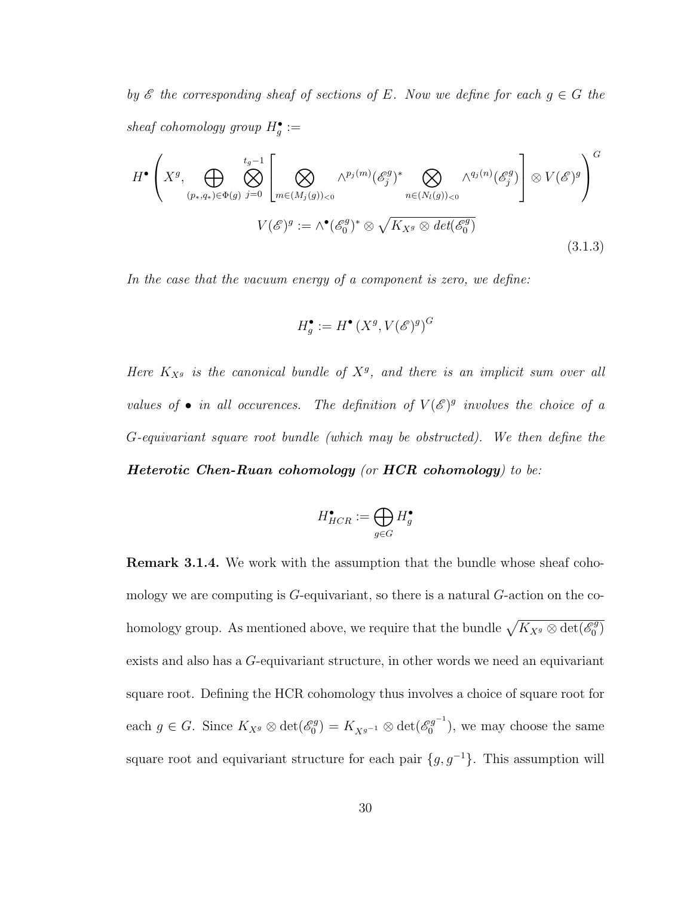*by $\mathscr{E}$ the corresponding sheaf of sections of $E$. Now we define for each $g \in G$ the sheaf cohomology group $H^\bullet_g :=$*

$$
H^\bullet\left(X^g, \bigoplus_{(p_*,q_*)\in\Phi(g)} \bigotimes_{j=0}^{t_g-1}\left[\bigotimes_{m\in(M_j(g))_{<0}} \wedge^{p_j(m)}(\mathscr{E}^g_j)^* \bigotimes_{n\in(N_l(g))_{<0}} \wedge^{q_j(n)}(\mathscr{E}^g_j)\right] \otimes V(\mathscr{E})^g\right)^G
$$

$$
V(\mathscr{E})^g := \wedge^\bullet(\mathscr{E}^g_0)^* \otimes \sqrt{K_{X^g} \otimes det(\mathscr{E}^g_0)} \tag{3.1.3}
$$

*In the case that the vacuum energy of a component is zero, we define:*

$$
H^\bullet_g := H^\bullet\left(X^g, V(\mathscr{E})^g\right)^G
$$

*Here $K_{X^g}$ is the canonical bundle of $X^g$, and there is an implicit sum over all values of $\bullet$ in all occurences. The definition of $V(\mathscr{E})^g$ involves the choice of a $G$-equivariant square root bundle (which may be obstructed). We then define the **Heterotic Chen-Ruan cohomology** (or **HCR cohomology**) to be:*

$$
H^\bullet_{HCR} := \bigoplus_{g\in G} H^\bullet_g
$$

**Remark 3.1.4.** We work with the assumption that the bundle whose sheaf cohomology we are computing is $G$-equivariant, so there is a natural $G$-action on the cohomology group. As mentioned above, we require that the bundle $\sqrt{K_{X^g} \otimes \det(\mathscr{E}^g_0)}$ exists and also has a $G$-equivariant structure, in other words we need an equivariant square root. Defining the HCR cohomology thus involves a choice of square root for each $g \in G$. Since $K_{X^g} \otimes \det(\mathscr{E}^g_0) = K_{X^{g^{-1}}} \otimes \det(\mathscr{E}^{g^{-1}}_0)$, we may choose the same square root and equivariant structure for each pair $\{g, g^{-1}\}$. This assumption will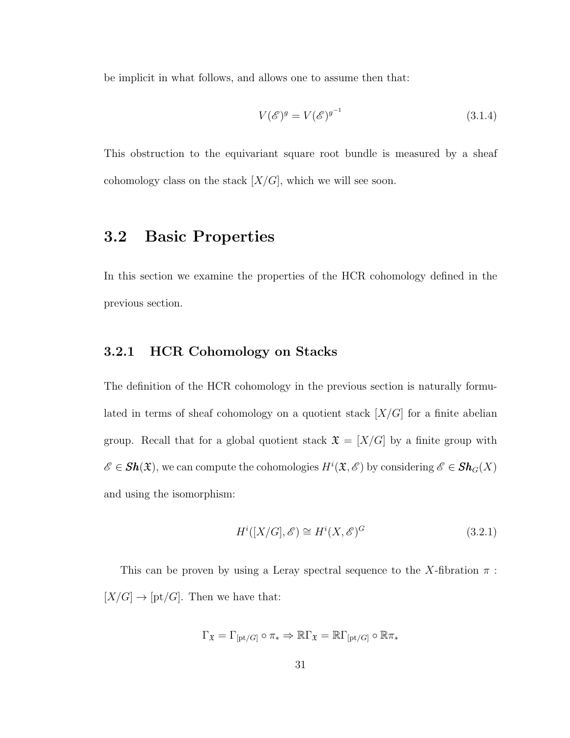be implicit in what follows, and allows one to assume then that:

$$V(\mathscr{E})^g = V(\mathscr{E})^{g^{-1}} \tag{3.1.4}$$

This obstruction to the equivariant square root bundle is measured by a sheaf cohomology class on the stack $[X/G]$, which we will see soon.

## 3.2 Basic Properties

In this section we examine the properties of the HCR cohomology defined in the previous section.

### 3.2.1 HCR Cohomology on Stacks

The definition of the HCR cohomology in the previous section is naturally formulated in terms of sheaf cohomology on a quotient stack $[X/G]$ for a finite abelian group. Recall that for a global quotient stack $\mathfrak{X} = [X/G]$ by a finite group with $\mathscr{E} \in \boldsymbol{Sh}(\mathfrak{X})$, we can compute the cohomologies $H^i(\mathfrak{X}, \mathscr{E})$ by considering $\mathscr{E} \in \boldsymbol{Sh}_G(X)$ and using the isomorphism:

$$H^i([X/G], \mathscr{E}) \cong H^i(X, \mathscr{E})^G \tag{3.2.1}$$

This can be proven by using a Leray spectral sequence to the $X$-fibration $\pi : [X/G] \to [\mathrm{pt}/G]$. Then we have that:

$$\Gamma_{\mathfrak{X}} = \Gamma_{[\mathrm{pt}/G]} \circ \pi_* \Rightarrow \mathbb{R}\Gamma_{\mathfrak{X}} = \mathbb{R}\Gamma_{[\mathrm{pt}/G]} \circ \mathbb{R}\pi_*$$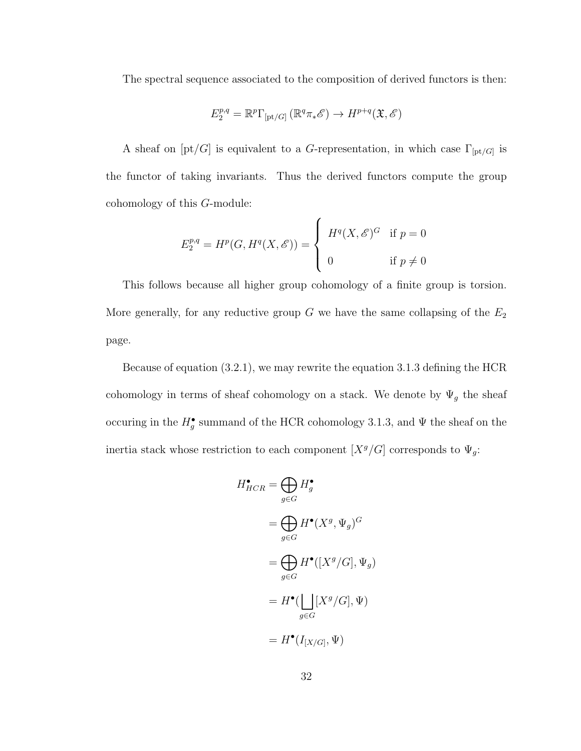The spectral sequence associated to the composition of derived functors is then:

$$E_2^{p,q} = \mathbb{R}^p\Gamma_{[\mathrm{pt}/G]}\left(\mathbb{R}^q\pi_*\mathscr{E}\right) \to H^{p+q}(\mathfrak{X}, \mathscr{E})$$

A sheaf on $[\mathrm{pt}/G]$ is equivalent to a $G$-representation, in which case $\Gamma_{[\mathrm{pt}/G]}$ is the functor of taking invariants. Thus the derived functors compute the group cohomology of this $G$-module:

$$E_2^{p,q} = H^p(G, H^q(X, \mathscr{E})) = \begin{cases} H^q(X, \mathscr{E})^G & \text{if } p = 0 \\ 0 & \text{if } p \neq 0 \end{cases}$$

This follows because all higher group cohomology of a finite group is torsion. More generally, for any reductive group $G$ we have the same collapsing of the $E_2$ page.

Because of equation (3.2.1), we may rewrite the equation 3.1.3 defining the HCR cohomology in terms of sheaf cohomology on a stack. We denote by $\Psi_g$ the sheaf occuring in the $H_g^\bullet$ summand of the HCR cohomology 3.1.3, and $\Psi$ the sheaf on the inertia stack whose restriction to each component $[X^g/G]$ corresponds to $\Psi_g$:

$$\begin{aligned}
H^\bullet_{HCR} &= \bigoplus_{g \in G} H_g^\bullet \\
&= \bigoplus_{g \in G} H^\bullet(X^g, \Psi_g)^G \\
&= \bigoplus_{g \in G} H^\bullet([X^g/G], \Psi_g) \\
&= H^\bullet(\bigsqcup_{g \in G} [X^g/G], \Psi) \\
&= H^\bullet(I_{[X/G]}, \Psi)
\end{aligned}$$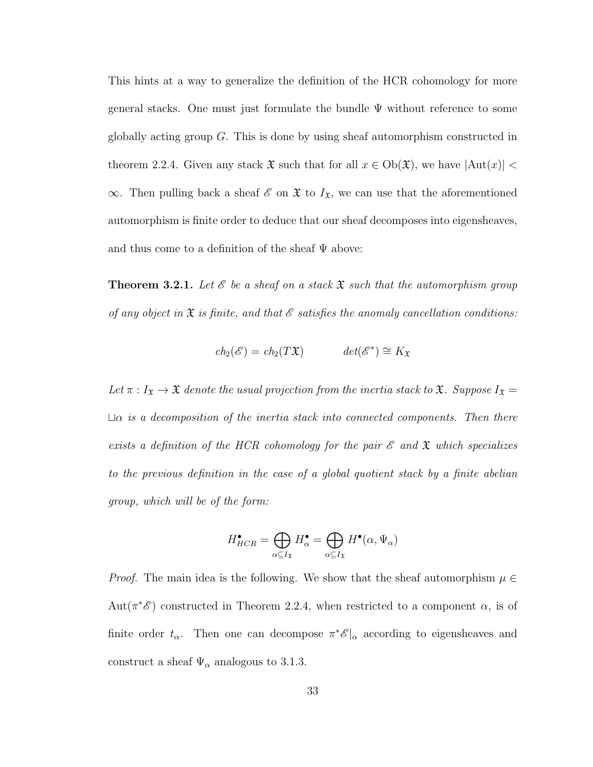This hints at a way to generalize the definition of the HCR cohomology for more general stacks. One must just formulate the bundle $\Psi$ without reference to some globally acting group $G$. This is done by using sheaf automorphism constructed in theorem 2.2.4. Given any stack $\mathfrak{X}$ such that for all $x \in \mathrm{Ob}(\mathfrak{X})$, we have $|\mathrm{Aut}(x)| < \infty$. Then pulling back a sheaf $\mathscr{E}$ on $\mathfrak{X}$ to $I_{\mathfrak{X}}$, we can use that the aforementioned automorphism is finite order to deduce that our sheaf decomposes into eigensheaves, and thus come to a definition of the sheaf $\Psi$ above:

**Theorem 3.2.1.** *Let $\mathscr{E}$ be a sheaf on a stack $\mathfrak{X}$ such that the automorphism group of any object in $\mathfrak{X}$ is finite, and that $\mathscr{E}$ satisfies the anomaly cancellation conditions:*

$$ch_2(\mathscr{E}) = ch_2(T\mathfrak{X}) \qquad\qquad det(\mathscr{E}^*) \cong K_{\mathfrak{X}}$$

*Let $\pi : I_{\mathfrak{X}} \to \mathfrak{X}$ denote the usual projection from the inertia stack to $\mathfrak{X}$. Suppose $I_{\mathfrak{X}} = \sqcup \alpha$ is a decomposition of the inertia stack into connected components. Then there exists a definition of the HCR cohomology for the pair $\mathscr{E}$ and $\mathfrak{X}$ which specializes to the previous definition in the case of a global quotient stack by a finite abelian group, which will be of the form:*

$$H^\bullet_{HCR} = \bigoplus_{\alpha \subseteq I_{\mathfrak{X}}} H^\bullet_\alpha = \bigoplus_{\alpha \subseteq I_{\mathfrak{X}}} H^\bullet(\alpha, \Psi_\alpha)$$

*Proof.* The main idea is the following. We show that the sheaf automorphism $\mu \in \mathrm{Aut}(\pi^*\mathscr{E})$ constructed in Theorem 2.2.4, when restricted to a component $\alpha$, is of finite order $t_\alpha$. Then one can decompose $\pi^*\mathscr{E}|_\alpha$ according to eigensheaves and construct a sheaf $\Psi_\alpha$ analogous to 3.1.3.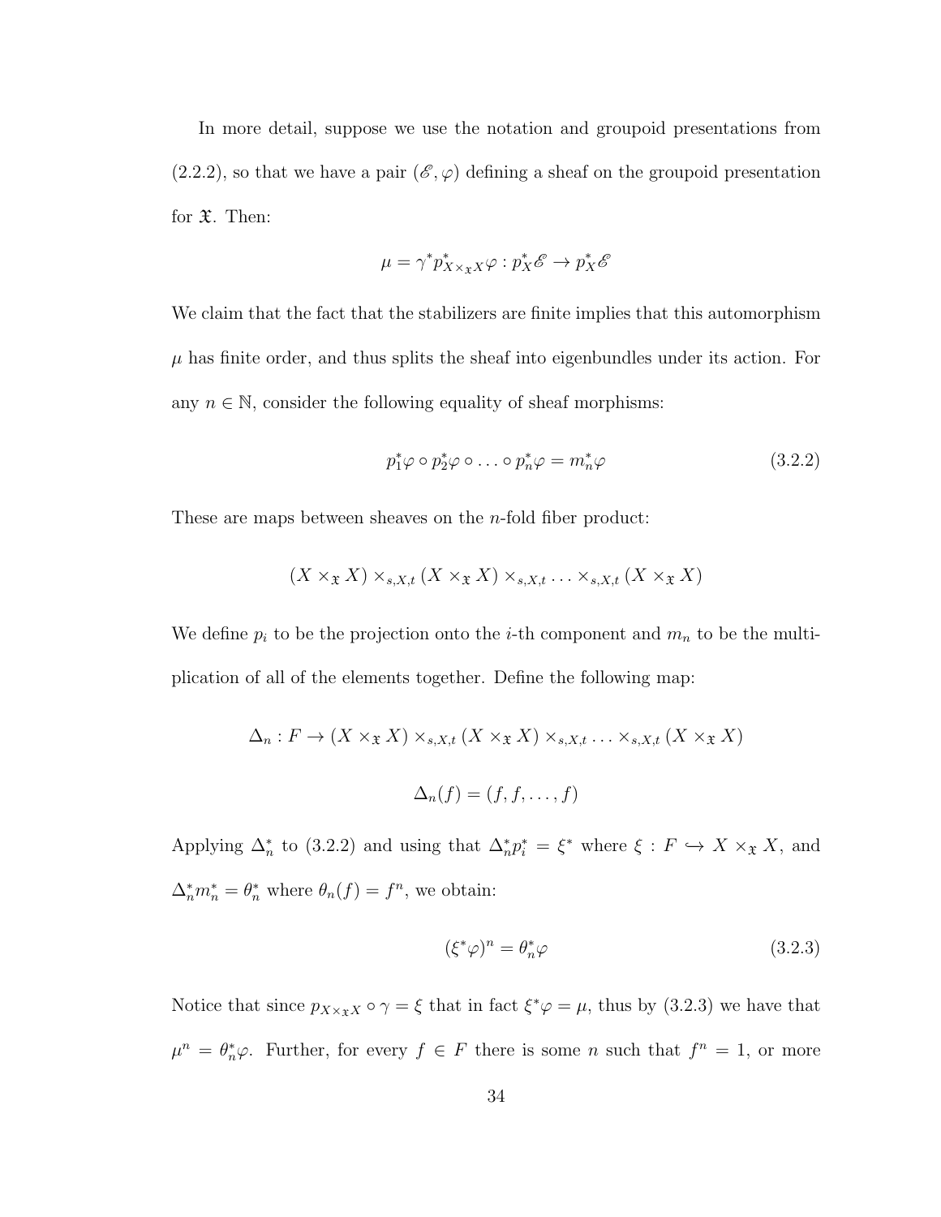In more detail, suppose we use the notation and groupoid presentations from (2.2.2), so that we have a pair $(\mathscr{E}, \varphi)$ defining a sheaf on the groupoid presentation for $\mathfrak{X}$. Then:

$$\mu = \gamma^* p^*_{X \times_{\mathfrak{X}} X} \varphi : p^*_X \mathscr{E} \to p^*_X \mathscr{E}$$

We claim that the fact that the stabilizers are finite implies that this automorphism $\mu$ has finite order, and thus splits the sheaf into eigenbundles under its action. For any $n \in \mathbb{N}$, consider the following equality of sheaf morphisms:

$$p_1^* \varphi \circ p_2^* \varphi \circ \ldots \circ p_n^* \varphi = m_n^* \varphi \tag{3.2.2}$$

These are maps between sheaves on the $n$-fold fiber product:

$$(X \times_{\mathfrak{X}} X) \times_{s,X,t} (X \times_{\mathfrak{X}} X) \times_{s,X,t} \ldots \times_{s,X,t} (X \times_{\mathfrak{X}} X)$$

We define $p_i$ to be the projection onto the $i$-th component and $m_n$ to be the multiplication of all of the elements together. Define the following map:

$$\Delta_n : F \to (X \times_{\mathfrak{X}} X) \times_{s,X,t} (X \times_{\mathfrak{X}} X) \times_{s,X,t} \ldots \times_{s,X,t} (X \times_{\mathfrak{X}} X)$$

$$\Delta_n(f) = (f, f, \ldots, f)$$

Applying $\Delta_n^*$ to (3.2.2) and using that $\Delta_n^* p_i^* = \xi^*$ where $\xi : F \hookrightarrow X \times_{\mathfrak{X}} X$, and $\Delta_n^* m_n^* = \theta_n^*$ where $\theta_n(f) = f^n$, we obtain:

$$(\xi^* \varphi)^n = \theta_n^* \varphi \tag{3.2.3}$$

Notice that since $p_{X \times_{\mathfrak{X}} X} \circ \gamma = \xi$ that in fact $\xi^* \varphi = \mu$, thus by (3.2.3) we have that $\mu^n = \theta_n^* \varphi$. Further, for every $f \in F$ there is some $n$ such that $f^n = 1$, or more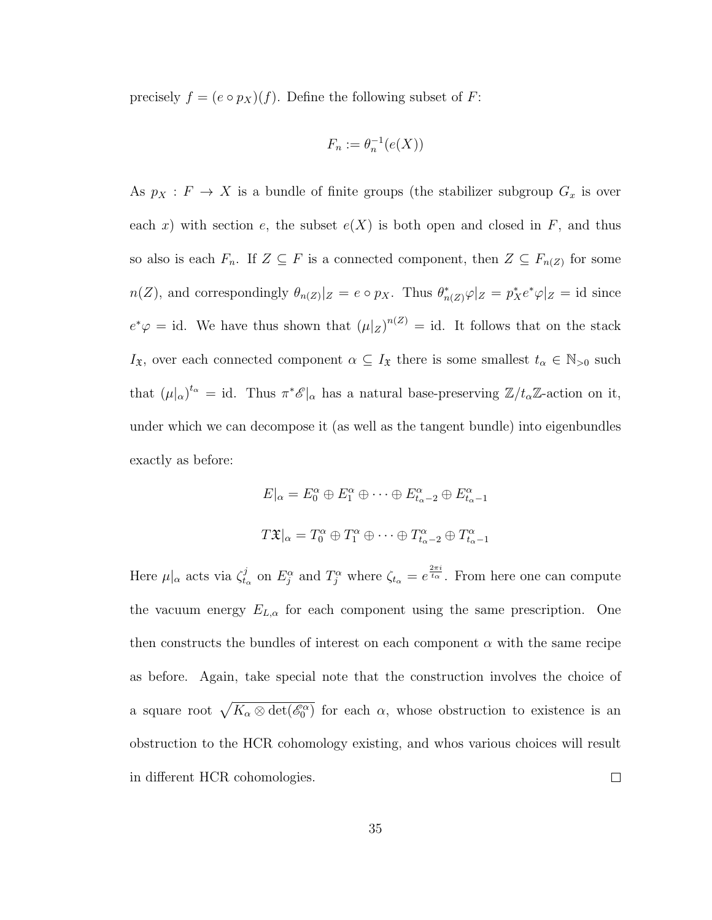precisely $f = (e \circ p_X)(f)$. Define the following subset of $F$:

$$F_n := \theta_n^{-1}(e(X))$$

As $p_X : F \to X$ is a bundle of finite groups (the stabilizer subgroup $G_x$ is over each $x$) with section $e$, the subset $e(X)$ is both open and closed in $F$, and thus so also is each $F_n$. If $Z \subseteq F$ is a connected component, then $Z \subseteq F_{n(Z)}$ for some $n(Z)$, and correspondingly $\theta_{n(Z)}|_Z = e \circ p_X$. Thus $\theta_{n(Z)}^* \varphi|_Z = p_X^* e^* \varphi|_Z = \mathrm{id}$ since $e^* \varphi = \mathrm{id}$. We have thus shown that $(\mu|_Z)^{n(Z)} = \mathrm{id}$. It follows that on the stack $I_{\mathfrak{X}}$, over each connected component $\alpha \subseteq I_{\mathfrak{X}}$ there is some smallest $t_\alpha \in \mathbb{N}_{>0}$ such that $(\mu|_\alpha)^{t_\alpha} = \mathrm{id}$. Thus $\pi^* \mathscr{E}|_\alpha$ has a natural base-preserving $\mathbb{Z}/t_\alpha\mathbb{Z}$-action on it, under which we can decompose it (as well as the tangent bundle) into eigenbundles exactly as before:

$$E|_\alpha = E_0^\alpha \oplus E_1^\alpha \oplus \cdots \oplus E_{t_\alpha - 2}^\alpha \oplus E_{t_\alpha - 1}^\alpha$$

$$T\mathfrak{X}|_\alpha = T_0^\alpha \oplus T_1^\alpha \oplus \cdots \oplus T_{t_\alpha - 2}^\alpha \oplus T_{t_\alpha - 1}^\alpha$$

Here $\mu|_\alpha$ acts via $\zeta_{t_\alpha}^j$ on $E_j^\alpha$ and $T_j^\alpha$ where $\zeta_{t_\alpha} = e^{\frac{2\pi i}{t_\alpha}}$. From here one can compute the vacuum energy $E_{L,\alpha}$ for each component using the same prescription. One then constructs the bundles of interest on each component $\alpha$ with the same recipe as before. Again, take special note that the construction involves the choice of a square root $\sqrt{K_\alpha \otimes \det(\mathscr{E}_0^\alpha)}$ for each $\alpha$, whose obstruction to existence is an obstruction to the HCR cohomology existing, and whos various choices will result in different HCR cohomologies. $\square$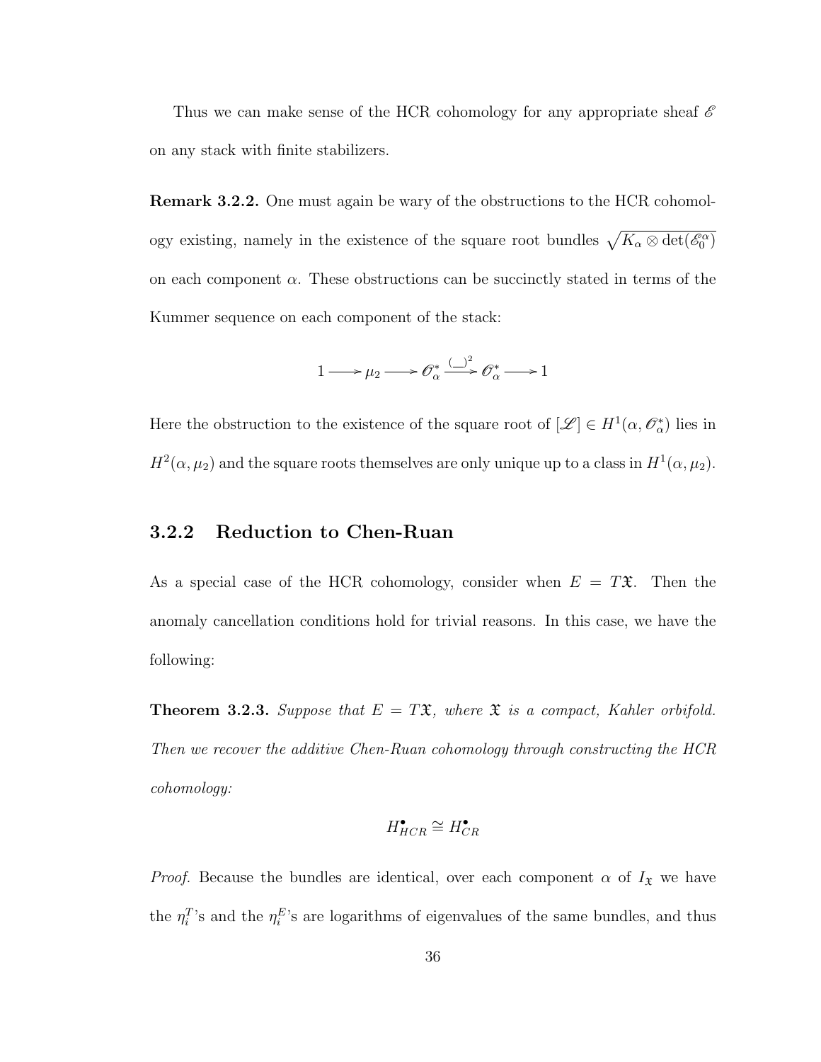Thus we can make sense of the HCR cohomology for any appropriate sheaf $\mathscr{E}$ on any stack with finite stabilizers.

**Remark 3.2.2.** One must again be wary of the obstructions to the HCR cohomology existing, namely in the existence of the square root bundles $\sqrt{K_\alpha \otimes \det(\mathscr{E}_0^\alpha)}$ on each component $\alpha$. These obstructions can be succinctly stated in terms of the Kummer sequence on each component of the stack:

$$1 \longrightarrow \mu_2 \longrightarrow \mathscr{O}_\alpha^* \xrightarrow{(\_)^2} \mathscr{O}_\alpha^* \longrightarrow 1$$

Here the obstruction to the existence of the square root of $[\mathscr{L}] \in H^1(\alpha, \mathscr{O}_\alpha^*)$ lies in $H^2(\alpha, \mu_2)$ and the square roots themselves are only unique up to a class in $H^1(\alpha, \mu_2)$.

### 3.2.2 Reduction to Chen-Ruan

As a special case of the HCR cohomology, consider when $E = T\mathfrak{X}$. Then the anomaly cancellation conditions hold for trivial reasons. In this case, we have the following:

**Theorem 3.2.3.** *Suppose that $E = T\mathfrak{X}$, where $\mathfrak{X}$ is a compact, Kahler orbifold. Then we recover the additive Chen-Ruan cohomology through constructing the HCR cohomology:*

$$H^\bullet_{HCR} \cong H^\bullet_{CR}$$

*Proof.* Because the bundles are identical, over each component $\alpha$ of $I_\mathfrak{X}$ we have the $\eta_i^T$'s and the $\eta_i^E$'s are logarithms of eigenvalues of the same bundles, and thus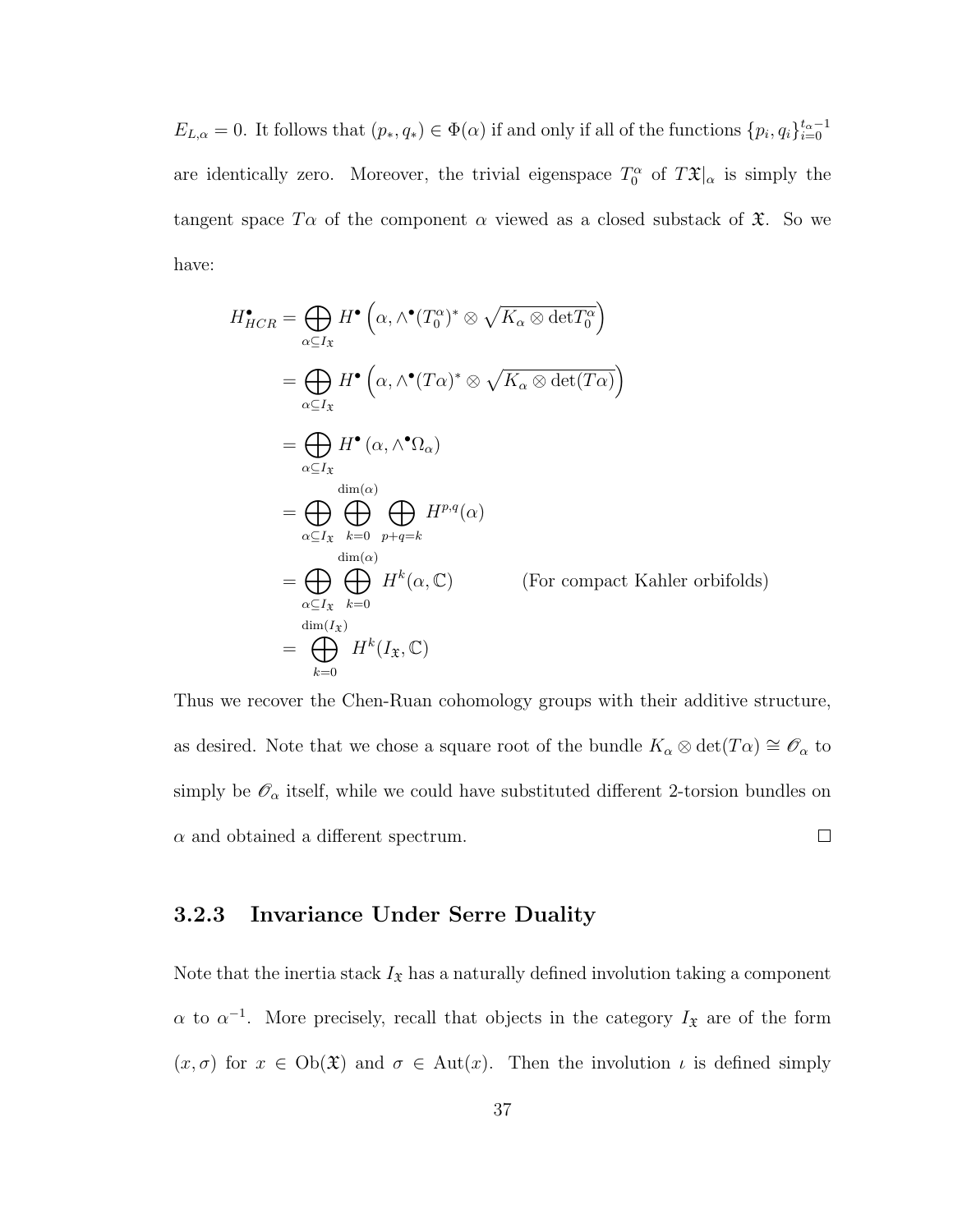$E_{L,\alpha} = 0$. It follows that $(p_*, q_*) \in \Phi(\alpha)$ if and only if all of the functions $\{p_i, q_i\}_{i=0}^{t_\alpha - 1}$ are identically zero. Moreover, the trivial eigenspace $T_0^\alpha$ of $T\mathfrak{X}|_\alpha$ is simply the tangent space $T\alpha$ of the component $\alpha$ viewed as a closed substack of $\mathfrak{X}$. So we have:

$$
\begin{aligned}
H^\bullet_{HCR} &= \bigoplus_{\alpha \subseteq I_{\mathfrak{X}}} H^\bullet\left(\alpha, \wedge^\bullet (T_0^\alpha)^* \otimes \sqrt{K_\alpha \otimes \det T_0^\alpha}\right) \\
&= \bigoplus_{\alpha \subseteq I_{\mathfrak{X}}} H^\bullet\left(\alpha, \wedge^\bullet (T\alpha)^* \otimes \sqrt{K_\alpha \otimes \det(T\alpha)}\right) \\
&= \bigoplus_{\alpha \subseteq I_{\mathfrak{X}}} H^\bullet\left(\alpha, \wedge^\bullet \Omega_\alpha\right) \\
&= \bigoplus_{\alpha \subseteq I_{\mathfrak{X}}} \bigoplus_{k=0}^{\dim(\alpha)} \bigoplus_{p+q=k} H^{p,q}(\alpha) \\
&= \bigoplus_{\alpha \subseteq I_{\mathfrak{X}}} \bigoplus_{k=0}^{\dim(\alpha)} H^k(\alpha, \mathbb{C}) \qquad \text{(For compact Kahler orbifolds)} \\
&= \bigoplus_{k=0}^{\dim(I_{\mathfrak{X}})} H^k(I_{\mathfrak{X}}, \mathbb{C})
\end{aligned}
$$

Thus we recover the Chen-Ruan cohomology groups with their additive structure, as desired. Note that we chose a square root of the bundle $K_\alpha \otimes \det(T\alpha) \cong \mathscr{O}_\alpha$ to simply be $\mathscr{O}_\alpha$ itself, while we could have substituted different 2-torsion bundles on $\alpha$ and obtained a different spectrum. $\square$

### 3.2.3 Invariance Under Serre Duality

Note that the inertia stack $I_{\mathfrak{X}}$ has a naturally defined involution taking a component $\alpha$ to $\alpha^{-1}$. More precisely, recall that objects in the category $I_{\mathfrak{X}}$ are of the form $(x, \sigma)$ for $x \in \mathrm{Ob}(\mathfrak{X})$ and $\sigma \in \mathrm{Aut}(x)$. Then the involution $\iota$ is defined simply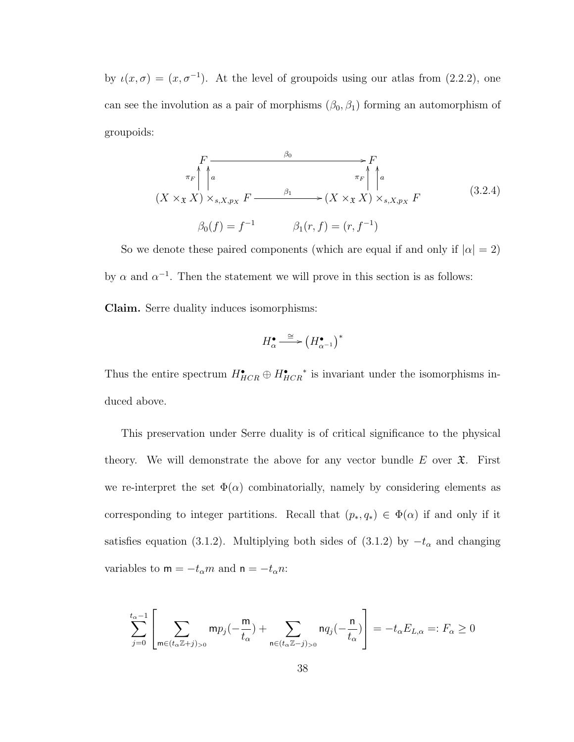by $\iota(x,\sigma) = (x, \sigma^{-1})$. At the level of groupoids using our atlas from (2.2.2), one can see the involution as a pair of morphisms $(\beta_0, \beta_1)$ forming an automorphism of groupoids:

$$\begin{array}{ccc} F & \xrightarrow{\quad\beta_0\quad} & F \\ {\scriptstyle \pi_F}\big\uparrow\big\uparrow{\scriptstyle a} & & {\scriptstyle \pi_F}\big\uparrow\big\uparrow{\scriptstyle a} \\ (X \times_{\mathfrak{X}} X) \times_{s,X,p_X} F & \xrightarrow{\quad\beta_1\quad} & (X \times_{\mathfrak{X}} X) \times_{s,X,p_X} F \end{array} \tag{3.2.4}$$

$$\beta_0(f) = f^{-1} \qquad \beta_1(r,f) = (r, f^{-1})$$

So we denote these paired components (which are equal if and only if $|\alpha| = 2$) by $\alpha$ and $\alpha^{-1}$. Then the statement we will prove in this section is as follows:

**Claim.** Serre duality induces isomorphisms:

$$H^{\bullet}_{\alpha} \xrightarrow{\cong} \left(H^{\bullet}_{\alpha^{-1}}\right)^*$$

Thus the entire spectrum $H^{\bullet}_{HCR} \oplus {H^{\bullet}_{HCR}}^*$ is invariant under the isomorphisms induced above.

This preservation under Serre duality is of critical significance to the physical theory. We will demonstrate the above for any vector bundle $E$ over $\mathfrak{X}$. First we re-interpret the set $\Phi(\alpha)$ combinatorially, namely by considering elements as corresponding to integer partitions. Recall that $(p_*, q_*) \in \Phi(\alpha)$ if and only if it satisfies equation (3.1.2). Multiplying both sides of (3.1.2) by $-t_\alpha$ and changing variables to $\mathsf{m} = -t_\alpha m$ and $\mathsf{n} = -t_\alpha n$:

$$\sum_{j=0}^{t_\alpha - 1} \left[ \sum_{\mathsf{m} \in (t_\alpha \mathbb{Z} + j)_{>0}} \mathsf{m} p_j(-\frac{\mathsf{m}}{t_\alpha}) + \sum_{\mathsf{n} \in (t_\alpha \mathbb{Z} - j)_{>0}} \mathsf{n} q_j(-\frac{\mathsf{n}}{t_\alpha}) \right] = -t_\alpha E_{L,\alpha} =: F_\alpha \geq 0$$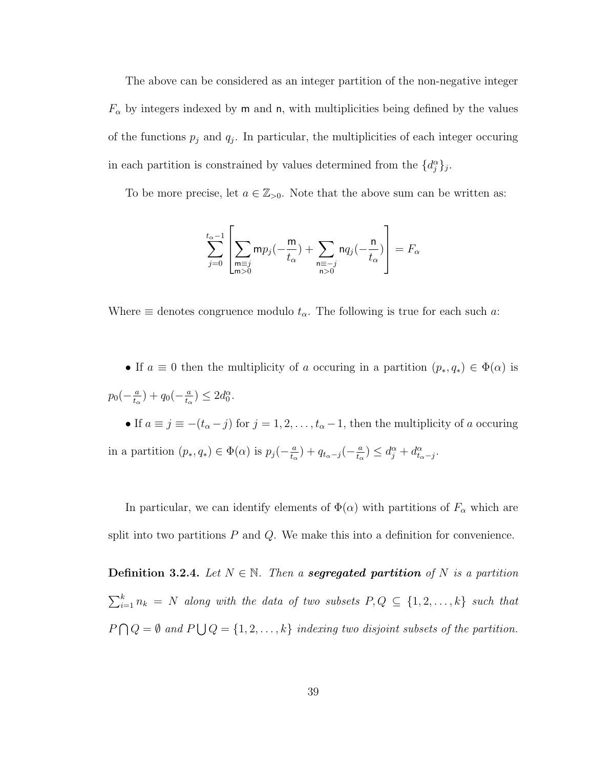The above can be considered as an integer partition of the non-negative integer $F_\alpha$ by integers indexed by $\mathsf{m}$ and $\mathsf{n}$, with multiplicities being defined by the values of the functions $p_j$ and $q_j$. In particular, the multiplicities of each integer occuring in each partition is constrained by values determined from the $\{d_j^\alpha\}_j$.

To be more precise, let $a \in \mathbb{Z}_{>0}$. Note that the above sum can be written as:

$$\sum_{j=0}^{t_\alpha - 1} \left[ \sum_{\substack{\mathsf{m} \equiv j \\ \mathsf{m} > 0}} \mathsf{m} p_j(-\frac{\mathsf{m}}{t_\alpha}) + \sum_{\substack{\mathsf{n} \equiv -j \\ \mathsf{n} > 0}} \mathsf{n} q_j(-\frac{\mathsf{n}}{t_\alpha}) \right] = F_\alpha$$

Where $\equiv$ denotes congruence modulo $t_\alpha$. The following is true for each such $a$:

- If $a \equiv 0$ then the multiplicity of $a$ occuring in a partition $(p_*, q_*) \in \Phi(\alpha)$ is $p_0(-\frac{a}{t_\alpha}) + q_0(-\frac{a}{t_\alpha}) \leq 2d_0^\alpha$.
- If $a \equiv j \equiv -(t_\alpha - j)$ for $j = 1, 2, \ldots, t_\alpha - 1$, then the multiplicity of $a$ occuring in a partition $(p_*, q_*) \in \Phi(\alpha)$ is $p_j(-\frac{a}{t_\alpha}) + q_{t_\alpha - j}(-\frac{a}{t_\alpha}) \leq d_j^\alpha + d_{t_\alpha - j}^\alpha$.

In particular, we can identify elements of $\Phi(\alpha)$ with partitions of $F_\alpha$ which are split into two partitions $P$ and $Q$. We make this into a definition for convenience.

**Definition 3.2.4.** *Let $N \in \mathbb{N}$. Then a* ***segregated partition*** *of $N$ is a partition $\sum_{i=1}^k n_k = N$ along with the data of two subsets $P, Q \subseteq \{1, 2, \ldots, k\}$ such that $P \bigcap Q = \emptyset$ and $P \bigcup Q = \{1, 2, \ldots, k\}$ indexing two disjoint subsets of the partition.*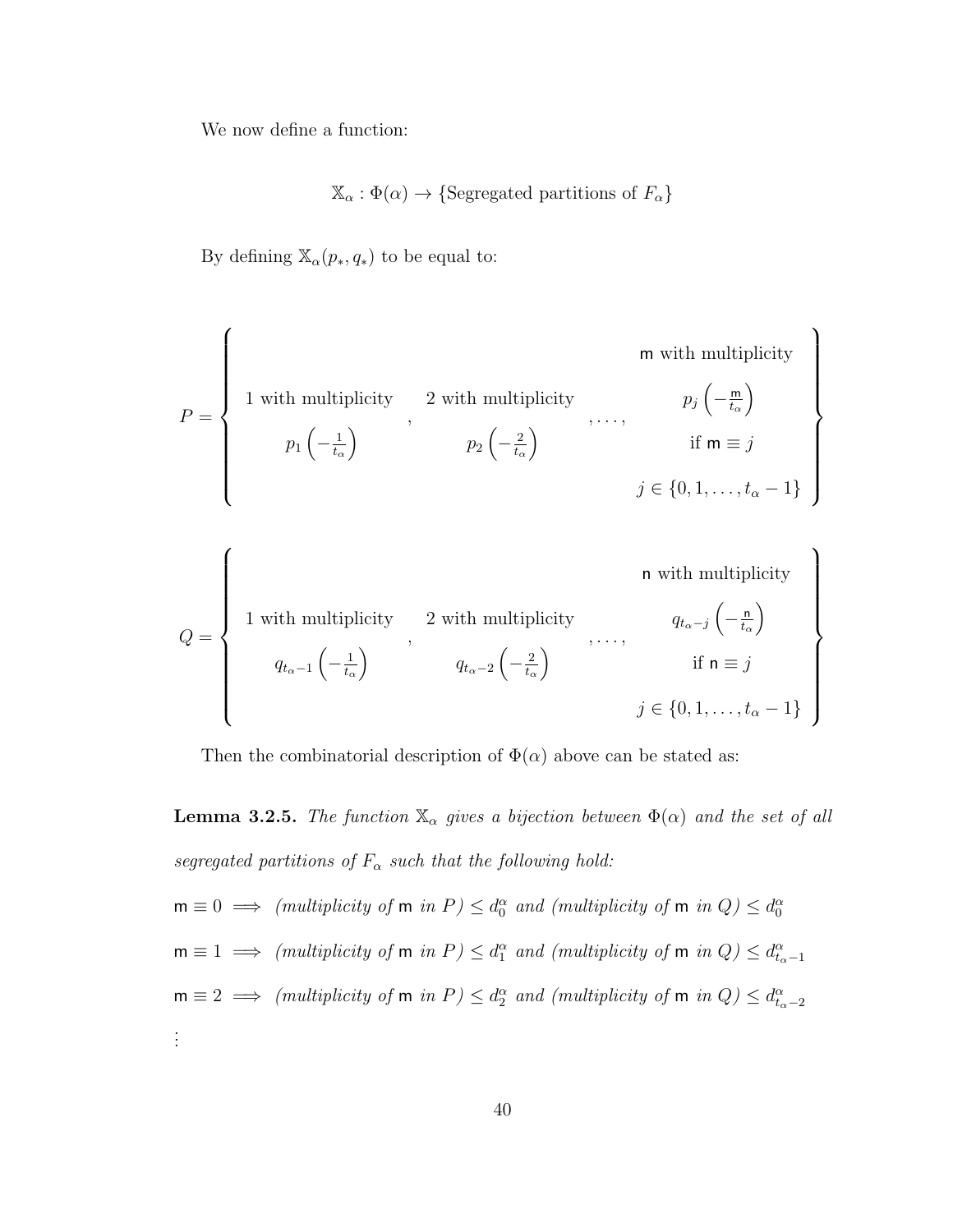We now define a function:

$$\mathbb{X}_\alpha : \Phi(\alpha) \to \{\text{Segregated partitions of } F_\alpha\}$$

By defining $\mathbb{X}_\alpha(p_*, q_*)$ to be equal to:

$$P = \left\{ \begin{array}{c} \\ 1 \text{ with multiplicity} \\ p_1\left(-\frac{1}{t_\alpha}\right) \\ \\ \end{array} , \begin{array}{c} \\ 2 \text{ with multiplicity} \\ p_2\left(-\frac{2}{t_\alpha}\right) \\ \\ \end{array} , \ldots , \begin{array}{c} \mathsf{m} \text{ with multiplicity} \\ p_j\left(-\frac{\mathsf{m}}{t_\alpha}\right) \\ \text{if } \mathsf{m} \equiv j \\ j \in \{0, 1, \ldots, t_\alpha - 1\} \end{array} \right\}$$

$$Q = \left\{ \begin{array}{c} \\ 1 \text{ with multiplicity} \\ q_{t_\alpha - 1}\left(-\frac{1}{t_\alpha}\right) \\ \\ \end{array} , \begin{array}{c} \\ 2 \text{ with multiplicity} \\ q_{t_\alpha - 2}\left(-\frac{2}{t_\alpha}\right) \\ \\ \end{array} , \ldots , \begin{array}{c} \mathsf{n} \text{ with multiplicity} \\ q_{t_\alpha - j}\left(-\frac{\mathsf{n}}{t_\alpha}\right) \\ \text{if } \mathsf{n} \equiv j \\ j \in \{0, 1, \ldots, t_\alpha - 1\} \end{array} \right\}$$

Then the combinatorial description of $\Phi(\alpha)$ above can be stated as:

**Lemma 3.2.5.** *The function $\mathbb{X}_\alpha$ gives a bijection between $\Phi(\alpha)$ and the set of all segregated partitions of $F_\alpha$ such that the following hold:*

$\mathsf{m} \equiv 0 \implies$ *(multiplicity of $\mathsf{m}$ in $P$) $\leq d_0^\alpha$ and (multiplicity of $\mathsf{m}$ in $Q$) $\leq d_0^\alpha$*

$\mathsf{m} \equiv 1 \implies$ *(multiplicity of $\mathsf{m}$ in $P$) $\leq d_1^\alpha$ and (multiplicity of $\mathsf{m}$ in $Q$) $\leq d_{t_\alpha - 1}^\alpha$*

$\mathsf{m} \equiv 2 \implies$ *(multiplicity of $\mathsf{m}$ in $P$) $\leq d_2^\alpha$ and (multiplicity of $\mathsf{m}$ in $Q$) $\leq d_{t_\alpha - 2}^\alpha$*

$\vdots$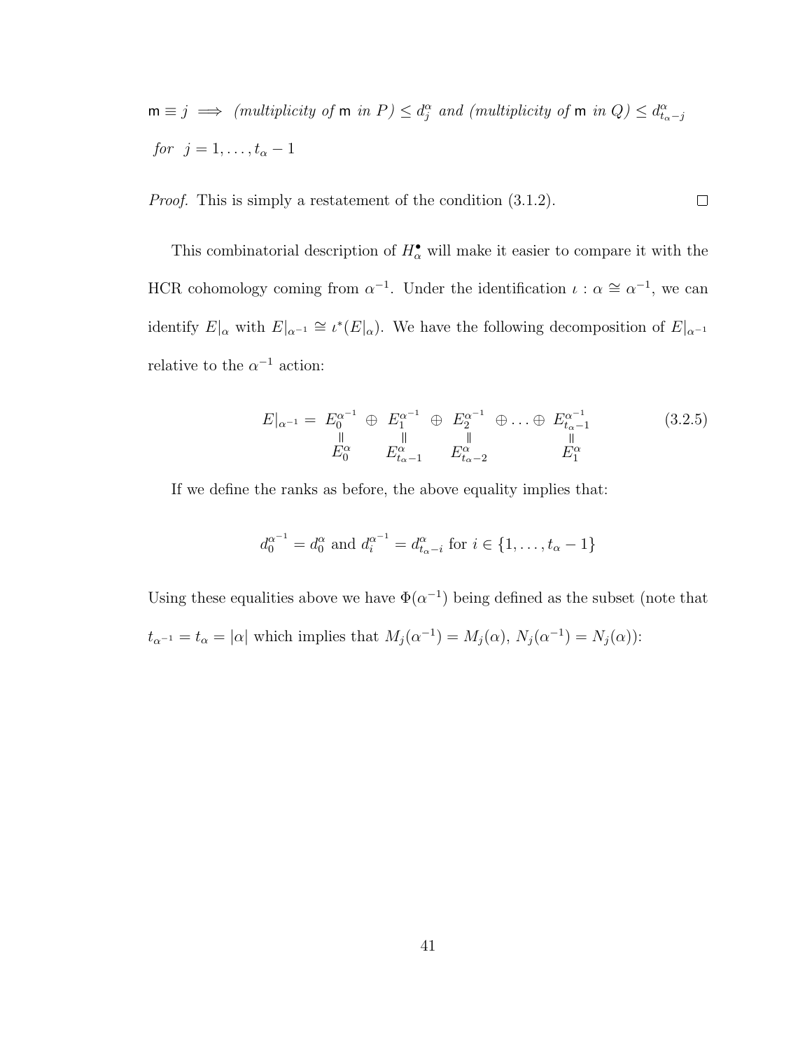$\mathsf{m} \equiv j \implies$ *(multiplicity of* $\mathsf{m}$ *in* $P$*)* $\leq d_j^\alpha$ *and (multiplicity of* $\mathsf{m}$ *in* $Q$*)* $\leq d_{t_\alpha - j}^\alpha$

*for* $j = 1, \ldots, t_\alpha - 1$

*Proof.* This is simply a restatement of the condition (3.1.2). □

This combinatorial description of $H_\alpha^\bullet$ will make it easier to compare it with the HCR cohomology coming from $\alpha^{-1}$. Under the identification $\iota : \alpha \cong \alpha^{-1}$, we can identify $E|_\alpha$ with $E|_{\alpha^{-1}} \cong \iota^*(E|_\alpha)$. We have the following decomposition of $E|_{\alpha^{-1}}$ relative to the $\alpha^{-1}$ action:

$$E|_{\alpha^{-1}} = \underset{\underset{\displaystyle E_0^\alpha}{\parallel}}{E_0^{\alpha^{-1}}} \oplus \underset{\underset{\displaystyle E_{t_\alpha-1}^\alpha}{\parallel}}{E_1^{\alpha^{-1}}} \oplus \underset{\underset{\displaystyle E_{t_\alpha-2}^\alpha}{\parallel}}{E_2^{\alpha^{-1}}} \oplus \ldots \oplus \underset{\underset{\displaystyle E_1^\alpha}{\parallel}}{E_{t_\alpha-1}^{\alpha^{-1}}} \tag{3.2.5}$$

If we define the ranks as before, the above equality implies that:

$$d_0^{\alpha^{-1}} = d_0^\alpha \text{ and } d_i^{\alpha^{-1}} = d_{t_\alpha - i}^\alpha \text{ for } i \in \{1, \ldots, t_\alpha - 1\}$$

Using these equalities above we have $\Phi(\alpha^{-1})$ being defined as the subset (note that $t_{\alpha^{-1}} = t_\alpha = |\alpha|$ which implies that $M_j(\alpha^{-1}) = M_j(\alpha)$, $N_j(\alpha^{-1}) = N_j(\alpha)$):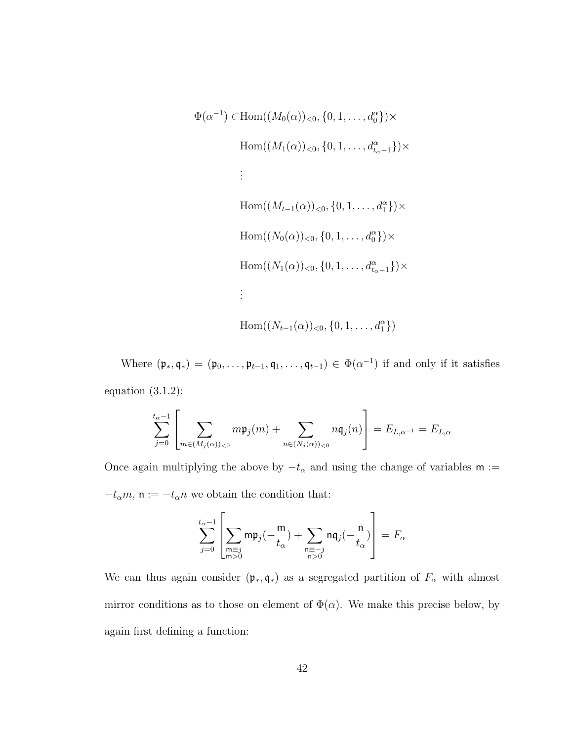$$
\begin{aligned}
\Phi(\alpha^{-1}) \subset & \mathrm{Hom}((M_0(\alpha))_{<0}, \{0,1,\ldots,d_0^\alpha\}) \times \\
& \mathrm{Hom}((M_1(\alpha))_{<0}, \{0,1,\ldots,d_{t_\alpha-1}^\alpha\}) \times \\
& \vdots \\
& \mathrm{Hom}((M_{t-1}(\alpha))_{<0}, \{0,1,\ldots,d_1^\alpha\}) \times \\
& \mathrm{Hom}((N_0(\alpha))_{<0}, \{0,1,\ldots,d_0^\alpha\}) \times \\
& \mathrm{Hom}((N_1(\alpha))_{<0}, \{0,1,\ldots,d_{t_\alpha-1}^\alpha\}) \times \\
& \vdots \\
& \mathrm{Hom}((N_{t-1}(\alpha))_{<0}, \{0,1,\ldots,d_1^\alpha\})
\end{aligned}
$$

Where $(\mathfrak{p}_*, \mathfrak{q}_*) = (\mathfrak{p}_0, \ldots, \mathfrak{p}_{t-1}, \mathfrak{q}_1, \ldots, \mathfrak{q}_{t-1}) \in \Phi(\alpha^{-1})$ if and only if it satisfies equation (3.1.2):

$$
\sum_{j=0}^{t_\alpha-1} \left[ \sum_{m \in (M_j(\alpha))_{<0}} m\mathfrak{p}_j(m) + \sum_{n \in (N_j(\alpha))_{<0}} n\mathfrak{q}_j(n) \right] = E_{L,\alpha^{-1}} = E_{L,\alpha}
$$

Once again multiplying the above by $-t_\alpha$ and using the change of variables $\mathsf{m} := -t_\alpha m$, $\mathsf{n} := -t_\alpha n$ we obtain the condition that:

$$
\sum_{j=0}^{t_\alpha-1} \left[ \sum_{\substack{\mathsf{m} \equiv j \\ \mathsf{m} > 0}} \mathsf{m}\mathfrak{p}_j(-\frac{\mathsf{m}}{t_\alpha}) + \sum_{\substack{\mathsf{n} \equiv -j \\ \mathsf{n} > 0}} \mathsf{n}\mathfrak{q}_j(-\frac{\mathsf{n}}{t_\alpha}) \right] = F_\alpha
$$

We can thus again consider $(\mathfrak{p}_*, \mathfrak{q}_*)$ as a segregated partition of $F_\alpha$ with almost mirror conditions as to those on element of $\Phi(\alpha)$. We make this precise below, by again first defining a function: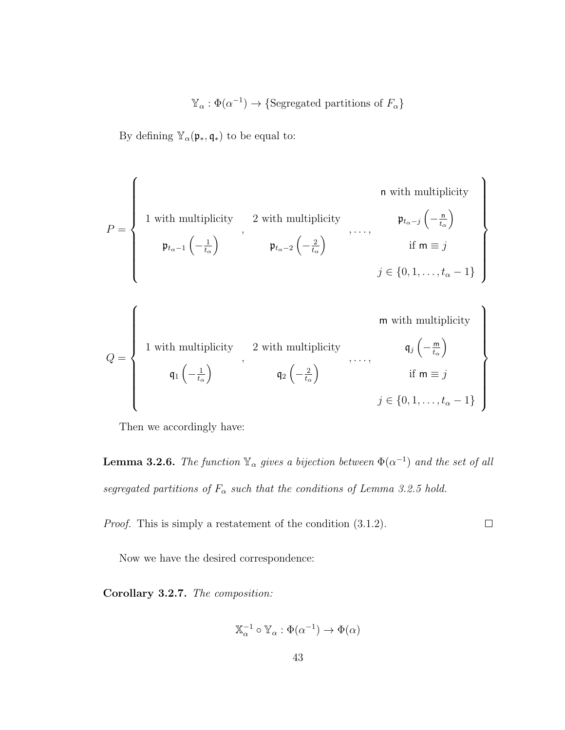$$\mathbb{Y}_\alpha : \Phi(\alpha^{-1}) \to \{\text{Segregated partitions of } F_\alpha\}$$

By defining $\mathbb{Y}_\alpha(\mathfrak{p}_*, \mathfrak{q}_*)$ to be equal to:

$$P = \left\{ \begin{array}{c} 1 \text{ with multiplicity} \\ \mathfrak{p}_{t_\alpha - 1}\left(-\frac{1}{t_\alpha}\right) \end{array}, \begin{array}{c} 2 \text{ with multiplicity} \\ \mathfrak{p}_{t_\alpha - 2}\left(-\frac{2}{t_\alpha}\right) \end{array}, \ldots, \begin{array}{c} \mathsf{n} \text{ with multiplicity} \\ \mathfrak{p}_{t_\alpha - j}\left(-\frac{\mathsf{n}}{t_\alpha}\right) \\ \text{if } \mathsf{m} \equiv j \\ j \in \{0, 1, \ldots, t_\alpha - 1\} \end{array} \right\}$$

$$Q = \left\{ \begin{array}{c} 1 \text{ with multiplicity} \\ \mathfrak{q}_{1}\left(-\frac{1}{t_\alpha}\right) \end{array}, \begin{array}{c} 2 \text{ with multiplicity} \\ \mathfrak{q}_{2}\left(-\frac{2}{t_\alpha}\right) \end{array}, \ldots, \begin{array}{c} \mathsf{m} \text{ with multiplicity} \\ \mathfrak{q}_{j}\left(-\frac{\mathsf{m}}{t_\alpha}\right) \\ \text{if } \mathsf{m} \equiv j \\ j \in \{0, 1, \ldots, t_\alpha - 1\} \end{array} \right\}$$

Then we accordingly have:

**Lemma 3.2.6.** *The function $\mathbb{Y}_\alpha$ gives a bijection between $\Phi(\alpha^{-1})$ and the set of all segregated partitions of $F_\alpha$ such that the conditions of Lemma 3.2.5 hold.*

*Proof.* This is simply a restatement of the condition (3.1.2). ☐

Now we have the desired correspondence:

**Corollary 3.2.7.** *The composition:*

$$\mathbb{X}_\alpha^{-1} \circ \mathbb{Y}_\alpha : \Phi(\alpha^{-1}) \to \Phi(\alpha)$$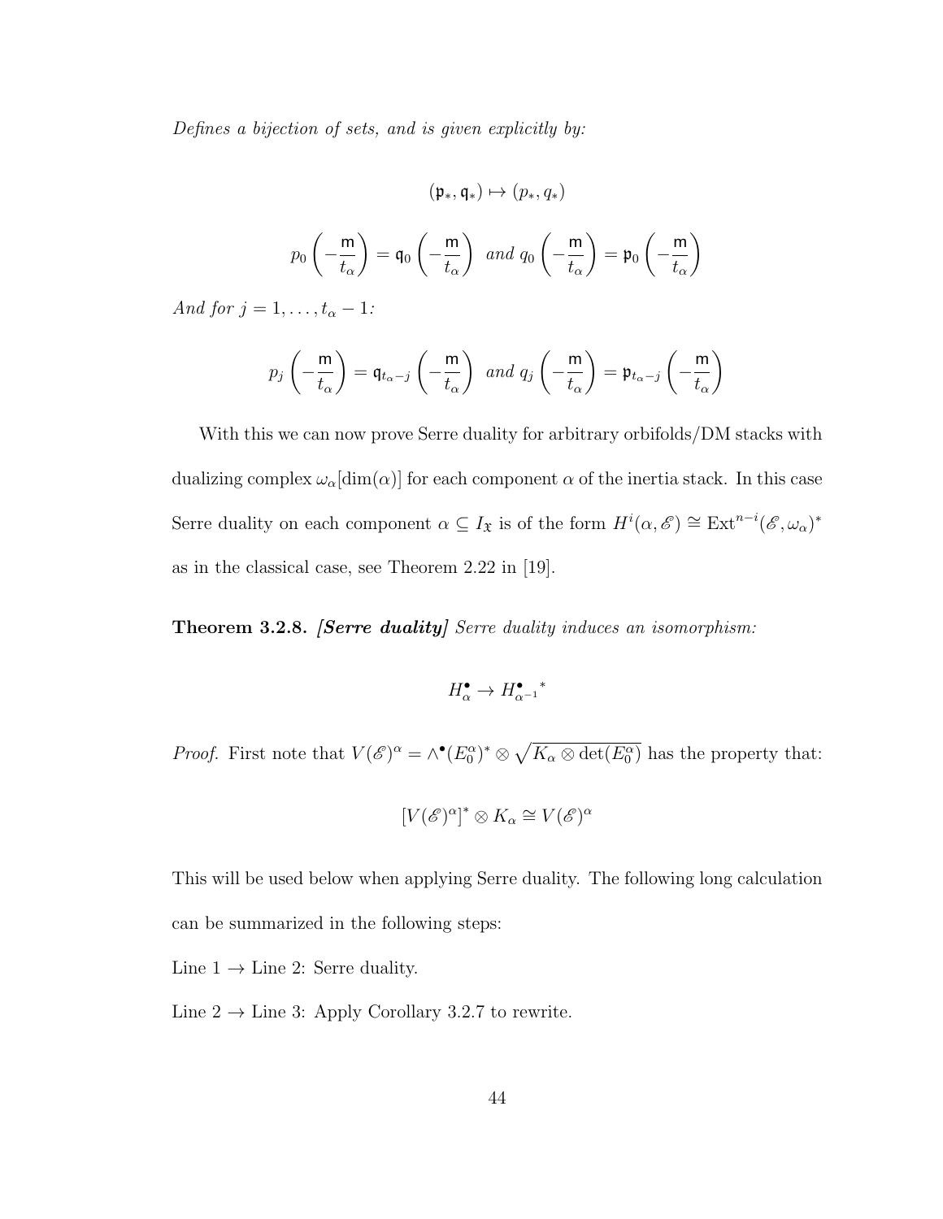*Defines a bijection of sets, and is given explicitly by:*

$$(\mathfrak{p}_*, \mathfrak{q}_*) \mapsto (p_*, q_*)$$

$$p_0\left(-\frac{\mathsf{m}}{t_\alpha}\right) = \mathfrak{q}_0\left(-\frac{\mathsf{m}}{t_\alpha}\right) \text{ and } q_0\left(-\frac{\mathsf{m}}{t_\alpha}\right) = \mathfrak{p}_0\left(-\frac{\mathsf{m}}{t_\alpha}\right)$$

*And for* $j = 1, \ldots, t_\alpha - 1$*:*

$$p_j\left(-\frac{\mathsf{m}}{t_\alpha}\right) = \mathfrak{q}_{t_\alpha - j}\left(-\frac{\mathsf{m}}{t_\alpha}\right) \text{ and } q_j\left(-\frac{\mathsf{m}}{t_\alpha}\right) = \mathfrak{p}_{t_\alpha - j}\left(-\frac{\mathsf{m}}{t_\alpha}\right)$$

With this we can now prove Serre duality for arbitrary orbifolds/DM stacks with dualizing complex $\omega_\alpha[\dim(\alpha)]$ for each component $\alpha$ of the inertia stack. In this case Serre duality on each component $\alpha \subseteq I_{\mathfrak{X}}$ is of the form $H^i(\alpha, \mathscr{E}) \cong \mathrm{Ext}^{n-i}(\mathscr{E}, \omega_\alpha)^*$ as in the classical case, see Theorem 2.22 in [19].

**Theorem 3.2.8.** ***[Serre duality]*** *Serre duality induces an isomorphism:*

$$H^\bullet_\alpha \to {H^\bullet_{\alpha^{-1}}}^*$$

*Proof.* First note that $V(\mathscr{E})^\alpha = \wedge^\bullet(E_0^\alpha)^* \otimes \sqrt{K_\alpha \otimes \det(E_0^\alpha)}$ has the property that:

$$[V(\mathscr{E})^\alpha]^* \otimes K_\alpha \cong V(\mathscr{E})^\alpha$$

This will be used below when applying Serre duality. The following long calculation can be summarized in the following steps:

Line 1 $\to$ Line 2: Serre duality.

Line 2 $\to$ Line 3: Apply Corollary 3.2.7 to rewrite.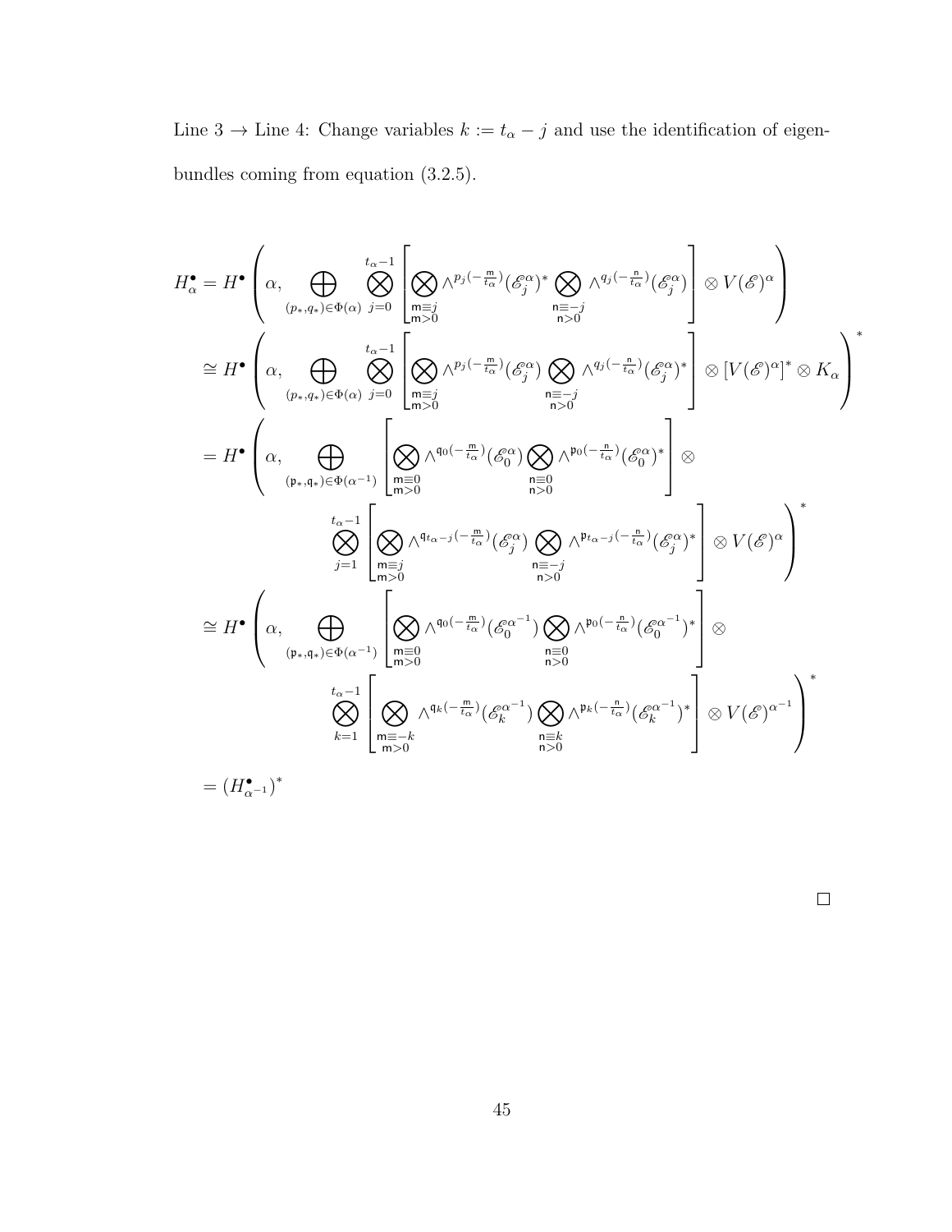Line 3 → Line 4: Change variables $k := t_\alpha - j$ and use the identification of eigenbundles coming from equation (3.2.5).

$$
\begin{aligned}
H^\bullet_\alpha &= H^\bullet\left(\alpha, \bigoplus_{(p_*,q_*)\in\Phi(\alpha)} \bigotimes_{j=0}^{t_\alpha-1}\left[\bigotimes_{\substack{\mathsf{m}\equiv j\\ \mathsf{m}>0}} \wedge^{p_j(-\frac{\mathsf{m}}{t_\alpha})}(\mathscr{E}_j^\alpha)^* \bigotimes_{\substack{\mathsf{n}\equiv -j\\ \mathsf{n}>0}} \wedge^{q_j(-\frac{\mathsf{n}}{t_\alpha})}(\mathscr{E}_j^\alpha)\right]\otimes V(\mathscr{E})^\alpha\right)\\
&\cong H^\bullet\left(\alpha, \bigoplus_{(p_*,q_*)\in\Phi(\alpha)} \bigotimes_{j=0}^{t_\alpha-1}\left[\bigotimes_{\substack{\mathsf{m}\equiv j\\ \mathsf{m}>0}} \wedge^{p_j(-\frac{\mathsf{m}}{t_\alpha})}(\mathscr{E}_j^\alpha) \bigotimes_{\substack{\mathsf{n}\equiv -j\\ \mathsf{n}>0}} \wedge^{q_j(-\frac{\mathsf{n}}{t_\alpha})}(\mathscr{E}_j^\alpha)^*\right]\otimes [V(\mathscr{E})^\alpha]^*\otimes K_\alpha\right)^*\\
&= H^\bullet\left(\alpha, \bigoplus_{(\mathfrak{p}_*,\mathfrak{q}_*)\in\Phi(\alpha^{-1})} \left[\bigotimes_{\substack{\mathsf{m}\equiv 0\\ \mathsf{m}>0}} \wedge^{\mathfrak{q}_0(-\frac{\mathsf{m}}{t_\alpha})}(\mathscr{E}_0^\alpha) \bigotimes_{\substack{\mathsf{n}\equiv 0\\ \mathsf{n}>0}} \wedge^{\mathfrak{p}_0(-\frac{\mathsf{n}}{t_\alpha})}(\mathscr{E}_0^\alpha)^*\right]\otimes\right.\\
&\qquad\left.\bigotimes_{j=1}^{t_\alpha-1}\left[\bigotimes_{\substack{\mathsf{m}\equiv j\\ \mathsf{m}>0}} \wedge^{\mathfrak{q}_{t_\alpha-j}(-\frac{\mathsf{m}}{t_\alpha})}(\mathscr{E}_j^\alpha) \bigotimes_{\substack{\mathsf{n}\equiv -j\\ \mathsf{n}>0}} \wedge^{\mathfrak{p}_{t_\alpha-j}(-\frac{\mathsf{n}}{t_\alpha})}(\mathscr{E}_j^\alpha)^*\right]\otimes V(\mathscr{E})^\alpha\right)^*\\
&\cong H^\bullet\left(\alpha, \bigoplus_{(\mathfrak{p}_*,\mathfrak{q}_*)\in\Phi(\alpha^{-1})} \left[\bigotimes_{\substack{\mathsf{m}\equiv 0\\ \mathsf{m}>0}} \wedge^{\mathfrak{q}_0(-\frac{\mathsf{m}}{t_\alpha})}(\mathscr{E}_0^{\alpha^{-1}}) \bigotimes_{\substack{\mathsf{n}\equiv 0\\ \mathsf{n}>0}} \wedge^{\mathfrak{p}_0(-\frac{\mathsf{n}}{t_\alpha})}(\mathscr{E}_0^{\alpha^{-1}})^*\right]\otimes\right.\\
&\qquad\left.\bigotimes_{k=1}^{t_\alpha-1}\left[\bigotimes_{\substack{\mathsf{m}\equiv -k\\ \mathsf{m}>0}} \wedge^{\mathfrak{q}_{k}(-\frac{\mathsf{m}}{t_\alpha})}(\mathscr{E}_k^{\alpha^{-1}}) \bigotimes_{\substack{\mathsf{n}\equiv k\\ \mathsf{n}>0}} \wedge^{\mathfrak{p}_{k}(-\frac{\mathsf{n}}{t_\alpha})}(\mathscr{E}_k^{\alpha^{-1}})^*\right]\otimes V(\mathscr{E})^{\alpha^{-1}}\right)^*\\
&= (H^\bullet_{\alpha^{-1}})^*
\end{aligned}
$$

□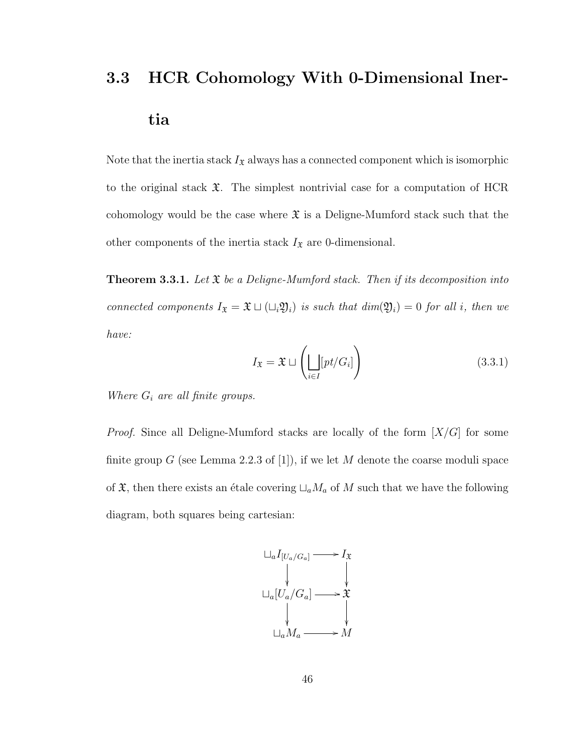## 3.3 HCR Cohomology With 0-Dimensional Inertia

Note that the inertia stack $I_{\mathfrak{X}}$ always has a connected component which is isomorphic to the original stack $\mathfrak{X}$. The simplest nontrivial case for a computation of HCR cohomology would be the case where $\mathfrak{X}$ is a Deligne-Mumford stack such that the other components of the inertia stack $I_{\mathfrak{X}}$ are 0-dimensional.

**Theorem 3.3.1.** *Let $\mathfrak{X}$ be a Deligne-Mumford stack. Then if its decomposition into connected components $I_{\mathfrak{X}} = \mathfrak{X} \sqcup (\sqcup_i \mathfrak{Y}_i)$ is such that $dim(\mathfrak{Y}_i) = 0$ for all $i$, then we have:*

$$I_{\mathfrak{X}} = \mathfrak{X} \sqcup \left( \bigsqcup_{i \in I} [pt/G_i] \right) \tag{3.3.1}$$

*Where $G_i$ are all finite groups.*

*Proof.* Since all Deligne-Mumford stacks are locally of the form $[X/G]$ for some finite group $G$ (see Lemma 2.2.3 of [1]), if we let $M$ denote the coarse moduli space of $\mathfrak{X}$, then there exists an étale covering $\sqcup_a M_a$ of $M$ such that we have the following diagram, both squares being cartesian:

$$\begin{array}{ccc}
\sqcup_a I_{[U_a/G_a]} & \longrightarrow & I_{\mathfrak{X}} \\
\downarrow & & \downarrow \\
\sqcup_a [U_a/G_a] & \longrightarrow & \mathfrak{X} \\
\downarrow & & \downarrow \\
\sqcup_a M_a & \longrightarrow & M
\end{array}$$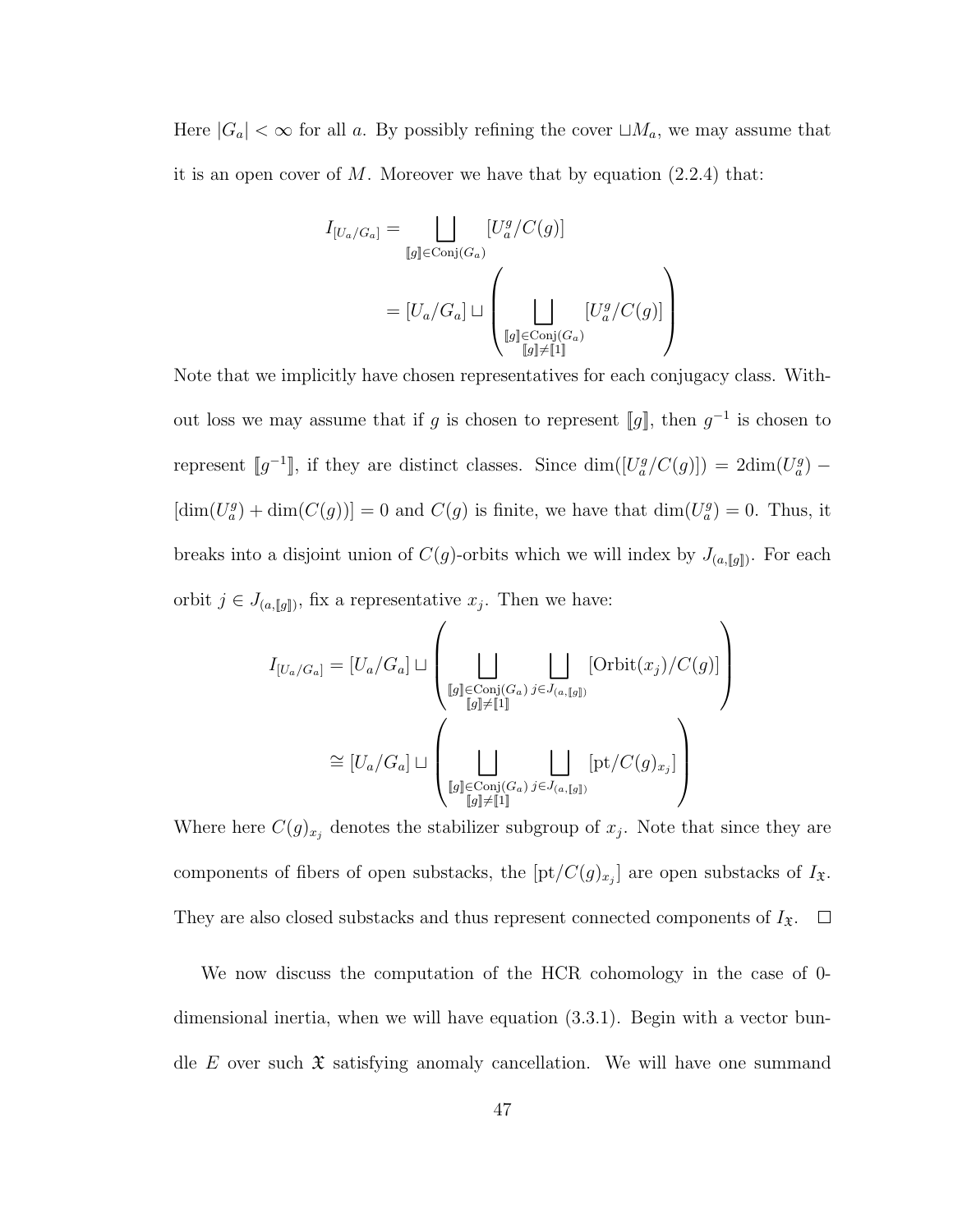Here $|G_a| < \infty$ for all $a$. By possibly refining the cover $\sqcup M_a$, we may assume that it is an open cover of $M$. Moreover we have that by equation (2.2.4) that:

$$
\begin{aligned}
I_{[U_a/G_a]} &= \bigsqcup_{[\![g]\!] \in \mathrm{Conj}(G_a)} [U_a^g/C(g)] \\
&= [U_a/G_a] \sqcup \left( \bigsqcup_{\substack{[\![g]\!] \in \mathrm{Conj}(G_a) \\ [\![g]\!] \neq [\![1]\!]}} [U_a^g/C(g)] \right)
\end{aligned}
$$

Note that we implicitly have chosen representatives for each conjugacy class. Without loss we may assume that if $g$ is chosen to represent $[\![g]\!]$, then $g^{-1}$ is chosen to represent $[\![g^{-1}]\!]$, if they are distinct classes. Since $\dim([U_a^g/C(g)]) = 2\dim(U_a^g) - [\dim(U_a^g) + \dim(C(g))] = 0$ and $C(g)$ is finite, we have that $\dim(U_a^g) = 0$. Thus, it breaks into a disjoint union of $C(g)$-orbits which we will index by $J_{(a,[\![g]\!])}$. For each orbit $j \in J_{(a,[\![g]\!])}$, fix a representative $x_j$. Then we have:

$$
\begin{aligned}
I_{[U_a/G_a]} &= [U_a/G_a] \sqcup \left( \bigsqcup_{\substack{[\![g]\!] \in \mathrm{Conj}(G_a) \\ [\![g]\!] \neq [\![1]\!]}} \bigsqcup_{j \in J_{(a,[\![g]\!])}} [\mathrm{Orbit}(x_j)/C(g)] \right) \\
&\cong [U_a/G_a] \sqcup \left( \bigsqcup_{\substack{[\![g]\!] \in \mathrm{Conj}(G_a) \\ [\![g]\!] \neq [\![1]\!]}} \bigsqcup_{j \in J_{(a,[\![g]\!])}} [\mathrm{pt}/C(g)_{x_j}] \right)
\end{aligned}
$$

Where here $C(g)_{x_j}$ denotes the stabilizer subgroup of $x_j$. Note that since they are components of fibers of open substacks, the $[\mathrm{pt}/C(g)_{x_j}]$ are open substacks of $I_{\mathfrak{X}}$. They are also closed substacks and thus represent connected components of $I_{\mathfrak{X}}$. $\square$

We now discuss the computation of the HCR cohomology in the case of 0-dimensional inertia, when we will have equation (3.3.1). Begin with a vector bundle $E$ over such $\mathfrak{X}$ satisfying anomaly cancellation. We will have one summand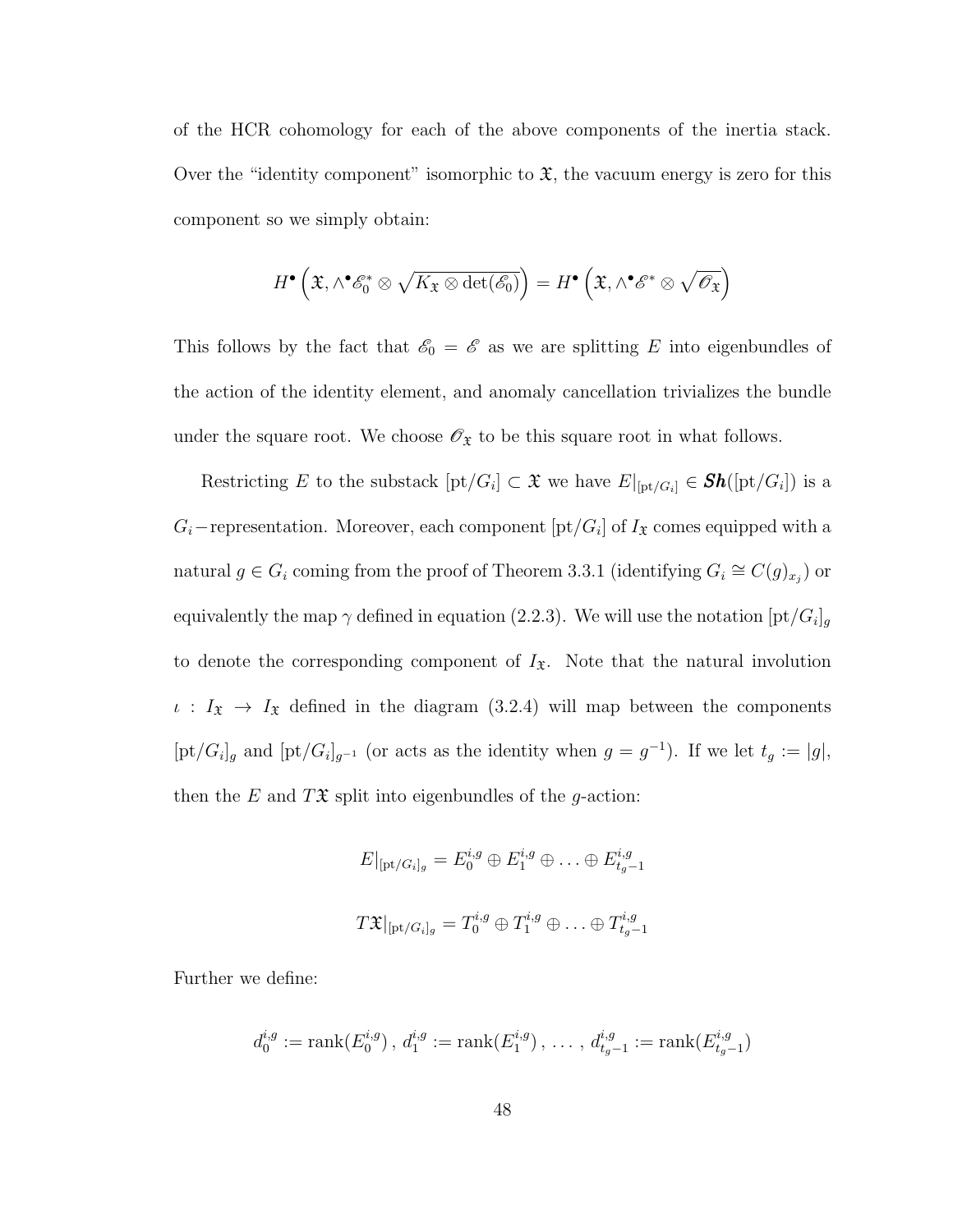of the HCR cohomology for each of the above components of the inertia stack. Over the "identity component" isomorphic to $\mathfrak{X}$, the vacuum energy is zero for this component so we simply obtain:

$$H^\bullet\left(\mathfrak{X}, \wedge^\bullet \mathscr{E}_0^* \otimes \sqrt{K_{\mathfrak{X}} \otimes \det(\mathscr{E}_0)}\right) = H^\bullet\left(\mathfrak{X}, \wedge^\bullet \mathscr{E}^* \otimes \sqrt{\mathscr{O}_{\mathfrak{X}}}\right)$$

This follows by the fact that $\mathscr{E}_0 = \mathscr{E}$ as we are splitting $E$ into eigenbundles of the action of the identity element, and anomaly cancellation trivializes the bundle under the square root. We choose $\mathscr{O}_{\mathfrak{X}}$ to be this square root in what follows.

Restricting $E$ to the substack $[\mathrm{pt}/G_i] \subset \mathfrak{X}$ we have $E|_{[\mathrm{pt}/G_i]} \in \boldsymbol{Sh}([\mathrm{pt}/G_i])$ is a $G_i-$representation. Moreover, each component $[\mathrm{pt}/G_i]$ of $I_{\mathfrak{X}}$ comes equipped with a natural $g \in G_i$ coming from the proof of Theorem 3.3.1 (identifying $G_i \cong C(g)_{x_j}$) or equivalently the map $\gamma$ defined in equation (2.2.3). We will use the notation $[\mathrm{pt}/G_i]_g$ to denote the corresponding component of $I_{\mathfrak{X}}$. Note that the natural involution $\iota : I_{\mathfrak{X}} \to I_{\mathfrak{X}}$ defined in the diagram (3.2.4) will map between the components $[\mathrm{pt}/G_i]_g$ and $[\mathrm{pt}/G_i]_{g^{-1}}$ (or acts as the identity when $g = g^{-1}$). If we let $t_g := |g|$, then the $E$ and $T\mathfrak{X}$ split into eigenbundles of the $g$-action:

$$E|_{[\mathrm{pt}/G_i]_g} = E_0^{i,g} \oplus E_1^{i,g} \oplus \ldots \oplus E_{t_g-1}^{i,g}$$

$$T\mathfrak{X}|_{[\mathrm{pt}/G_i]_g} = T_0^{i,g} \oplus T_1^{i,g} \oplus \ldots \oplus T_{t_g-1}^{i,g}$$

Further we define:

$$d_0^{i,g} := \mathrm{rank}(E_0^{i,g})\,,\; d_1^{i,g} := \mathrm{rank}(E_1^{i,g})\,,\; \ldots\,,\; d_{t_g-1}^{i,g} := \mathrm{rank}(E_{t_g-1}^{i,g})$$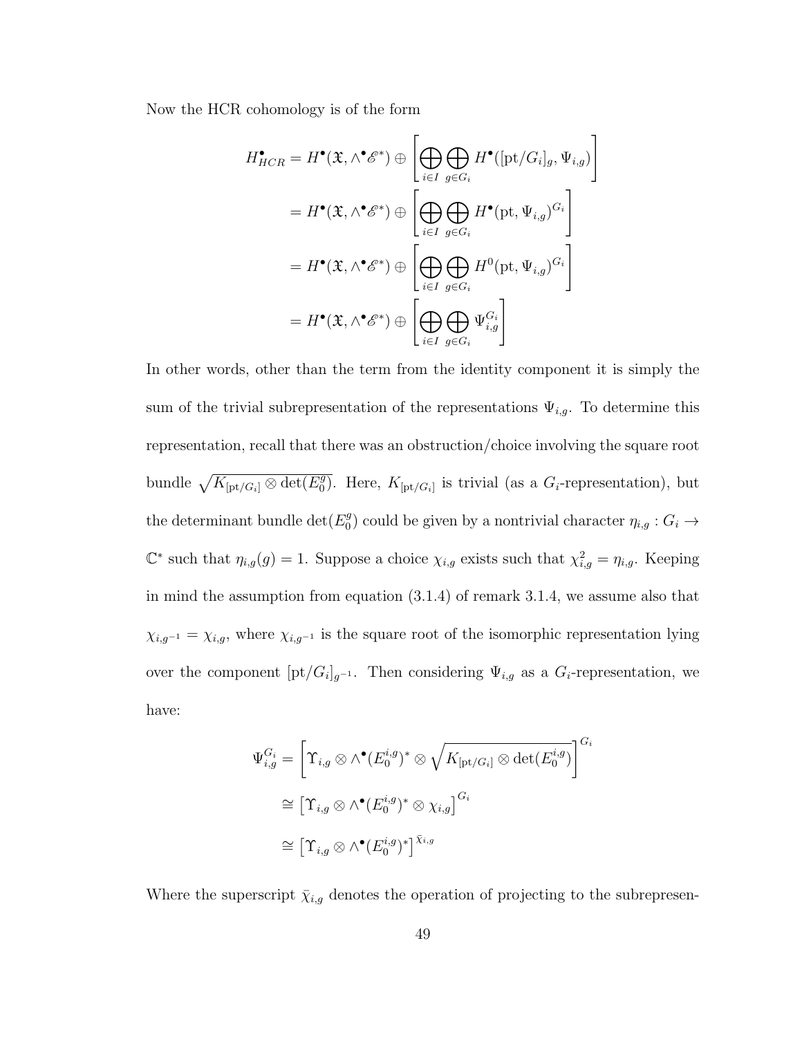Now the HCR cohomology is of the form

$$
\begin{aligned}
H^\bullet_{HCR} &= H^\bullet(\mathfrak{X}, \wedge^\bullet \mathscr{E}^*) \oplus \left[ \bigoplus_{i\in I} \bigoplus_{g\in G_i} H^\bullet([\mathrm{pt}/G_i]_g, \Psi_{i,g}) \right] \\
&= H^\bullet(\mathfrak{X}, \wedge^\bullet \mathscr{E}^*) \oplus \left[ \bigoplus_{i\in I} \bigoplus_{g\in G_i} H^\bullet(\mathrm{pt}, \Psi_{i,g})^{G_i} \right] \\
&= H^\bullet(\mathfrak{X}, \wedge^\bullet \mathscr{E}^*) \oplus \left[ \bigoplus_{i\in I} \bigoplus_{g\in G_i} H^0(\mathrm{pt}, \Psi_{i,g})^{G_i} \right] \\
&= H^\bullet(\mathfrak{X}, \wedge^\bullet \mathscr{E}^*) \oplus \left[ \bigoplus_{i\in I} \bigoplus_{g\in G_i} \Psi_{i,g}^{G_i} \right]
\end{aligned}
$$

In other words, other than the term from the identity component it is simply the sum of the trivial subrepresentation of the representations $\Psi_{i,g}$. To determine this representation, recall that there was an obstruction/choice involving the square root bundle $\sqrt{K_{[\mathrm{pt}/G_i]} \otimes \det(E_0^g)}$. Here, $K_{[\mathrm{pt}/G_i]}$ is trivial (as a $G_i$-representation), but the determinant bundle $\det(E_0^g)$ could be given by a nontrivial character $\eta_{i,g} : G_i \to \mathbb{C}^*$ such that $\eta_{i,g}(g) = 1$. Suppose a choice $\chi_{i,g}$ exists such that $\chi_{i,g}^2 = \eta_{i,g}$. Keeping in mind the assumption from equation (3.1.4) of remark 3.1.4, we assume also that $\chi_{i,g^{-1}} = \chi_{i,g}$, where $\chi_{i,g^{-1}}$ is the square root of the isomorphic representation lying over the component $[\mathrm{pt}/G_i]_{g^{-1}}$. Then considering $\Psi_{i,g}$ as a $G_i$-representation, we have:

$$
\begin{aligned}
\Psi_{i,g}^{G_i} &= \left[ \Upsilon_{i,g} \otimes \wedge^\bullet (E_0^{i,g})^* \otimes \sqrt{K_{[\mathrm{pt}/G_i]} \otimes \det(E_0^{i,g})} \right]^{G_i} \\
&\cong \left[ \Upsilon_{i,g} \otimes \wedge^\bullet (E_0^{i,g})^* \otimes \chi_{i,g} \right]^{G_i} \\
&\cong \left[ \Upsilon_{i,g} \otimes \wedge^\bullet (E_0^{i,g})^* \right]^{\bar{\chi}_{i,g}}
\end{aligned}
$$

Where the superscript $\bar{\chi}_{i,g}$ denotes the operation of projecting to the subrepresen-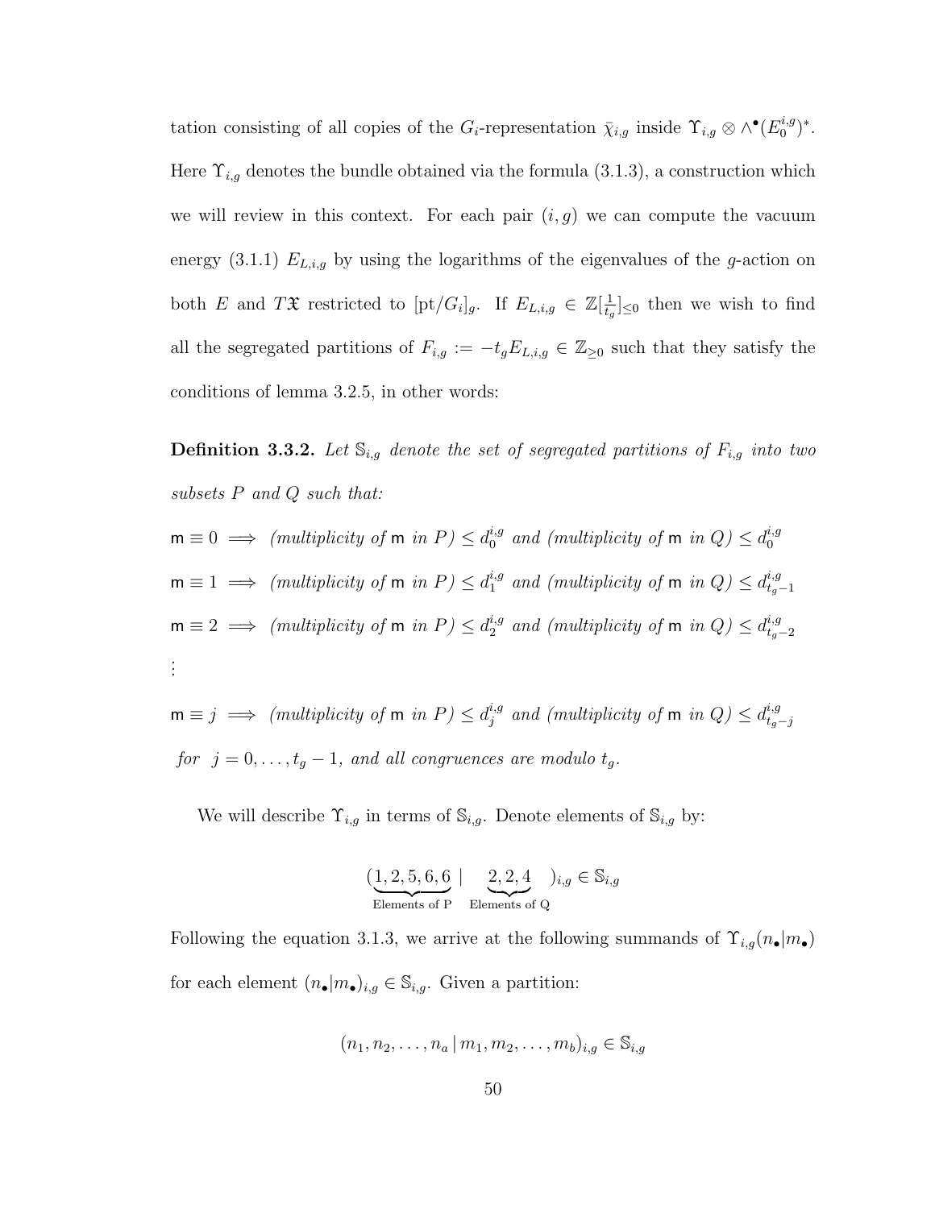tation consisting of all copies of the $G_i$-representation $\bar{\chi}_{i,g}$ inside $\Upsilon_{i,g} \otimes \wedge^{\bullet}(E_0^{i,g})^*$. Here $\Upsilon_{i,g}$ denotes the bundle obtained via the formula (3.1.3), a construction which we will review in this context. For each pair $(i,g)$ we can compute the vacuum energy (3.1.1) $E_{L,i,g}$ by using the logarithms of the eigenvalues of the $g$-action on both $E$ and $T\mathfrak{X}$ restricted to $[\text{pt}/G_i]_g$. If $E_{L,i,g} \in \mathbb{Z}[\frac{1}{t_g}]_{\leq 0}$ then we wish to find all the segregated partitions of $F_{i,g} := -t_g E_{L,i,g} \in \mathbb{Z}_{\geq 0}$ such that they satisfy the conditions of lemma 3.2.5, in other words:

**Definition 3.3.2.** *Let $\mathbb{S}_{i,g}$ denote the set of segregated partitions of $F_{i,g}$ into two subsets $P$ and $Q$ such that:*

$\mathsf{m} \equiv 0 \implies$ *(multiplicity of* $\mathsf{m}$ *in $P$)* $\leq d_0^{i,g}$ *and (multiplicity of* $\mathsf{m}$ *in $Q$)* $\leq d_0^{i,g}$

$\mathsf{m} \equiv 1 \implies$ *(multiplicity of* $\mathsf{m}$ *in $P$)* $\leq d_1^{i,g}$ *and (multiplicity of* $\mathsf{m}$ *in $Q$)* $\leq d_{t_g-1}^{i,g}$

$\mathsf{m} \equiv 2 \implies$ *(multiplicity of* $\mathsf{m}$ *in $P$)* $\leq d_2^{i,g}$ *and (multiplicity of* $\mathsf{m}$ *in $Q$)* $\leq d_{t_g-2}^{i,g}$

$\vdots$

$\mathsf{m} \equiv j \implies$ *(multiplicity of* $\mathsf{m}$ *in $P$)* $\leq d_j^{i,g}$ *and (multiplicity of* $\mathsf{m}$ *in $Q$)* $\leq d_{t_g-j}^{i,g}$

*for* $j = 0, \ldots, t_g - 1$*, and all congruences are modulo* $t_g$*.*

We will describe $\Upsilon_{i,g}$ in terms of $\mathbb{S}_{i,g}$. Denote elements of $\mathbb{S}_{i,g}$ by:

$$(\underbrace{1,2,5,6,6}_{\text{Elements of P}} \mid \underbrace{2,2,4}_{\text{Elements of Q}})_{i,g} \in \mathbb{S}_{i,g}$$

Following the equation 3.1.3, we arrive at the following summands of $\Upsilon_{i,g}(n_\bullet|m_\bullet)$ for each element $(n_\bullet|m_\bullet)_{i,g} \in \mathbb{S}_{i,g}$. Given a partition:

$$(n_1, n_2, \ldots, n_a \,|\, m_1, m_2, \ldots, m_b)_{i,g} \in \mathbb{S}_{i,g}$$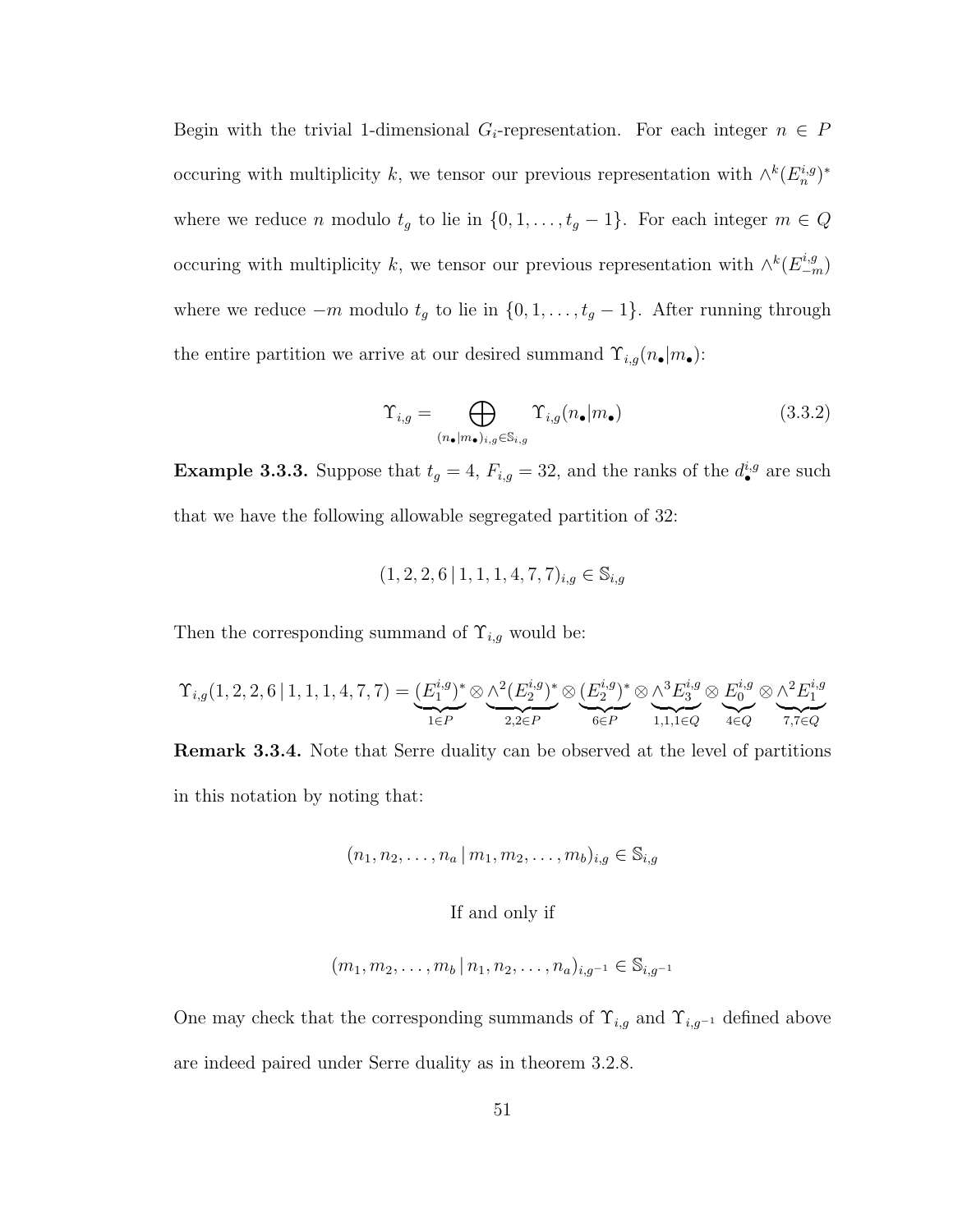Begin with the trivial 1-dimensional $G_i$-representation. For each integer $n \in P$ occuring with multiplicity $k$, we tensor our previous representation with $\wedge^k (E_n^{i,g})^*$ where we reduce $n$ modulo $t_g$ to lie in $\{0, 1, \ldots, t_g - 1\}$. For each integer $m \in Q$ occuring with multiplicity $k$, we tensor our previous representation with $\wedge^k (E_{-m}^{i,g})$ where we reduce $-m$ modulo $t_g$ to lie in $\{0, 1, \ldots, t_g - 1\}$. After running through the entire partition we arrive at our desired summand $\Upsilon_{i,g}(n_\bullet | m_\bullet)$:

$$\Upsilon_{i,g} = \bigoplus_{(n_\bullet | m_\bullet)_{i,g} \in \mathbb{S}_{i,g}} \Upsilon_{i,g}(n_\bullet | m_\bullet) \tag{3.3.2}$$

**Example 3.3.3.** Suppose that $t_g = 4$, $F_{i,g} = 32$, and the ranks of the $d_\bullet^{i,g}$ are such that we have the following allowable segregated partition of 32:

$$(1, 2, 2, 6 \,|\, 1, 1, 1, 4, 7, 7)_{i,g} \in \mathbb{S}_{i,g}$$

Then the corresponding summand of $\Upsilon_{i,g}$ would be:

$$\Upsilon_{i,g}(1, 2, 2, 6 \,|\, 1, 1, 1, 4, 7, 7) = \underbrace{(E_1^{i,g})^*}_{1 \in P} \otimes \underbrace{\wedge^2 (E_2^{i,g})^*}_{2,2 \in P} \otimes \underbrace{(E_2^{i,g})^*}_{6 \in P} \otimes \underbrace{\wedge^3 E_3^{i,g}}_{1,1,1 \in Q} \otimes \underbrace{E_0^{i,g}}_{4 \in Q} \otimes \underbrace{\wedge^2 E_1^{i,g}}_{7,7 \in Q}$$

**Remark 3.3.4.** Note that Serre duality can be observed at the level of partitions in this notation by noting that:

$$(n_1, n_2, \ldots, n_a \,|\, m_1, m_2, \ldots, m_b)_{i,g} \in \mathbb{S}_{i,g}$$

If and only if

$$(m_1, m_2, \ldots, m_b \,|\, n_1, n_2, \ldots, n_a)_{i,g^{-1}} \in \mathbb{S}_{i,g^{-1}}$$

One may check that the corresponding summands of $\Upsilon_{i,g}$ and $\Upsilon_{i,g^{-1}}$ defined above are indeed paired under Serre duality as in theorem 3.2.8.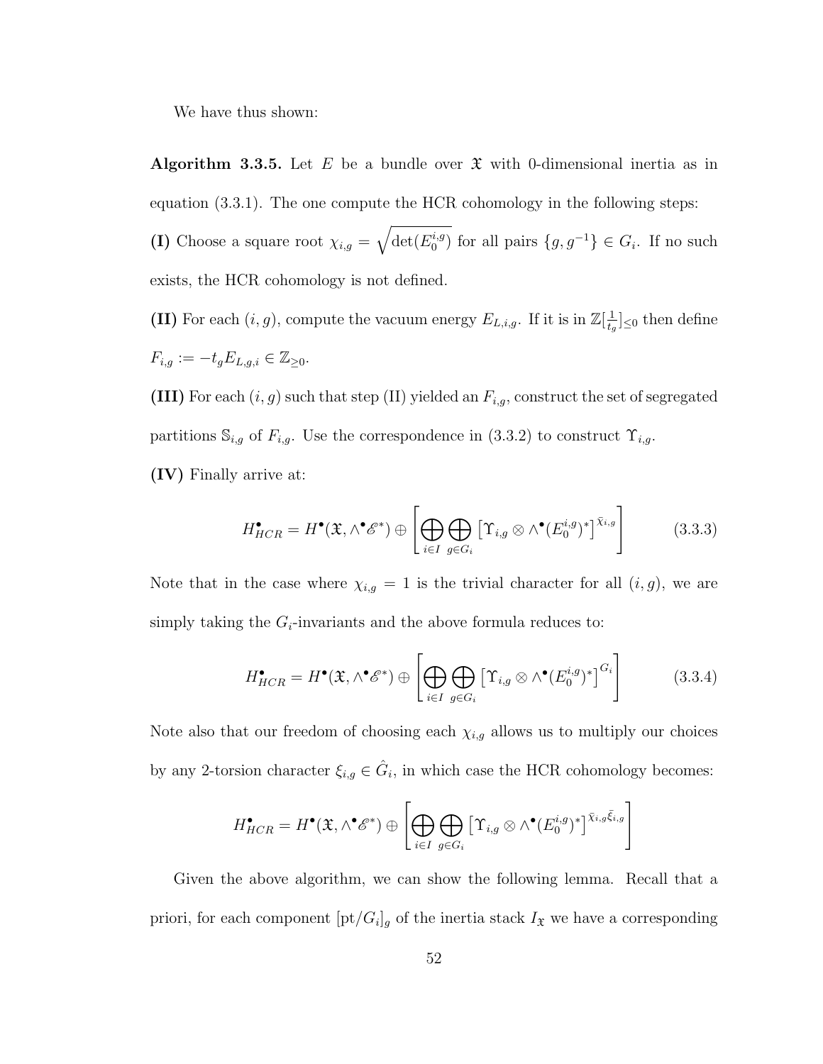We have thus shown:

**Algorithm 3.3.5.** Let $E$ be a bundle over $\mathfrak{X}$ with 0-dimensional inertia as in equation (3.3.1). The one compute the HCR cohomology in the following steps:

**(I)** Choose a square root $\chi_{i,g} = \sqrt{\det(E_0^{i,g})}$ for all pairs $\{g, g^{-1}\} \in G_i$. If no such exists, the HCR cohomology is not defined.

**(II)** For each $(i, g)$, compute the vacuum energy $E_{L,i,g}$. If it is in $\mathbb{Z}[\frac{1}{t_g}]_{\leq 0}$ then define $F_{i,g} := -t_g E_{L,g,i} \in \mathbb{Z}_{\geq 0}$.

**(III)** For each $(i, g)$ such that step (II) yielded an $F_{i,g}$, construct the set of segregated partitions $\mathbb{S}_{i,g}$ of $F_{i,g}$. Use the correspondence in (3.3.2) to construct $\Upsilon_{i,g}$.

**(IV)** Finally arrive at:

$$H^\bullet_{HCR} = H^\bullet(\mathfrak{X}, \wedge^\bullet \mathscr{E}^*) \oplus \left[ \bigoplus_{i \in I} \bigoplus_{g \in G_i} \left[ \Upsilon_{i,g} \otimes \wedge^\bullet (E_0^{i,g})^* \right]^{\bar{\chi}_{i,g}} \right] \tag{3.3.3}$$

Note that in the case where $\chi_{i,g} = 1$ is the trivial character for all $(i, g)$, we are simply taking the $G_i$-invariants and the above formula reduces to:

$$H^\bullet_{HCR} = H^\bullet(\mathfrak{X}, \wedge^\bullet \mathscr{E}^*) \oplus \left[ \bigoplus_{i \in I} \bigoplus_{g \in G_i} \left[ \Upsilon_{i,g} \otimes \wedge^\bullet (E_0^{i,g})^* \right]^{G_i} \right] \tag{3.3.4}$$

Note also that our freedom of choosing each $\chi_{i,g}$ allows us to multiply our choices by any 2-torsion character $\xi_{i,g} \in \hat{G}_i$, in which case the HCR cohomology becomes:

$$H^\bullet_{HCR} = H^\bullet(\mathfrak{X}, \wedge^\bullet \mathscr{E}^*) \oplus \left[ \bigoplus_{i \in I} \bigoplus_{g \in G_i} \left[ \Upsilon_{i,g} \otimes \wedge^\bullet (E_0^{i,g})^* \right]^{\bar{\chi}_{i,g} \bar{\xi}_{i,g}} \right]$$

Given the above algorithm, we can show the following lemma. Recall that a priori, for each component $[\mathrm{pt}/G_i]_g$ of the inertia stack $I_{\mathfrak{X}}$ we have a corresponding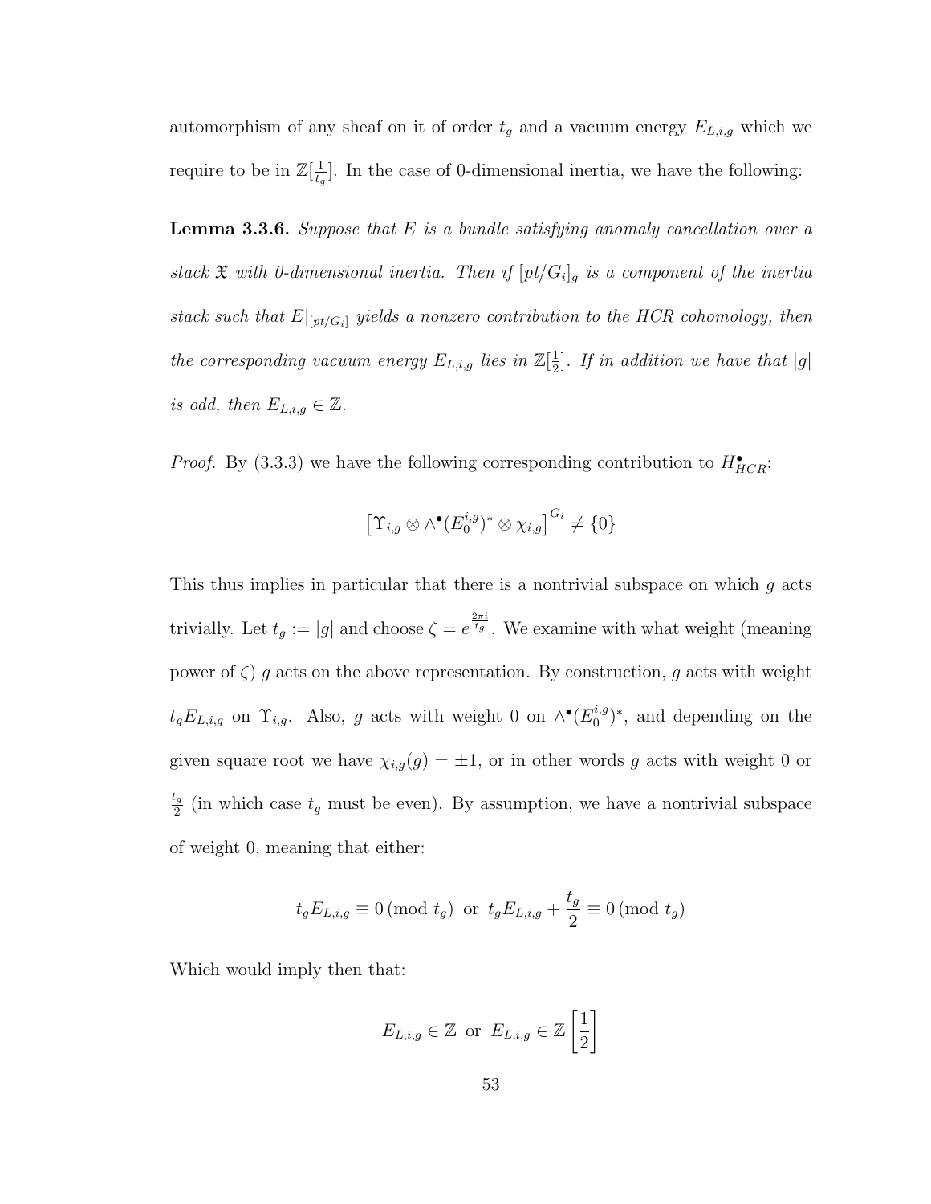automorphism of any sheaf on it of order $t_g$ and a vacuum energy $E_{L,i,g}$ which we require to be in $\mathbb{Z}[\frac{1}{t_g}]$. In the case of 0-dimensional inertia, we have the following:

**Lemma 3.3.6.** *Suppose that $E$ is a bundle satisfying anomaly cancellation over a stack $\mathfrak{X}$ with 0-dimensional inertia. Then if $[pt/G_i]_g$ is a component of the inertia stack such that $E|_{[pt/G_i]}$ yields a nonzero contribution to the HCR cohomology, then the corresponding vacuum energy $E_{L,i,g}$ lies in $\mathbb{Z}[\frac{1}{2}]$. If in addition we have that $|g|$ is odd, then $E_{L,i,g} \in \mathbb{Z}$.*

*Proof.* By (3.3.3) we have the following corresponding contribution to $H^\bullet_{HCR}$:

$$\left[\Upsilon_{i,g} \otimes \wedge^\bullet (E_0^{i,g})^* \otimes \chi_{i,g}\right]^{G_i} \neq \{0\}$$

This thus implies in particular that there is a nontrivial subspace on which $g$ acts trivially. Let $t_g := |g|$ and choose $\zeta = e^{\frac{2\pi i}{t_g}}$. We examine with what weight (meaning power of $\zeta$) $g$ acts on the above representation. By construction, $g$ acts with weight $t_g E_{L,i,g}$ on $\Upsilon_{i,g}$. Also, $g$ acts with weight 0 on $\wedge^\bullet (E_0^{i,g})^*$, and depending on the given square root we have $\chi_{i,g}(g) = \pm 1$, or in other words $g$ acts with weight 0 or $\frac{t_g}{2}$ (in which case $t_g$ must be even). By assumption, we have a nontrivial subspace of weight 0, meaning that either:

$$t_g E_{L,i,g} \equiv 0 \,(\text{mod } t_g) \;\text{ or }\; t_g E_{L,i,g} + \frac{t_g}{2} \equiv 0 \,(\text{mod } t_g)$$

Which would imply then that:

$$E_{L,i,g} \in \mathbb{Z} \;\text{ or }\; E_{L,i,g} \in \mathbb{Z}\left[\frac{1}{2}\right]$$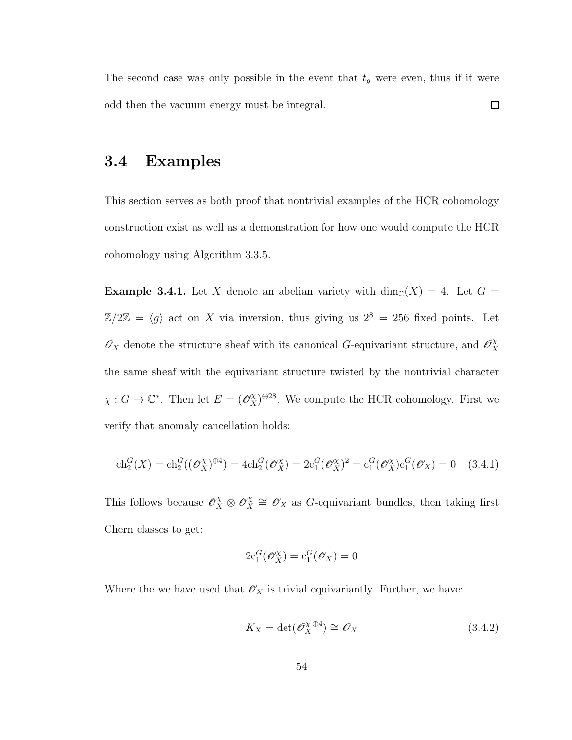The second case was only possible in the event that $t_g$ were even, thus if it were odd then the vacuum energy must be integral. $\square$

## 3.4 Examples

This section serves as both proof that nontrivial examples of the HCR cohomology construction exist as well as a demonstration for how one would compute the HCR cohomology using Algorithm 3.3.5.

**Example 3.4.1.** Let $X$ denote an abelian variety with $\dim_{\mathbb{C}}(X) = 4$. Let $G = \mathbb{Z}/2\mathbb{Z} = \langle g \rangle$ act on $X$ via inversion, thus giving us $2^8 = 256$ fixed points. Let $\mathscr{O}_X$ denote the structure sheaf with its canonical $G$-equivariant structure, and $\mathscr{O}_X^\chi$ the same sheaf with the equivariant structure twisted by the nontrivial character $\chi : G \to \mathbb{C}^*$. Then let $E = (\mathscr{O}_X^\chi)^{\oplus 28}$. We compute the HCR cohomology. First we verify that anomaly cancellation holds:

$$\mathrm{ch}_2^G(X) = \mathrm{ch}_2^G((\mathscr{O}_X^\chi)^{\oplus 4}) = 4\mathrm{ch}_2^G(\mathscr{O}_X^\chi) = 2\mathrm{c}_1^G(\mathscr{O}_X^\chi)^2 = \mathrm{c}_1^G(\mathscr{O}_X^\chi)\mathrm{c}_1^G(\mathscr{O}_X) = 0 \quad (3.4.1)$$

This follows because $\mathscr{O}_X^\chi \otimes \mathscr{O}_X^\chi \cong \mathscr{O}_X$ as $G$-equivariant bundles, then taking first Chern classes to get:

$$2\mathrm{c}_1^G(\mathscr{O}_X^\chi) = \mathrm{c}_1^G(\mathscr{O}_X) = 0$$

Where the we have used that $\mathscr{O}_X$ is trivial equivariantly. Further, we have:

$$K_X = \det({\mathscr{O}_X^\chi}^{\oplus 4}) \cong \mathscr{O}_X \quad (3.4.2)$$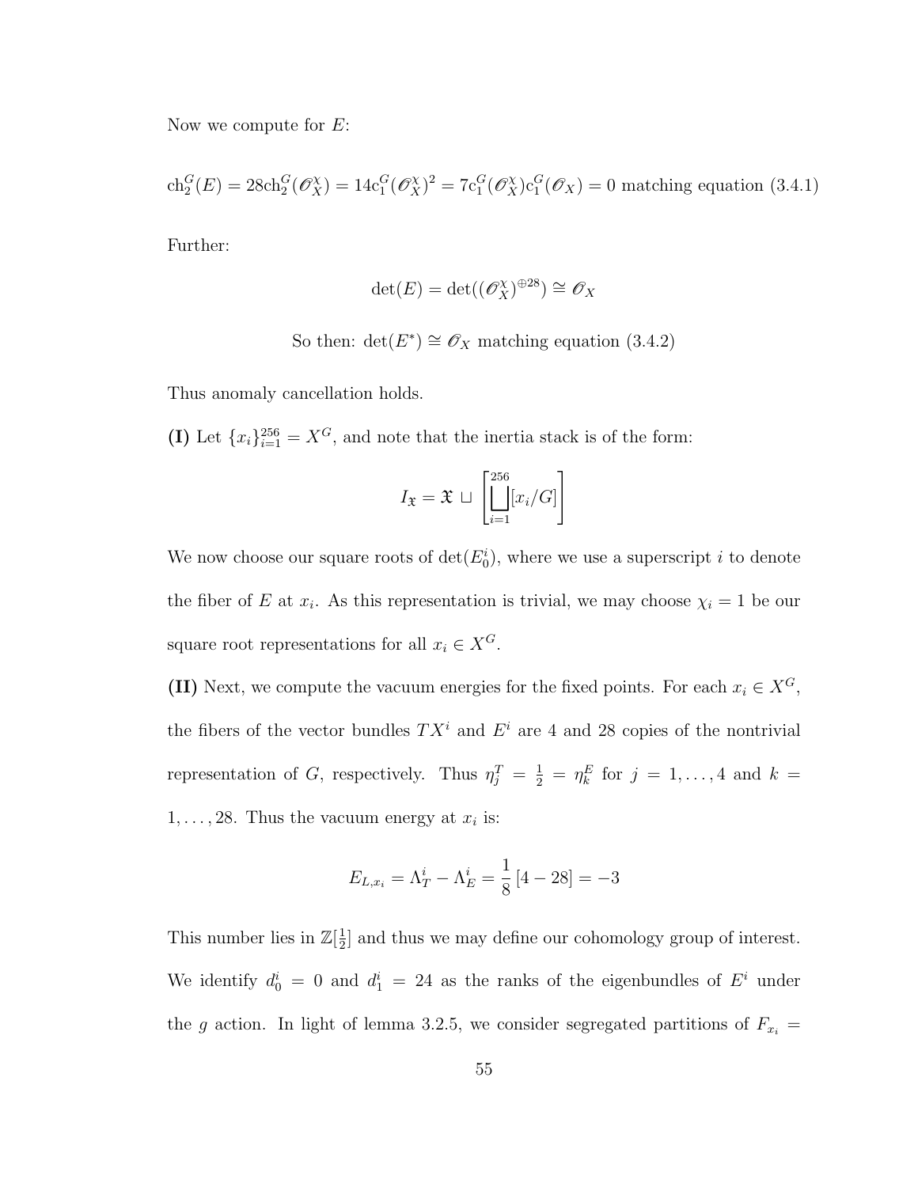Now we compute for $E$:

$$\mathrm{ch}_2^G(E) = 28\mathrm{ch}_2^G(\mathscr{O}_X^\chi) = 14\mathrm{c}_1^G(\mathscr{O}_X^\chi)^2 = 7\mathrm{c}_1^G(\mathscr{O}_X^\chi)\mathrm{c}_1^G(\mathscr{O}_X) = 0 \text{ matching equation (3.4.1)}$$

Further:

$$\det(E) = \det((\mathscr{O}_X^\chi)^{\oplus 28}) \cong \mathscr{O}_X$$

$$\text{So then: } \det(E^*) \cong \mathscr{O}_X \text{ matching equation (3.4.2)}$$

Thus anomaly cancellation holds.

**(I)** Let $\{x_i\}_{i=1}^{256} = X^G$, and note that the inertia stack is of the form:

$$I_{\mathfrak{X}} = \mathfrak{X} \sqcup \left[ \bigsqcup_{i=1}^{256} [x_i/G] \right]$$

We now choose our square roots of $\det(E_0^i)$, where we use a superscript $i$ to denote the fiber of $E$ at $x_i$. As this representation is trivial, we may choose $\chi_i = 1$ be our square root representations for all $x_i \in X^G$.

**(II)** Next, we compute the vacuum energies for the fixed points. For each $x_i \in X^G$, the fibers of the vector bundles $TX^i$ and $E^i$ are 4 and 28 copies of the nontrivial representation of $G$, respectively. Thus $\eta_j^T = \frac{1}{2} = \eta_k^E$ for $j = 1, \ldots, 4$ and $k = 1, \ldots, 28$. Thus the vacuum energy at $x_i$ is:

$$E_{L,x_i} = \Lambda_T^i - \Lambda_E^i = \frac{1}{8}\left[4 - 28\right] = -3$$

This number lies in $\mathbb{Z}[\frac{1}{2}]$ and thus we may define our cohomology group of interest. We identify $d_0^i = 0$ and $d_1^i = 24$ as the ranks of the eigenbundles of $E^i$ under the $g$ action. In light of lemma 3.2.5, we consider segregated partitions of $F_{x_i} =$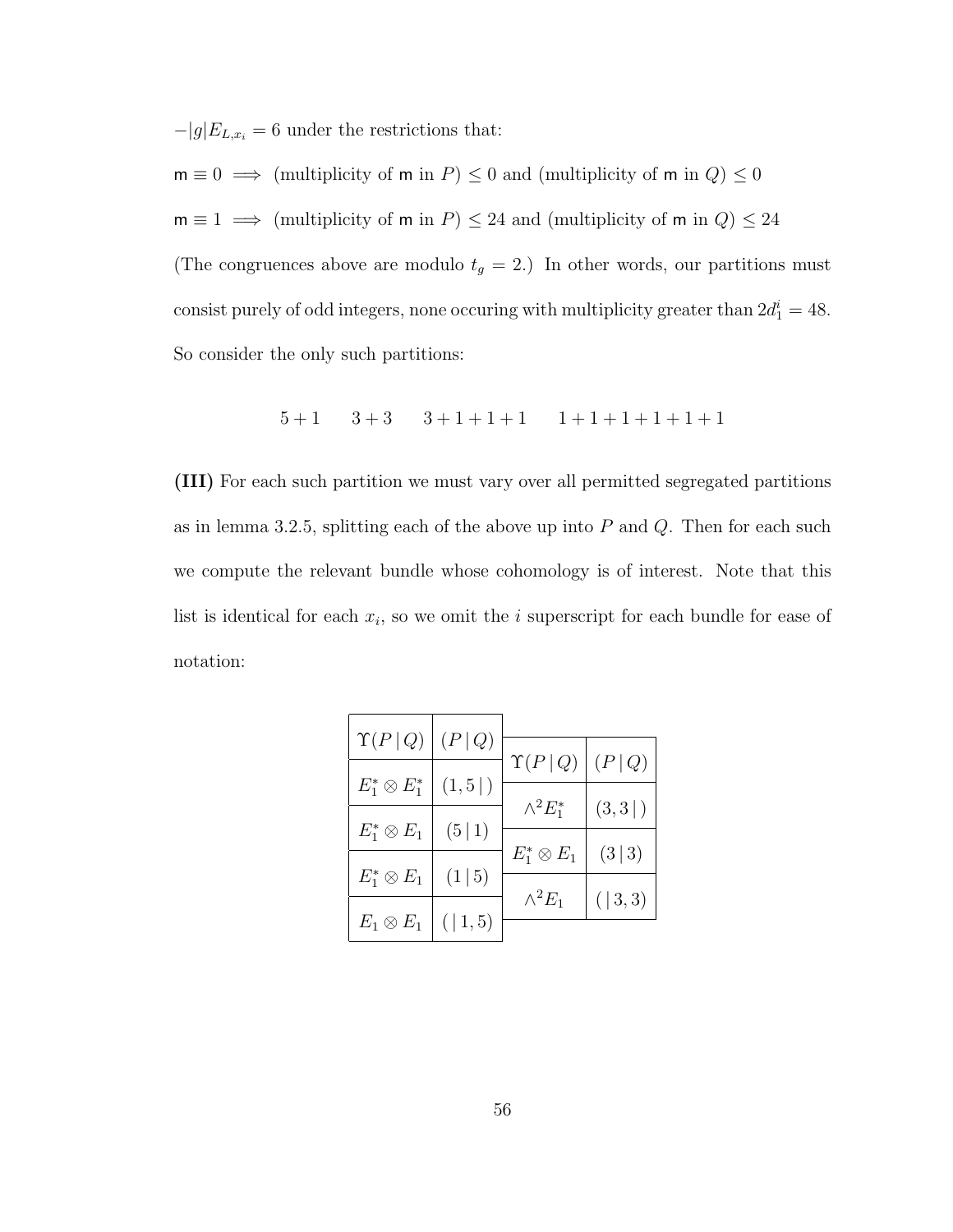$-|g|E_{L,x_i} = 6$ under the restrictions that:

$\mathsf{m} \equiv 0 \implies$ (multiplicity of $\mathsf{m}$ in $P$) $\leq 0$ and (multiplicity of $\mathsf{m}$ in $Q$) $\leq 0$

$\mathsf{m} \equiv 1 \implies$ (multiplicity of $\mathsf{m}$ in $P$) $\leq 24$ and (multiplicity of $\mathsf{m}$ in $Q$) $\leq 24$

(The congruences above are modulo $t_g = 2$.) In other words, our partitions must consist purely of odd integers, none occuring with multiplicity greater than $2d_1^i = 48$. So consider the only such partitions:

$$5+1 \qquad 3+3 \qquad 3+1+1+1 \qquad 1+1+1+1+1+1$$

**(III)** For each such partition we must vary over all permitted segregated partitions as in lemma 3.2.5, splitting each of the above up into $P$ and $Q$. Then for each such we compute the relevant bundle whose cohomology is of interest. Note that this list is identical for each $x_i$, so we omit the $i$ superscript for each bundle for ease of notation:

| $\Upsilon(P \mid Q)$ | $(P \mid Q)$ |
|---|---|
| $E_1^* \otimes E_1^*$ | $(1, 5 \mid)$ |
| $E_1^* \otimes E_1$ | $(5 \mid 1)$ |
| $E_1^* \otimes E_1$ | $(1 \mid 5)$ |
| $E_1 \otimes E_1$ | $(\mid 1, 5)$ |

| $\Upsilon(P \mid Q)$ | $(P \mid Q)$ |
|---|---|
| $\wedge^2 E_1^*$ | $(3, 3 \mid)$ |
| $E_1^* \otimes E_1$ | $(3 \mid 3)$ |
| $\wedge^2 E_1$ | $(\mid 3, 3)$ |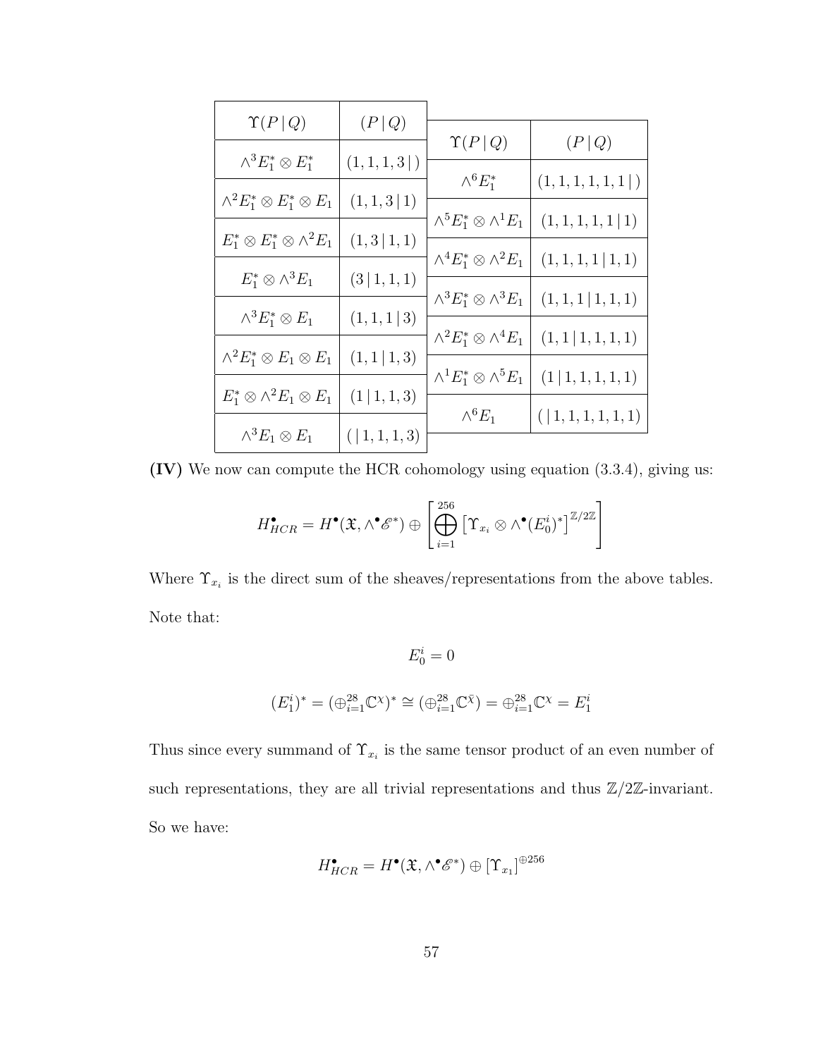| $\Upsilon(P\,\vert\,Q)$ | $(P\,\vert\,Q)$ |
|---|---|
| $\wedge^3 E_1^* \otimes E_1^*$ | $(1,1,1,3\,\vert\,)$ |
| $\wedge^2 E_1^* \otimes E_1^* \otimes E_1$ | $(1,1,3\,\vert\,1)$ |
| $E_1^* \otimes E_1^* \otimes \wedge^2 E_1$ | $(1,3\,\vert\,1,1)$ |
| $E_1^* \otimes \wedge^3 E_1$ | $(3\,\vert\,1,1,1)$ |
| $\wedge^3 E_1^* \otimes E_1$ | $(1,1,1\,\vert\,3)$ |
| $\wedge^2 E_1^* \otimes E_1 \otimes E_1$ | $(1,1\,\vert\,1,3)$ |
| $E_1^* \otimes \wedge^2 E_1 \otimes E_1$ | $(1\,\vert\,1,1,3)$ |
| $\wedge^3 E_1 \otimes E_1$ | $(\,\vert\,1,1,1,3)$ |

| $\Upsilon(P\,\vert\,Q)$ | $(P\,\vert\,Q)$ |
|---|---|
| $\wedge^6 E_1^*$ | $(1,1,1,1,1,1\,\vert\,)$ |
| $\wedge^5 E_1^* \otimes \wedge^1 E_1$ | $(1,1,1,1,1\,\vert\,1)$ |
| $\wedge^4 E_1^* \otimes \wedge^2 E_1$ | $(1,1,1,1\,\vert\,1,1)$ |
| $\wedge^3 E_1^* \otimes \wedge^3 E_1$ | $(1,1,1\,\vert\,1,1,1)$ |
| $\wedge^2 E_1^* \otimes \wedge^4 E_1$ | $(1,1\,\vert\,1,1,1,1)$ |
| $\wedge^1 E_1^* \otimes \wedge^5 E_1$ | $(1\,\vert\,1,1,1,1,1)$ |
| $\wedge^6 E_1$ | $(\,\vert\,1,1,1,1,1,1)$ |

**(IV)** We now can compute the HCR cohomology using equation (3.3.4), giving us:

$$H^\bullet_{HCR} = H^\bullet(\mathfrak{X}, \wedge^\bullet \mathscr{E}^*) \oplus \left[ \bigoplus_{i=1}^{256} \left[ \Upsilon_{x_i} \otimes \wedge^\bullet (E_0^i)^* \right]^{\mathbb{Z}/2\mathbb{Z}} \right]$$

Where $\Upsilon_{x_i}$ is the direct sum of the sheaves/representations from the above tables.

Note that:

$$E_0^i = 0$$

$$(E_1^i)^* = (\oplus_{i=1}^{28} \mathbb{C}^\chi)^* \cong (\oplus_{i=1}^{28} \mathbb{C}^{\bar{\chi}}) = \oplus_{i=1}^{28} \mathbb{C}^\chi = E_1^i$$

Thus since every summand of $\Upsilon_{x_i}$ is the same tensor product of an even number of such representations, they are all trivial representations and thus $\mathbb{Z}/2\mathbb{Z}$-invariant.

So we have:

$$H^\bullet_{HCR} = H^\bullet(\mathfrak{X}, \wedge^\bullet \mathscr{E}^*) \oplus \left[ \Upsilon_{x_1} \right]^{\oplus 256}$$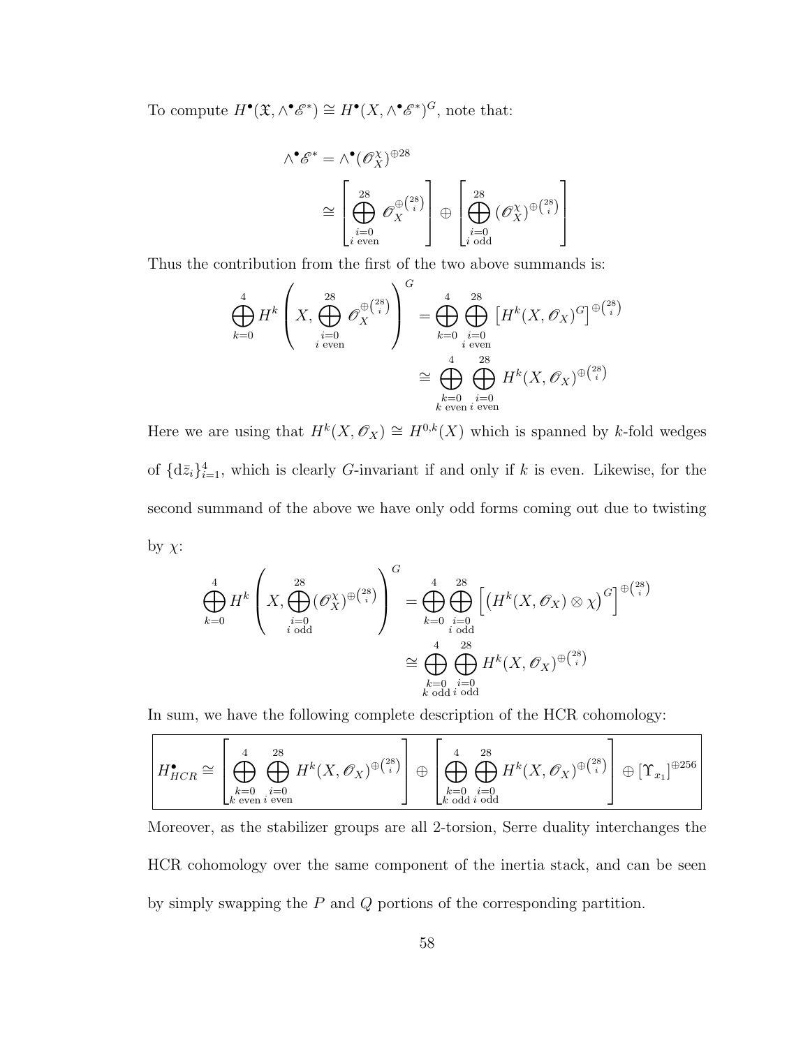To compute $H^\bullet(\mathfrak{X}, \wedge^\bullet \mathscr{E}^*) \cong H^\bullet(X, \wedge^\bullet \mathscr{E}^*)^G$, note that:

$$
\begin{aligned}
\wedge^\bullet \mathscr{E}^* &= \wedge^\bullet (\mathscr{O}_X^\chi)^{\oplus 28} \\
&\cong \left[ \bigoplus_{\substack{i=0 \\ i \text{ even}}}^{28} \mathscr{O}_X^{\oplus \binom{28}{i}} \right] \oplus \left[ \bigoplus_{\substack{i=0 \\ i \text{ odd}}}^{28} (\mathscr{O}_X^\chi)^{\oplus \binom{28}{i}} \right]
\end{aligned}
$$

Thus the contribution from the first of the two above summands is:

$$
\begin{aligned}
\bigoplus_{k=0}^{4} H^k \left( X, \bigoplus_{\substack{i=0 \\ i \text{ even}}}^{28} \mathscr{O}_X^{\oplus \binom{28}{i}} \right)^G &= \bigoplus_{k=0}^{4} \bigoplus_{\substack{i=0 \\ i \text{ even}}}^{28} \left[ H^k(X, \mathscr{O}_X)^G \right]^{\oplus \binom{28}{i}} \\
&\cong \bigoplus_{\substack{k=0 \\ k \text{ even}}}^{4} \bigoplus_{\substack{i=0 \\ i \text{ even}}}^{28} H^k(X, \mathscr{O}_X)^{\oplus \binom{28}{i}}
\end{aligned}
$$

Here we are using that $H^k(X, \mathscr{O}_X) \cong H^{0,k}(X)$ which is spanned by $k$-fold wedges of $\{d\bar{z}_i\}_{i=1}^4$, which is clearly $G$-invariant if and only if $k$ is even. Likewise, for the second summand of the above we have only odd forms coming out due to twisting by $\chi$:

$$
\begin{aligned}
\bigoplus_{k=0}^{4} H^k \left( X, \bigoplus_{\substack{i=0 \\ i \text{ odd}}}^{28} (\mathscr{O}_X^\chi)^{\oplus \binom{28}{i}} \right)^G &= \bigoplus_{k=0}^{4} \bigoplus_{\substack{i=0 \\ i \text{ odd}}}^{28} \left[ \left( H^k(X, \mathscr{O}_X) \otimes \chi \right)^G \right]^{\oplus \binom{28}{i}} \\
&\cong \bigoplus_{\substack{k=0 \\ k \text{ odd}}}^{4} \bigoplus_{\substack{i=0 \\ i \text{ odd}}}^{28} H^k(X, \mathscr{O}_X)^{\oplus \binom{28}{i}}
\end{aligned}
$$

In sum, we have the following complete description of the HCR cohomology:

$$
\boxed{H^\bullet_{HCR} \cong \left[ \bigoplus_{\substack{k=0 \\ k \text{ even}}}^{4} \bigoplus_{\substack{i=0 \\ i \text{ even}}}^{28} H^k(X, \mathscr{O}_X)^{\oplus \binom{28}{i}} \right] \oplus \left[ \bigoplus_{\substack{k=0 \\ k \text{ odd}}}^{4} \bigoplus_{\substack{i=0 \\ i \text{ odd}}}^{28} H^k(X, \mathscr{O}_X)^{\oplus \binom{28}{i}} \right] \oplus [\Upsilon_{x_1}]^{\oplus 256}}
$$

Moreover, as the stabilizer groups are all 2-torsion, Serre duality interchanges the HCR cohomology over the same component of the inertia stack, and can be seen by simply swapping the $P$ and $Q$ portions of the corresponding partition.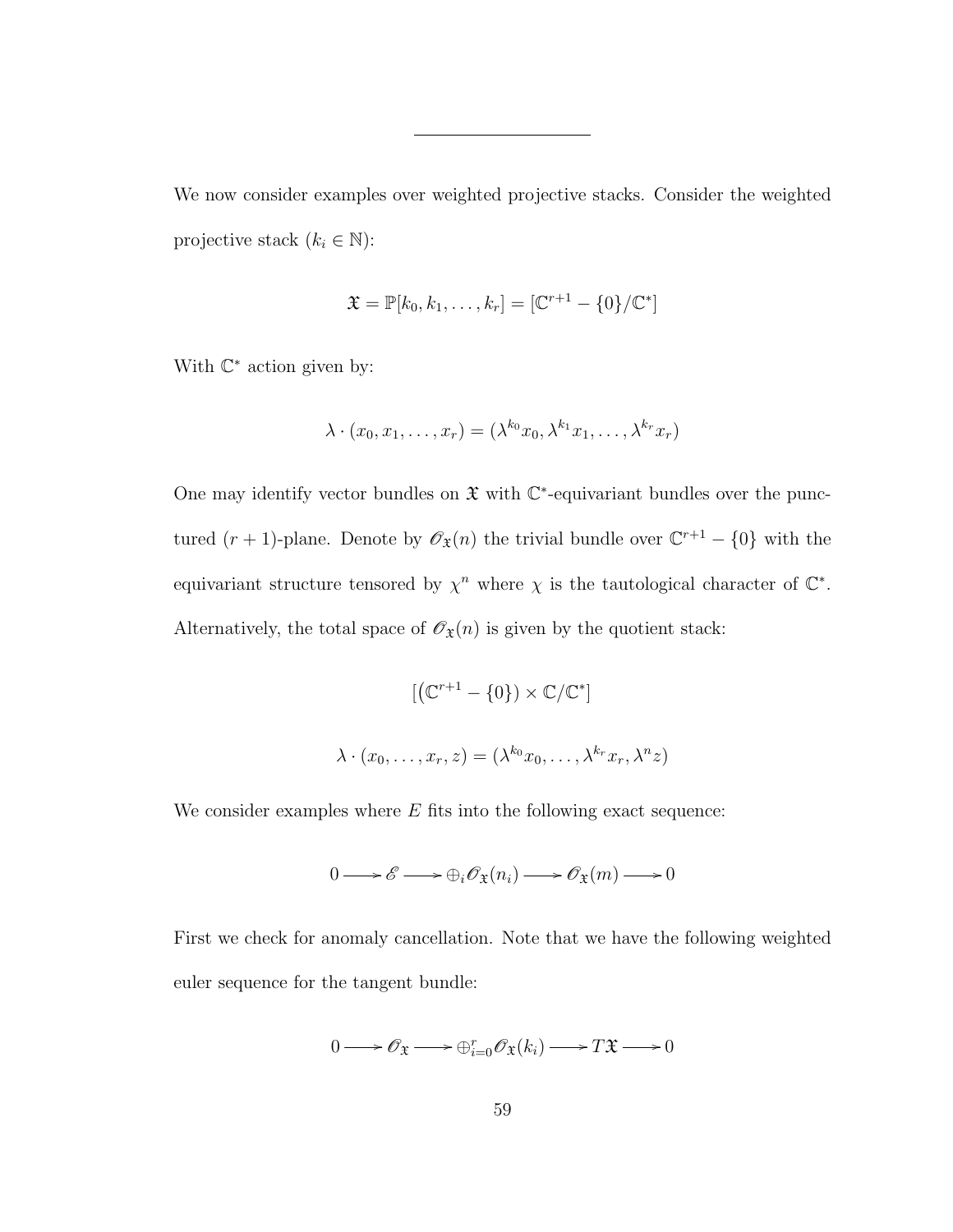---

We now consider examples over weighted projective stacks. Consider the weighted projective stack ($k_i \in \mathbb{N}$):

$$\mathfrak{X} = \mathbb{P}[k_0, k_1, \ldots, k_r] = [\mathbb{C}^{r+1} - \{0\}/\mathbb{C}^*]$$

With $\mathbb{C}^*$ action given by:

$$\lambda \cdot (x_0, x_1, \ldots, x_r) = (\lambda^{k_0} x_0, \lambda^{k_1} x_1, \ldots, \lambda^{k_r} x_r)$$

One may identify vector bundles on $\mathfrak{X}$ with $\mathbb{C}^*$-equivariant bundles over the punctured $(r+1)$-plane. Denote by $\mathscr{O}_{\mathfrak{X}}(n)$ the trivial bundle over $\mathbb{C}^{r+1} - \{0\}$ with the equivariant structure tensored by $\chi^n$ where $\chi$ is the tautological character of $\mathbb{C}^*$. Alternatively, the total space of $\mathscr{O}_{\mathfrak{X}}(n)$ is given by the quotient stack:

$$[\left(\mathbb{C}^{r+1} - \{0\}\right) \times \mathbb{C}/\mathbb{C}^*]$$

$$\lambda \cdot (x_0, \ldots, x_r, z) = (\lambda^{k_0} x_0, \ldots, \lambda^{k_r} x_r, \lambda^n z)$$

We consider examples where $E$ fits into the following exact sequence:

$$0 \longrightarrow \mathscr{E} \longrightarrow \oplus_i \mathscr{O}_{\mathfrak{X}}(n_i) \longrightarrow \mathscr{O}_{\mathfrak{X}}(m) \longrightarrow 0$$

First we check for anomaly cancellation. Note that we have the following weighted euler sequence for the tangent bundle:

$$0 \longrightarrow \mathscr{O}_{\mathfrak{X}} \longrightarrow \oplus_{i=0}^{r} \mathscr{O}_{\mathfrak{X}}(k_i) \longrightarrow T\mathfrak{X} \longrightarrow 0$$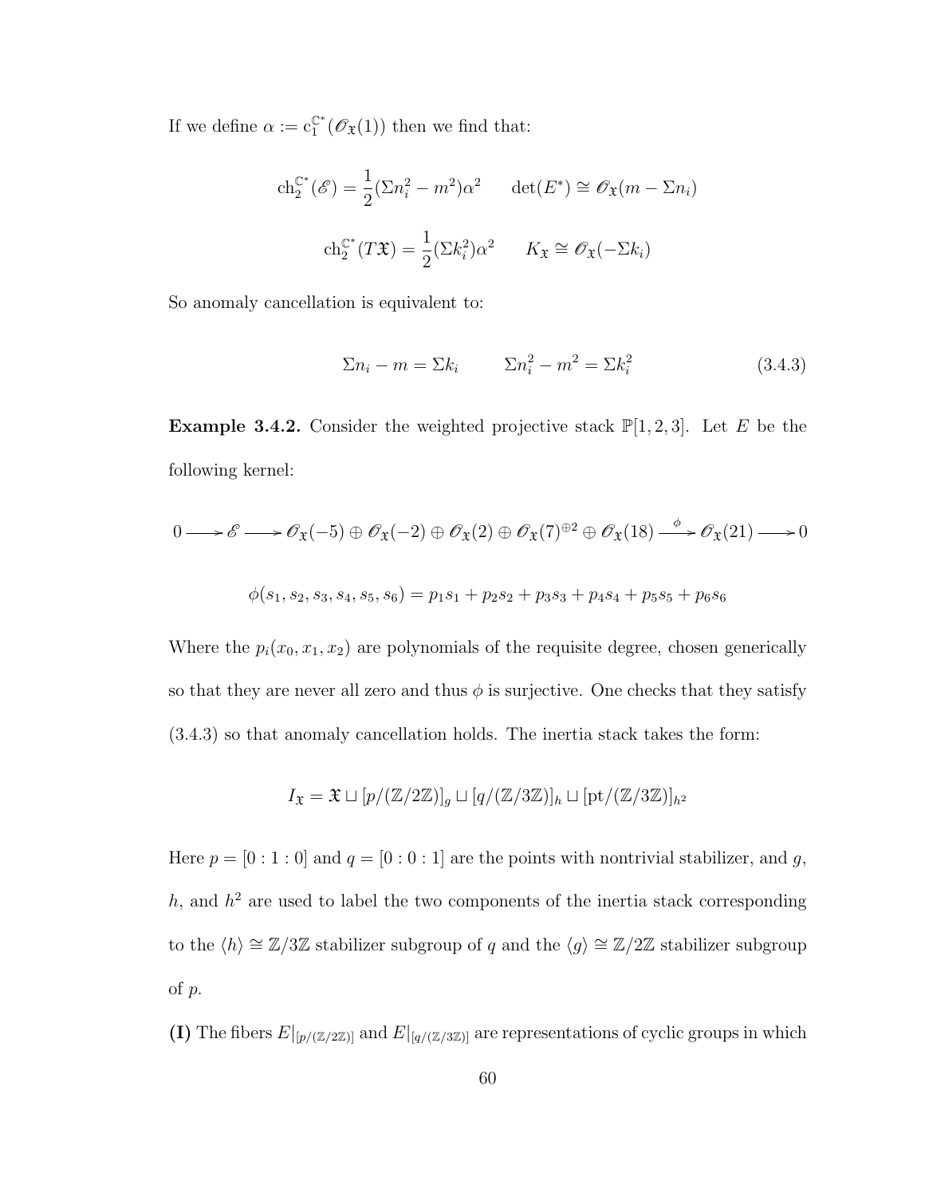If we define $\alpha := \mathrm{c}_1^{\mathbb{C}^*}(\mathscr{O}_{\mathfrak{X}}(1))$ then we find that:

$$\mathrm{ch}_2^{\mathbb{C}^*}(\mathscr{E}) = \frac{1}{2}(\Sigma n_i^2 - m^2)\alpha^2 \qquad \det(E^*) \cong \mathscr{O}_{\mathfrak{X}}(m - \Sigma n_i)$$

$$\mathrm{ch}_2^{\mathbb{C}^*}(T\mathfrak{X}) = \frac{1}{2}(\Sigma k_i^2)\alpha^2 \qquad K_{\mathfrak{X}} \cong \mathscr{O}_{\mathfrak{X}}(-\Sigma k_i)$$

So anomaly cancellation is equivalent to:

$$\Sigma n_i - m = \Sigma k_i \qquad \Sigma n_i^2 - m^2 = \Sigma k_i^2 \tag{3.4.3}$$

**Example 3.4.2.** Consider the weighted projective stack $\mathbb{P}[1,2,3]$. Let $E$ be the following kernel:

$$0 \longrightarrow \mathscr{E} \longrightarrow \mathscr{O}_{\mathfrak{X}}(-5) \oplus \mathscr{O}_{\mathfrak{X}}(-2) \oplus \mathscr{O}_{\mathfrak{X}}(2) \oplus \mathscr{O}_{\mathfrak{X}}(7)^{\oplus 2} \oplus \mathscr{O}_{\mathfrak{X}}(18) \xrightarrow{\ \phi\ } \mathscr{O}_{\mathfrak{X}}(21) \longrightarrow 0$$

$$\phi(s_1, s_2, s_3, s_4, s_5, s_6) = p_1 s_1 + p_2 s_2 + p_3 s_3 + p_4 s_4 + p_5 s_5 + p_6 s_6$$

Where the $p_i(x_0, x_1, x_2)$ are polynomials of the requisite degree, chosen generically so that they are never all zero and thus $\phi$ is surjective. One checks that they satisfy (3.4.3) so that anomaly cancellation holds. The inertia stack takes the form:

$$I_{\mathfrak{X}} = \mathfrak{X} \sqcup [p/(\mathbb{Z}/2\mathbb{Z})]_g \sqcup [q/(\mathbb{Z}/3\mathbb{Z})]_h \sqcup [\mathrm{pt}/(\mathbb{Z}/3\mathbb{Z})]_{h^2}$$

Here $p = [0:1:0]$ and $q = [0:0:1]$ are the points with nontrivial stabilizer, and $g$, $h$, and $h^2$ are used to label the two components of the inertia stack corresponding to the $\langle h \rangle \cong \mathbb{Z}/3\mathbb{Z}$ stabilizer subgroup of $q$ and the $\langle g \rangle \cong \mathbb{Z}/2\mathbb{Z}$ stabilizer subgroup of $p$.

**(I)** The fibers $E|_{[p/(\mathbb{Z}/2\mathbb{Z})]}$ and $E|_{[q/(\mathbb{Z}/3\mathbb{Z})]}$ are representations of cyclic groups in which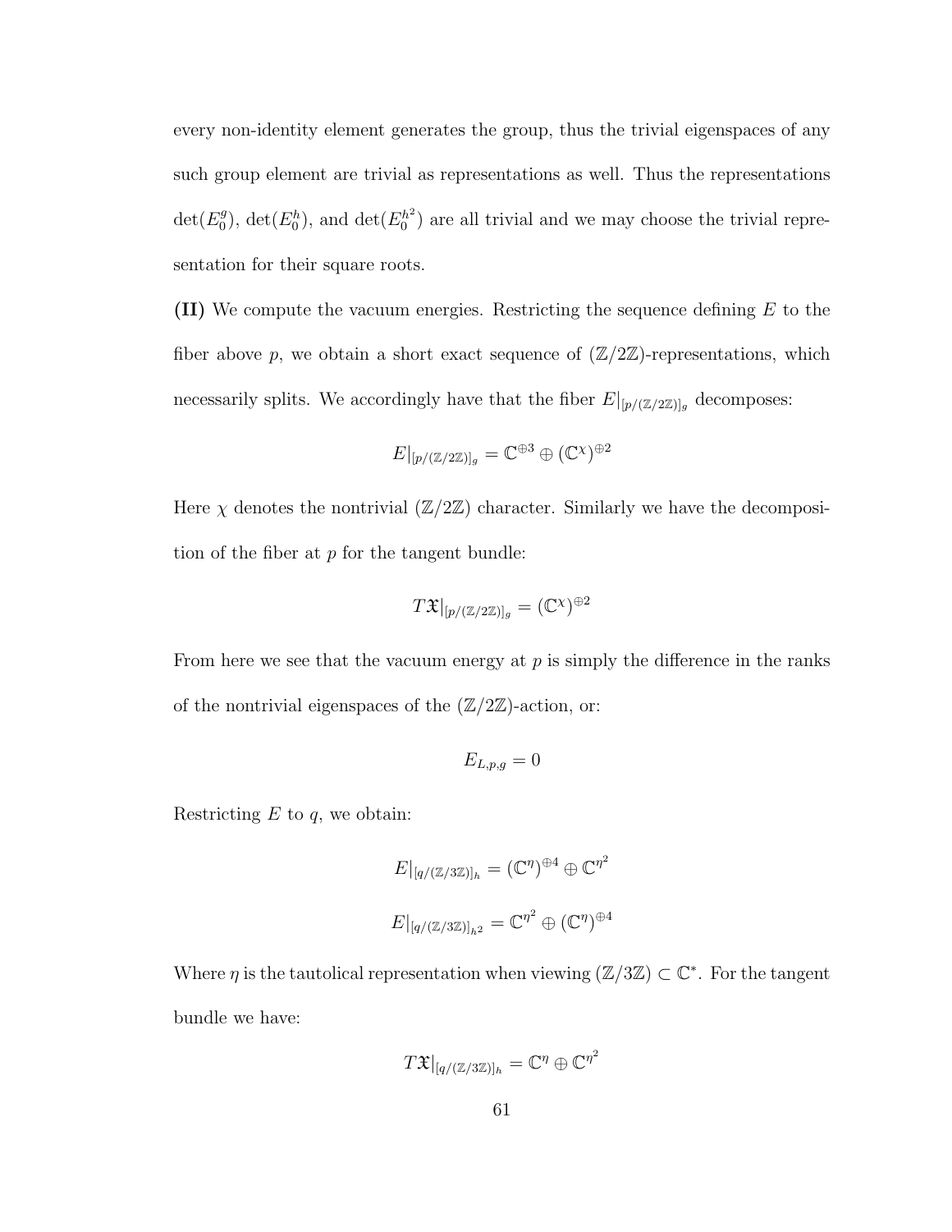every non-identity element generates the group, thus the trivial eigenspaces of any such group element are trivial as representations as well. Thus the representations $\det(E_0^g)$, $\det(E_0^h)$, and $\det(E_0^{h^2})$ are all trivial and we may choose the trivial representation for their square roots.

**(II)** We compute the vacuum energies. Restricting the sequence defining $E$ to the fiber above $p$, we obtain a short exact sequence of $(\mathbb{Z}/2\mathbb{Z})$-representations, which necessarily splits. We accordingly have that the fiber $E|_{[p/(\mathbb{Z}/2\mathbb{Z})]_g}$ decomposes:

$$E|_{[p/(\mathbb{Z}/2\mathbb{Z})]_g} = \mathbb{C}^{\oplus 3} \oplus (\mathbb{C}^{\chi})^{\oplus 2}$$

Here $\chi$ denotes the nontrivial $(\mathbb{Z}/2\mathbb{Z})$ character. Similarly we have the decomposition of the fiber at $p$ for the tangent bundle:

$$T\mathfrak{X}|_{[p/(\mathbb{Z}/2\mathbb{Z})]_g} = (\mathbb{C}^{\chi})^{\oplus 2}$$

From here we see that the vacuum energy at $p$ is simply the difference in the ranks of the nontrivial eigenspaces of the $(\mathbb{Z}/2\mathbb{Z})$-action, or:

$$E_{L,p,g} = 0$$

Restricting $E$ to $q$, we obtain:

$$E|_{[q/(\mathbb{Z}/3\mathbb{Z})]_h} = (\mathbb{C}^{\eta})^{\oplus 4} \oplus \mathbb{C}^{\eta^2}$$

$$E|_{[q/(\mathbb{Z}/3\mathbb{Z})]_{h^2}} = \mathbb{C}^{\eta^2} \oplus (\mathbb{C}^{\eta})^{\oplus 4}$$

Where $\eta$ is the tautolical representation when viewing $(\mathbb{Z}/3\mathbb{Z}) \subset \mathbb{C}^*$. For the tangent bundle we have:

$$T\mathfrak{X}|_{[q/(\mathbb{Z}/3\mathbb{Z})]_h} = \mathbb{C}^{\eta} \oplus \mathbb{C}^{\eta^2}$$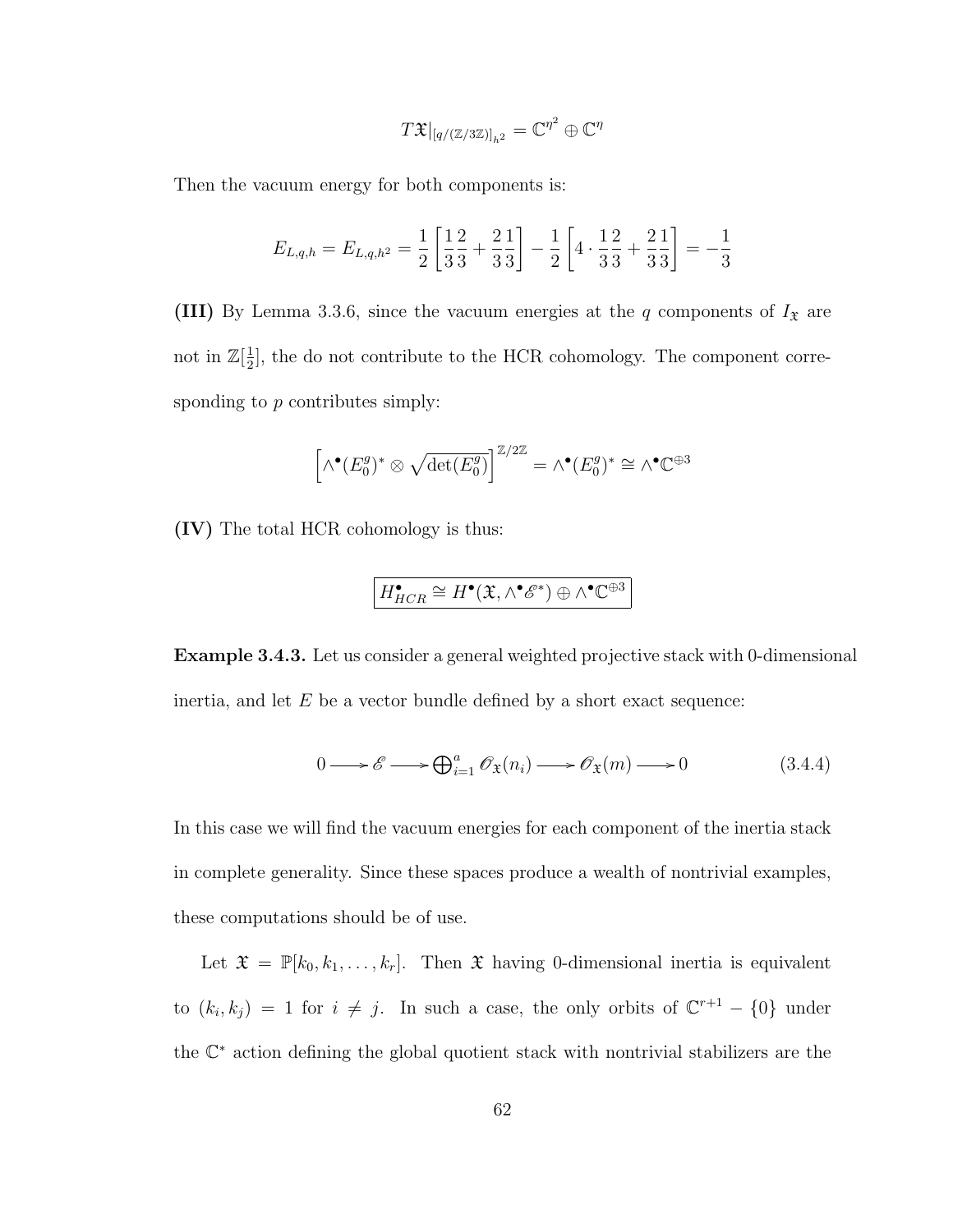$$T\mathfrak{X}|_{[q/(\mathbb{Z}/3\mathbb{Z})]_{h^2}} = \mathbb{C}^{\eta^2} \oplus \mathbb{C}^{\eta}$$

Then the vacuum energy for both components is:

$$E_{L,q,h} = E_{L,q,h^2} = \frac{1}{2}\left[\frac{1}{3}\frac{2}{3} + \frac{2}{3}\frac{1}{3}\right] - \frac{1}{2}\left[4 \cdot \frac{1}{3}\frac{2}{3} + \frac{2}{3}\frac{1}{3}\right] = -\frac{1}{3}$$

**(III)** By Lemma 3.3.6, since the vacuum energies at the $q$ components of $I_{\mathfrak{X}}$ are not in $\mathbb{Z}[\frac{1}{2}]$, the do not contribute to the HCR cohomology. The component corresponding to $p$ contributes simply:

$$\left[\wedge^{\bullet}(E_0^g)^* \otimes \sqrt{\det(E_0^g)}\right]^{\mathbb{Z}/2\mathbb{Z}} = \wedge^{\bullet}(E_0^g)^* \cong \wedge^{\bullet}\mathbb{C}^{\oplus 3}$$

**(IV)** The total HCR cohomology is thus:

$$\boxed{H^{\bullet}_{HCR} \cong H^{\bullet}(\mathfrak{X}, \wedge^{\bullet}\mathscr{E}^*) \oplus \wedge^{\bullet}\mathbb{C}^{\oplus 3}}$$

**Example 3.4.3.** Let us consider a general weighted projective stack with 0-dimensional inertia, and let $E$ be a vector bundle defined by a short exact sequence:

$$0 \longrightarrow \mathscr{E} \longrightarrow \bigoplus_{i=1}^{a} \mathscr{O}_{\mathfrak{X}}(n_i) \longrightarrow \mathscr{O}_{\mathfrak{X}}(m) \longrightarrow 0 \tag{3.4.4}$$

In this case we will find the vacuum energies for each component of the inertia stack in complete generality. Since these spaces produce a wealth of nontrivial examples, these computations should be of use.

Let $\mathfrak{X} = \mathbb{P}[k_0, k_1, \ldots, k_r]$. Then $\mathfrak{X}$ having 0-dimensional inertia is equivalent to $(k_i, k_j) = 1$ for $i \neq j$. In such a case, the only orbits of $\mathbb{C}^{r+1} - \{0\}$ under the $\mathbb{C}^*$ action defining the global quotient stack with nontrivial stabilizers are the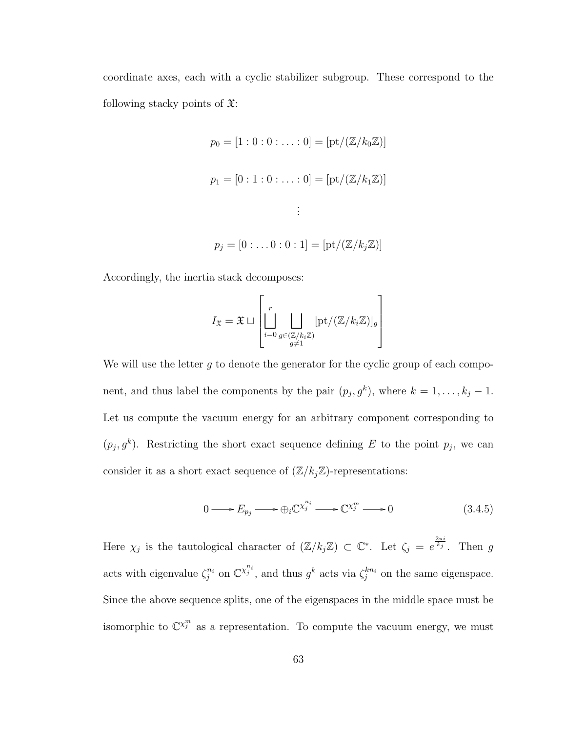coordinate axes, each with a cyclic stabilizer subgroup. These correspond to the following stacky points of $\mathfrak{X}$:

$$p_0 = [1 : 0 : 0 : \ldots : 0] = [\mathrm{pt}/(\mathbb{Z}/k_0\mathbb{Z})]$$

$$p_1 = [0 : 1 : 0 : \ldots : 0] = [\mathrm{pt}/(\mathbb{Z}/k_1\mathbb{Z})]$$

$$\vdots$$

$$p_j = [0 : \ldots 0 : 0 : 1] = [\mathrm{pt}/(\mathbb{Z}/k_j\mathbb{Z})]$$

Accordingly, the inertia stack decomposes:

$$I_{\mathfrak{X}} = \mathfrak{X} \sqcup \left[ \bigsqcup_{i=0}^{r} \bigsqcup_{\substack{g \in (\mathbb{Z}/k_i\mathbb{Z}) \\ g \neq 1}} [\mathrm{pt}/(\mathbb{Z}/k_i\mathbb{Z})]_g \right]$$

We will use the letter $g$ to denote the generator for the cyclic group of each component, and thus label the components by the pair $(p_j, g^k)$, where $k = 1, \ldots, k_j - 1$. Let us compute the vacuum energy for an arbitrary component corresponding to $(p_j, g^k)$. Restricting the short exact sequence defining $E$ to the point $p_j$, we can consider it as a short exact sequence of $(\mathbb{Z}/k_j\mathbb{Z})$-representations:

$$0 \longrightarrow E_{p_j} \longrightarrow \oplus_i \mathbb{C}^{\chi_j^{n_i}} \longrightarrow \mathbb{C}^{\chi_j^m} \longrightarrow 0 \tag{3.4.5}$$

Here $\chi_j$ is the tautological character of $(\mathbb{Z}/k_j\mathbb{Z}) \subset \mathbb{C}^*$. Let $\zeta_j = e^{\frac{2\pi i}{k_j}}$. Then $g$ acts with eigenvalue $\zeta_j^{n_i}$ on $\mathbb{C}^{\chi_j^{n_i}}$, and thus $g^k$ acts via $\zeta_j^{kn_i}$ on the same eigenspace. Since the above sequence splits, one of the eigenspaces in the middle space must be isomorphic to $\mathbb{C}^{\chi_j^m}$ as a representation. To compute the vacuum energy, we must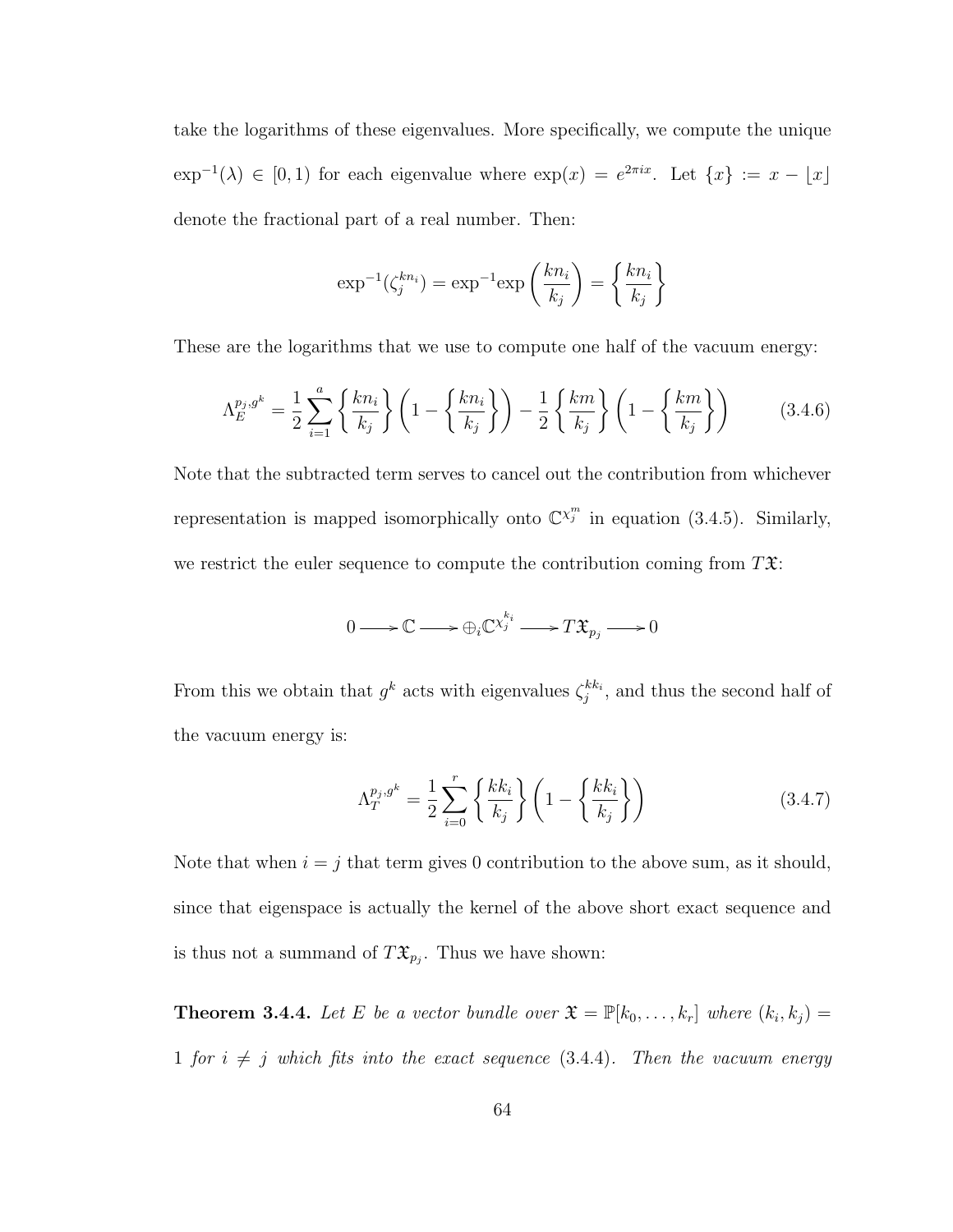take the logarithms of these eigenvalues. More specifically, we compute the unique $\exp^{-1}(\lambda) \in [0,1)$ for each eigenvalue where $\exp(x) = e^{2\pi i x}$. Let $\{x\} := x - \lfloor x \rfloor$ denote the fractional part of a real number. Then:

$$\exp^{-1}(\zeta_j^{kn_i}) = \exp^{-1}\exp\left(\frac{kn_i}{k_j}\right) = \left\{\frac{kn_i}{k_j}\right\}$$

These are the logarithms that we use to compute one half of the vacuum energy:

$$\Lambda_E^{p_j,g^k} = \frac{1}{2}\sum_{i=1}^{a}\left\{\frac{kn_i}{k_j}\right\}\left(1 - \left\{\frac{kn_i}{k_j}\right\}\right) - \frac{1}{2}\left\{\frac{km}{k_j}\right\}\left(1 - \left\{\frac{km}{k_j}\right\}\right) \tag{3.4.6}$$

Note that the subtracted term serves to cancel out the contribution from whichever representation is mapped isomorphically onto $\mathbb{C}^{\chi_j^m}$ in equation (3.4.5). Similarly, we restrict the euler sequence to compute the contribution coming from $T\mathfrak{X}$:

$$0 \longrightarrow \mathbb{C} \longrightarrow \oplus_i \mathbb{C}^{\chi_j^{k_i}} \longrightarrow T\mathfrak{X}_{p_j} \longrightarrow 0$$

From this we obtain that $g^k$ acts with eigenvalues $\zeta_j^{kk_i}$, and thus the second half of the vacuum energy is:

$$\Lambda_T^{p_j,g^k} = \frac{1}{2}\sum_{i=0}^{r}\left\{\frac{kk_i}{k_j}\right\}\left(1 - \left\{\frac{kk_i}{k_j}\right\}\right) \tag{3.4.7}$$

Note that when $i = j$ that term gives 0 contribution to the above sum, as it should, since that eigenspace is actually the kernel of the above short exact sequence and is thus not a summand of $T\mathfrak{X}_{p_j}$. Thus we have shown:

**Theorem 3.4.4.** *Let $E$ be a vector bundle over $\mathfrak{X} = \mathbb{P}[k_0, \ldots, k_r]$ where $(k_i, k_j) = 1$ for $i \neq j$ which fits into the exact sequence (3.4.4). Then the vacuum energy*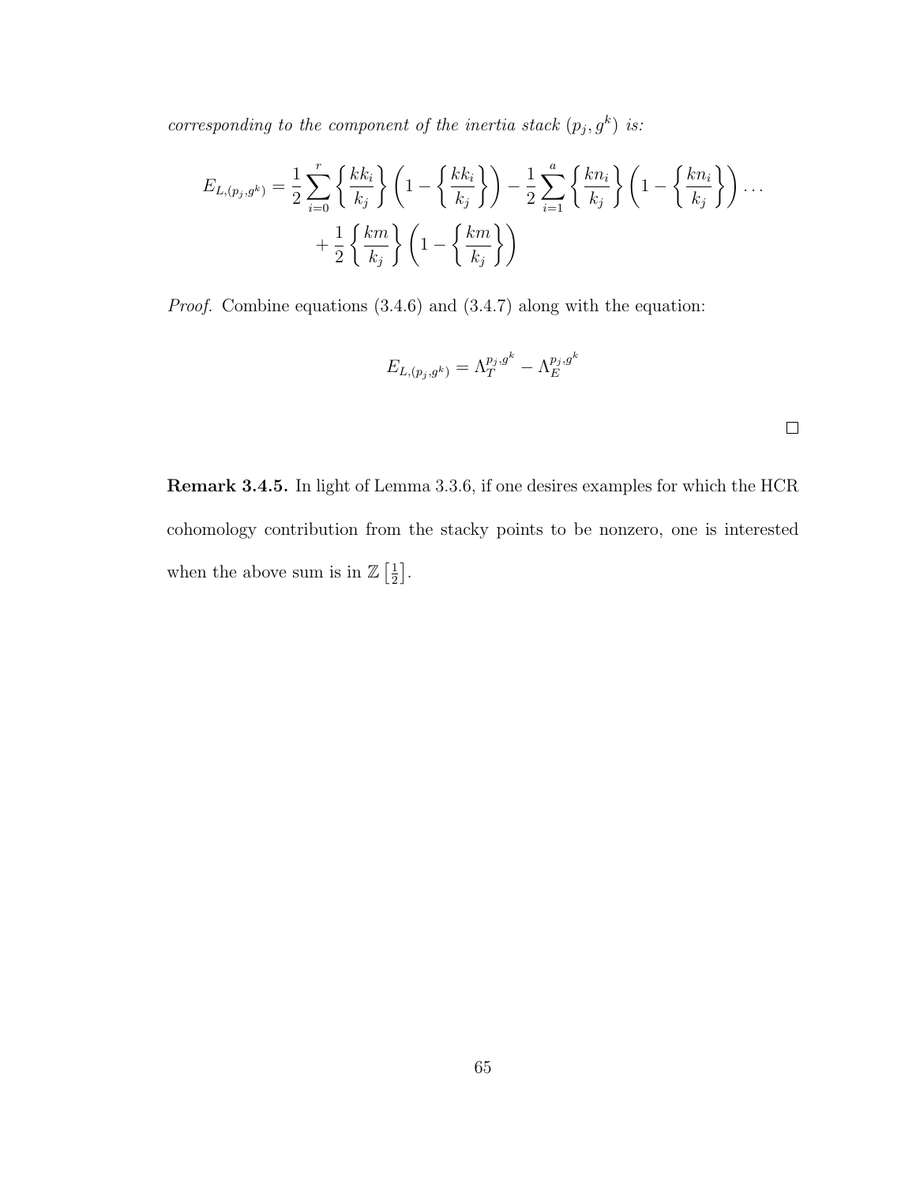*corresponding to the component of the inertia stack $(p_j, g^k)$ is:*

$$E_{L,(p_j,g^k)} = \frac{1}{2}\sum_{i=0}^{r}\left\{\frac{kk_i}{k_j}\right\}\left(1-\left\{\frac{kk_i}{k_j}\right\}\right) - \frac{1}{2}\sum_{i=1}^{a}\left\{\frac{kn_i}{k_j}\right\}\left(1-\left\{\frac{kn_i}{k_j}\right\}\right)\dots$$
$$+\frac{1}{2}\left\{\frac{km}{k_j}\right\}\left(1-\left\{\frac{km}{k_j}\right\}\right)$$

*Proof.* Combine equations (3.4.6) and (3.4.7) along with the equation:

$$E_{L,(p_j,g^k)} = \Lambda_T^{p_j,g^k} - \Lambda_E^{p_j,g^k}$$

□

**Remark 3.4.5.** In light of Lemma 3.3.6, if one desires examples for which the HCR cohomology contribution from the stacky points to be nonzero, one is interested when the above sum is in $\mathbb{Z}\left[\frac{1}{2}\right]$.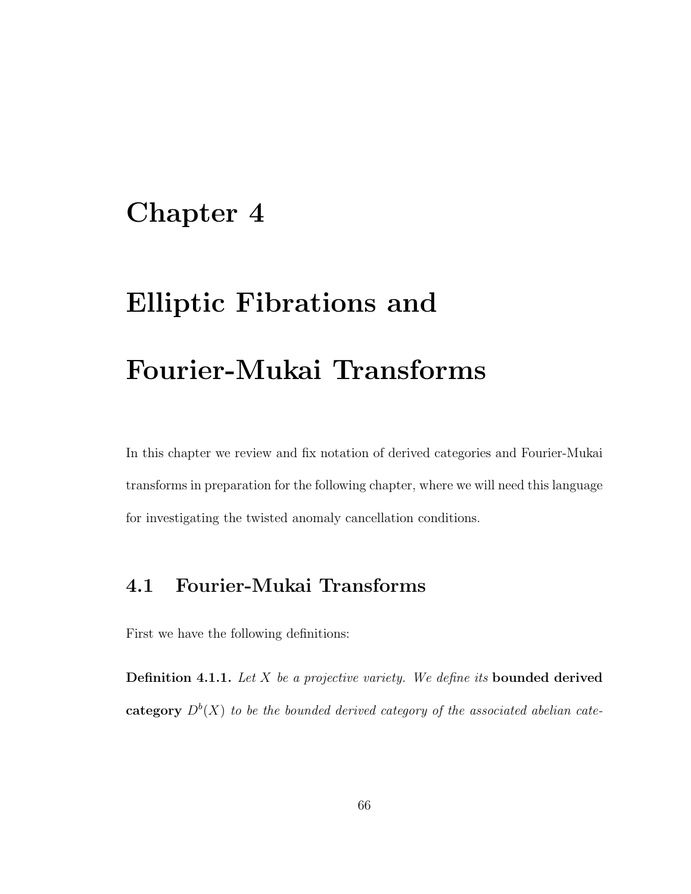# Chapter 4

# Elliptic Fibrations and Fourier-Mukai Transforms

In this chapter we review and fix notation of derived categories and Fourier-Mukai transforms in preparation for the following chapter, where we will need this language for investigating the twisted anomaly cancellation conditions.

## 4.1 Fourier-Mukai Transforms

First we have the following definitions:

**Definition 4.1.1.** *Let $X$ be a projective variety. We define its* **bounded derived category** $D^b(X)$ *to be the bounded derived category of the associated abelian cate-*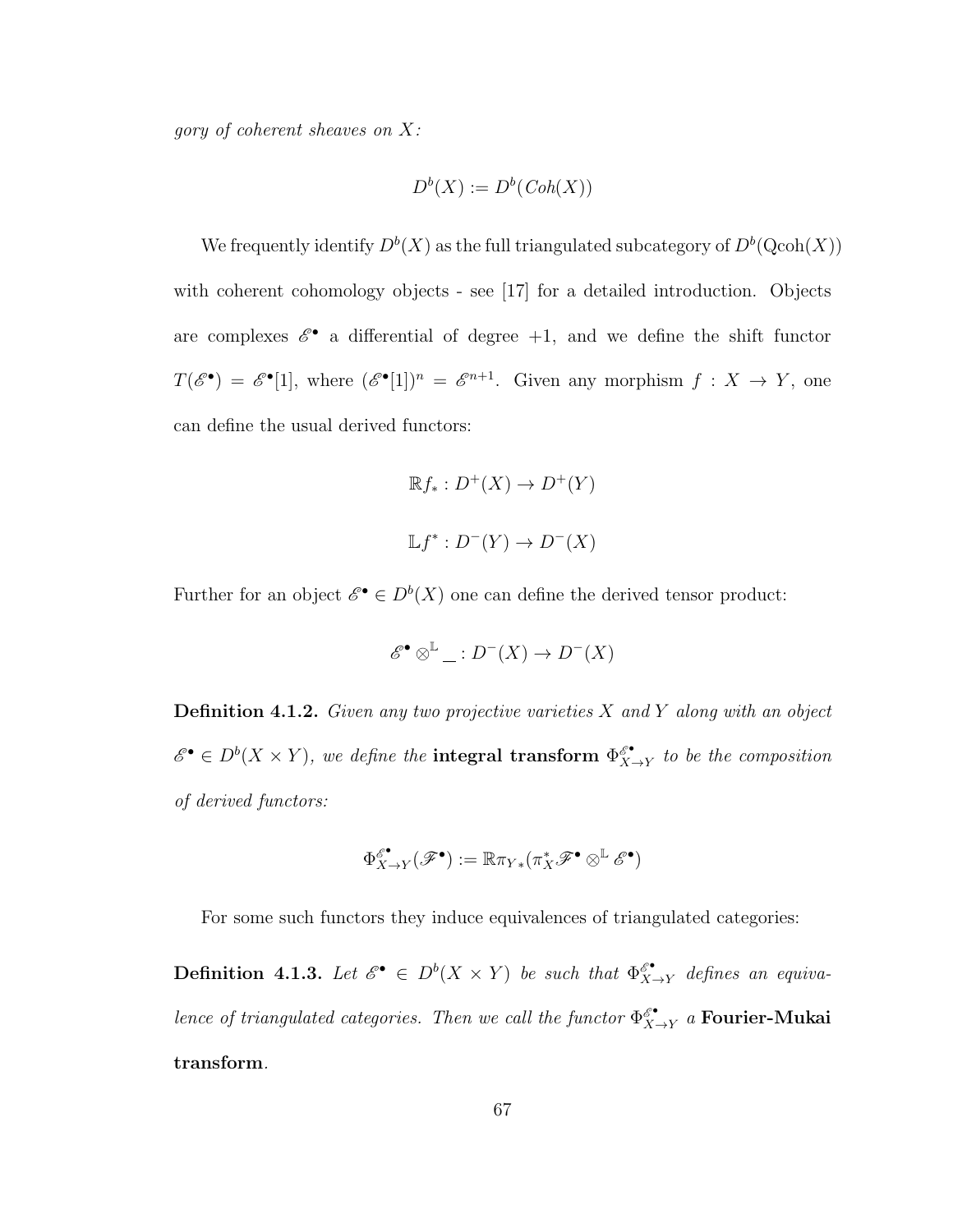*gory of coherent sheaves on $X$:*

$$D^b(X) := D^b(Coh(X))$$

We frequently identify $D^b(X)$ as the full triangulated subcategory of $D^b(\mathrm{Qcoh}(X))$ with coherent cohomology objects - see [17] for a detailed introduction. Objects are complexes $\mathscr{E}^\bullet$ a differential of degree $+1$, and we define the shift functor $T(\mathscr{E}^\bullet) = \mathscr{E}^\bullet[1]$, where $(\mathscr{E}^\bullet[1])^n = \mathscr{E}^{n+1}$. Given any morphism $f : X \to Y$, one can define the usual derived functors:

$$\mathbb{R}f_* : D^+(X) \to D^+(Y)$$

$$\mathbb{L}f^* : D^-(Y) \to D^-(X)$$

Further for an object $\mathscr{E}^\bullet \in D^b(X)$ one can define the derived tensor product:

$$\mathscr{E}^\bullet \otimes^{\mathbb{L}} \_ : D^-(X) \to D^-(X)$$

**Definition 4.1.2.** *Given any two projective varieties $X$ and $Y$ along with an object $\mathscr{E}^\bullet \in D^b(X \times Y)$, we define the* **integral transform** *$\Phi^{\mathscr{E}^\bullet}_{X \to Y}$ to be the composition of derived functors:*

$$\Phi^{\mathscr{E}^\bullet}_{X \to Y}(\mathscr{F}^\bullet) := \mathbb{R}\pi_{Y*}(\pi_X^* \mathscr{F}^\bullet \otimes^{\mathbb{L}} \mathscr{E}^\bullet)$$

For some such functors they induce equivalences of triangulated categories:

**Definition 4.1.3.** *Let $\mathscr{E}^\bullet \in D^b(X \times Y)$ be such that $\Phi^{\mathscr{E}^\bullet}_{X \to Y}$ defines an equivalence of triangulated categories. Then we call the functor $\Phi^{\mathscr{E}^\bullet}_{X \to Y}$ a* **Fourier-Mukai transform**.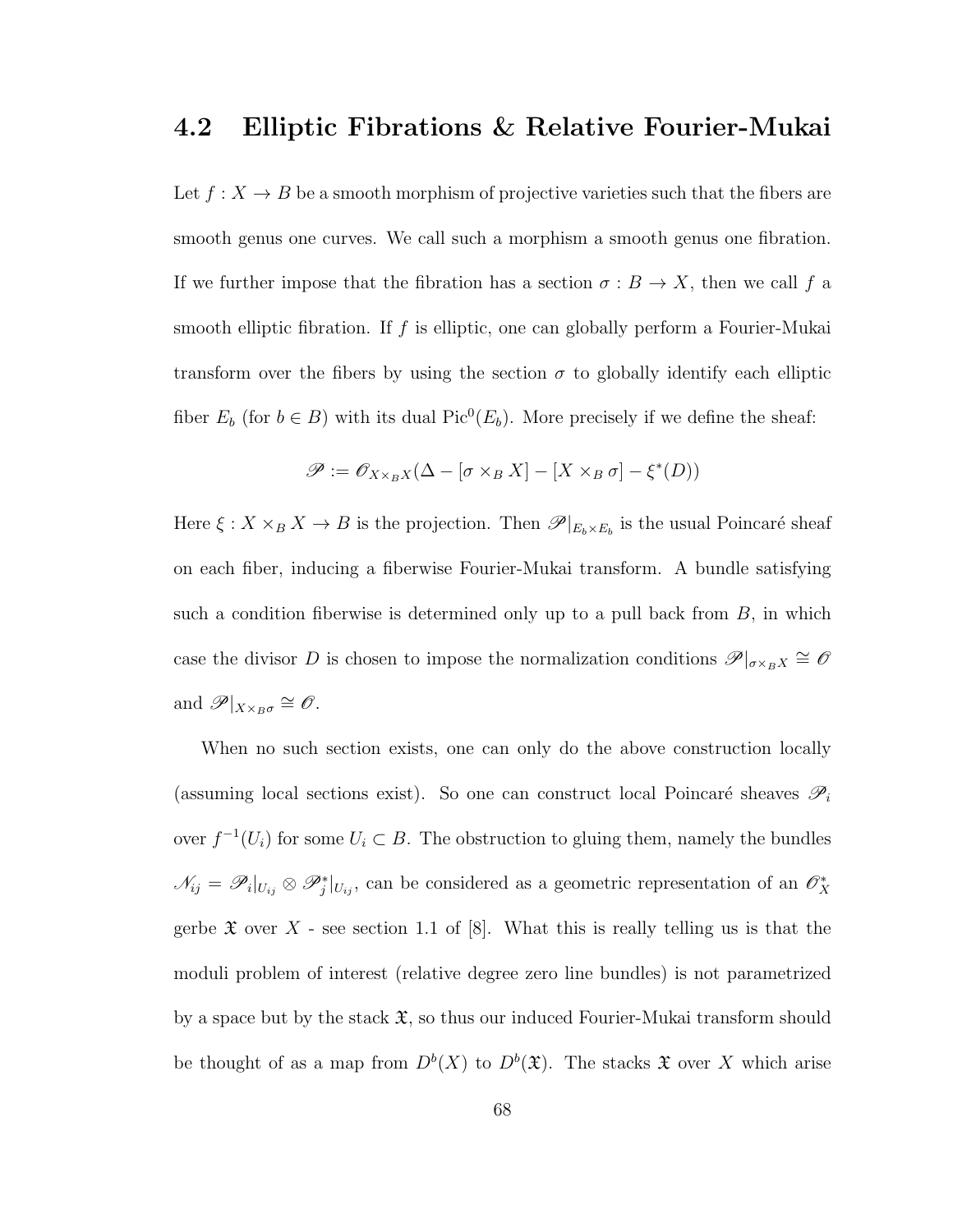## 4.2 Elliptic Fibrations & Relative Fourier-Mukai

Let $f : X \to B$ be a smooth morphism of projective varieties such that the fibers are smooth genus one curves. We call such a morphism a smooth genus one fibration. If we further impose that the fibration has a section $\sigma : B \to X$, then we call $f$ a smooth elliptic fibration. If $f$ is elliptic, one can globally perform a Fourier-Mukai transform over the fibers by using the section $\sigma$ to globally identify each elliptic fiber $E_b$ (for $b \in B$) with its dual $\mathrm{Pic}^0(E_b)$. More precisely if we define the sheaf:

$$\mathscr{P} := \mathscr{O}_{X \times_B X}(\Delta - [\sigma \times_B X] - [X \times_B \sigma] - \xi^*(D))$$

Here $\xi : X \times_B X \to B$ is the projection. Then $\mathscr{P}|_{E_b \times E_b}$ is the usual Poincaré sheaf on each fiber, inducing a fiberwise Fourier-Mukai transform. A bundle satisfying such a condition fiberwise is determined only up to a pull back from $B$, in which case the divisor $D$ is chosen to impose the normalization conditions $\mathscr{P}|_{\sigma \times_B X} \cong \mathscr{O}$ and $\mathscr{P}|_{X \times_B \sigma} \cong \mathscr{O}$.

When no such section exists, one can only do the above construction locally (assuming local sections exist). So one can construct local Poincaré sheaves $\mathscr{P}_i$ over $f^{-1}(U_i)$ for some $U_i \subset B$. The obstruction to gluing them, namely the bundles $\mathscr{N}_{ij} = \mathscr{P}_i|_{U_{ij}} \otimes \mathscr{P}_j^*|_{U_{ij}}$, can be considered as a geometric representation of an $\mathscr{O}_X^*$ gerbe $\mathfrak{X}$ over $X$ - see section 1.1 of [8]. What this is really telling us is that the moduli problem of interest (relative degree zero line bundles) is not parametrized by a space but by the stack $\mathfrak{X}$, so thus our induced Fourier-Mukai transform should be thought of as a map from $D^b(X)$ to $D^b(\mathfrak{X})$. The stacks $\mathfrak{X}$ over $X$ which arise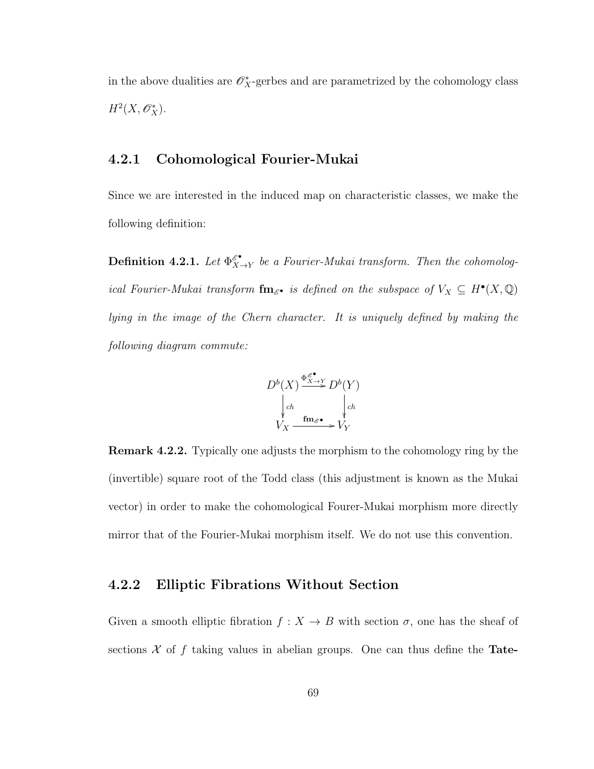in the above dualities are $\mathscr{O}_X^*$-gerbes and are parametrized by the cohomology class $H^2(X, \mathscr{O}_X^*)$.

### 4.2.1 Cohomological Fourier-Mukai

Since we are interested in the induced map on characteristic classes, we make the following definition:

**Definition 4.2.1.** *Let $\Phi^{\mathscr{E}^\bullet}_{X\to Y}$ be a Fourier-Mukai transform. Then the cohomological Fourier-Mukai transform $\mathbf{fm}_{\mathscr{E}^\bullet}$ is defined on the subspace of $V_X \subseteq H^\bullet(X, \mathbb{Q})$ lying in the image of the Chern character. It is uniquely defined by making the following diagram commute:*

$$
\begin{array}{ccc}
D^b(X) & \xrightarrow{\Phi^{\mathscr{E}^\bullet}_{X\to Y}} & D^b(Y) \\
\Big\downarrow{\scriptstyle ch} & & \Big\downarrow{\scriptstyle ch} \\
V_X & \xrightarrow{\mathbf{fm}_{\mathscr{E}^\bullet}} & V_Y
\end{array}
$$

**Remark 4.2.2.** Typically one adjusts the morphism to the cohomology ring by the (invertible) square root of the Todd class (this adjustment is known as the Mukai vector) in order to make the cohomological Fourer-Mukai morphism more directly mirror that of the Fourier-Mukai morphism itself. We do not use this convention.

### 4.2.2 Elliptic Fibrations Without Section

Given a smooth elliptic fibration $f : X \to B$ with section $\sigma$, one has the sheaf of sections $\mathcal{X}$ of $f$ taking values in abelian groups. One can thus define the **Tate-**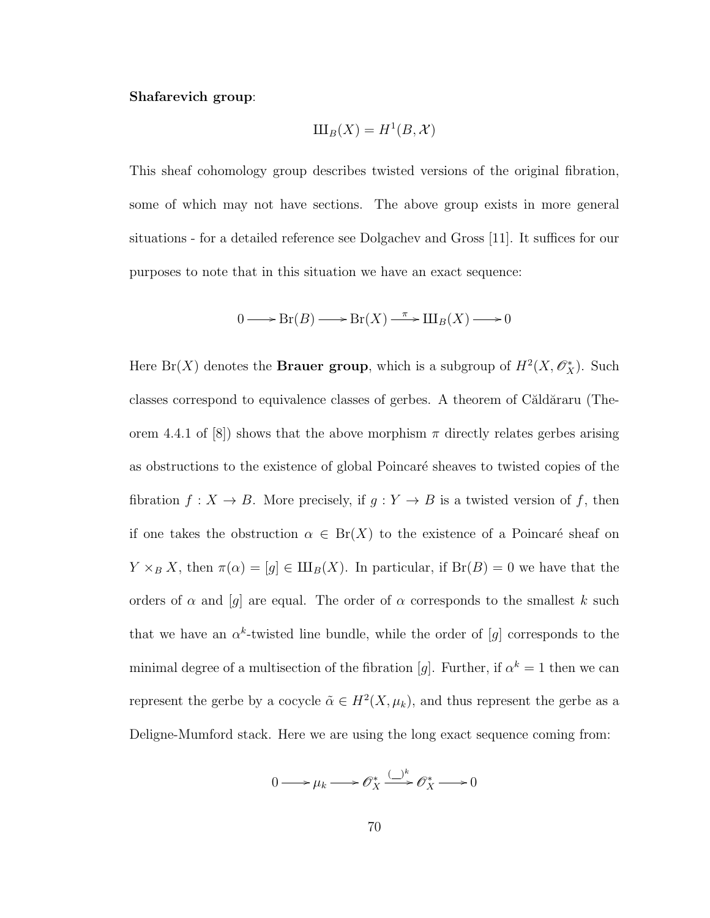**Shafarevich group**:

$$Ш_B(X) = H^1(B, \mathcal{X})$$

This sheaf cohomology group describes twisted versions of the original fibration, some of which may not have sections. The above group exists in more general situations - for a detailed reference see Dolgachev and Gross [11]. It suffices for our purposes to note that in this situation we have an exact sequence:

$$0 \longrightarrow \mathrm{Br}(B) \longrightarrow \mathrm{Br}(X) \xrightarrow{\pi} Ш_B(X) \longrightarrow 0$$

Here $\mathrm{Br}(X)$ denotes the **Brauer group**, which is a subgroup of $H^2(X, \mathscr{O}_X^*)$. Such classes correspond to equivalence classes of gerbes. A theorem of Căldăraru (Theorem 4.4.1 of [8]) shows that the above morphism $\pi$ directly relates gerbes arising as obstructions to the existence of global Poincaré sheaves to twisted copies of the fibration $f : X \to B$. More precisely, if $g : Y \to B$ is a twisted version of $f$, then if one takes the obstruction $\alpha \in \mathrm{Br}(X)$ to the existence of a Poincaré sheaf on $Y \times_B X$, then $\pi(\alpha) = [g] \in Ш_B(X)$. In particular, if $\mathrm{Br}(B) = 0$ we have that the orders of $\alpha$ and $[g]$ are equal. The order of $\alpha$ corresponds to the smallest $k$ such that we have an $\alpha^k$-twisted line bundle, while the order of $[g]$ corresponds to the minimal degree of a multisection of the fibration $[g]$. Further, if $\alpha^k = 1$ then we can represent the gerbe by a cocycle $\tilde{\alpha} \in H^2(X, \mu_k)$, and thus represent the gerbe as a Deligne-Mumford stack. Here we are using the long exact sequence coming from:

$$0 \longrightarrow \mu_k \longrightarrow \mathscr{O}_X^* \xrightarrow{(\_)^k} \mathscr{O}_X^* \longrightarrow 0$$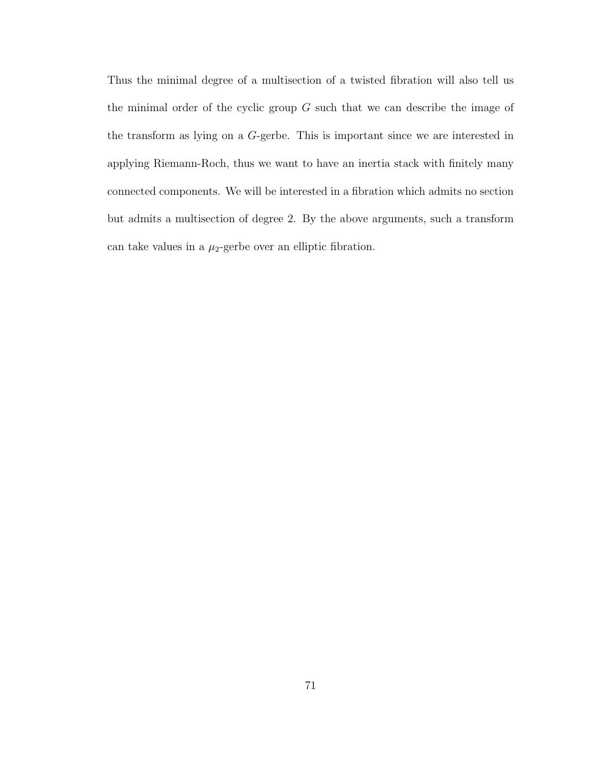Thus the minimal degree of a multisection of a twisted fibration will also tell us the minimal order of the cyclic group $G$ such that we can describe the image of the transform as lying on a $G$-gerbe. This is important since we are interested in applying Riemann-Roch, thus we want to have an inertia stack with finitely many connected components. We will be interested in a fibration which admits no section but admits a multisection of degree 2. By the above arguments, such a transform can take values in a $\mu_2$-gerbe over an elliptic fibration.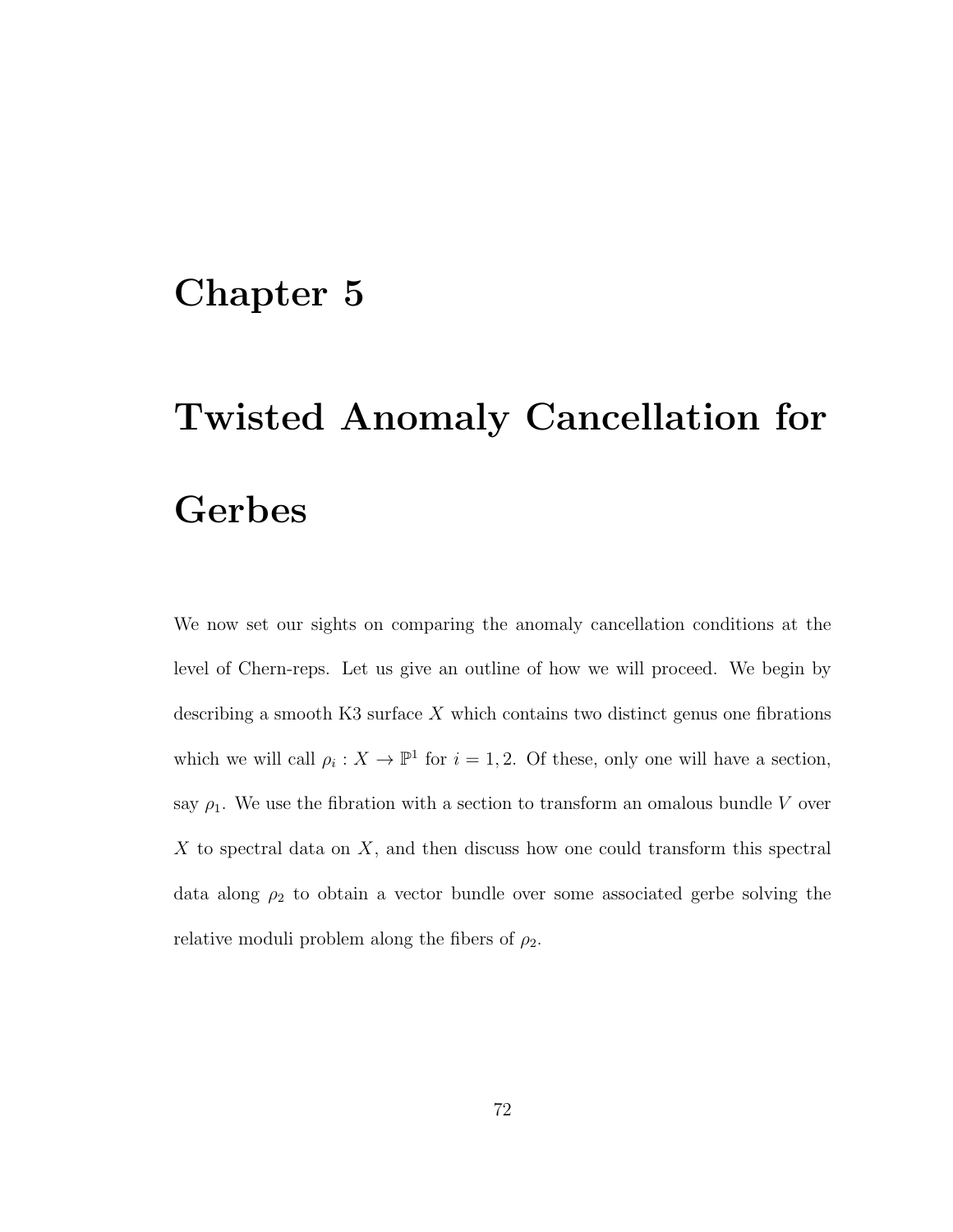# Chapter 5

# Twisted Anomaly Cancellation for Gerbes

We now set our sights on comparing the anomaly cancellation conditions at the level of Chern-reps. Let us give an outline of how we will proceed. We begin by describing a smooth K3 surface $X$ which contains two distinct genus one fibrations which we will call $\rho_i : X \to \mathbb{P}^1$ for $i = 1, 2$. Of these, only one will have a section, say $\rho_1$. We use the fibration with a section to transform an omalous bundle $V$ over $X$ to spectral data on $X$, and then discuss how one could transform this spectral data along $\rho_2$ to obtain a vector bundle over some associated gerbe solving the relative moduli problem along the fibers of $\rho_2$.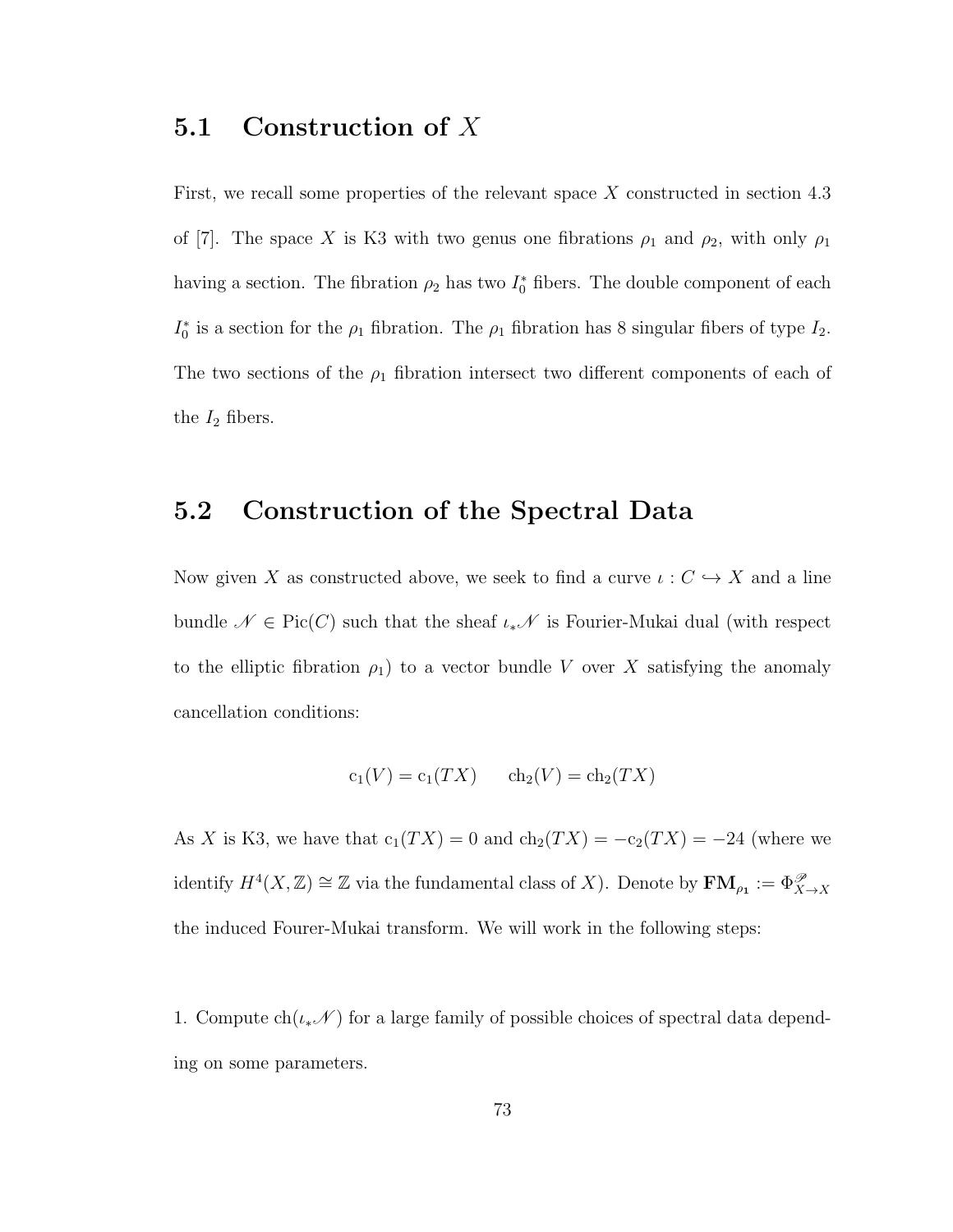## 5.1 Construction of $X$

First, we recall some properties of the relevant space $X$ constructed in section 4.3 of [7]. The space $X$ is K3 with two genus one fibrations $\rho_1$ and $\rho_2$, with only $\rho_1$ having a section. The fibration $\rho_2$ has two $I_0^*$ fibers. The double component of each $I_0^*$ is a section for the $\rho_1$ fibration. The $\rho_1$ fibration has 8 singular fibers of type $I_2$. The two sections of the $\rho_1$ fibration intersect two different components of each of the $I_2$ fibers.

## 5.2 Construction of the Spectral Data

Now given $X$ as constructed above, we seek to find a curve $\iota : C \hookrightarrow X$ and a line bundle $\mathscr{N} \in \mathrm{Pic}(C)$ such that the sheaf $\iota_* \mathscr{N}$ is Fourier-Mukai dual (with respect to the elliptic fibration $\rho_1$) to a vector bundle $V$ over $X$ satisfying the anomaly cancellation conditions:

$$\mathrm{c}_1(V) = \mathrm{c}_1(TX) \qquad \mathrm{ch}_2(V) = \mathrm{ch}_2(TX)$$

As $X$ is K3, we have that $\mathrm{c}_1(TX) = 0$ and $\mathrm{ch}_2(TX) = -\mathrm{c}_2(TX) = -24$ (where we identify $H^4(X, \mathbb{Z}) \cong \mathbb{Z}$ via the fundamental class of $X$). Denote by $\mathbf{FM}_{\rho_1} := \Phi^{\mathscr{P}}_{X \to X}$ the induced Fourer-Mukai transform. We will work in the following steps:

1. Compute $\mathrm{ch}(\iota_* \mathscr{N})$ for a large family of possible choices of spectral data depending on some parameters.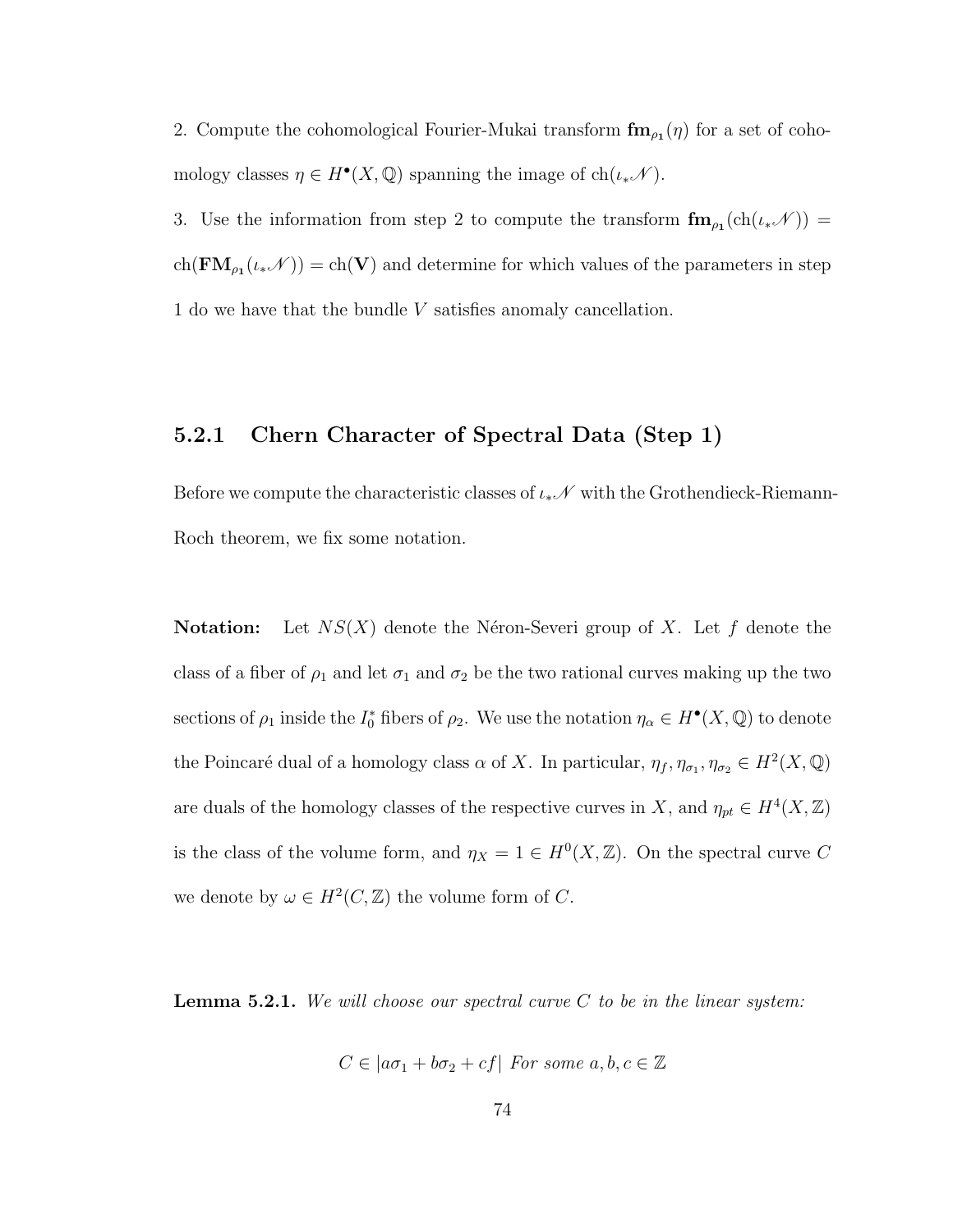2. Compute the cohomological Fourier-Mukai transform $\mathbf{fm}_{\rho_1}(\eta)$ for a set of cohomology classes $\eta \in H^\bullet(X, \mathbb{Q})$ spanning the image of $\mathrm{ch}(\iota_* \mathscr{N})$.

3. Use the information from step 2 to compute the transform $\mathbf{fm}_{\rho_1}(\mathrm{ch}(\iota_* \mathscr{N})) = \mathrm{ch}(\mathbf{FM}_{\rho_1}(\iota_* \mathscr{N})) = \mathrm{ch}(\mathbf{V})$ and determine for which values of the parameters in step 1 do we have that the bundle $V$ satisfies anomaly cancellation.

### 5.2.1 Chern Character of Spectral Data (Step 1)

Before we compute the characteristic classes of $\iota_* \mathscr{N}$ with the Grothendieck-Riemann-Roch theorem, we fix some notation.

**Notation:** Let $NS(X)$ denote the Néron-Severi group of $X$. Let $f$ denote the class of a fiber of $\rho_1$ and let $\sigma_1$ and $\sigma_2$ be the two rational curves making up the two sections of $\rho_1$ inside the $I_0^*$ fibers of $\rho_2$. We use the notation $\eta_\alpha \in H^\bullet(X, \mathbb{Q})$ to denote the Poincaré dual of a homology class $\alpha$ of $X$. In particular, $\eta_f, \eta_{\sigma_1}, \eta_{\sigma_2} \in H^2(X, \mathbb{Q})$ are duals of the homology classes of the respective curves in $X$, and $\eta_{pt} \in H^4(X, \mathbb{Z})$ is the class of the volume form, and $\eta_X = 1 \in H^0(X, \mathbb{Z})$. On the spectral curve $C$ we denote by $\omega \in H^2(C, \mathbb{Z})$ the volume form of $C$.

**Lemma 5.2.1.** *We will choose our spectral curve $C$ to be in the linear system:*

$$C \in |a\sigma_1 + b\sigma_2 + cf| \text{ For some } a, b, c \in \mathbb{Z}$$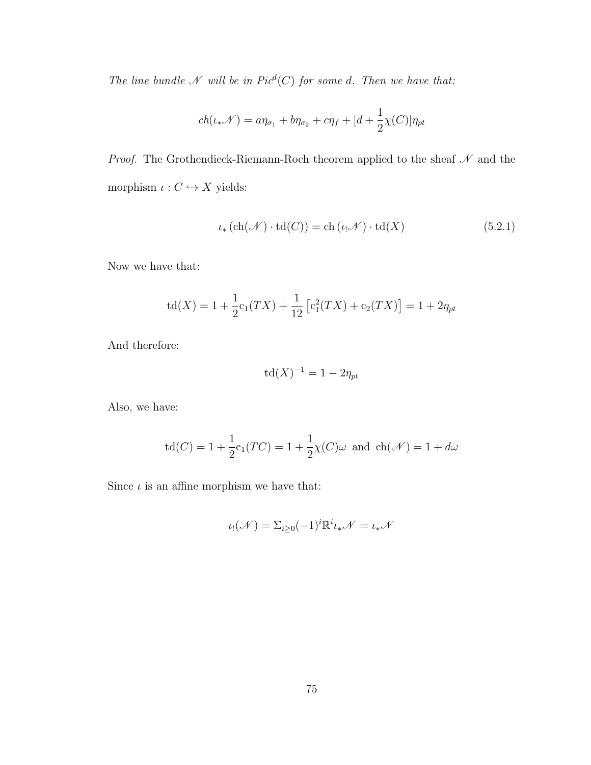*The line bundle $\mathscr{N}$ will be in $Pic^d(C)$ for some $d$. Then we have that:*

$$ch(\iota_*\mathscr{N}) = a\eta_{\sigma_1} + b\eta_{\sigma_2} + c\eta_f + [d + \frac{1}{2}\chi(C)]\eta_{pt}$$

*Proof.* The Grothendieck-Riemann-Roch theorem applied to the sheaf $\mathscr{N}$ and the morphism $\iota : C \hookrightarrow X$ yields:

$$\iota_*\left(\mathrm{ch}(\mathscr{N}) \cdot \mathrm{td}(C)\right) = \mathrm{ch}\left(\iota_!\mathscr{N}\right) \cdot \mathrm{td}(X) \tag{5.2.1}$$

Now we have that:

$$\mathrm{td}(X) = 1 + \frac{1}{2}\mathrm{c}_1(TX) + \frac{1}{12}\left[\mathrm{c}_1^2(TX) + \mathrm{c}_2(TX)\right] = 1 + 2\eta_{pt}$$

And therefore:

$$\mathrm{td}(X)^{-1} = 1 - 2\eta_{pt}$$

Also, we have:

$$\mathrm{td}(C) = 1 + \frac{1}{2}\mathrm{c}_1(TC) = 1 + \frac{1}{2}\chi(C)\omega \text{ and } \mathrm{ch}(\mathscr{N}) = 1 + d\omega$$

Since $\iota$ is an affine morphism we have that:

$$\iota_!(\mathscr{N}) = \Sigma_{i\geq 0}(-1)^i\mathbb{R}^i\iota_*\mathscr{N} = \iota_*\mathscr{N}$$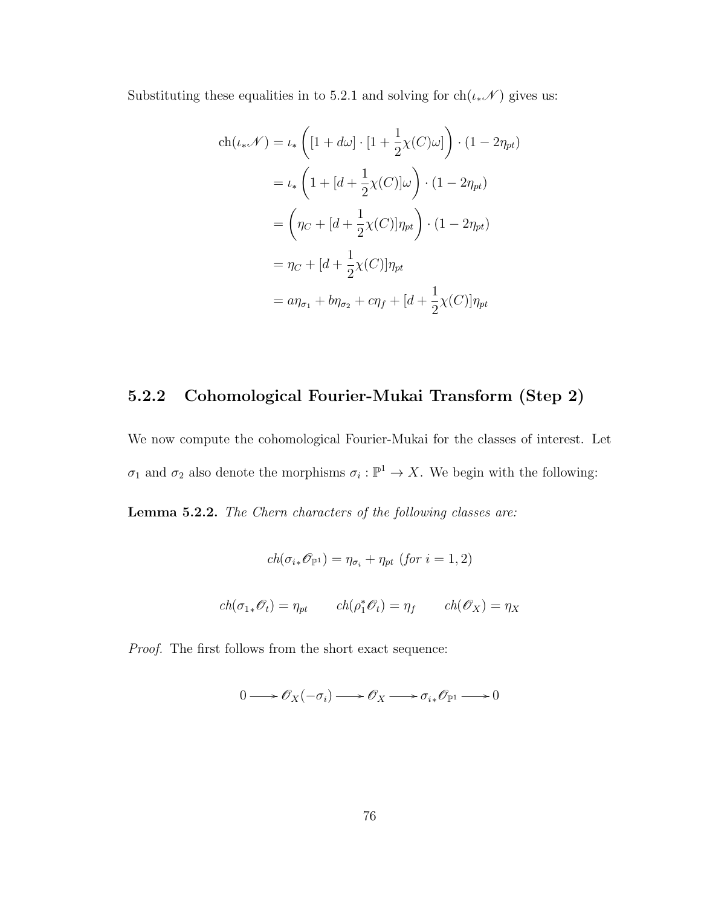Substituting these equalities in to 5.2.1 and solving for $\mathrm{ch}(\iota_* \mathscr{N})$ gives us:

$$
\begin{aligned}
\mathrm{ch}(\iota_* \mathscr{N}) &= \iota_* \left( [1 + d\omega] \cdot [1 + \frac{1}{2}\chi(C)\omega] \right) \cdot (1 - 2\eta_{pt}) \\
&= \iota_* \left( 1 + [d + \frac{1}{2}\chi(C)]\omega \right) \cdot (1 - 2\eta_{pt}) \\
&= \left( \eta_C + [d + \frac{1}{2}\chi(C)]\eta_{pt} \right) \cdot (1 - 2\eta_{pt}) \\
&= \eta_C + [d + \frac{1}{2}\chi(C)]\eta_{pt} \\
&= a\eta_{\sigma_1} + b\eta_{\sigma_2} + c\eta_f + [d + \frac{1}{2}\chi(C)]\eta_{pt}
\end{aligned}
$$

### 5.2.2 Cohomological Fourier-Mukai Transform (Step 2)

We now compute the cohomological Fourier-Mukai for the classes of interest. Let $\sigma_1$ and $\sigma_2$ also denote the morphisms $\sigma_i : \mathbb{P}^1 \to X$. We begin with the following:

**Lemma 5.2.2.** *The Chern characters of the following classes are:*

$$ch(\sigma_{i*}\mathscr{O}_{\mathbb{P}^1}) = \eta_{\sigma_i} + \eta_{pt} \text{ (for } i = 1, 2)$$

$$ch(\sigma_{1*}\mathscr{O}_t) = \eta_{pt} \qquad ch(\rho_1^*\mathscr{O}_t) = \eta_f \qquad ch(\mathscr{O}_X) = \eta_X$$

*Proof.* The first follows from the short exact sequence:

$$0 \longrightarrow \mathscr{O}_X(-\sigma_i) \longrightarrow \mathscr{O}_X \longrightarrow \sigma_{i*}\mathscr{O}_{\mathbb{P}^1} \longrightarrow 0$$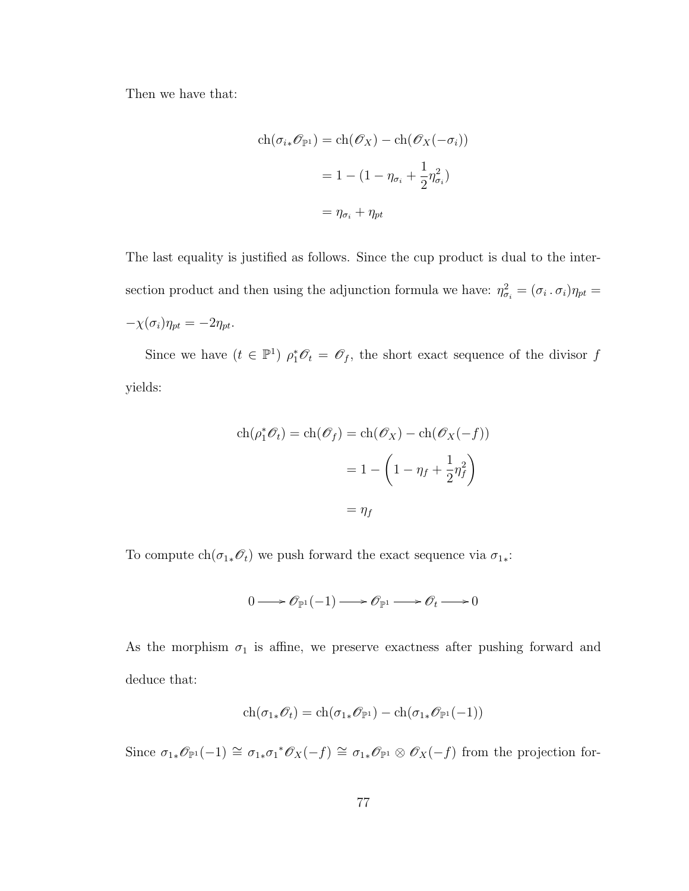Then we have that:

$$\begin{aligned}
\mathrm{ch}(\sigma_{i*}\mathscr{O}_{\mathbb{P}^1}) &= \mathrm{ch}(\mathscr{O}_X) - \mathrm{ch}(\mathscr{O}_X(-\sigma_i)) \\
&= 1 - (1 - \eta_{\sigma_i} + \frac{1}{2}\eta_{\sigma_i}^2) \\
&= \eta_{\sigma_i} + \eta_{pt}
\end{aligned}$$

The last equality is justified as follows. Since the cup product is dual to the intersection product and then using the adjunction formula we have: $\eta_{\sigma_i}^2 = (\sigma_i \,.\, \sigma_i)\eta_{pt} = -\chi(\sigma_i)\eta_{pt} = -2\eta_{pt}$.

Since we have ($t \in \mathbb{P}^1$) $\rho_1^*\mathscr{O}_t = \mathscr{O}_f$, the short exact sequence of the divisor $f$ yields:

$$\begin{aligned}
\mathrm{ch}(\rho_1^*\mathscr{O}_t) = \mathrm{ch}(\mathscr{O}_f) &= \mathrm{ch}(\mathscr{O}_X) - \mathrm{ch}(\mathscr{O}_X(-f)) \\
&= 1 - \left(1 - \eta_f + \frac{1}{2}\eta_f^2\right) \\
&= \eta_f
\end{aligned}$$

To compute $\mathrm{ch}(\sigma_{1*}\mathscr{O}_t)$ we push forward the exact sequence via $\sigma_{1*}$:

$$0 \longrightarrow \mathscr{O}_{\mathbb{P}^1}(-1) \longrightarrow \mathscr{O}_{\mathbb{P}^1} \longrightarrow \mathscr{O}_t \longrightarrow 0$$

As the morphism $\sigma_1$ is affine, we preserve exactness after pushing forward and deduce that:

$$\mathrm{ch}(\sigma_{1*}\mathscr{O}_t) = \mathrm{ch}(\sigma_{1*}\mathscr{O}_{\mathbb{P}^1}) - \mathrm{ch}(\sigma_{1*}\mathscr{O}_{\mathbb{P}^1}(-1))$$

Since $\sigma_{1*}\mathscr{O}_{\mathbb{P}^1}(-1) \cong \sigma_{1*}{\sigma_1}^*\mathscr{O}_X(-f) \cong \sigma_{1*}\mathscr{O}_{\mathbb{P}^1} \otimes \mathscr{O}_X(-f)$ from the projection for-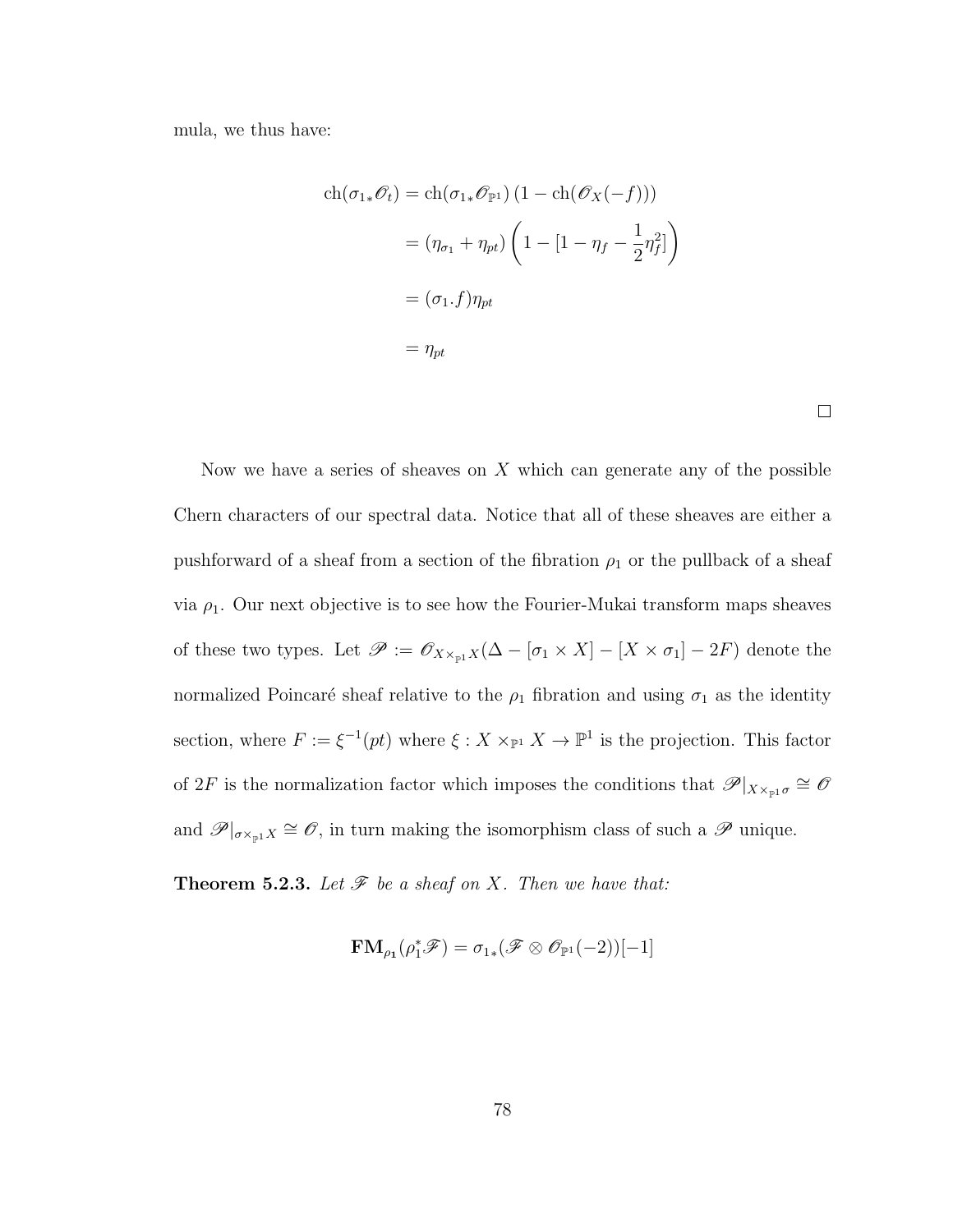mula, we thus have:

$$
\begin{aligned}
\mathrm{ch}(\sigma_{1*}\mathscr{O}_t) &= \mathrm{ch}(\sigma_{1*}\mathscr{O}_{\mathbb{P}^1})\left(1 - \mathrm{ch}(\mathscr{O}_X(-f))\right) \\
&= (\eta_{\sigma_1} + \eta_{pt})\left(1 - [1 - \eta_f - \frac{1}{2}\eta_f^2]\right) \\
&= (\sigma_1.f)\eta_{pt} \\
&= \eta_{pt}
\end{aligned}
$$

□

Now we have a series of sheaves on $X$ which can generate any of the possible Chern characters of our spectral data. Notice that all of these sheaves are either a pushforward of a sheaf from a section of the fibration $\rho_1$ or the pullback of a sheaf via $\rho_1$. Our next objective is to see how the Fourier-Mukai transform maps sheaves of these two types. Let $\mathscr{P} := \mathscr{O}_{X\times_{\mathbb{P}^1}X}(\Delta - [\sigma_1 \times X] - [X \times \sigma_1] - 2F)$ denote the normalized Poincaré sheaf relative to the $\rho_1$ fibration and using $\sigma_1$ as the identity section, where $F := \xi^{-1}(pt)$ where $\xi : X \times_{\mathbb{P}^1} X \to \mathbb{P}^1$ is the projection. This factor of $2F$ is the normalization factor which imposes the conditions that $\mathscr{P}|_{X\times_{\mathbb{P}^1}\sigma} \cong \mathscr{O}$ and $\mathscr{P}|_{\sigma\times_{\mathbb{P}^1}X} \cong \mathscr{O}$, in turn making the isomorphism class of such a $\mathscr{P}$ unique.

**Theorem 5.2.3.** *Let $\mathscr{F}$ be a sheaf on $X$. Then we have that:*

$$\mathbf{FM}_{\rho_1}(\rho_1^*\mathscr{F}) = \sigma_{1*}(\mathscr{F} \otimes \mathscr{O}_{\mathbb{P}^1}(-2))[-1]$$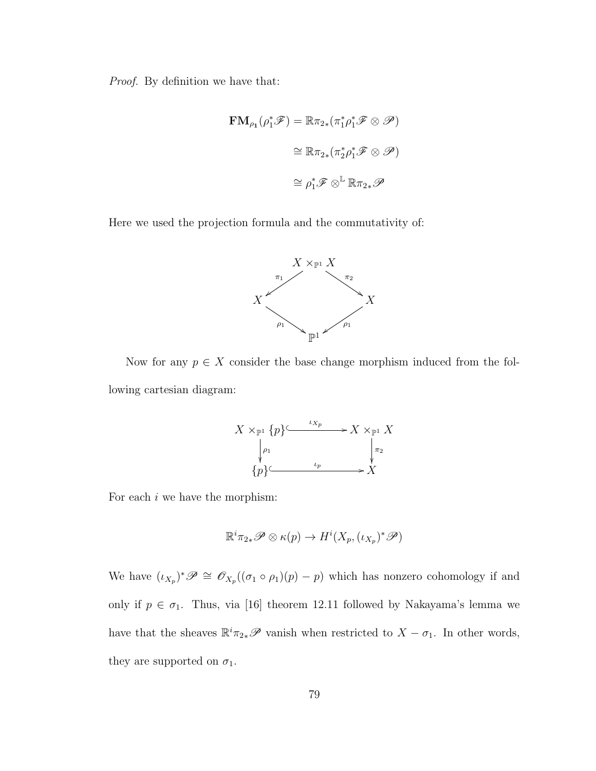*Proof.* By definition we have that:

$$
\begin{aligned}
\mathbf{FM}_{\rho_1}(\rho_1^*\mathscr{F}) &= \mathbb{R}\pi_{2*}(\pi_1^*\rho_1^*\mathscr{F} \otimes \mathscr{P}) \\
&\cong \mathbb{R}\pi_{2*}(\pi_2^*\rho_1^*\mathscr{F} \otimes \mathscr{P}) \\
&\cong \rho_1^*\mathscr{F} \otimes^{\mathbb{L}} \mathbb{R}\pi_{2*}\mathscr{P}
\end{aligned}
$$

Here we used the projection formula and the commutativity of:

$$
\begin{array}{ccccc}
 & & X \times_{\mathbb{P}^1} X & & \\
 & \swarrow^{\pi_1} & & \searrow^{\pi_2} & \\
X & & & & X \\
 & \searrow_{\rho_1} & & \swarrow_{\rho_1} & \\
 & & \mathbb{P}^1 & &
\end{array}
$$

Now for any $p \in X$ consider the base change morphism induced from the following cartesian diagram:

$$
\begin{array}{ccc}
X \times_{\mathbb{P}^1} \{p\} & \xrightarrow{\iota_{X_p}} & X \times_{\mathbb{P}^1} X \\
\downarrow{\rho_1} & & \downarrow{\pi_2} \\
\{p\} & \xrightarrow{\iota_p} & X
\end{array}
$$

For each $i$ we have the morphism:

$$
\mathbb{R}^i\pi_{2*}\mathscr{P} \otimes \kappa(p) \to H^i(X_p, (\iota_{X_p})^*\mathscr{P})
$$

We have $(\iota_{X_p})^*\mathscr{P} \cong \mathscr{O}_{X_p}((\sigma_1 \circ \rho_1)(p) - p)$ which has nonzero cohomology if and only if $p \in \sigma_1$. Thus, via [16] theorem 12.11 followed by Nakayama's lemma we have that the sheaves $\mathbb{R}^i\pi_{2*}\mathscr{P}$ vanish when restricted to $X - \sigma_1$. In other words, they are supported on $\sigma_1$.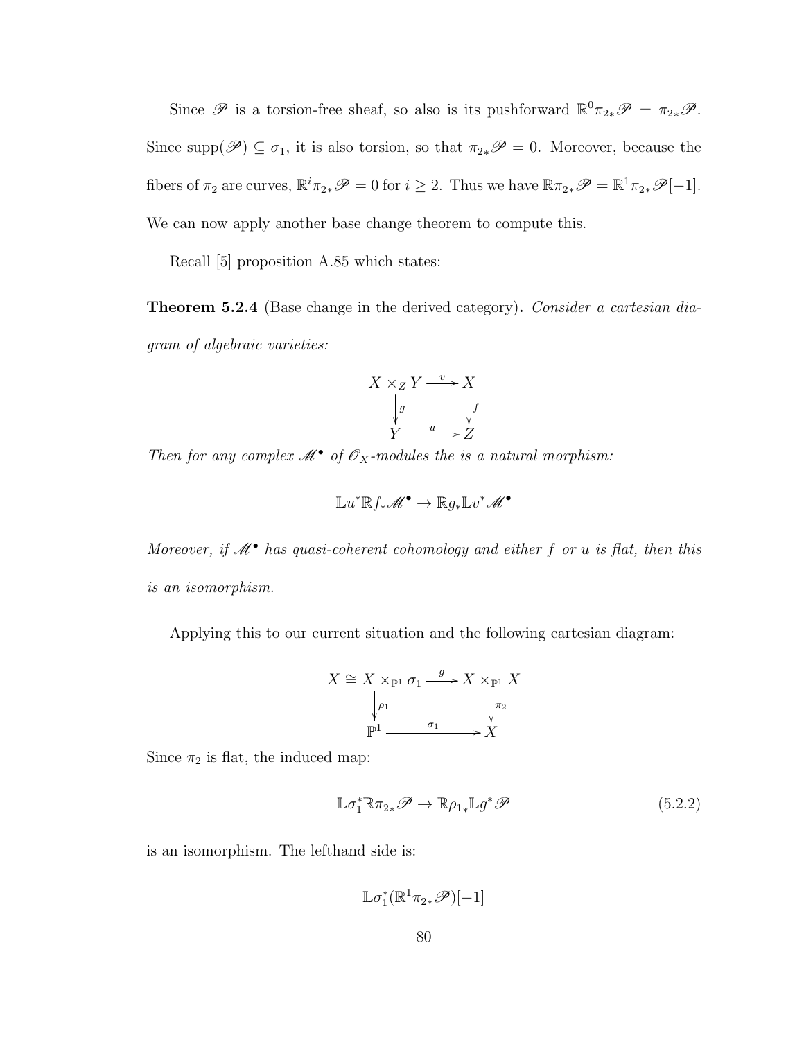Since $\mathscr{P}$ is a torsion-free sheaf, so also is its pushforward $\mathbb{R}^0\pi_{2*}\mathscr{P} = \pi_{2*}\mathscr{P}$. Since $\mathrm{supp}(\mathscr{P}) \subseteq \sigma_1$, it is also torsion, so that $\pi_{2*}\mathscr{P} = 0$. Moreover, because the fibers of $\pi_2$ are curves, $\mathbb{R}^i\pi_{2*}\mathscr{P} = 0$ for $i \geq 2$. Thus we have $\mathbb{R}\pi_{2*}\mathscr{P} = \mathbb{R}^1\pi_{2*}\mathscr{P}[-1]$. We can now apply another base change theorem to compute this.

Recall [5] proposition A.85 which states:

**Theorem 5.2.4** (Base change in the derived category)**.** *Consider a cartesian diagram of algebraic varieties:*

$$\begin{array}{ccc} X \times_Z Y & \xrightarrow{v} & X \\ \Big\downarrow g & & \Big\downarrow f \\ Y & \xrightarrow{u} & Z \end{array}$$

*Then for any complex $\mathscr{M}^\bullet$ of $\mathscr{O}_X$-modules the is a natural morphism:*

$$\mathbb{L}u^*\mathbb{R}f_*\mathscr{M}^\bullet \to \mathbb{R}g_*\mathbb{L}v^*\mathscr{M}^\bullet$$

*Moreover, if $\mathscr{M}^\bullet$ has quasi-coherent cohomology and either $f$ or $u$ is flat, then this is an isomorphism.*

Applying this to our current situation and the following cartesian diagram:

$$\begin{array}{ccc} X \cong X \times_{\mathbb{P}^1} \sigma_1 & \xrightarrow{g} & X \times_{\mathbb{P}^1} X \\ \Big\downarrow \rho_1 & & \Big\downarrow \pi_2 \\ \mathbb{P}^1 & \xrightarrow{\sigma_1} & X \end{array}$$

Since $\pi_2$ is flat, the induced map:

$$\mathbb{L}\sigma_1^*\mathbb{R}\pi_{2*}\mathscr{P} \to \mathbb{R}\rho_{1*}\mathbb{L}g^*\mathscr{P} \tag{5.2.2}$$

is an isomorphism. The lefthand side is:

$$\mathbb{L}\sigma_1^*(\mathbb{R}^1\pi_{2*}\mathscr{P})[-1]$$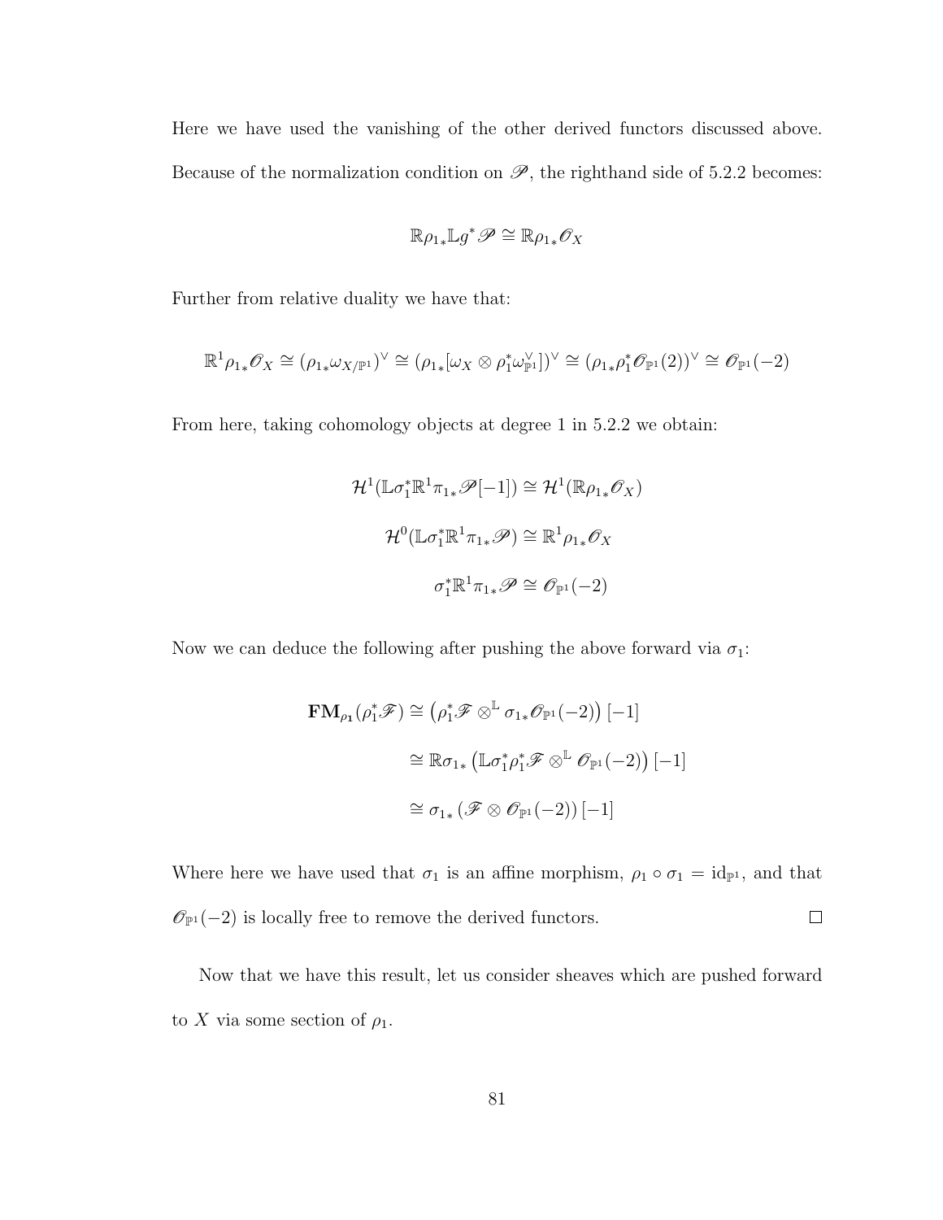Here we have used the vanishing of the other derived functors discussed above. Because of the normalization condition on $\mathscr{P}$, the righthand side of 5.2.2 becomes:

$$\mathbb{R}\rho_{1*}\mathbb{L}g^*\mathscr{P} \cong \mathbb{R}\rho_{1*}\mathscr{O}_X$$

Further from relative duality we have that:

$$\mathbb{R}^1\rho_{1*}\mathscr{O}_X \cong (\rho_{1*}\omega_{X/\mathbb{P}^1})^\vee \cong (\rho_{1*}[\omega_X \otimes \rho_1^*\omega_{\mathbb{P}^1}^\vee])^\vee \cong (\rho_{1*}\rho_1^*\mathscr{O}_{\mathbb{P}^1}(2))^\vee \cong \mathscr{O}_{\mathbb{P}^1}(-2)$$

From here, taking cohomology objects at degree 1 in 5.2.2 we obtain:

$$\mathcal{H}^1(\mathbb{L}\sigma_1^*\mathbb{R}^1\pi_{1*}\mathscr{P}[-1]) \cong \mathcal{H}^1(\mathbb{R}\rho_{1*}\mathscr{O}_X)$$

$$\mathcal{H}^0(\mathbb{L}\sigma_1^*\mathbb{R}^1\pi_{1*}\mathscr{P}) \cong \mathbb{R}^1\rho_{1*}\mathscr{O}_X$$

$$\sigma_1^*\mathbb{R}^1\pi_{1*}\mathscr{P} \cong \mathscr{O}_{\mathbb{P}^1}(-2)$$

Now we can deduce the following after pushing the above forward via $\sigma_1$:

$$\begin{aligned}
\mathbf{FM}_{\rho_1}(\rho_1^*\mathscr{F}) &\cong \left(\rho_1^*\mathscr{F} \otimes^{\mathbb{L}} \sigma_{1*}\mathscr{O}_{\mathbb{P}^1}(-2)\right)[-1] \\
&\cong \mathbb{R}\sigma_{1*}\left(\mathbb{L}\sigma_1^*\rho_1^*\mathscr{F} \otimes^{\mathbb{L}} \mathscr{O}_{\mathbb{P}^1}(-2)\right)[-1] \\
&\cong \sigma_{1*}\left(\mathscr{F} \otimes \mathscr{O}_{\mathbb{P}^1}(-2)\right)[-1]
\end{aligned}$$

Where here we have used that $\sigma_1$ is an affine morphism, $\rho_1 \circ \sigma_1 = \mathrm{id}_{\mathbb{P}^1}$, and that $\mathscr{O}_{\mathbb{P}^1}(-2)$ is locally free to remove the derived functors. $\square$

Now that we have this result, let us consider sheaves which are pushed forward to $X$ via some section of $\rho_1$.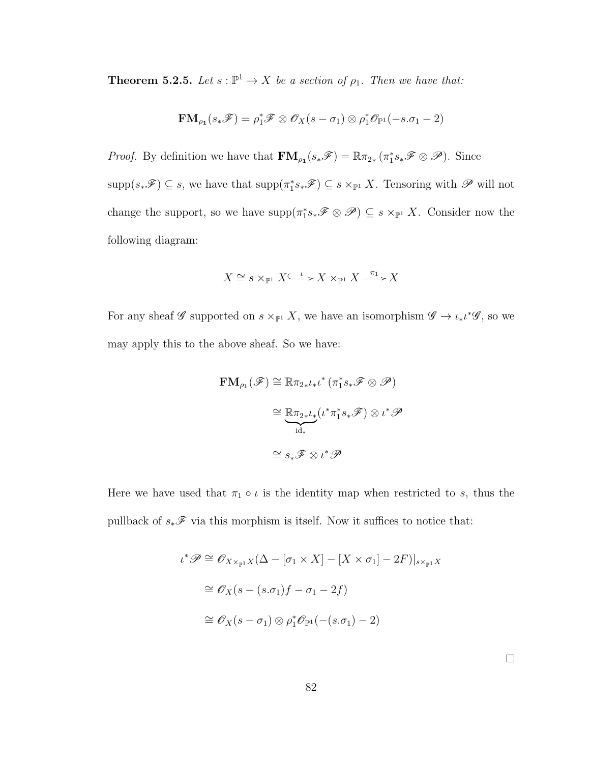**Theorem 5.2.5.** *Let $s : \mathbb{P}^1 \to X$ be a section of $\rho_1$. Then we have that:*

$$\mathbf{FM}_{\rho_1}(s_*\mathscr{F}) = \rho_1^*\mathscr{F} \otimes \mathscr{O}_X(s - \sigma_1) \otimes \rho_1^*\mathscr{O}_{\mathbb{P}^1}(-s.\sigma_1 - 2)$$

*Proof.* By definition we have that $\mathbf{FM}_{\rho_1}(s_*\mathscr{F}) = \mathbb{R}\pi_{2*}(\pi_1^* s_*\mathscr{F} \otimes \mathscr{P})$. Since $\text{supp}(s_*\mathscr{F}) \subseteq s$, we have that $\text{supp}(\pi_1^* s_*\mathscr{F}) \subseteq s \times_{\mathbb{P}^1} X$. Tensoring with $\mathscr{P}$ will not change the support, so we have $\text{supp}(\pi_1^* s_*\mathscr{F} \otimes \mathscr{P}) \subseteq s \times_{\mathbb{P}^1} X$. Consider now the following diagram:

$$X \cong s \times_{\mathbb{P}^1} X \xhookrightarrow{\iota} X \times_{\mathbb{P}^1} X \xrightarrow{\pi_1} X$$

For any sheaf $\mathscr{G}$ supported on $s \times_{\mathbb{P}^1} X$, we have an isomorphism $\mathscr{G} \to \iota_*\iota^*\mathscr{G}$, so we may apply this to the above sheaf. So we have:

$$\begin{aligned}
\mathbf{FM}_{\rho_1}(\mathscr{F}) &\cong \mathbb{R}\pi_{2*}\iota_*\iota^*\left(\pi_1^* s_*\mathscr{F} \otimes \mathscr{P}\right) \\
&\cong \underbrace{\mathbb{R}\pi_{2*}\iota_*}_{\text{id}_*}(\iota^*\pi_1^* s_*\mathscr{F}) \otimes \iota^*\mathscr{P} \\
&\cong s_*\mathscr{F} \otimes \iota^*\mathscr{P}
\end{aligned}$$

Here we have used that $\pi_1 \circ \iota$ is the identity map when restricted to $s$, thus the pullback of $s_*\mathscr{F}$ via this morphism is itself. Now it suffices to notice that:

$$\begin{aligned}
\iota^*\mathscr{P} &\cong \mathscr{O}_{X \times_{\mathbb{P}^1} X}(\Delta - [\sigma_1 \times X] - [X \times \sigma_1] - 2F)|_{s \times_{\mathbb{P}^1} X} \\
&\cong \mathscr{O}_X(s - (s.\sigma_1)f - \sigma_1 - 2f) \\
&\cong \mathscr{O}_X(s - \sigma_1) \otimes \rho_1^*\mathscr{O}_{\mathbb{P}^1}(-(s.\sigma_1) - 2)
\end{aligned}$$

$\square$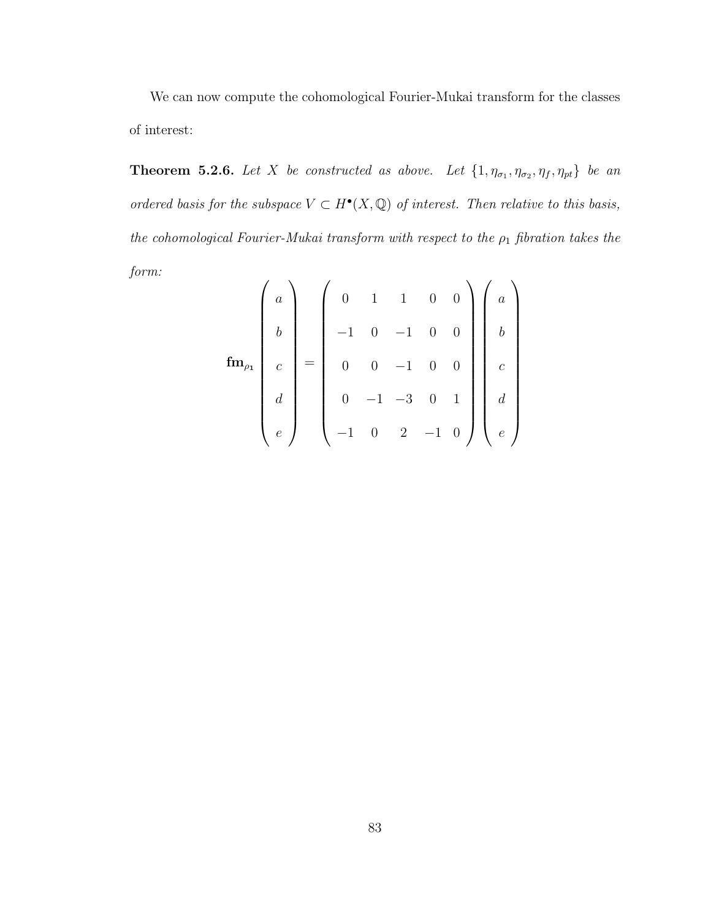We can now compute the cohomological Fourier-Mukai transform for the classes of interest:

**Theorem 5.2.6.** *Let $X$ be constructed as above. Let $\{1, \eta_{\sigma_1}, \eta_{\sigma_2}, \eta_f, \eta_{pt}\}$ be an ordered basis for the subspace $V \subset H^\bullet(X, \mathbb{Q})$ of interest. Then relative to this basis, the cohomological Fourier-Mukai transform with respect to the $\rho_1$ fibration takes the form:*

$$\mathbf{fm}_{\rho_1}\begin{pmatrix} a \\ b \\ c \\ d \\ e \end{pmatrix} = \begin{pmatrix} 0 & 1 & 1 & 0 & 0 \\ -1 & 0 & -1 & 0 & 0 \\ 0 & 0 & -1 & 0 & 0 \\ 0 & -1 & -3 & 0 & 1 \\ -1 & 0 & 2 & -1 & 0 \end{pmatrix}\begin{pmatrix} a \\ b \\ c \\ d \\ e \end{pmatrix}$$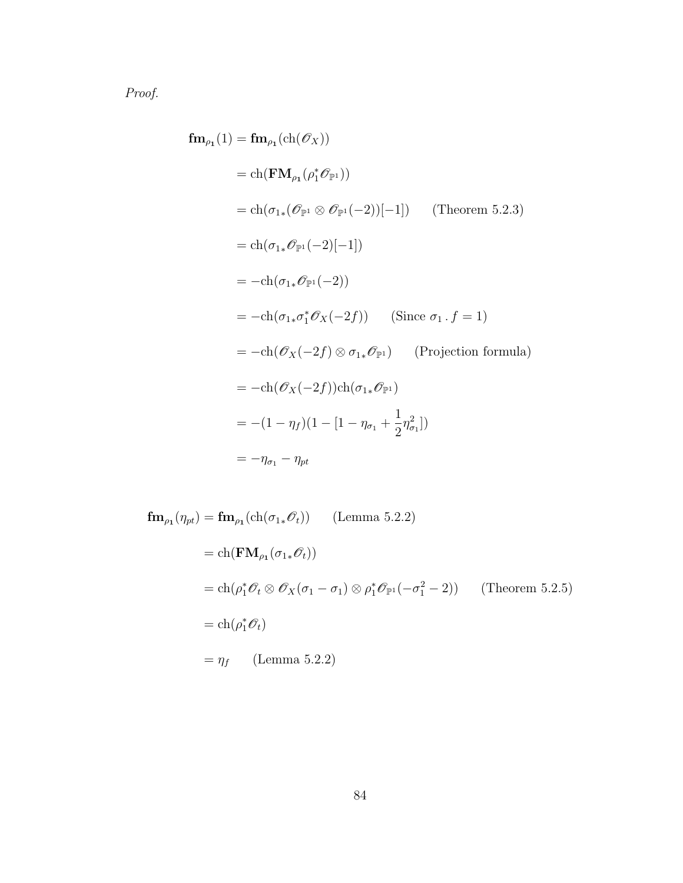*Proof.*

$$
\begin{aligned}
\mathbf{fm}_{\rho_1}(1) &= \mathbf{fm}_{\rho_1}(\mathrm{ch}(\mathscr{O}_X)) \\
&= \mathrm{ch}(\mathbf{FM}_{\rho_1}(\rho_1^*\mathscr{O}_{\mathbb{P}^1})) \\
&= \mathrm{ch}(\sigma_{1*}(\mathscr{O}_{\mathbb{P}^1} \otimes \mathscr{O}_{\mathbb{P}^1}(-2))[-1]) \qquad \text{(Theorem 5.2.3)} \\
&= \mathrm{ch}(\sigma_{1*}\mathscr{O}_{\mathbb{P}^1}(-2)[-1]) \\
&= -\mathrm{ch}(\sigma_{1*}\mathscr{O}_{\mathbb{P}^1}(-2)) \\
&= -\mathrm{ch}(\sigma_{1*}\sigma_1^*\mathscr{O}_X(-2f)) \qquad (\text{Since } \sigma_1 \,.\, f = 1) \\
&= -\mathrm{ch}(\mathscr{O}_X(-2f) \otimes \sigma_{1*}\mathscr{O}_{\mathbb{P}^1}) \qquad \text{(Projection formula)} \\
&= -\mathrm{ch}(\mathscr{O}_X(-2f))\mathrm{ch}(\sigma_{1*}\mathscr{O}_{\mathbb{P}^1}) \\
&= -(1-\eta_f)(1-[1-\eta_{\sigma_1}+\frac{1}{2}\eta_{\sigma_1}^2]) \\
&= -\eta_{\sigma_1} - \eta_{pt}
\end{aligned}
$$

$$
\begin{aligned}
\mathbf{fm}_{\rho_1}(\eta_{pt}) &= \mathbf{fm}_{\rho_1}(\mathrm{ch}(\sigma_{1*}\mathscr{O}_t)) \qquad \text{(Lemma 5.2.2)} \\
&= \mathrm{ch}(\mathbf{FM}_{\rho_1}(\sigma_{1*}\mathscr{O}_t)) \\
&= \mathrm{ch}(\rho_1^*\mathscr{O}_t \otimes \mathscr{O}_X(\sigma_1 - \sigma_1) \otimes \rho_1^*\mathscr{O}_{\mathbb{P}^1}(-\sigma_1^2 - 2)) \qquad \text{(Theorem 5.2.5)} \\
&= \mathrm{ch}(\rho_1^*\mathscr{O}_t) \\
&= \eta_f \qquad \text{(Lemma 5.2.2)}
\end{aligned}
$$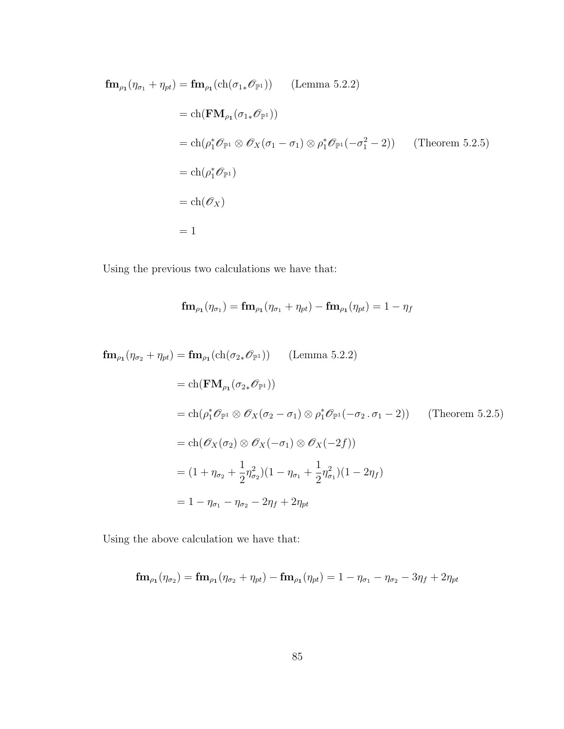$$
\begin{aligned}
\mathbf{fm}_{\rho_1}(\eta_{\sigma_1} + \eta_{pt}) &= \mathbf{fm}_{\rho_1}(\mathrm{ch}(\sigma_{1*}\mathscr{O}_{\mathbb{P}^1})) \qquad \text{(Lemma 5.2.2)} \\
&= \mathrm{ch}(\mathbf{FM}_{\rho_1}(\sigma_{1*}\mathscr{O}_{\mathbb{P}^1})) \\
&= \mathrm{ch}(\rho_1^*\mathscr{O}_{\mathbb{P}^1} \otimes \mathscr{O}_X(\sigma_1 - \sigma_1) \otimes \rho_1^*\mathscr{O}_{\mathbb{P}^1}(-\sigma_1^2 - 2)) \qquad \text{(Theorem 5.2.5)} \\
&= \mathrm{ch}(\rho_1^*\mathscr{O}_{\mathbb{P}^1}) \\
&= \mathrm{ch}(\mathscr{O}_X) \\
&= 1
\end{aligned}
$$

Using the previous two calculations we have that:

$$
\mathbf{fm}_{\rho_1}(\eta_{\sigma_1}) = \mathbf{fm}_{\rho_1}(\eta_{\sigma_1} + \eta_{pt}) - \mathbf{fm}_{\rho_1}(\eta_{pt}) = 1 - \eta_f
$$

$$
\begin{aligned}
\mathbf{fm}_{\rho_1}(\eta_{\sigma_2} + \eta_{pt}) &= \mathbf{fm}_{\rho_1}(\mathrm{ch}(\sigma_{2*}\mathscr{O}_{\mathbb{P}^1})) \qquad \text{(Lemma 5.2.2)} \\
&= \mathrm{ch}(\mathbf{FM}_{\rho_1}(\sigma_{2*}\mathscr{O}_{\mathbb{P}^1})) \\
&= \mathrm{ch}(\rho_1^*\mathscr{O}_{\mathbb{P}^1} \otimes \mathscr{O}_X(\sigma_2 - \sigma_1) \otimes \rho_1^*\mathscr{O}_{\mathbb{P}^1}(-\sigma_2 \,.\, \sigma_1 - 2)) \qquad \text{(Theorem 5.2.5)} \\
&= \mathrm{ch}(\mathscr{O}_X(\sigma_2) \otimes \mathscr{O}_X(-\sigma_1) \otimes \mathscr{O}_X(-2f)) \\
&= (1 + \eta_{\sigma_2} + \frac{1}{2}\eta_{\sigma_2}^2)(1 - \eta_{\sigma_1} + \frac{1}{2}\eta_{\sigma_1}^2)(1 - 2\eta_f) \\
&= 1 - \eta_{\sigma_1} - \eta_{\sigma_2} - 2\eta_f + 2\eta_{pt}
\end{aligned}
$$

Using the above calculation we have that:

$$
\mathbf{fm}_{\rho_1}(\eta_{\sigma_2}) = \mathbf{fm}_{\rho_1}(\eta_{\sigma_2} + \eta_{pt}) - \mathbf{fm}_{\rho_1}(\eta_{pt}) = 1 - \eta_{\sigma_1} - \eta_{\sigma_2} - 3\eta_f + 2\eta_{pt}
$$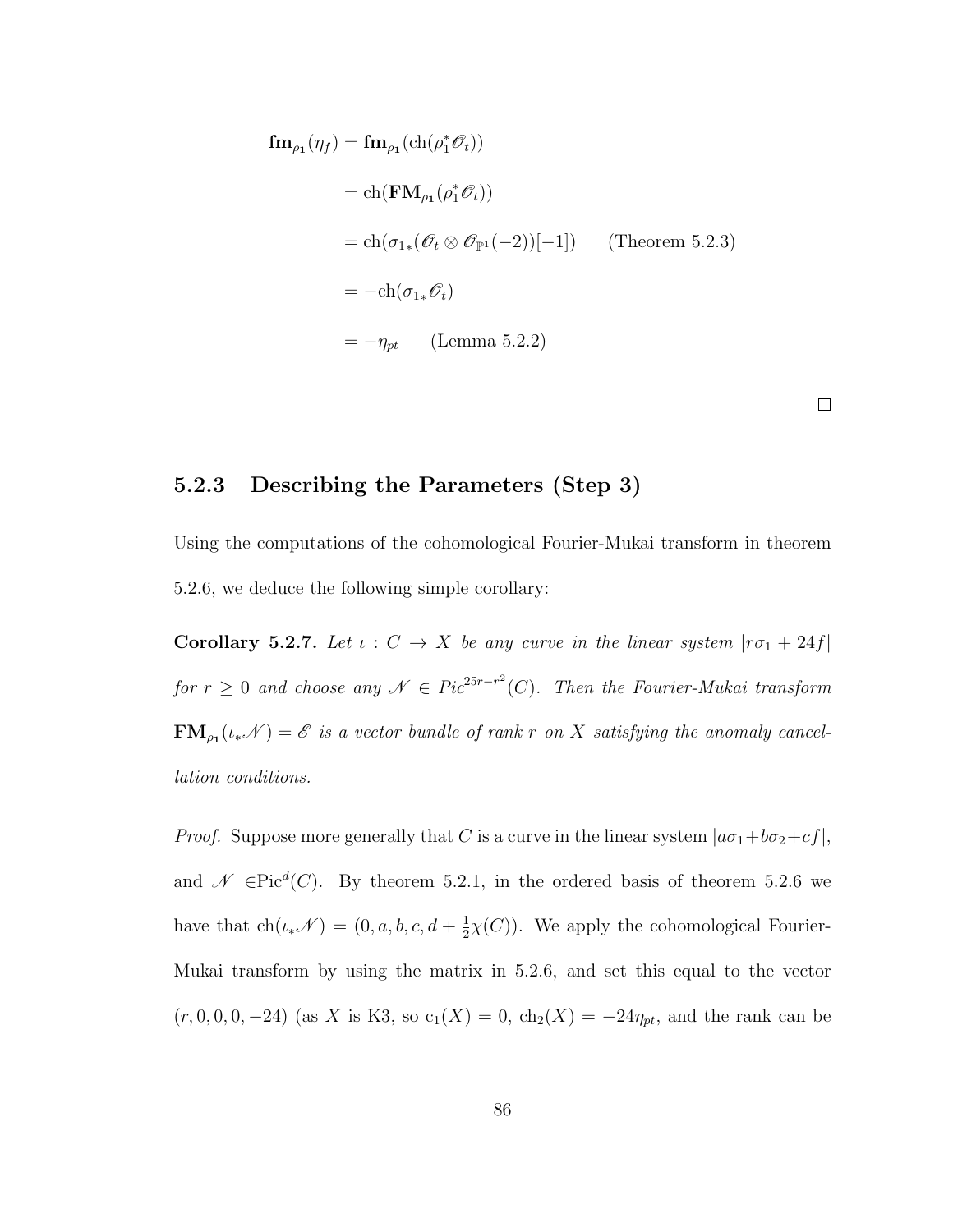$$
\begin{aligned}
\mathbf{fm}_{\rho_1}(\eta_f) &= \mathbf{fm}_{\rho_1}(\mathrm{ch}(\rho_1^* \mathscr{O}_t)) \\
&= \mathrm{ch}(\mathbf{FM}_{\rho_1}(\rho_1^* \mathscr{O}_t)) \\
&= \mathrm{ch}(\sigma_{1*}(\mathscr{O}_t \otimes \mathscr{O}_{\mathbb{P}^1}(-2))[-1]) \qquad \text{(Theorem 5.2.3)} \\
&= -\mathrm{ch}(\sigma_{1*}\mathscr{O}_t) \\
&= -\eta_{pt} \qquad \text{(Lemma 5.2.2)}
\end{aligned}
$$

□

### 5.2.3 Describing the Parameters (Step 3)

Using the computations of the cohomological Fourier-Mukai transform in theorem 5.2.6, we deduce the following simple corollary:

**Corollary 5.2.7.** *Let $\iota : C \to X$ be any curve in the linear system $|r\sigma_1 + 24f|$ for $r \geq 0$ and choose any $\mathscr{N} \in Pic^{25r-r^2}(C)$. Then the Fourier-Mukai transform $\mathbf{FM}_{\rho_1}(\iota_* \mathscr{N}) = \mathscr{E}$ is a vector bundle of rank $r$ on $X$ satisfying the anomaly cancellation conditions.*

*Proof.* Suppose more generally that $C$ is a curve in the linear system $|a\sigma_1 + b\sigma_2 + cf|$, and $\mathscr{N} \in \mathrm{Pic}^d(C)$. By theorem 5.2.1, in the ordered basis of theorem 5.2.6 we have that $\mathrm{ch}(\iota_* \mathscr{N}) = (0, a, b, c, d + \frac{1}{2}\chi(C))$. We apply the cohomological Fourier-Mukai transform by using the matrix in 5.2.6, and set this equal to the vector $(r, 0, 0, 0, -24)$ (as $X$ is K3, so $\mathrm{c}_1(X) = 0$, $\mathrm{ch}_2(X) = -24\eta_{pt}$, and the rank can be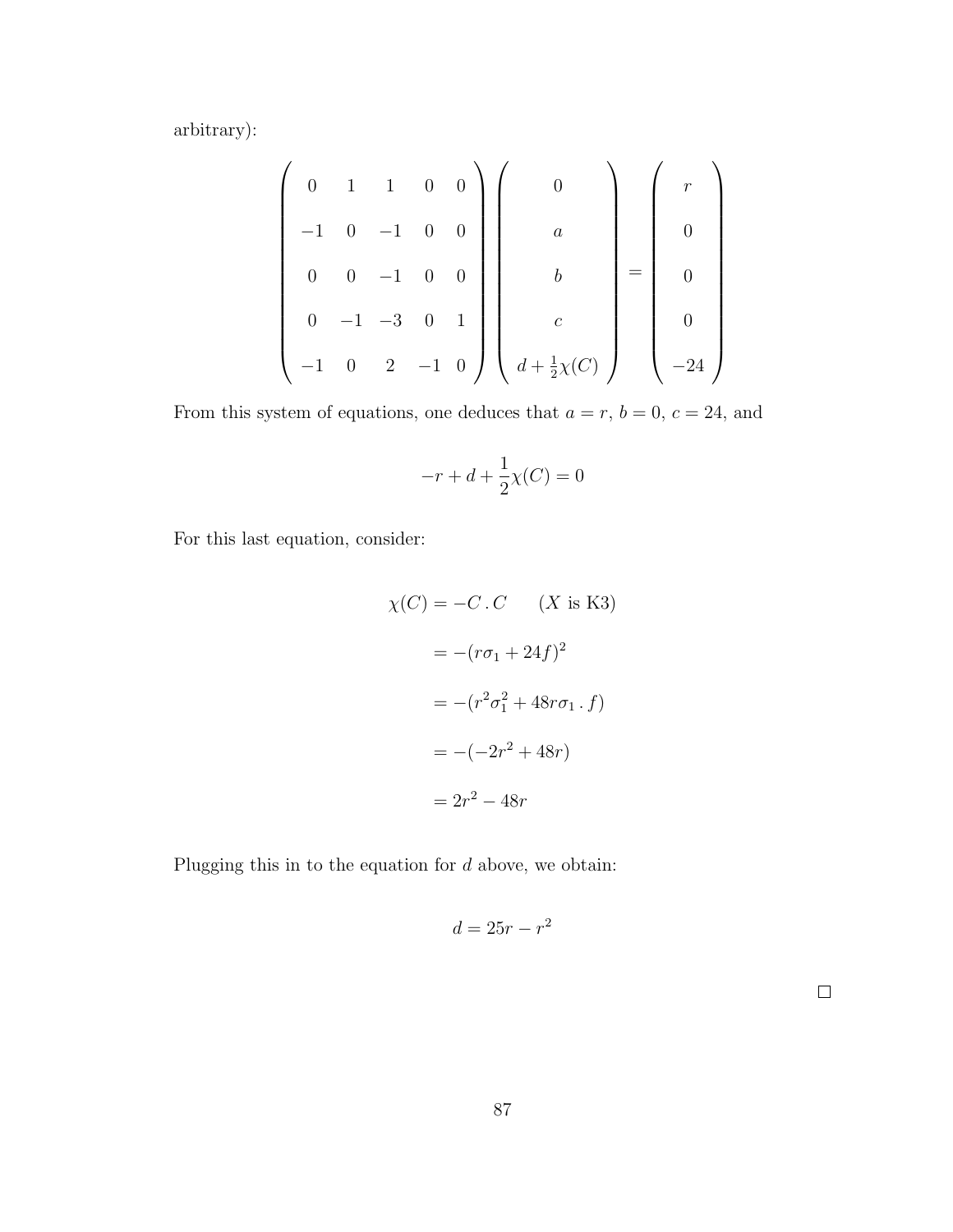arbitrary):

$$\begin{pmatrix} 0 & 1 & 1 & 0 & 0 \\ -1 & 0 & -1 & 0 & 0 \\ 0 & 0 & -1 & 0 & 0 \\ 0 & -1 & -3 & 0 & 1 \\ -1 & 0 & 2 & -1 & 0 \end{pmatrix} \begin{pmatrix} 0 \\ a \\ b \\ c \\ d + \frac{1}{2}\chi(C) \end{pmatrix} = \begin{pmatrix} r \\ 0 \\ 0 \\ 0 \\ -24 \end{pmatrix}$$

From this system of equations, one deduces that $a = r$, $b = 0$, $c = 24$, and

$$-r + d + \frac{1}{2}\chi(C) = 0$$

For this last equation, consider:

$$\begin{aligned} \chi(C) &= -C \, . \, C \qquad (X \text{ is K3}) \\ &= -(r\sigma_1 + 24f)^2 \\ &= -(r^2\sigma_1^2 + 48r\sigma_1 \, . \, f) \\ &= -(-2r^2 + 48r) \\ &= 2r^2 - 48r \end{aligned}$$

Plugging this in to the equation for $d$ above, we obtain:

$$d = 25r - r^2$$

□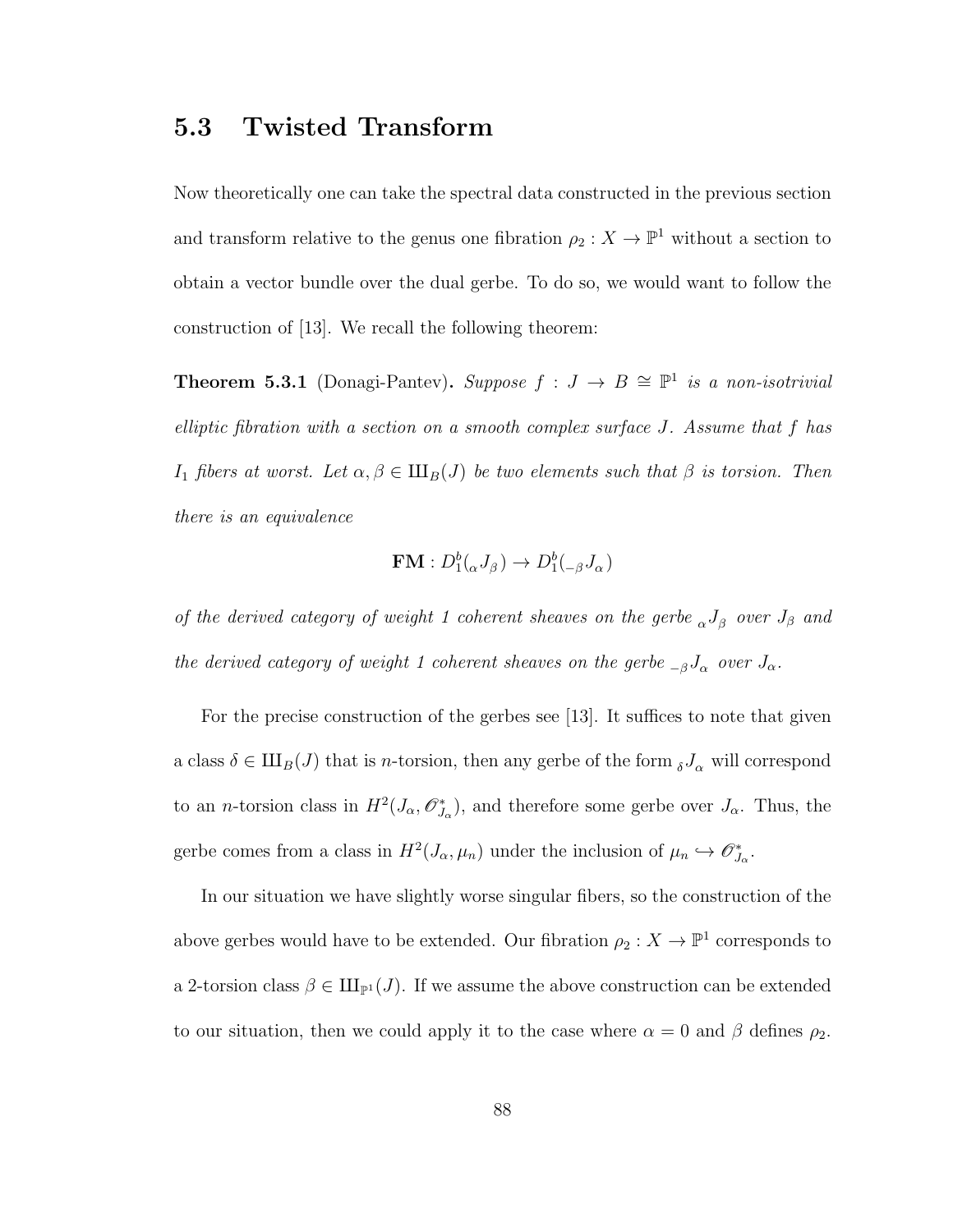## 5.3 Twisted Transform

Now theoretically one can take the spectral data constructed in the previous section and transform relative to the genus one fibration $\rho_2 : X \to \mathbb{P}^1$ without a section to obtain a vector bundle over the dual gerbe. To do so, we would want to follow the construction of [13]. We recall the following theorem:

**Theorem 5.3.1** (Donagi-Pantev)**.** *Suppose $f : J \to B \cong \mathbb{P}^1$ is a non-isotrivial elliptic fibration with a section on a smooth complex surface $J$. Assume that $f$ has $I_1$ fibers at worst. Let $\alpha, \beta \in Ш_B(J)$ be two elements such that $\beta$ is torsion. Then there is an equivalence*

$$\mathbf{FM} : D_1^b({}_{\alpha}J_{\beta}) \to D_1^b({}_{-\beta}J_{\alpha})$$

*of the derived category of weight 1 coherent sheaves on the gerbe ${}_{\alpha}J_{\beta}$ over $J_{\beta}$ and the derived category of weight 1 coherent sheaves on the gerbe ${}_{-\beta}J_{\alpha}$ over $J_{\alpha}$.*

For the precise construction of the gerbes see [13]. It suffices to note that given a class $\delta \in Ш_B(J)$ that is $n$-torsion, then any gerbe of the form ${}_{\delta}J_{\alpha}$ will correspond to an $n$-torsion class in $H^2(J_{\alpha}, \mathscr{O}^*_{J_{\alpha}})$, and therefore some gerbe over $J_{\alpha}$. Thus, the gerbe comes from a class in $H^2(J_{\alpha}, \mu_n)$ under the inclusion of $\mu_n \hookrightarrow \mathscr{O}^*_{J_{\alpha}}$.

In our situation we have slightly worse singular fibers, so the construction of the above gerbes would have to be extended. Our fibration $\rho_2 : X \to \mathbb{P}^1$ corresponds to a 2-torsion class $\beta \in Ш_{\mathbb{P}^1}(J)$. If we assume the above construction can be extended to our situation, then we could apply it to the case where $\alpha = 0$ and $\beta$ defines $\rho_2$.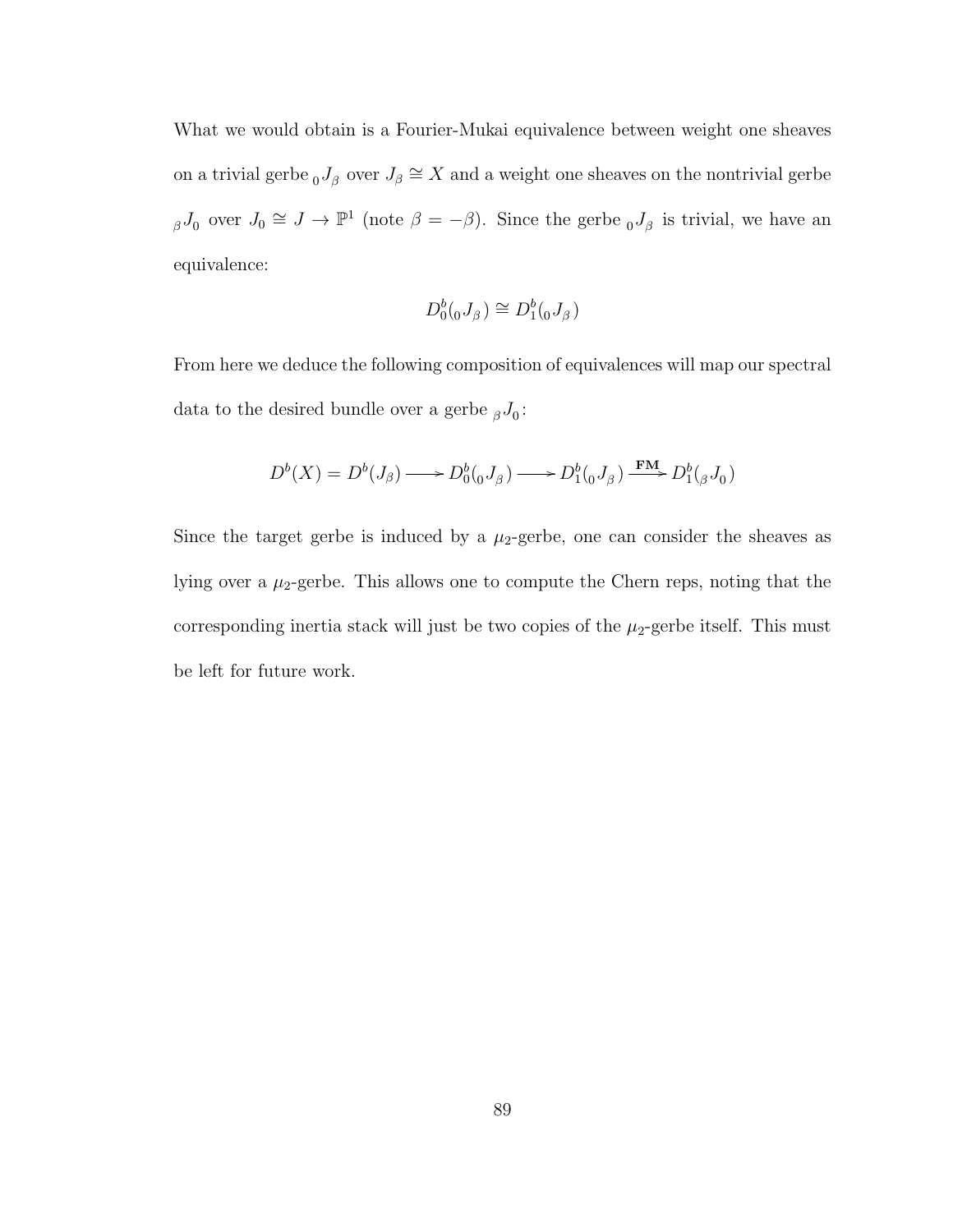What we would obtain is a Fourier-Mukai equivalence between weight one sheaves on a trivial gerbe ${}_0J_\beta$ over $J_\beta \cong X$ and a weight one sheaves on the nontrivial gerbe ${}_\beta J_0$ over $J_0 \cong J \to \mathbb{P}^1$ (note $\beta = -\beta$). Since the gerbe ${}_0J_\beta$ is trivial, we have an equivalence:

$$D^b_0({}_0J_\beta) \cong D^b_1({}_0J_\beta)$$

From here we deduce the following composition of equivalences will map our spectral data to the desired bundle over a gerbe ${}_\beta J_0$:

$$D^b(X) = D^b(J_\beta) \longrightarrow D^b_0({}_0J_\beta) \longrightarrow D^b_1({}_0J_\beta) \xrightarrow{\mathbf{FM}} D^b_1({}_\beta J_0)$$

Since the target gerbe is induced by a $\mu_2$-gerbe, one can consider the sheaves as lying over a $\mu_2$-gerbe. This allows one to compute the Chern reps, noting that the corresponding inertia stack will just be two copies of the $\mu_2$-gerbe itself. This must be left for future work.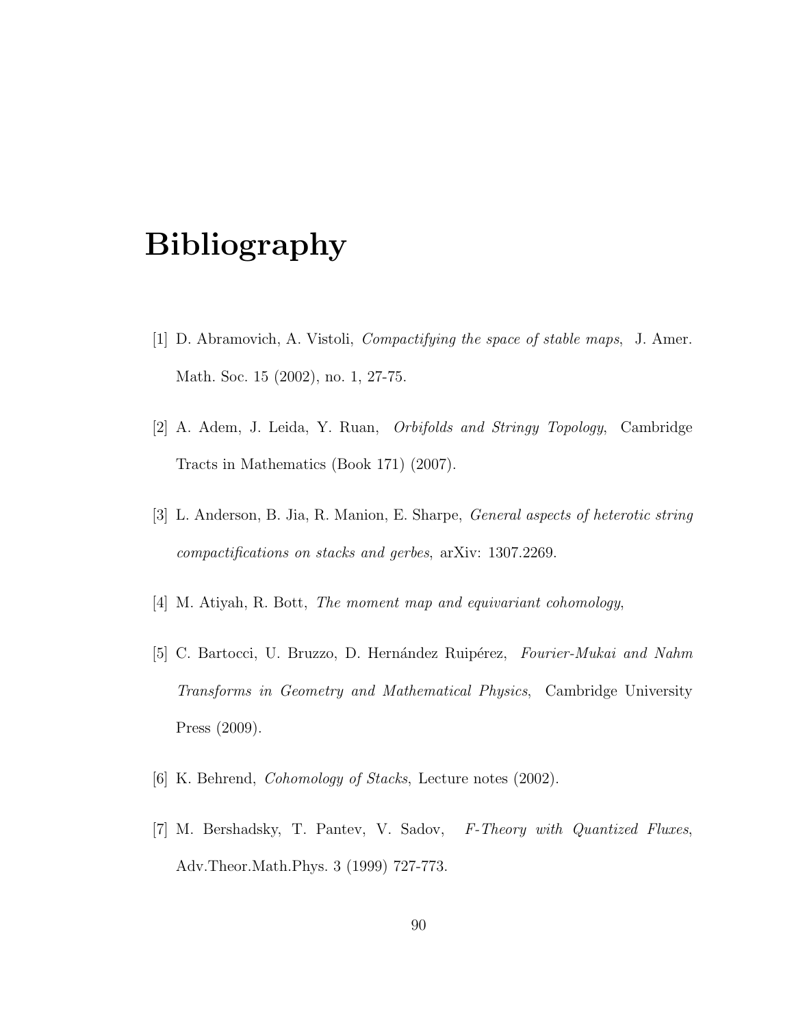# Bibliography

[1] D. Abramovich, A. Vistoli, *Compactifying the space of stable maps*, J. Amer. Math. Soc. 15 (2002), no. 1, 27-75.

[2] A. Adem, J. Leida, Y. Ruan, *Orbifolds and Stringy Topology*, Cambridge Tracts in Mathematics (Book 171) (2007).

[3] L. Anderson, B. Jia, R. Manion, E. Sharpe, *General aspects of heterotic string compactifications on stacks and gerbes*, arXiv: 1307.2269.

[4] M. Atiyah, R. Bott, *The moment map and equivariant cohomology*,

[5] C. Bartocci, U. Bruzzo, D. Hernández Ruipérez, *Fourier-Mukai and Nahm Transforms in Geometry and Mathematical Physics*, Cambridge University Press (2009).

[6] K. Behrend, *Cohomology of Stacks*, Lecture notes (2002).

[7] M. Bershadsky, T. Pantev, V. Sadov, *F-Theory with Quantized Fluxes*, Adv.Theor.Math.Phys. 3 (1999) 727-773.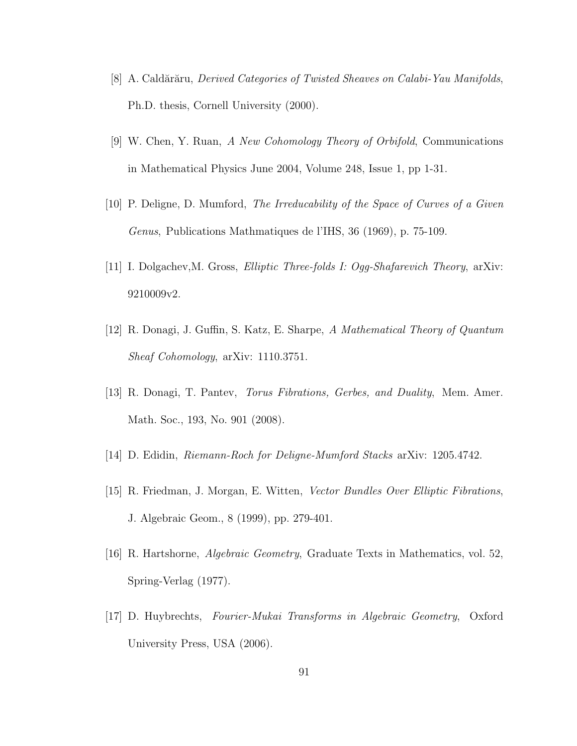[8] A. Căldăraru, *Derived Categories of Twisted Sheaves on Calabi-Yau Manifolds*, Ph.D. thesis, Cornell University (2000).

[9] W. Chen, Y. Ruan, *A New Cohomology Theory of Orbifold*, Communications in Mathematical Physics June 2004, Volume 248, Issue 1, pp 1-31.

[10] P. Deligne, D. Mumford, *The Irreducability of the Space of Curves of a Given Genus*, Publications Mathmatiques de l'IHS, 36 (1969), p. 75-109.

[11] I. Dolgachev,M. Gross, *Elliptic Three-folds I: Ogg-Shafarevich Theory*, arXiv: 9210009v2.

[12] R. Donagi, J. Guffin, S. Katz, E. Sharpe, *A Mathematical Theory of Quantum Sheaf Cohomology*, arXiv: 1110.3751.

[13] R. Donagi, T. Pantev, *Torus Fibrations, Gerbes, and Duality*, Mem. Amer. Math. Soc., 193, No. 901 (2008).

[14] D. Edidin, *Riemann-Roch for Deligne-Mumford Stacks* arXiv: 1205.4742.

[15] R. Friedman, J. Morgan, E. Witten, *Vector Bundles Over Elliptic Fibrations*, J. Algebraic Geom., 8 (1999), pp. 279-401.

[16] R. Hartshorne, *Algebraic Geometry*, Graduate Texts in Mathematics, vol. 52, Spring-Verlag (1977).

[17] D. Huybrechts, *Fourier-Mukai Transforms in Algebraic Geometry*, Oxford University Press, USA (2006).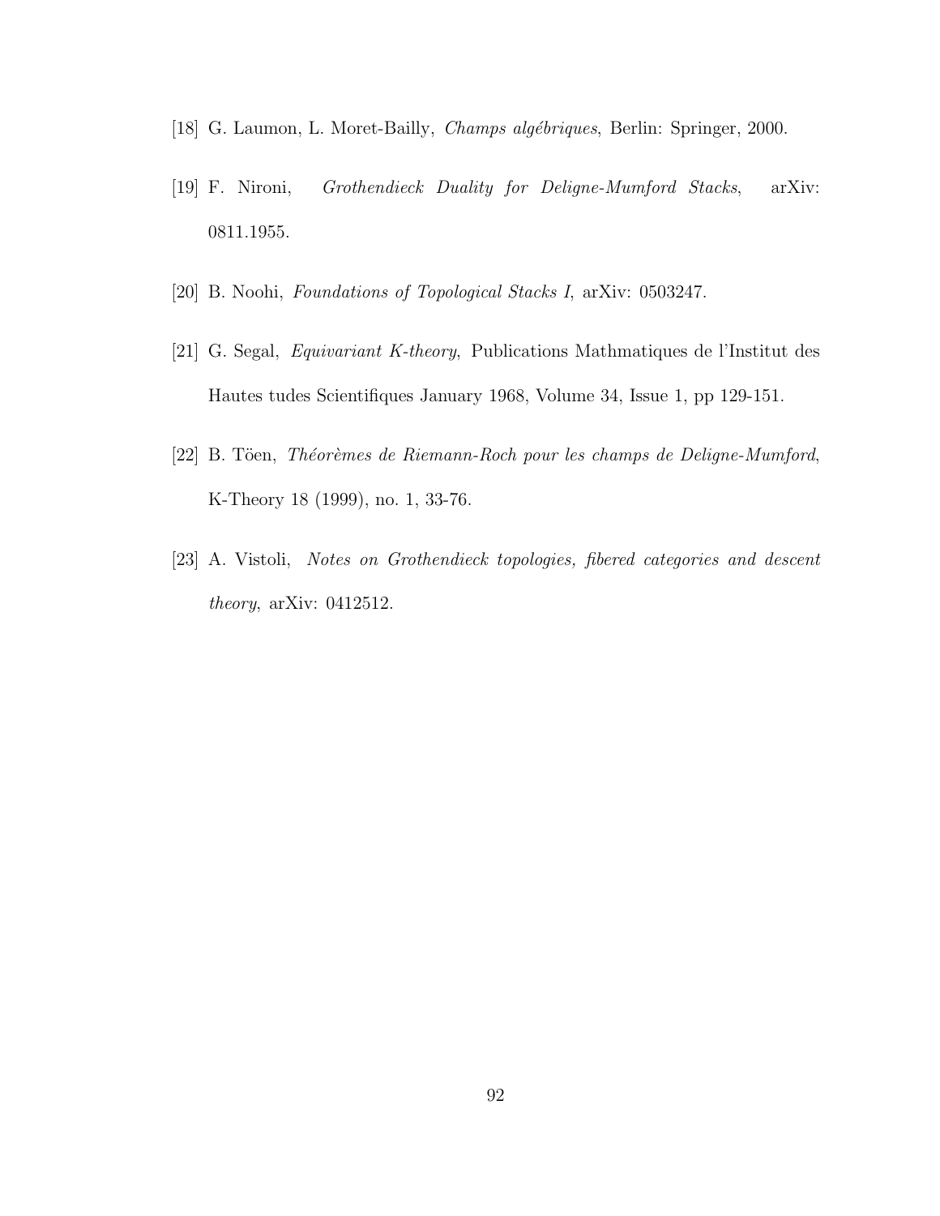[18] G. Laumon, L. Moret-Bailly, *Champs algébriques*, Berlin: Springer, 2000.

[19] F. Nironi, *Grothendieck Duality for Deligne-Mumford Stacks*, arXiv: 0811.1955.

[20] B. Noohi, *Foundations of Topological Stacks I*, arXiv: 0503247.

[21] G. Segal, *Equivariant K-theory*, Publications Mathmatiques de l'Institut des Hautes tudes Scientifiques January 1968, Volume 34, Issue 1, pp 129-151.

[22] B. Töen, *Théorèmes de Riemann-Roch pour les champs de Deligne-Mumford*, K-Theory 18 (1999), no. 1, 33-76.

[23] A. Vistoli, *Notes on Grothendieck topologies, fibered categories and descent theory*, arXiv: 0412512.